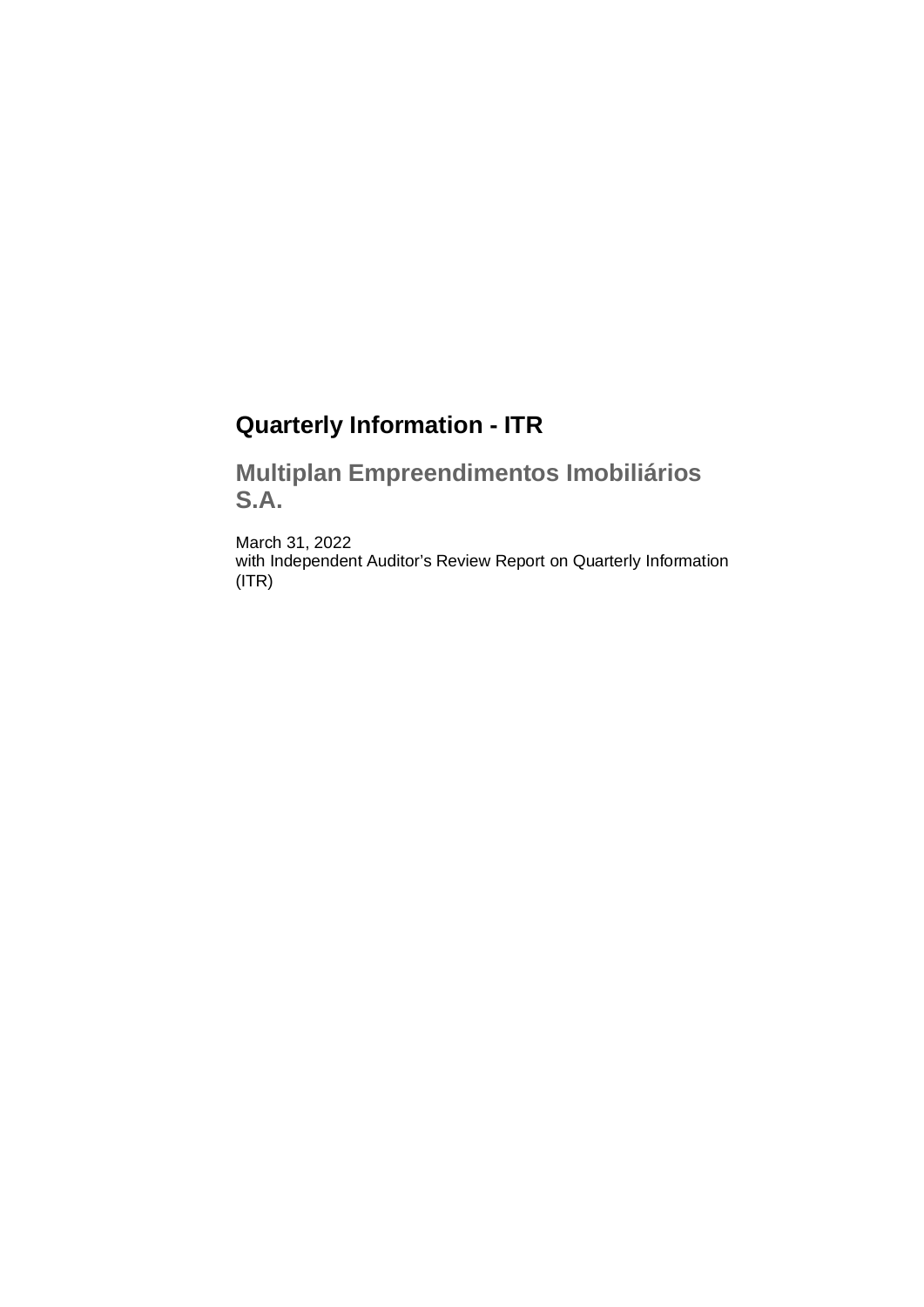# Quarterly Information - ITR

## Multiplan Empreendimentos Imobiliários S.A.

March 31, 2022
with Independent Auditor's Review Report on Quarterly Information (ITR)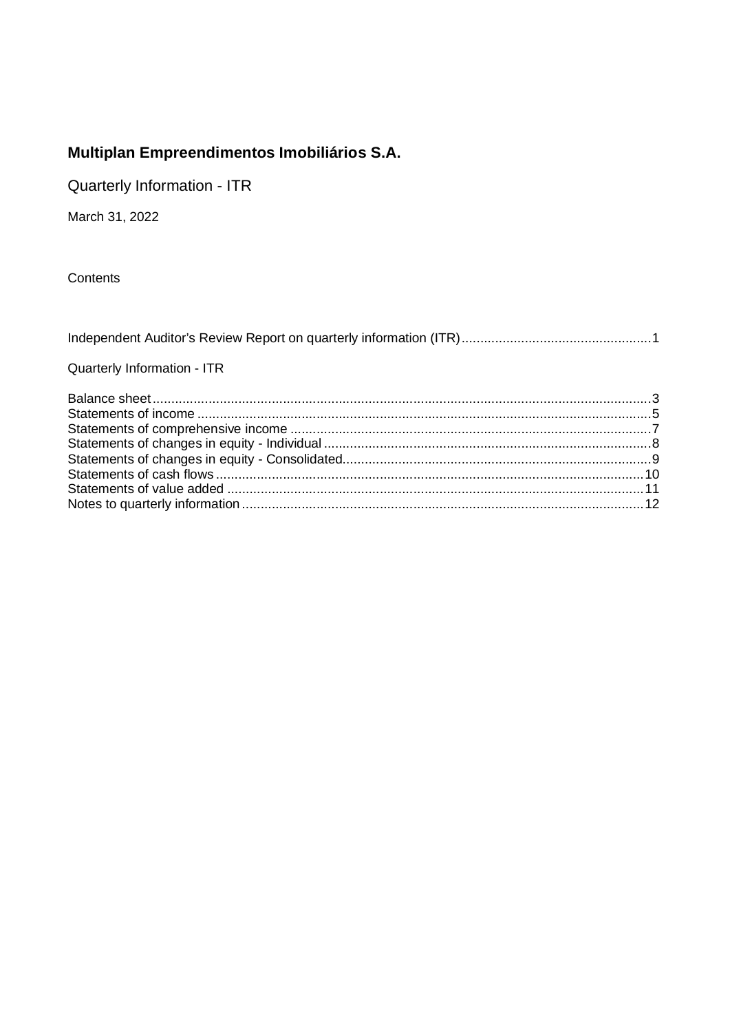**Multiplan Empreendimentos Imobiliários S.A.**

Quarterly Information - ITR

March 31, 2022

Contents

Independent Auditor's Review Report on quarterly information (ITR) ................................................. 1

Quarterly Information - ITR

Balance sheet ..................................................................................................................... 3
Statements of income ......................................................................................................... 5
Statements of comprehensive income ................................................................................. 7
Statements of changes in equity - Individual ........................................................................ 8
Statements of changes in equity - Consolidated.................................................................... 9
Statements of cash flows ................................................................................................... 10
Statements of value added ................................................................................................ 11
Notes to quarterly information ............................................................................................ 12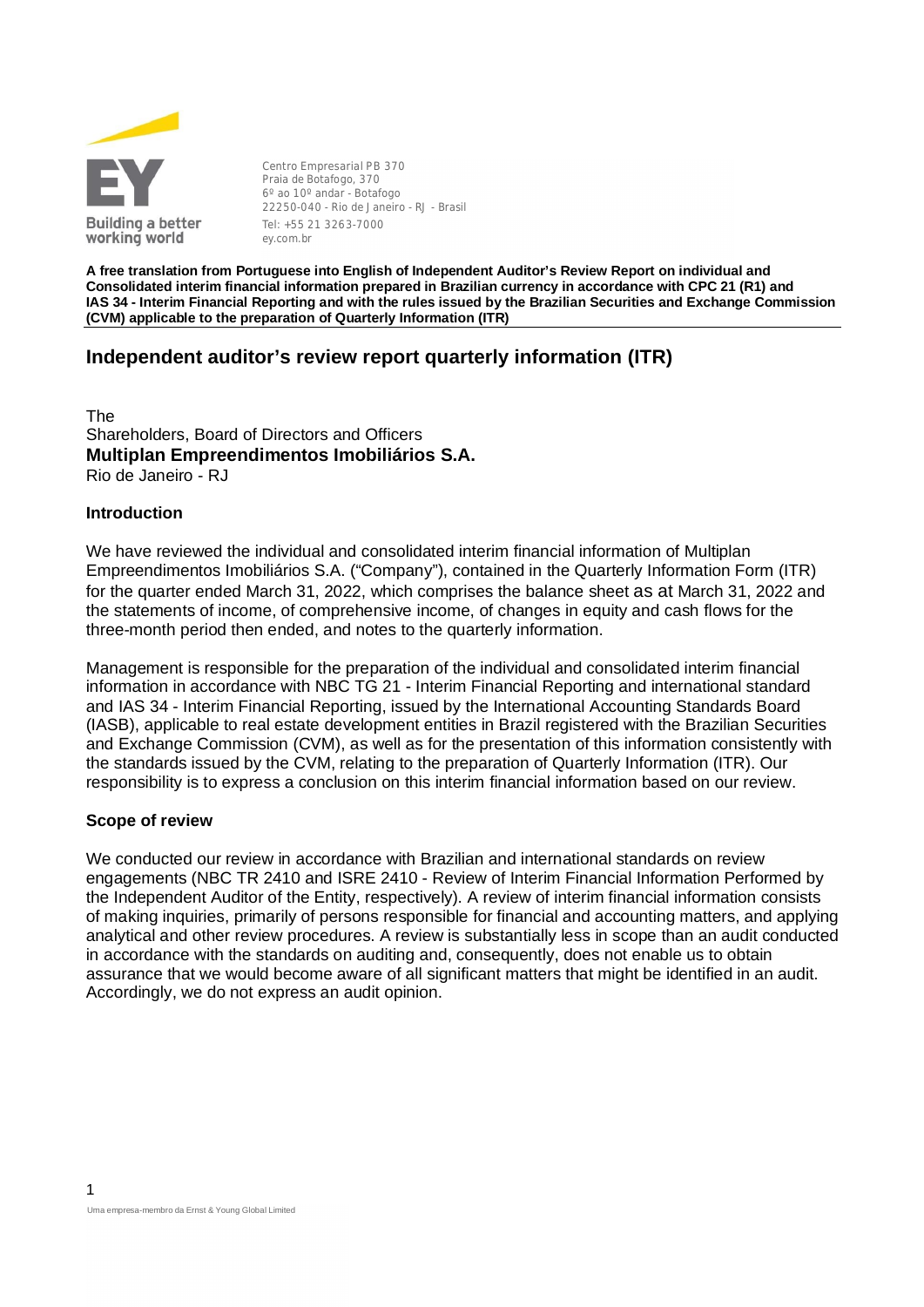Centro Empresarial PB 370
Praia de Botafogo, 370
6º ao 10º andar - Botafogo
22250-040 - Rio de Janeiro - RJ - Brasil
Tel: +55 21 3263-7000
ey.com.br

**A free translation from Portuguese into English of Independent Auditor's Review Report on individual and Consolidated interim financial information prepared in Brazilian currency in accordance with CPC 21 (R1) and IAS 34 - Interim Financial Reporting and with the rules issued by the Brazilian Securities and Exchange Commission (CVM) applicable to the preparation of Quarterly Information (ITR)**

# Independent auditor's review report quarterly information (ITR)

The
Shareholders, Board of Directors and Officers
**Multiplan Empreendimentos Imobiliários S.A.**
Rio de Janeiro - RJ

### Introduction

We have reviewed the individual and consolidated interim financial information of Multiplan Empreendimentos Imobiliários S.A. ("Company"), contained in the Quarterly Information Form (ITR) for the quarter ended March 31, 2022, which comprises the balance sheet as at March 31, 2022 and the statements of income, of comprehensive income, of changes in equity and cash flows for the three-month period then ended, and notes to the quarterly information.

Management is responsible for the preparation of the individual and consolidated interim financial information in accordance with NBC TG 21 - Interim Financial Reporting and international standard and IAS 34 - Interim Financial Reporting, issued by the International Accounting Standards Board (IASB), applicable to real estate development entities in Brazil registered with the Brazilian Securities and Exchange Commission (CVM), as well as for the presentation of this information consistently with the standards issued by the CVM, relating to the preparation of Quarterly Information (ITR). Our responsibility is to express a conclusion on this interim financial information based on our review.

### Scope of review

We conducted our review in accordance with Brazilian and international standards on review engagements (NBC TR 2410 and ISRE 2410 - Review of Interim Financial Information Performed by the Independent Auditor of the Entity, respectively). A review of interim financial information consists of making inquiries, primarily of persons responsible for financial and accounting matters, and applying analytical and other review procedures. A review is substantially less in scope than an audit conducted in accordance with the standards on auditing and, consequently, does not enable us to obtain assurance that we would become aware of all significant matters that might be identified in an audit. Accordingly, we do not express an audit opinion.

Uma empresa-membro da Ernst & Young Global Limited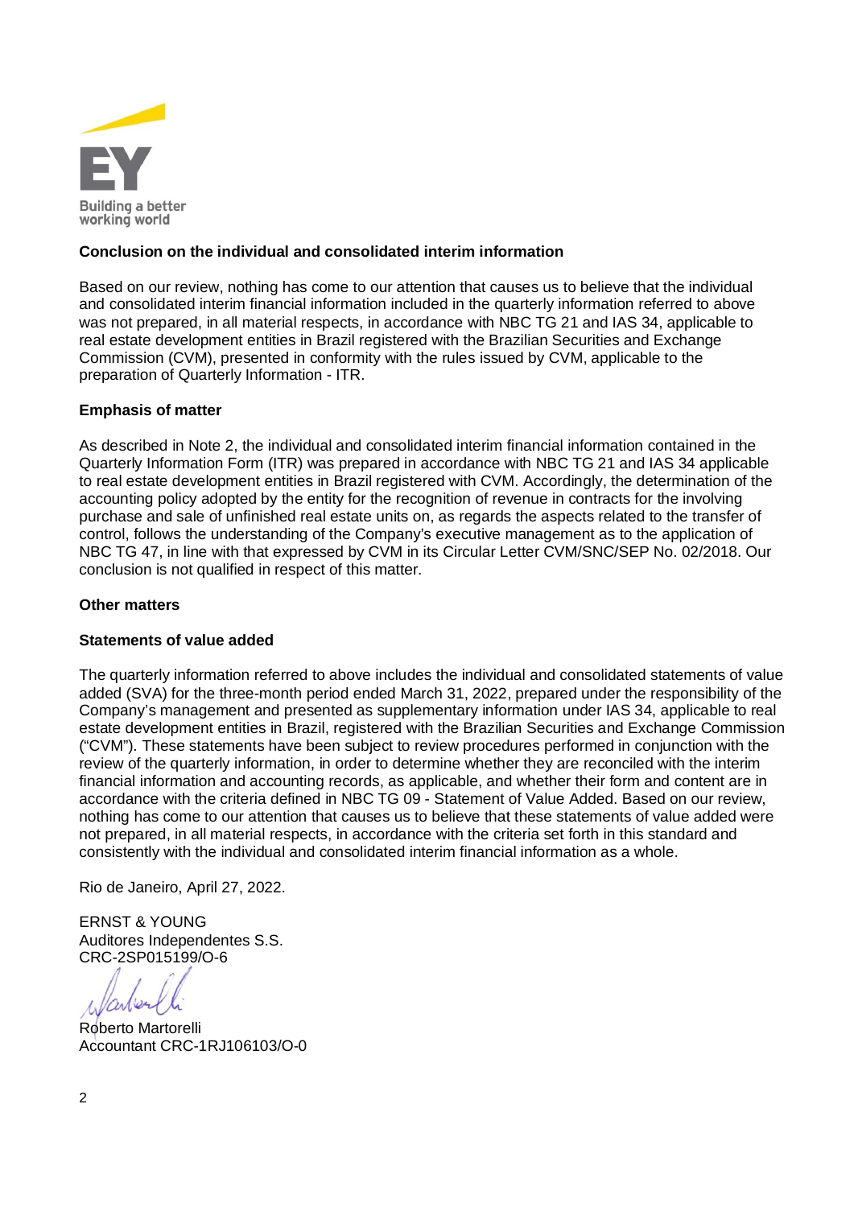**Conclusion on the individual and consolidated interim information**

Based on our review, nothing has come to our attention that causes us to believe that the individual and consolidated interim financial information included in the quarterly information referred to above was not prepared, in all material respects, in accordance with NBC TG 21 and IAS 34, applicable to real estate development entities in Brazil registered with the Brazilian Securities and Exchange Commission (CVM), presented in conformity with the rules issued by CVM, applicable to the preparation of Quarterly Information - ITR.

**Emphasis of matter**

As described in Note 2, the individual and consolidated interim financial information contained in the Quarterly Information Form (ITR) was prepared in accordance with NBC TG 21 and IAS 34 applicable to real estate development entities in Brazil registered with CVM. Accordingly, the determination of the accounting policy adopted by the entity for the recognition of revenue in contracts for the involving purchase and sale of unfinished real estate units on, as regards the aspects related to the transfer of control, follows the understanding of the Company's executive management as to the application of NBC TG 47, in line with that expressed by CVM in its Circular Letter CVM/SNC/SEP No. 02/2018. Our conclusion is not qualified in respect of this matter.

**Other matters**

**Statements of value added**

The quarterly information referred to above includes the individual and consolidated statements of value added (SVA) for the three-month period ended March 31, 2022, prepared under the responsibility of the Company's management and presented as supplementary information under IAS 34, applicable to real estate development entities in Brazil, registered with the Brazilian Securities and Exchange Commission ("CVM"). These statements have been subject to review procedures performed in conjunction with the review of the quarterly information, in order to determine whether they are reconciled with the interim financial information and accounting records, as applicable, and whether their form and content are in accordance with the criteria defined in NBC TG 09 - Statement of Value Added. Based on our review, nothing has come to our attention that causes us to believe that these statements of value added were not prepared, in all material respects, in accordance with the criteria set forth in this standard and consistently with the individual and consolidated interim financial information as a whole.

Rio de Janeiro, April 27, 2022.

ERNST & YOUNG
Auditores Independentes S.S.
CRC-2SP015199/O-6

Roberto Martorelli
Accountant CRC-1RJ106103/O-0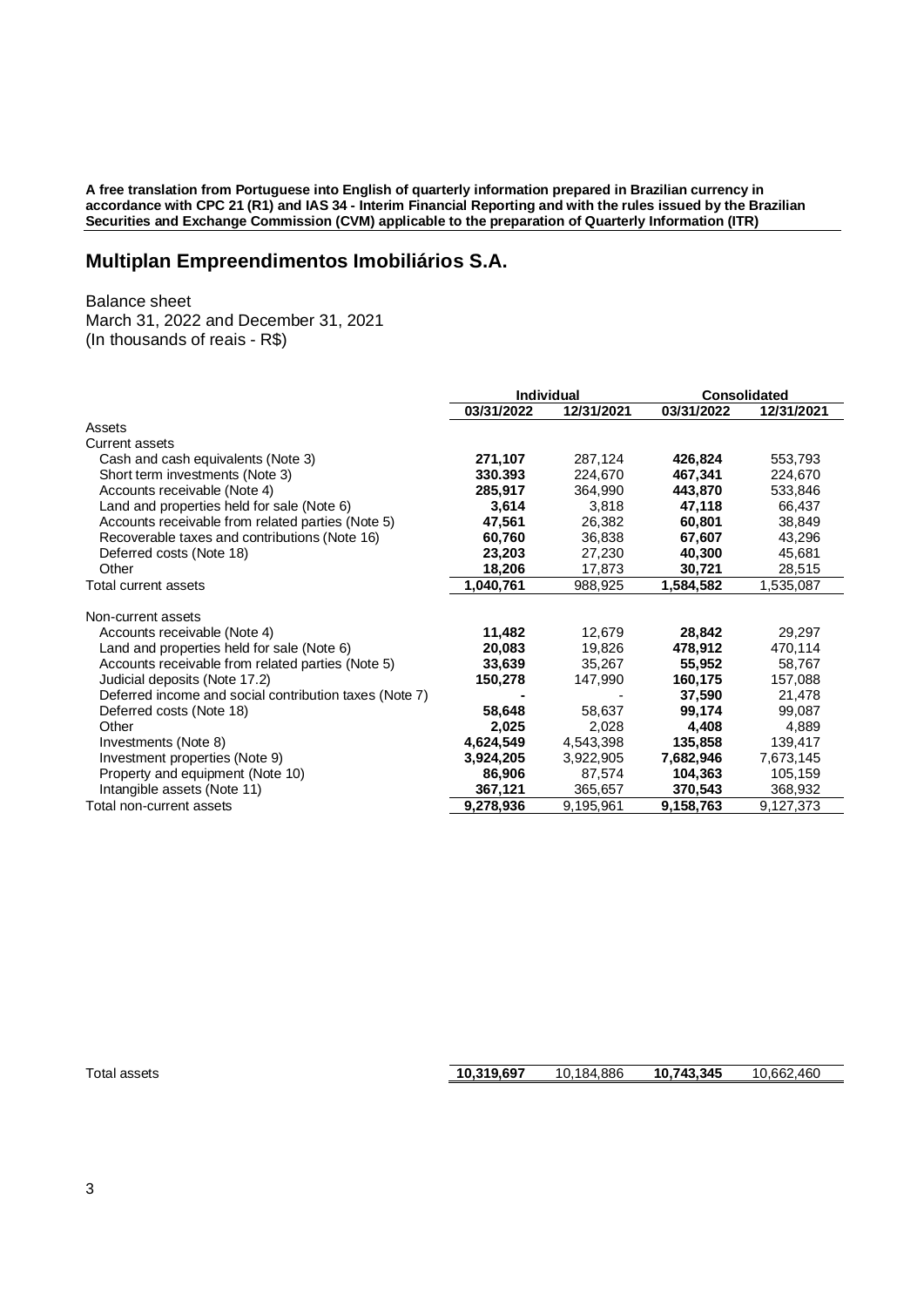**A free translation from Portuguese into English of quarterly information prepared in Brazilian currency in accordance with CPC 21 (R1) and IAS 34 - Interim Financial Reporting and with the rules issued by the Brazilian Securities and Exchange Commission (CVM) applicable to the preparation of Quarterly Information (ITR)**

# Multiplan Empreendimentos Imobiliários S.A.

Balance sheet
March 31, 2022 and December 31, 2021
(In thousands of reais - R$)

| | Individual | | Consolidated | |
|---|---|---|---|---|
| | 03/31/2022 | 12/31/2021 | 03/31/2022 | 12/31/2021 |
| Assets | | | | |
| Current assets | | | | |
| Cash and cash equivalents (Note 3) | **271,107** | 287,124 | **426,824** | 553,793 |
| Short term investments (Note 3) | **330.393** | 224,670 | **467,341** | 224,670 |
| Accounts receivable (Note 4) | **285,917** | 364,990 | **443,870** | 533,846 |
| Land and properties held for sale (Note 6) | **3,614** | 3,818 | **47,118** | 66,437 |
| Accounts receivable from related parties (Note 5) | **47,561** | 26,382 | **60,801** | 38,849 |
| Recoverable taxes and contributions (Note 16) | **60,760** | 36,838 | **67,607** | 43,296 |
| Deferred costs (Note 18) | **23,203** | 27,230 | **40,300** | 45,681 |
| Other | **18,206** | 17,873 | **30,721** | 28,515 |
| Total current assets | **1,040,761** | 988,925 | **1,584,582** | 1,535,087 |
| | | | | |
| Non-current assets | | | | |
| Accounts receivable (Note 4) | **11,482** | 12,679 | **28,842** | 29,297 |
| Land and properties held for sale (Note 6) | **20,083** | 19,826 | **478,912** | 470,114 |
| Accounts receivable from related parties (Note 5) | **33,639** | 35,267 | **55,952** | 58,767 |
| Judicial deposits (Note 17.2) | **150,278** | 147,990 | **160,175** | 157,088 |
| Deferred income and social contribution taxes (Note 7) | **-** | - | **37,590** | 21,478 |
| Deferred costs (Note 18) | **58,648** | 58,637 | **99,174** | 99,087 |
| Other | **2,025** | 2,028 | **4,408** | 4,889 |
| Investments (Note 8) | **4,624,549** | 4,543,398 | **135,858** | 139,417 |
| Investment properties (Note 9) | **3,924,205** | 3,922,905 | **7,682,946** | 7,673,145 |
| Property and equipment (Note 10) | **86,906** | 87,574 | **104,363** | 105,159 |
| Intangible assets (Note 11) | **367,121** | 365,657 | **370,543** | 368,932 |
| Total non-current assets | **9,278,936** | 9,195,961 | **9,158,763** | 9,127,373 |
| | | | | |
| Total assets | **10,319,697** | 10,184,886 | **10,743,345** | 10,662,460 |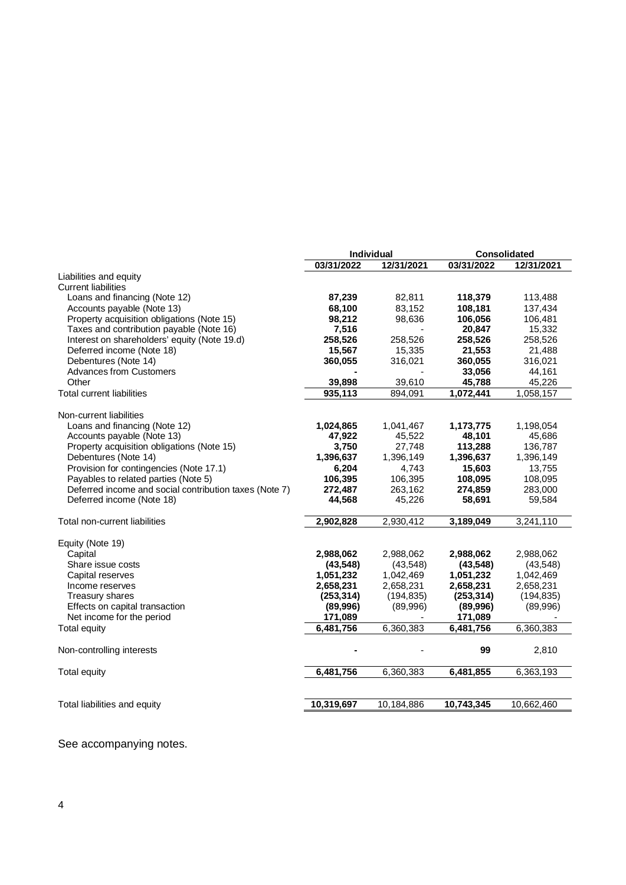| | Individual | | Consolidated | |
|---|---|---|---|---|
| | **03/31/2022** | **12/31/2021** | **03/31/2022** | **12/31/2021** |
| Liabilities and equity | | | | |
| Current liabilities | | | | |
| Loans and financing (Note 12) | **87,239** | 82,811 | **118,379** | 113,488 |
| Accounts payable (Note 13) | **68,100** | 83,152 | **108,181** | 137,434 |
| Property acquisition obligations (Note 15) | **98,212** | 98,636 | **106,056** | 106,481 |
| Taxes and contribution payable (Note 16) | **7,516** | - | **20,847** | 15,332 |
| Interest on shareholders' equity (Note 19.d) | **258,526** | 258,526 | **258,526** | 258,526 |
| Deferred income (Note 18) | **15,567** | 15,335 | **21,553** | 21,488 |
| Debentures (Note 14) | **360,055** | 316,021 | **360,055** | 316,021 |
| Advances from Customers | **-** | - | **33,056** | 44,161 |
| Other | **39,898** | 39,610 | **45,788** | 45,226 |
| Total current liabilities | **935,113** | 894,091 | **1,072,441** | 1,058,157 |
| | | | | |
| Non-current liabilities | | | | |
| Loans and financing (Note 12) | **1,024,865** | 1,041,467 | **1,173,775** | 1,198,054 |
| Accounts payable (Note 13) | **47,922** | 45,522 | **48,101** | 45,686 |
| Property acquisition obligations (Note 15) | **3,750** | 27,748 | **113,288** | 136,787 |
| Debentures (Note 14) | **1,396,637** | 1,396,149 | **1,396,637** | 1,396,149 |
| Provision for contingencies (Note 17.1) | **6,204** | 4,743 | **15,603** | 13,755 |
| Payables to related parties (Note 5) | **106,395** | 106,395 | **108,095** | 108,095 |
| Deferred income and social contribution taxes (Note 7) | **272,487** | 263,162 | **274,859** | 283,000 |
| Deferred income (Note 18) | **44,568** | 45,226 | **58,691** | 59,584 |
| | | | | |
| Total non-current liabilities | **2,902,828** | 2,930,412 | **3,189,049** | 3,241,110 |
| | | | | |
| Equity (Note 19) | | | | |
| Capital | **2,988,062** | 2,988,062 | **2,988,062** | 2,988,062 |
| Share issue costs | **(43,548)** | (43,548) | **(43,548)** | (43,548) |
| Capital reserves | **1,051,232** | 1,042,469 | **1,051,232** | 1,042,469 |
| Income reserves | **2,658,231** | 2,658,231 | **2,658,231** | 2,658,231 |
| Treasury shares | **(253,314)** | (194,835) | **(253,314)** | (194,835) |
| Effects on capital transaction | **(89,996)** | (89,996) | **(89,996)** | (89,996) |
| Net income for the period | **171,089** | - | **171,089** | - |
| Total equity | **6,481,756** | 6,360,383 | **6,481,756** | 6,360,383 |
| | | | | |
| Non-controlling interests | **-** | - | **99** | 2,810 |
| | | | | |
| Total equity | **6,481,756** | 6,360,383 | **6,481,855** | 6,363,193 |
| | | | | |
| Total liabilities and equity | **10,319,697** | 10,184,886 | **10,743,345** | 10,662,460 |

See accompanying notes.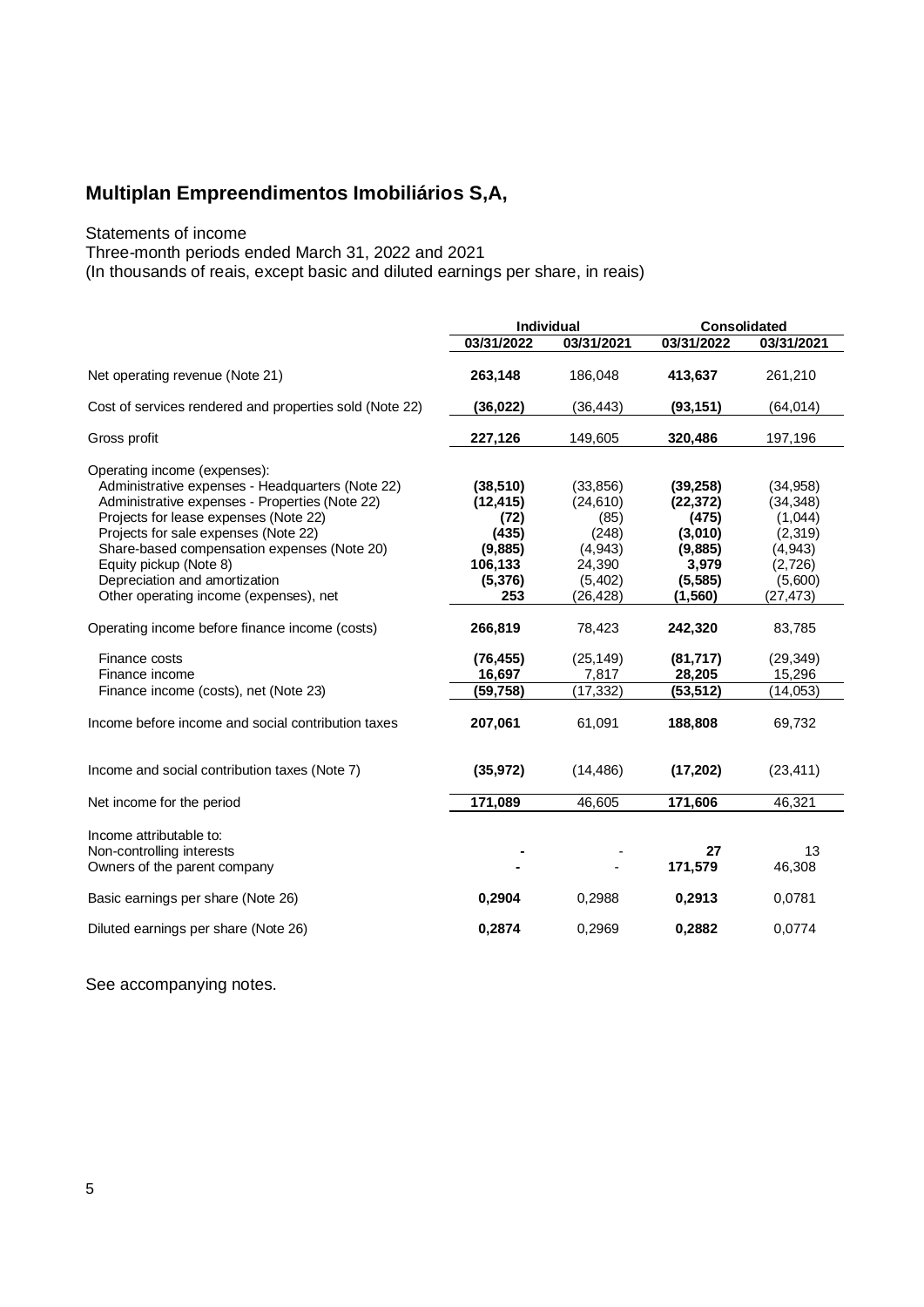# Multiplan Empreendimentos Imobiliários S,A,

Statements of income
Three-month periods ended March 31, 2022 and 2021
(In thousands of reais, except basic and diluted earnings per share, in reais)

| | Individual | | Consolidated | |
|---|---|---|---|---|
| | 03/31/2022 | 03/31/2021 | 03/31/2022 | 03/31/2021 |
| Net operating revenue (Note 21) | **263,148** | 186,048 | **413,637** | 261,210 |
| Cost of services rendered and properties sold (Note 22) | **(36,022)** | (36,443) | **(93,151)** | (64,014) |
| Gross profit | **227,126** | 149,605 | **320,486** | 197,196 |
| Operating income (expenses): | | | | |
| Administrative expenses - Headquarters (Note 22) | **(38,510)** | (33,856) | **(39,258)** | (34,958) |
| Administrative expenses - Properties (Note 22) | **(12,415)** | (24,610) | **(22,372)** | (34,348) |
| Projects for lease expenses (Note 22) | **(72)** | (85) | **(475)** | (1,044) |
| Projects for sale expenses (Note 22) | **(435)** | (248) | **(3,010)** | (2,319) |
| Share-based compensation expenses (Note 20) | **(9,885)** | (4,943) | **(9,885)** | (4,943) |
| Equity pickup (Note 8) | **106,133** | 24,390 | **3,979** | (2,726) |
| Depreciation and amortization | **(5,376)** | (5,402) | **(5,585)** | (5,600) |
| Other operating income (expenses), net | **253** | (26,428) | **(1,560)** | (27,473) |
| Operating income before finance income (costs) | **266,819** | 78,423 | **242,320** | 83,785 |
| Finance costs | **(76,455)** | (25,149) | **(81,717)** | (29,349) |
| Finance income | **16,697** | 7,817 | **28,205** | 15,296 |
| Finance income (costs), net (Note 23) | **(59,758)** | (17,332) | **(53,512)** | (14,053) |
| Income before income and social contribution taxes | **207,061** | 61,091 | **188,808** | 69,732 |
| Income and social contribution taxes (Note 7) | **(35,972)** | (14,486) | **(17,202)** | (23,411) |
| Net income for the period | **171,089** | 46,605 | **171,606** | 46,321 |
| Income attributable to: | | | | |
| Non-controlling interests | **-** | - | **27** | 13 |
| Owners of the parent company | **-** | - | **171,579** | 46,308 |
| Basic earnings per share (Note 26) | **0,2904** | 0,2988 | **0,2913** | 0,0781 |
| Diluted earnings per share (Note 26) | **0,2874** | 0,2969 | **0,2882** | 0,0774 |

See accompanying notes.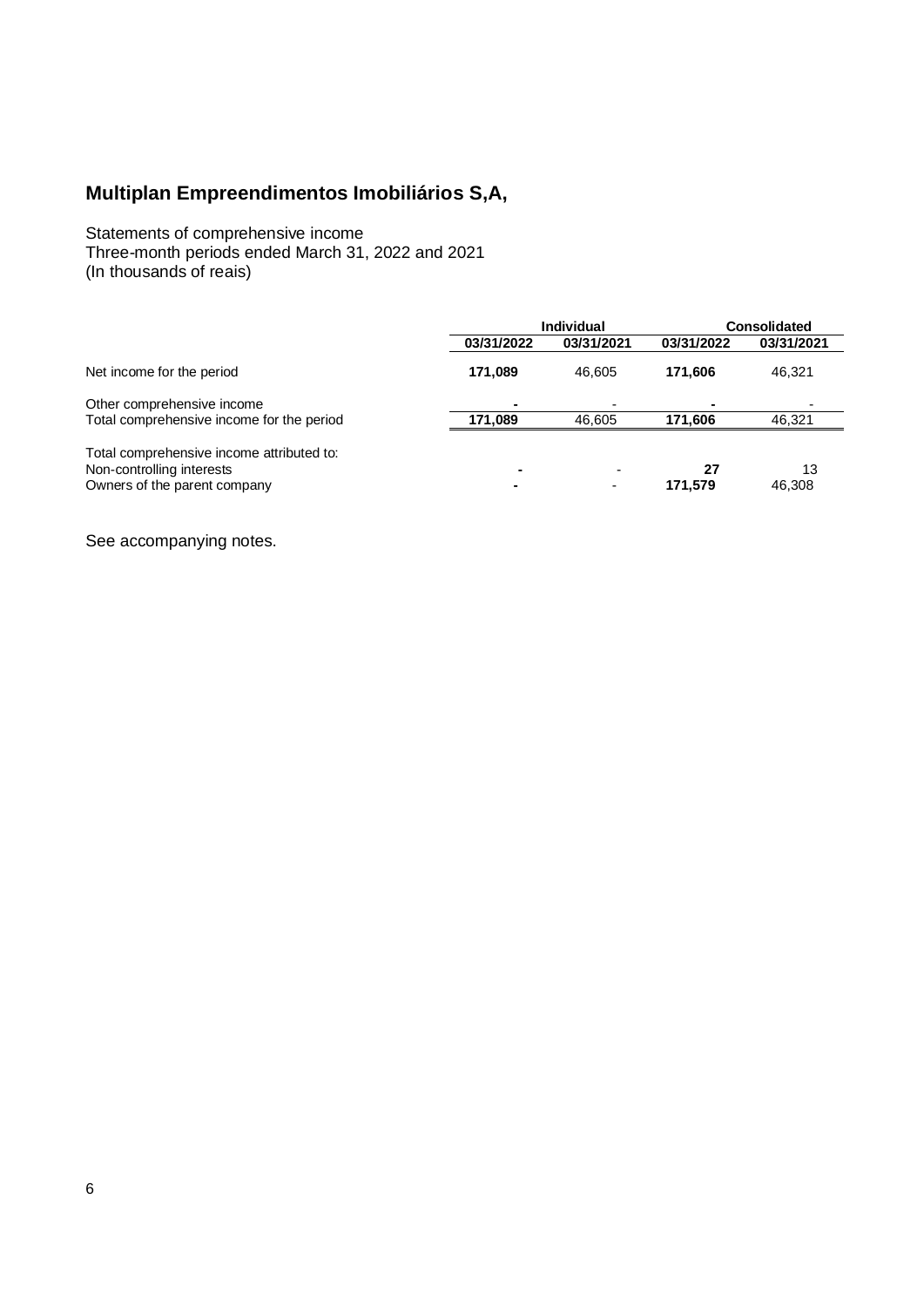# Multiplan Empreendimentos Imobiliários S,A,

Statements of comprehensive income
Three-month periods ended March 31, 2022 and 2021
(In thousands of reais)

| | Individual | | Consolidated | |
|---|---|---|---|---|
| | 03/31/2022 | 03/31/2021 | 03/31/2022 | 03/31/2021 |
| Net income for the period | **171,089** | 46,605 | **171,606** | 46,321 |
| Other comprehensive income | **-** | - | **-** | - |
| Total comprehensive income for the period | **171,089** | 46,605 | **171,606** | 46,321 |
| Total comprehensive income attributed to: | | | | |
| Non-controlling interests | **-** | - | **27** | 13 |
| Owners of the parent company | **-** | - | **171,579** | 46,308 |

See accompanying notes.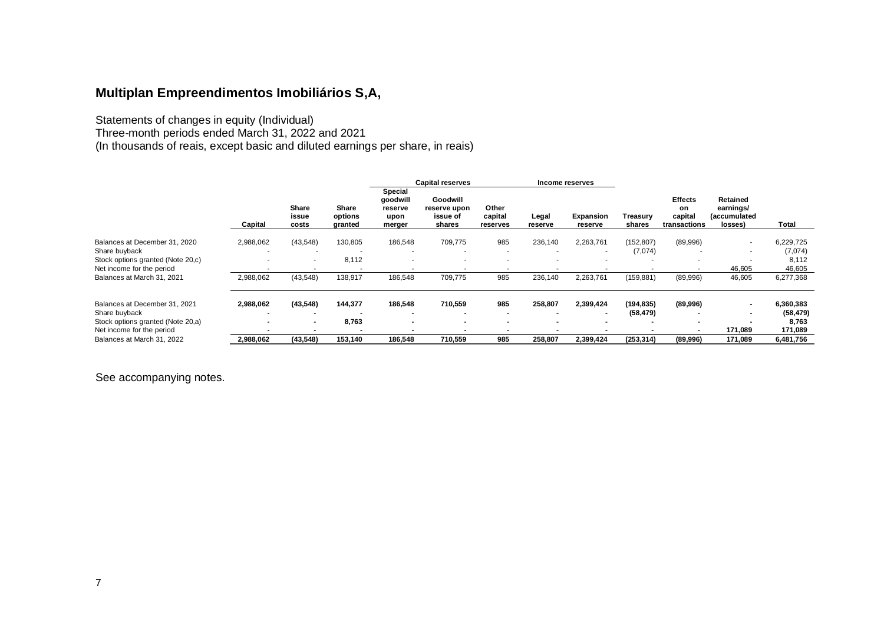## Multiplan Empreendimentos Imobiliários S,A,

Statements of changes in equity (Individual)
Three-month periods ended March 31, 2022 and 2021
(In thousands of reais, except basic and diluted earnings per share, in reais)

| | | | | Capital reserves | | | Income reserves | | | | | |
|---|---|---|---|---|---|---|---|---|---|---|---|---|
| | Capital | Share issue costs | Share options granted | Special goodwill reserve upon merger | Goodwill reserve upon issue of shares | Other capital reserves | Legal reserve | Expansion reserve | Treasury shares | Effects on capital transactions | Retained earnings/ (accumulated losses) | Total |
| Balances at December 31, 2020 | 2,988,062 | (43,548) | 130,805 | 186,548 | 709,775 | 985 | 236,140 | 2,263,761 | (152,807) | (89,996) | - | 6,229,725 |
| Share buyback | - | - | - | - | - | - | - | - | (7,074) | - | - | (7,074) |
| Stock options granted (Note 20,c) | - | - | 8,112 | - | - | - | - | - | - | - | - | 8,112 |
| Net income for the period | - | - | - | - | - | - | - | - | - | - | 46,605 | 46,605 |
| Balances at March 31, 2021 | 2,988,062 | (43,548) | 138,917 | 186,548 | 709,775 | 985 | 236,140 | 2,263,761 | (159,881) | (89,996) | 46,605 | 6,277,368 |
| | | | | | | | | | | | | |
| **Balances at December 31, 2021** | **2,988,062** | **(43,548)** | **144,377** | **186,548** | **710,559** | **985** | **258,807** | **2,399,424** | **(194,835)** | **(89,996)** | **-** | **6,360,383** |
| Share buyback | **-** | **-** | **-** | **-** | **-** | **-** | **-** | **-** | **(58,479)** | **-** | **-** | **(58,479)** |
| Stock options granted (Note 20,a) | **-** | **-** | **8,763** | **-** | **-** | **-** | **-** | **-** | **-** | **-** | **-** | **8,763** |
| Net income for the period | **-** | **-** | **-** | **-** | **-** | **-** | **-** | **-** | **-** | **-** | **171,089** | **171,089** |
| Balances at March 31, 2022 | **2,988,062** | **(43,548)** | **153,140** | **186,548** | **710,559** | **985** | **258,807** | **2,399,424** | **(253,314)** | **(89,996)** | **171,089** | **6,481,756** |

See accompanying notes.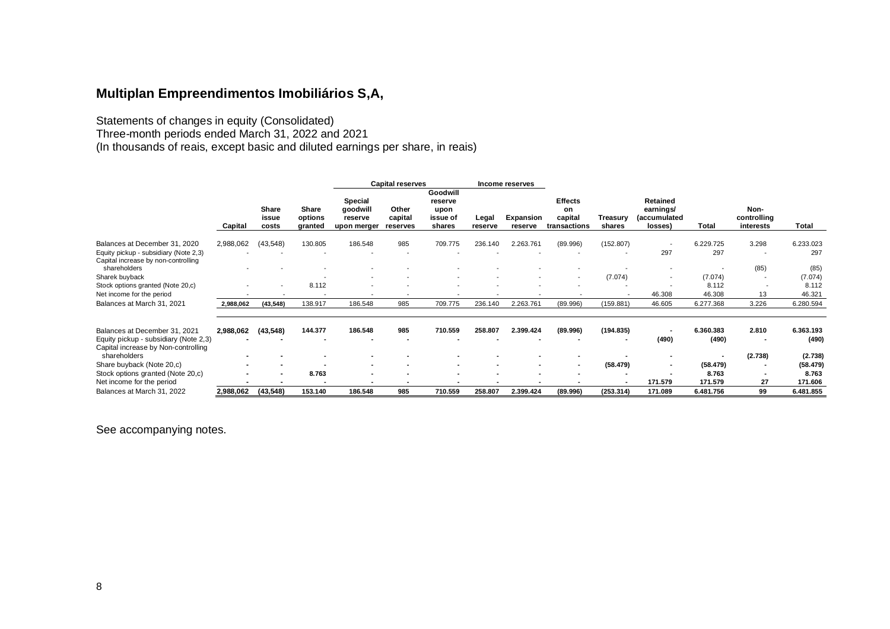# Multiplan Empreendimentos Imobiliários S,A,

Statements of changes in equity (Consolidated)
Three-month periods ended March 31, 2022 and 2021
(In thousands of reais, except basic and diluted earnings per share, in reais)

| | Capital | Share issue costs | Share options granted | Capital reserves | | | Income reserves | | Effects on capital transactions | Treasury shares | Retained earnings/ (accumulated losses) | Total | Non-controlling interests | Total |
|---|---|---|---|---|---|---|---|---|---|---|---|---|---|---|
| | | | | Special goodwill reserve upon merger | Other capital reserves | Goodwill reserve upon issue of shares | Legal reserve | Expansion reserve | | | | | | |
| Balances at December 31, 2020 | 2,988,062 | (43,548) | 130.805 | 186.548 | 985 | 709.775 | 236.140 | 2.263.761 | (89.996) | (152.807) | - | 6.229.725 | 3.298 | 6.233.023 |
| Equity pickup - subsidiary (Note 2,3) | - | - | - | - | - | - | - | - | - | - | 297 | 297 | - | 297 |
| Capital increase by non-controlling shareholders | - | - | - | - | - | - | - | - | - | - | - | - | (85) | (85) |
| Sharek buyback | | | - | - | - | - | - | - | - | (7.074) | - | (7.074) | - | (7.074) |
| Stock options granted (Note 20,c) | - | - | 8.112 | - | - | - | - | - | - | - | - | 8.112 | - | 8.112 |
| Net income for the period | - | - | - | - | - | - | - | - | - | - | 46.308 | 46.308 | 13 | 46.321 |
| Balances at March 31, 2021 | 2,988,062 | (43,548) | 138.917 | 186.548 | 985 | 709.775 | 236.140 | 2.263.761 | (89.996) | (159.881) | 46.605 | 6.277.368 | 3.226 | 6.280.594 |
| | | | | | | | | | | | | | | |
| **Balances at December 31, 2021** | **2,988,062** | **(43,548)** | **144.377** | **186.548** | **985** | **710.559** | **258.807** | **2.399.424** | **(89.996)** | **(194.835)** | **-** | **6.360.383** | **2.810** | **6.363.193** |
| Equity pickup - subsidiary (Note 2,3) | **-** | **-** | **-** | **-** | **-** | **-** | **-** | **-** | **-** | **-** | **(490)** | **(490)** | **-** | **(490)** |
| Capital increase by Non-controlling shareholders | **-** | **-** | **-** | **-** | **-** | **-** | **-** | **-** | **-** | **-** | **-** | **-** | **(2.738)** | **(2.738)** |
| Share buyback (Note 20,c) | **-** | **-** | **-** | **-** | **-** | **-** | **-** | **-** | **-** | **(58.479)** | **-** | **(58.479)** | **-** | **(58.479)** |
| Stock options granted (Note 20,c) | **-** | **-** | **8.763** | **-** | **-** | **-** | **-** | **-** | **-** | **-** | **-** | **8.763** | **-** | **8.763** |
| Net income for the period | **-** | **-** | **-** | **-** | **-** | **-** | **-** | **-** | **-** | **-** | **171.579** | **171.579** | **27** | **171.606** |
| Balances at March 31, 2022 | **2,988,062** | **(43,548)** | **153.140** | **186.548** | **985** | **710.559** | **258.807** | **2.399.424** | **(89.996)** | **(253.314)** | **171.089** | **6.481.756** | **99** | **6.481.855** |

See accompanying notes.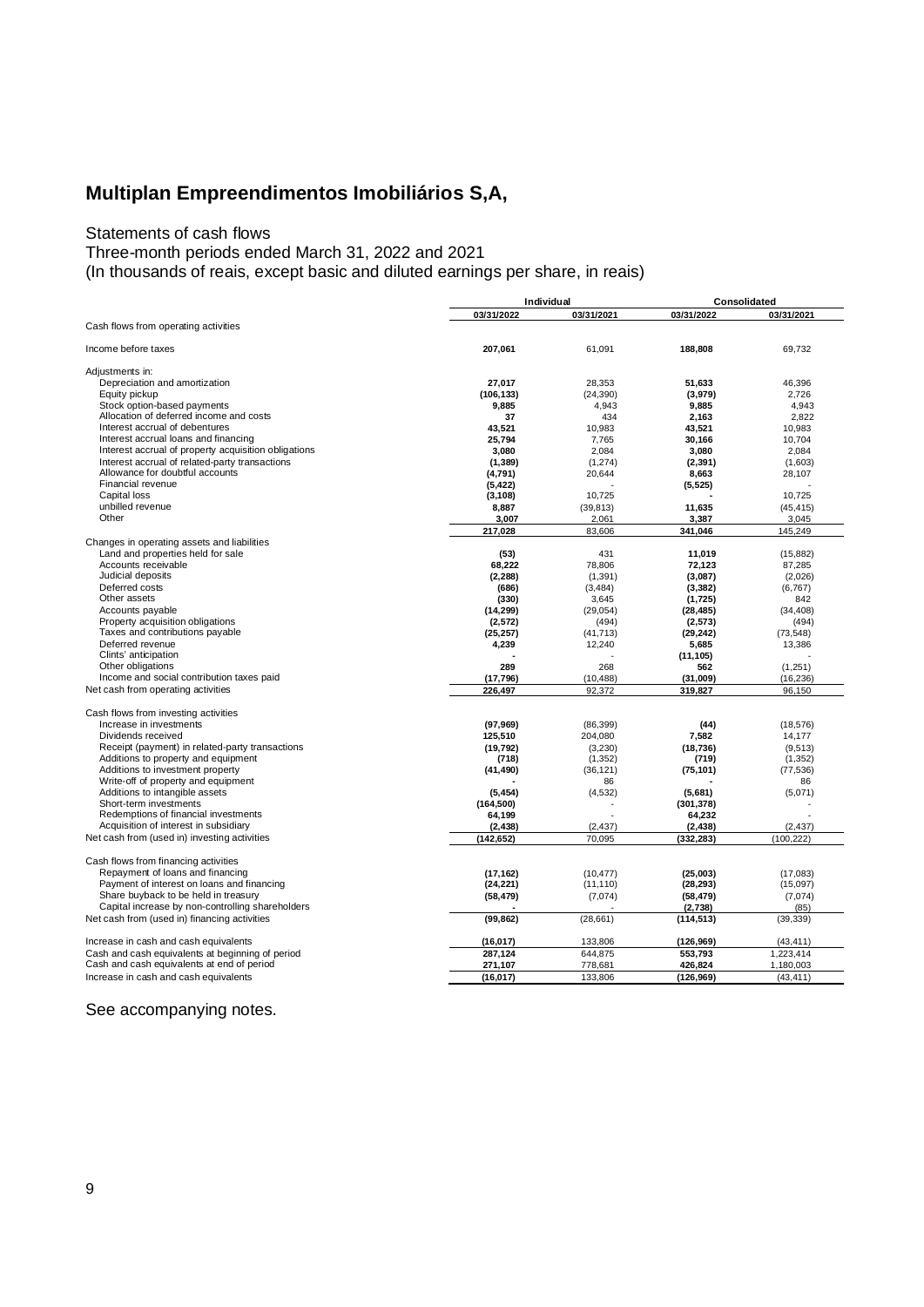# Multiplan Empreendimentos Imobiliários S,A,

Statements of cash flows
Three-month periods ended March 31, 2022 and 2021
(In thousands of reais, except basic and diluted earnings per share, in reais)

| | Individual | | Consolidated | |
|---|---|---|---|---|
| | 03/31/2022 | 03/31/2021 | 03/31/2022 | 03/31/2021 |
| Cash flows from operating activities | | | | |
| Income before taxes | **207,061** | 61,091 | **188,808** | 69,732 |
| Adjustments in: | | | | |
| Depreciation and amortization | **27,017** | 28,353 | **51,633** | 46,396 |
| Equity pickup | **(106,133)** | (24,390) | **(3,979)** | 2,726 |
| Stock option-based payments | **9,885** | 4,943 | **9,885** | 4,943 |
| Allocation of deferred income and costs | **37** | 434 | **2,163** | 2,822 |
| Interest accrual of debentures | **43,521** | 10,983 | **43,521** | 10,983 |
| Interest accrual loans and financing | **25,794** | 7,765 | **30,166** | 10,704 |
| Interest accrual of property acquisition obligations | **3,080** | 2,084 | **3,080** | 2,084 |
| Interest accrual of related-party transactions | **(1,389)** | (1,274) | **(2,391)** | (1,603) |
| Allowance for doubtful accounts | **(4,791)** | 20,644 | **8,663** | 28,107 |
| Financial revenue | **(5,422)** | - | **(5,525)** | - |
| Capital loss | **(3,108)** | 10,725 | **-** | 10,725 |
| unbilled revenue | **8,887** | (39,813) | **11,635** | (45,415) |
| Other | **3,007** | 2,061 | **3,387** | 3,045 |
| | **217,028** | 83,606 | **341,046** | 145,249 |
| Changes in operating assets and liabilities | | | | |
| Land and properties held for sale | **(53)** | 431 | **11,019** | (15,882) |
| Accounts receivable | **68,222** | 78,806 | **72,123** | 87,285 |
| Judicial deposits | **(2,288)** | (1,391) | **(3,087)** | (2,026) |
| Deferred costs | **(686)** | (3,484) | **(3,382)** | (6,767) |
| Other assets | **(330)** | 3,645 | **(1,725)** | 842 |
| Accounts payable | **(14,299)** | (29,054) | **(28,485)** | (34,408) |
| Property acquisition obligations | **(2,572)** | (494) | **(2,573)** | (494) |
| Taxes and contributions payable | **(25,257)** | (41,713) | **(29,242)** | (73,548) |
| Deferred revenue | **4,239** | 12,240 | **5,685** | 13,386 |
| Clints' anticipation | **-** | - | **(11,105)** | - |
| Other obligations | **289** | 268 | **562** | (1,251) |
| Income and social contribution taxes paid | **(17,796)** | (10,488) | **(31,009)** | (16,236) |
| Net cash from operating activities | **226,497** | 92,372 | **319,827** | 96,150 |
| Cash flows from investing activities | | | | |
| Increase in investments | **(97,969)** | (86,399) | **(44)** | (18,576) |
| Dividends received | **125,510** | 204,080 | **7,582** | 14,177 |
| Receipt (payment) in related-party transactions | **(19,792)** | (3,230) | **(18,736)** | (9,513) |
| Additions to property and equipment | **(718)** | (1,352) | **(719)** | (1,352) |
| Additions to investment property | **(41,490)** | (36,121) | **(75,101)** | (77,536) |
| Write-off of property and equipment | **-** | 86 | **-** | 86 |
| Additions to intangible assets | **(5,454)** | (4,532) | **(5,681)** | (5,071) |
| Short-term investments | **(164,500)** | - | **(301,378)** | - |
| Redemptions of financial investments | **64,199** | - | **64,232** | - |
| Acquisition of interest in subsidiary | **(2,438)** | (2,437) | **(2,438)** | (2,437) |
| Net cash from (used in) investing activities | **(142,652)** | 70,095 | **(332,283)** | (100,222) |
| Cash flows from financing activities | | | | |
| Repayment of loans and financing | **(17,162)** | (10,477) | **(25,003)** | (17,083) |
| Payment of interest on loans and financing | **(24,221)** | (11,110) | **(28,293)** | (15,097) |
| Share buyback to be held in treasury | **(58,479)** | (7,074) | **(58,479)** | (7,074) |
| Capital increase by non-controlling shareholders | **-** | - | **(2,738)** | (85) |
| Net cash from (used in) financing activities | **(99,862)** | (28,661) | **(114,513)** | (39,339) |
| Increase in cash and cash equivalents | **(16,017)** | 133,806 | **(126,969)** | (43,411) |
| Cash and cash equivalents at beginning of period | **287,124** | 644,875 | **553,793** | 1,223,414 |
| Cash and cash equivalents at end of period | **271,107** | 778,681 | **426,824** | 1,180,003 |
| Increase in cash and cash equivalents | **(16,017)** | 133,806 | **(126,969)** | (43,411) |

See accompanying notes.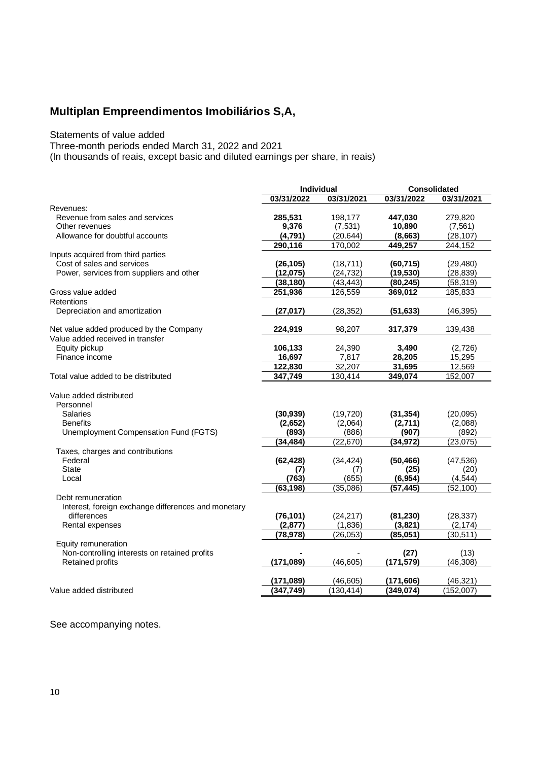# Multiplan Empreendimentos Imobiliários S,A,

Statements of value added
Three-month periods ended March 31, 2022 and 2021
(In thousands of reais, except basic and diluted earnings per share, in reais)

| | Individual | | Consolidated | |
|---|---|---|---|---|
| | 03/31/2022 | 03/31/2021 | 03/31/2022 | 03/31/2021 |
| Revenues: | | | | |
| Revenue from sales and services | **285,531** | 198,177 | **447,030** | 279,820 |
| Other revenues | **9,376** | (7,531) | **10,890** | (7,561) |
| Allowance for doubtful accounts | **(4,791)** | (20.644) | **(8,663)** | (28,107) |
| | **290,116** | 170,002 | **449,257** | 244,152 |
| Inputs acquired from third parties | | | | |
| Cost of sales and services | **(26,105)** | (18,711) | **(60,715)** | (29,480) |
| Power, services from suppliers and other | **(12,075)** | (24,732) | **(19,530)** | (28,839) |
| | **(38,180)** | (43,443) | **(80,245)** | (58,319) |
| Gross value added | **251,936** | 126,559 | **369,012** | 185,833 |
| Retentions | | | | |
| Depreciation and amortization | **(27,017)** | (28,352) | **(51,633)** | (46,395) |
| Net value added produced by the Company | **224,919** | 98,207 | **317,379** | 139,438 |
| Value added received in transfer | | | | |
| Equity pickup | **106,133** | 24,390 | **3,490** | (2,726) |
| Finance income | **16,697** | 7,817 | **28,205** | 15,295 |
| | **122,830** | 32,207 | **31,695** | 12,569 |
| Total value added to be distributed | **347,749** | 130,414 | **349,074** | 152,007 |
| Value added distributed | | | | |
| Personnel | | | | |
| Salaries | **(30,939)** | (19,720) | **(31,354)** | (20,095) |
| Benefits | **(2,652)** | (2,064) | **(2,711)** | (2,088) |
| Unemployment Compensation Fund (FGTS) | **(893)** | (886) | **(907)** | (892) |
| | **(34,484)** | (22,670) | **(34,972)** | (23,075) |
| Taxes, charges and contributions | | | | |
| Federal | **(62,428)** | (34,424) | **(50,466)** | (47,536) |
| State | **(7)** | (7) | **(25)** | (20) |
| Local | **(763)** | (655) | **(6,954)** | (4,544) |
| | **(63,198)** | (35,086) | **(57,445)** | (52,100) |
| Debt remuneration | | | | |
| Interest, foreign exchange differences and monetary differences | **(76,101)** | (24,217) | **(81,230)** | (28,337) |
| Rental expenses | **(2,877)** | (1,836) | **(3,821)** | (2,174) |
| | **(78,978)** | (26,053) | **(85,051)** | (30,511) |
| Equity remuneration | | | | |
| Non-controlling interests on retained profits | **-** | - | **(27)** | (13) |
| Retained profits | **(171,089)** | (46,605) | **(171,579)** | (46,308) |
| | **(171,089)** | (46,605) | **(171,606)** | (46,321) |
| Value added distributed | **(347,749)** | (130,414) | **(349,074)** | (152,007) |

See accompanying notes.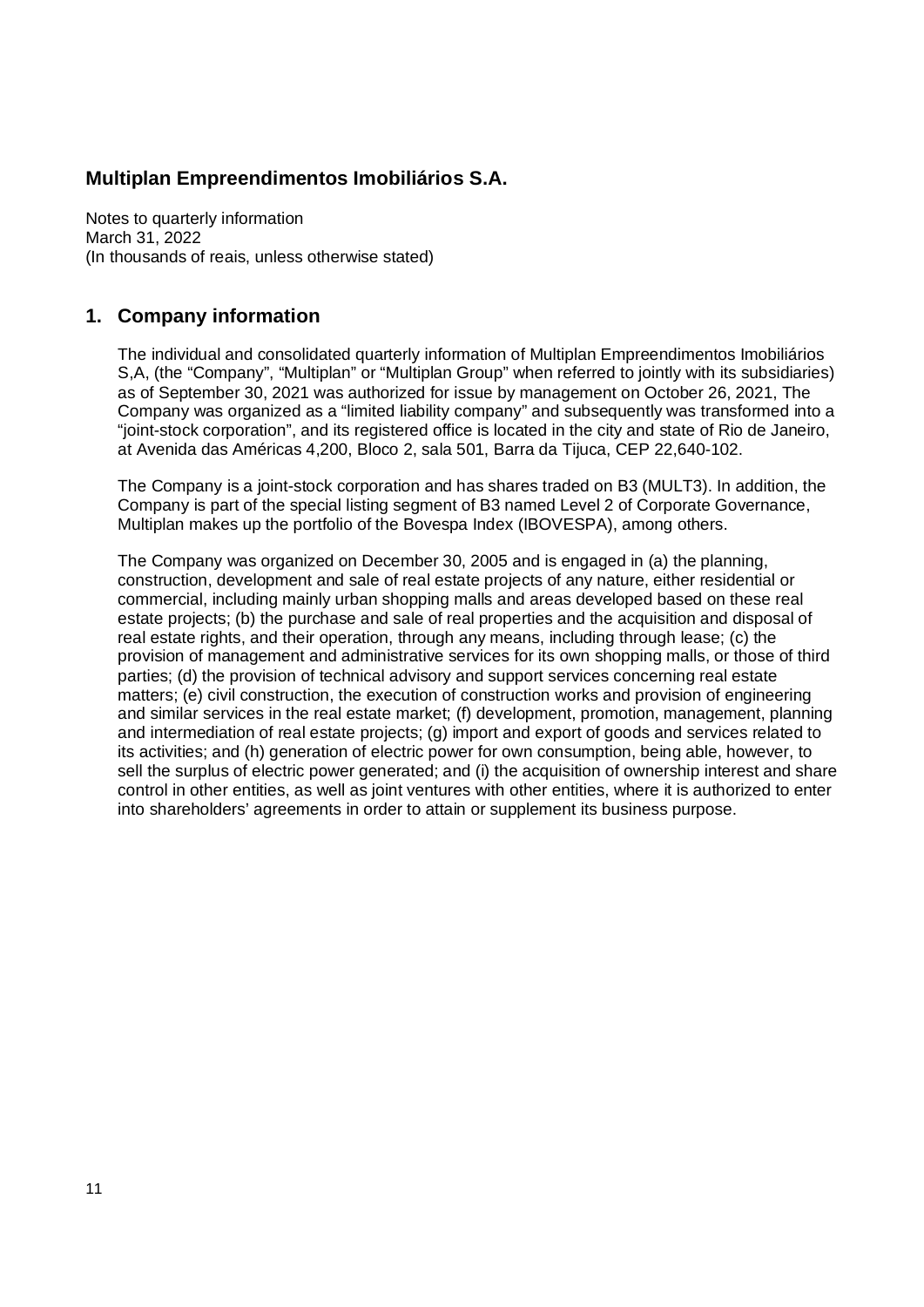# Multiplan Empreendimentos Imobiliários S.A.

Notes to quarterly information
March 31, 2022
(In thousands of reais, unless otherwise stated)

## 1. Company information

The individual and consolidated quarterly information of Multiplan Empreendimentos Imobiliários S,A, (the "Company", "Multiplan" or "Multiplan Group" when referred to jointly with its subsidiaries) as of September 30, 2021 was authorized for issue by management on October 26, 2021, The Company was organized as a "limited liability company" and subsequently was transformed into a "joint-stock corporation", and its registered office is located in the city and state of Rio de Janeiro, at Avenida das Américas 4,200, Bloco 2, sala 501, Barra da Tijuca, CEP 22,640-102.

The Company is a joint-stock corporation and has shares traded on B3 (MULT3). In addition, the Company is part of the special listing segment of B3 named Level 2 of Corporate Governance, Multiplan makes up the portfolio of the Bovespa Index (IBOVESPA), among others.

The Company was organized on December 30, 2005 and is engaged in (a) the planning, construction, development and sale of real estate projects of any nature, either residential or commercial, including mainly urban shopping malls and areas developed based on these real estate projects; (b) the purchase and sale of real properties and the acquisition and disposal of real estate rights, and their operation, through any means, including through lease; (c) the provision of management and administrative services for its own shopping malls, or those of third parties; (d) the provision of technical advisory and support services concerning real estate matters; (e) civil construction, the execution of construction works and provision of engineering and similar services in the real estate market; (f) development, promotion, management, planning and intermediation of real estate projects; (g) import and export of goods and services related to its activities; and (h) generation of electric power for own consumption, being able, however, to sell the surplus of electric power generated; and (i) the acquisition of ownership interest and share control in other entities, as well as joint ventures with other entities, where it is authorized to enter into shareholders' agreements in order to attain or supplement its business purpose.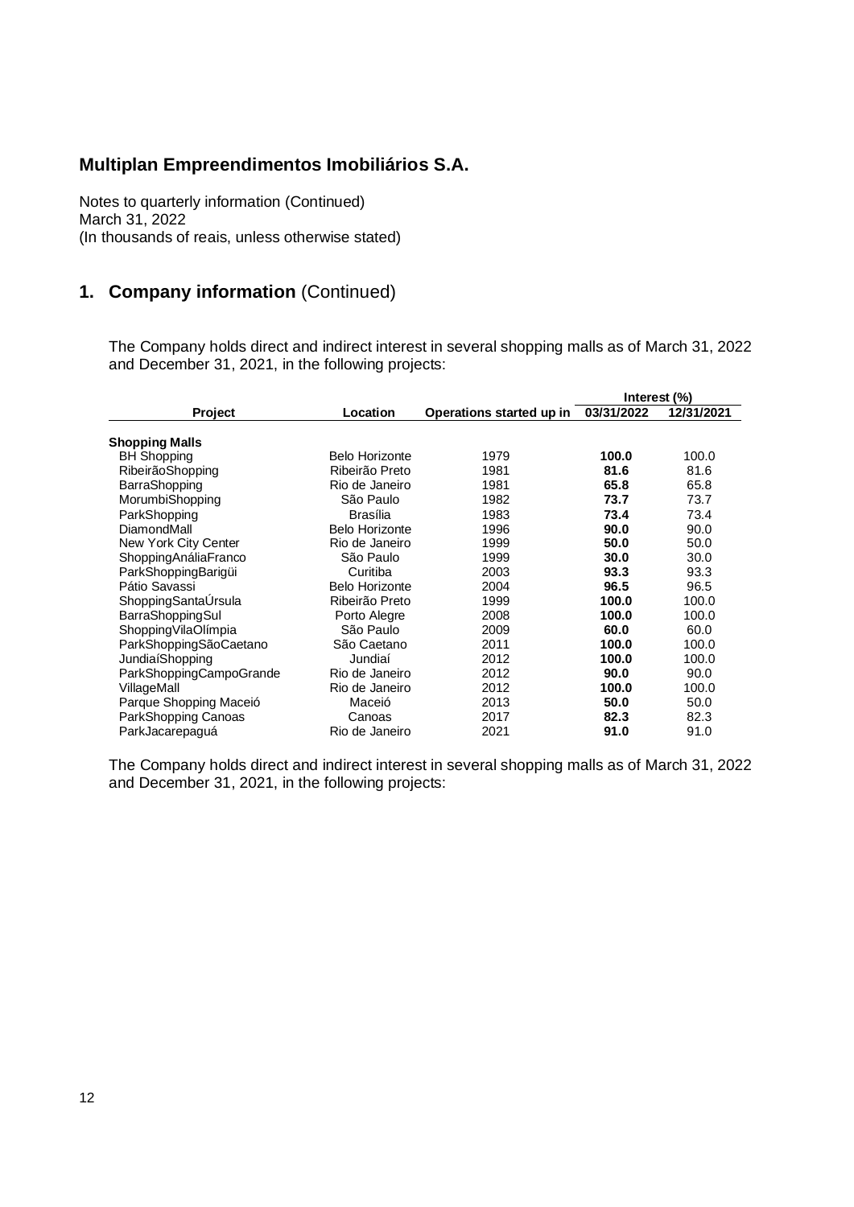# Multiplan Empreendimentos Imobiliários S.A.

Notes to quarterly information (Continued)
March 31, 2022
(In thousands of reais, unless otherwise stated)

## 1. Company information (Continued)

The Company holds direct and indirect interest in several shopping malls as of March 31, 2022 and December 31, 2021, in the following projects:

| | | | Interest (%) | |
|---|---|---|---|---|
| **Project** | **Location** | **Operations started up in** | **03/31/2022** | **12/31/2021** |
| **Shopping Malls** | | | | |
| BH Shopping | Belo Horizonte | 1979 | **100.0** | 100.0 |
| RibeirãoShopping | Ribeirão Preto | 1981 | **81.6** | 81.6 |
| BarraShopping | Rio de Janeiro | 1981 | **65.8** | 65.8 |
| MorumbiShopping | São Paulo | 1982 | **73.7** | 73.7 |
| ParkShopping | Brasília | 1983 | **73.4** | 73.4 |
| DiamondMall | Belo Horizonte | 1996 | **90.0** | 90.0 |
| New York City Center | Rio de Janeiro | 1999 | **50.0** | 50.0 |
| ShoppingAnáliaFranco | São Paulo | 1999 | **30.0** | 30.0 |
| ParkShoppingBarigüi | Curitiba | 2003 | **93.3** | 93.3 |
| Pátio Savassi | Belo Horizonte | 2004 | **96.5** | 96.5 |
| ShoppingSantaÚrsula | Ribeirão Preto | 1999 | **100.0** | 100.0 |
| BarraShoppingSul | Porto Alegre | 2008 | **100.0** | 100.0 |
| ShoppingVilaOlímpia | São Paulo | 2009 | **60.0** | 60.0 |
| ParkShoppingSãoCaetano | São Caetano | 2011 | **100.0** | 100.0 |
| JundiaíShopping | Jundiaí | 2012 | **100.0** | 100.0 |
| ParkShoppingCampoGrande | Rio de Janeiro | 2012 | **90.0** | 90.0 |
| VillageMall | Rio de Janeiro | 2012 | **100.0** | 100.0 |
| Parque Shopping Maceió | Maceió | 2013 | **50.0** | 50.0 |
| ParkShopping Canoas | Canoas | 2017 | **82.3** | 82.3 |
| ParkJacarepaguá | Rio de Janeiro | 2021 | **91.0** | 91.0 |

The Company holds direct and indirect interest in several shopping malls as of March 31, 2022 and December 31, 2021, in the following projects: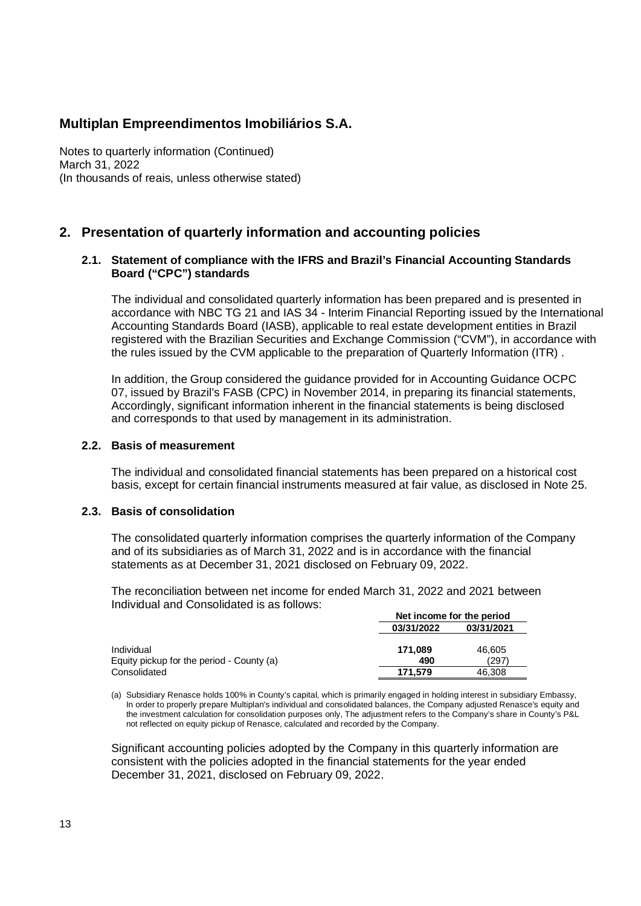# Multiplan Empreendimentos Imobiliários S.A.

Notes to quarterly information (Continued)
March 31, 2022
(In thousands of reais, unless otherwise stated)

## 2. Presentation of quarterly information and accounting policies

### 2.1. Statement of compliance with the IFRS and Brazil's Financial Accounting Standards Board ("CPC") standards

The individual and consolidated quarterly information has been prepared and is presented in accordance with NBC TG 21 and IAS 34 - Interim Financial Reporting issued by the International Accounting Standards Board (IASB), applicable to real estate development entities in Brazil registered with the Brazilian Securities and Exchange Commission ("CVM"), in accordance with the rules issued by the CVM applicable to the preparation of Quarterly Information (ITR) .

In addition, the Group considered the guidance provided for in Accounting Guidance OCPC 07, issued by Brazil's FASB (CPC) in November 2014, in preparing its financial statements, Accordingly, significant information inherent in the financial statements is being disclosed and corresponds to that used by management in its administration.

### 2.2. Basis of measurement

The individual and consolidated financial statements has been prepared on a historical cost basis, except for certain financial instruments measured at fair value, as disclosed in Note 25.

### 2.3. Basis of consolidation

The consolidated quarterly information comprises the quarterly information of the Company and of its subsidiaries as of March 31, 2022 and is in accordance with the financial statements as at December 31, 2021 disclosed on February 09, 2022.

The reconciliation between net income for ended March 31, 2022 and 2021 between Individual and Consolidated is as follows:

| | Net income for the period | |
|---|---|---|
| | **03/31/2022** | **03/31/2021** |
| Individual | **171,089** | 46,605 |
| Equity pickup for the period - County (a) | **490** | (297) |
| Consolidated | **171,579** | 46,308 |

(a) Subsidiary Renasce holds 100% in County's capital, which is primarily engaged in holding interest in subsidiary Embassy, In order to properly prepare Multiplan's individual and consolidated balances, the Company adjusted Renasce's equity and the investment calculation for consolidation purposes only, The adjustment refers to the Company's share in County's P&L not reflected on equity pickup of Renasce, calculated and recorded by the Company.

Significant accounting policies adopted by the Company in this quarterly information are consistent with the policies adopted in the financial statements for the year ended December 31, 2021, disclosed on February 09, 2022.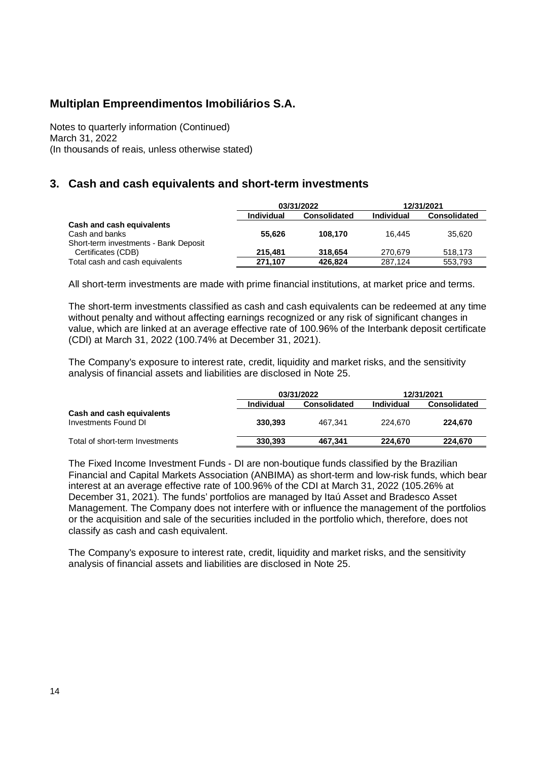## Multiplan Empreendimentos Imobiliários S.A.

Notes to quarterly information (Continued)
March 31, 2022
(In thousands of reais, unless otherwise stated)

## 3. Cash and cash equivalents and short-term investments

| | 03/31/2022 | | 12/31/2021 | |
|---|---|---|---|---|
| | Individual | Consolidated | Individual | Consolidated |
| **Cash and cash equivalents** | | | | |
| Cash and banks | **55,626** | **108,170** | 16,445 | 35,620 |
| Short-term investments - Bank Deposit Certificates (CDB) | **215,481** | **318,654** | 270,679 | 518,173 |
| Total cash and cash equivalents | **271,107** | **426,824** | 287,124 | 553,793 |

All short-term investments are made with prime financial institutions, at market price and terms.

The short-term investments classified as cash and cash equivalents can be redeemed at any time without penalty and without affecting earnings recognized or any risk of significant changes in value, which are linked at an average effective rate of 100.96% of the Interbank deposit certificate (CDI) at March 31, 2022 (100.74% at December 31, 2021).

The Company's exposure to interest rate, credit, liquidity and market risks, and the sensitivity analysis of financial assets and liabilities are disclosed in Note 25.

| | 03/31/2022 | | 12/31/2021 | |
|---|---|---|---|---|
| | Individual | Consolidated | Individual | Consolidated |
| **Cash and cash equivalents** | | | | |
| Investments Found DI | **330,393** | 467,341 | 224,670 | **224,670** |
| Total of short-term Investments | **330,393** | **467,341** | **224,670** | **224,670** |

The Fixed Income Investment Funds - DI are non-boutique funds classified by the Brazilian Financial and Capital Markets Association (ANBIMA) as short-term and low-risk funds, which bear interest at an average effective rate of 100.96% of the CDI at March 31, 2022 (105.26% at December 31, 2021). The funds' portfolios are managed by Itaú Asset and Bradesco Asset Management. The Company does not interfere with or influence the management of the portfolios or the acquisition and sale of the securities included in the portfolio which, therefore, does not classify as cash and cash equivalent.

The Company's exposure to interest rate, credit, liquidity and market risks, and the sensitivity analysis of financial assets and liabilities are disclosed in Note 25.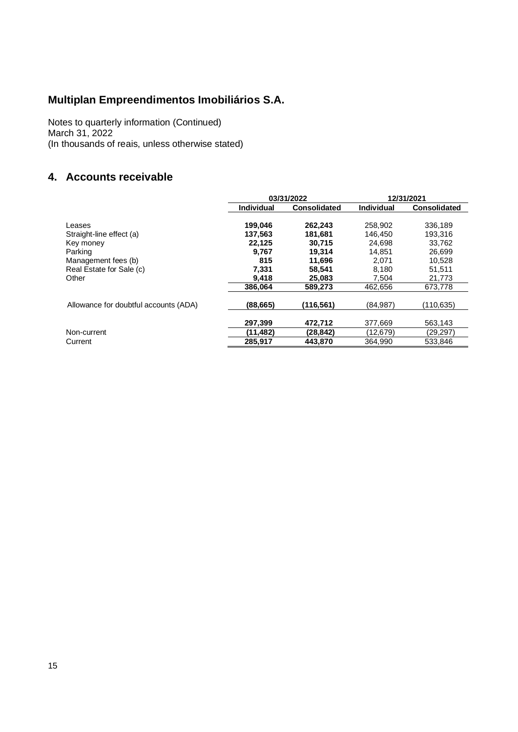# Multiplan Empreendimentos Imobiliários S.A.

Notes to quarterly information (Continued)
March 31, 2022
(In thousands of reais, unless otherwise stated)

## 4. Accounts receivable

| | 03/31/2022 | | 12/31/2021 | |
|---|---|---|---|---|
| | **Individual** | **Consolidated** | **Individual** | **Consolidated** |
| Leases | **199,046** | **262,243** | 258,902 | 336,189 |
| Straight-line effect (a) | **137,563** | **181,681** | 146,450 | 193,316 |
| Key money | **22,125** | **30,715** | 24,698 | 33,762 |
| Parking | **9,767** | **19,314** | 14,851 | 26,699 |
| Management fees (b) | **815** | **11,696** | 2,071 | 10,528 |
| Real Estate for Sale (c) | **7,331** | **58,541** | 8,180 | 51,511 |
| Other | **9,418** | **25,083** | 7,504 | 21,773 |
| | **386,064** | **589,273** | 462,656 | 673,778 |
| Allowance for doubtful accounts (ADA) | **(88,665)** | **(116,561)** | (84,987) | (110,635) |
| | **297,399** | **472,712** | 377,669 | 563,143 |
| Non-current | **(11,482)** | **(28,842)** | (12,679) | (29,297) |
| Current | **285,917** | **443,870** | 364,990 | 533,846 |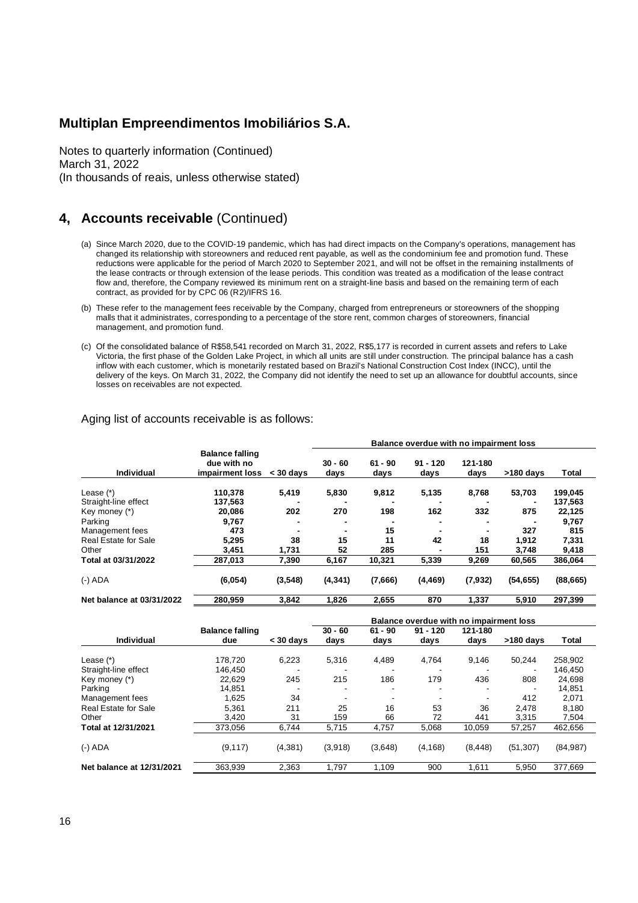Multiplan Empreendimentos Imobiliários S.A.

Notes to quarterly information (Continued)
March 31, 2022
(In thousands of reais, unless otherwise stated)

## 4, Accounts receivable (Continued)

(a) Since March 2020, due to the COVID-19 pandemic, which has had direct impacts on the Company's operations, management has changed its relationship with storeowners and reduced rent payable, as well as the condominium fee and promotion fund. These reductions were applicable for the period of March 2020 to September 2021, and will not be offset in the remaining installments of the lease contracts or through extension of the lease periods. This condition was treated as a modification of the lease contract flow and, therefore, the Company reviewed its minimum rent on a straight-line basis and based on the remaining term of each contract, as provided for by CPC 06 (R2)/IFRS 16.

(b) These refer to the management fees receivable by the Company, charged from entrepreneurs or storeowners of the shopping malls that it administrates, corresponding to a percentage of the store rent, common charges of storeowners, financial management, and promotion fund.

(c) Of the consolidated balance of R$58,541 recorded on March 31, 2022, R$5,177 is recorded in current assets and refers to Lake Victoria, the first phase of the Golden Lake Project, in which all units are still under construction. The principal balance has a cash inflow with each customer, which is monetarily restated based on Brazil's National Construction Cost Index (INCC), until the delivery of the keys. On March 31, 2022, the Company did not identify the need to set up an allowance for doubtful accounts, since losses on receivables are not expected.

Aging list of accounts receivable is as follows:

| | | | Balance overdue with no impairment loss | | | | | |
|---|---|---|---|---|---|---|---|---|
| **Individual** | **Balance falling due with no impairment loss** | **< 30 days** | **30 - 60 days** | **61 - 90 days** | **91 - 120 days** | **121-180 days** | **>180 days** | **Total** |
| Lease (*) | **110,378** | **5,419** | **5,830** | **9,812** | **5,135** | **8,768** | **53,703** | **199,045** |
| Straight-line effect | **137,563** | **-** | **-** | **-** | **-** | **-** | **-** | **137,563** |
| Key money (*) | **20,086** | **202** | **270** | **198** | **162** | **332** | **875** | **22,125** |
| Parking | **9,767** | **-** | **-** | **-** | **-** | **-** | **-** | **9,767** |
| Management fees | **473** | **-** | **-** | **15** | **-** | **-** | **327** | **815** |
| Real Estate for Sale | **5,295** | **38** | **15** | **11** | **42** | **18** | **1,912** | **7,331** |
| Other | **3,451** | **1,731** | **52** | **285** | **-** | **151** | **3,748** | **9,418** |
| **Total at 03/31/2022** | **287,013** | **7,390** | **6,167** | **10,321** | **5,339** | **9,269** | **60,565** | **386,064** |
| (-) ADA | **(6,054)** | **(3,548)** | **(4,341)** | **(7,666)** | **(4,469)** | **(7,932)** | **(54,655)** | **(88,665)** |
| **Net balance at 03/31/2022** | **280,959** | **3,842** | **1,826** | **2,655** | **870** | **1,337** | **5,910** | **297,399** |

| | | | Balance overdue with no impairment loss | | | | | |
|---|---|---|---|---|---|---|---|---|
| **Individual** | **Balance falling due** | **< 30 days** | **30 - 60 days** | **61 - 90 days** | **91 - 120 days** | **121-180 days** | **>180 days** | **Total** |
| Lease (*) | 178,720 | 6,223 | 5,316 | 4,489 | 4,764 | 9,146 | 50,244 | 258,902 |
| Straight-line effect | 146,450 | - | - | - | - | - | - | 146,450 |
| Key money (*) | 22,629 | 245 | 215 | 186 | 179 | 436 | 808 | 24,698 |
| Parking | 14,851 | - | - | - | - | - | - | 14,851 |
| Management fees | 1,625 | 34 | - | - | - | - | 412 | 2,071 |
| Real Estate for Sale | 5,361 | 211 | 25 | 16 | 53 | 36 | 2,478 | 8,180 |
| Other | 3,420 | 31 | 159 | 66 | 72 | 441 | 3,315 | 7,504 |
| **Total at 12/31/2021** | 373,056 | 6,744 | 5,715 | 4,757 | 5,068 | 10,059 | 57,257 | 462,656 |
| (-) ADA | (9,117) | (4,381) | (3,918) | (3,648) | (4,168) | (8,448) | (51,307) | (84,987) |
| **Net balance at 12/31/2021** | 363,939 | 2,363 | 1,797 | 1,109 | 900 | 1,611 | 5,950 | 377,669 |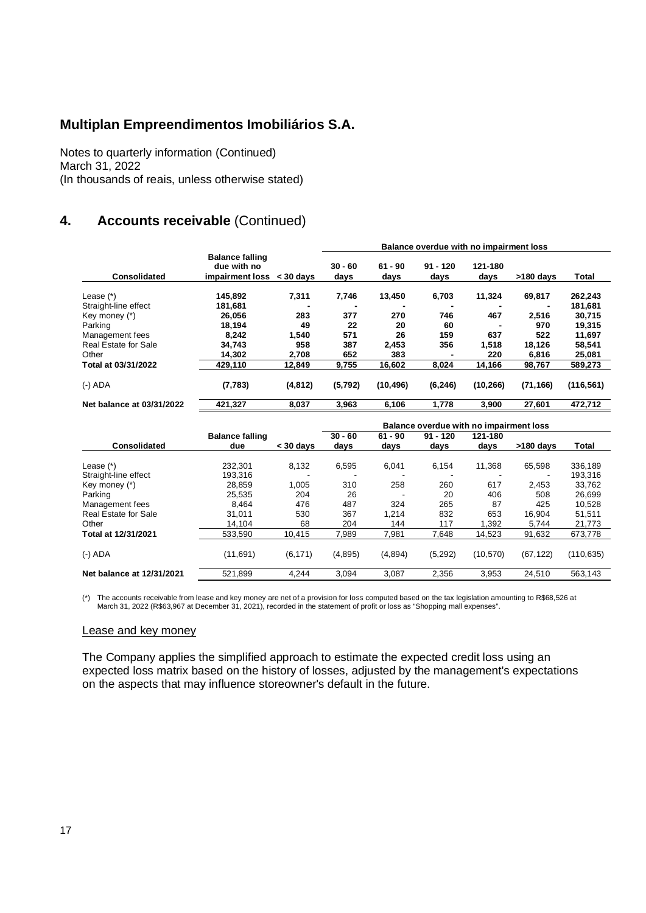# Multiplan Empreendimentos Imobiliários S.A.

Notes to quarterly information (Continued)
March 31, 2022
(In thousands of reais, unless otherwise stated)

## 4. Accounts receivable (Continued)

| Consolidated | Balance falling due with no impairment loss | < 30 days | 30 - 60 days | 61 - 90 days | 91 - 120 days | 121-180 days | >180 days | Total |
|---|---|---|---|---|---|---|---|---|
| | | | Balance overdue with no impairment loss | | | | | |
| Lease (*) | 145,892 | 7,311 | 7,746 | 13,450 | 6,703 | 11,324 | 69,817 | 262,243 |
| Straight-line effect | 181,681 | - | - | - | - | - | - | 181,681 |
| Key money (*) | 26,056 | 283 | 377 | 270 | 746 | 467 | 2,516 | 30,715 |
| Parking | 18,194 | 49 | 22 | 20 | 60 | - | 970 | 19,315 |
| Management fees | 8,242 | 1,540 | 571 | 26 | 159 | 637 | 522 | 11,697 |
| Real Estate for Sale | 34,743 | 958 | 387 | 2,453 | 356 | 1,518 | 18,126 | 58,541 |
| Other | 14,302 | 2,708 | 652 | 383 | - | 220 | 6,816 | 25,081 |
| **Total at 03/31/2022** | **429,110** | **12,849** | **9,755** | **16,602** | **8,024** | **14,166** | **98,767** | **589,273** |
| (-) ADA | (7,783) | (4,812) | (5,792) | (10,496) | (6,246) | (10,266) | (71,166) | (116,561) |
| **Net balance at 03/31/2022** | **421,327** | **8,037** | **3,963** | **6,106** | **1,778** | **3,900** | **27,601** | **472,712** |

| Consolidated | Balance falling due | < 30 days | 30 - 60 days | 61 - 90 days | 91 - 120 days | 121-180 days | >180 days | Total |
|---|---|---|---|---|---|---|---|---|
| | | | Balance overdue with no impairment loss | | | | | |
| Lease (*) | 232,301 | 8,132 | 6,595 | 6,041 | 6,154 | 11,368 | 65,598 | 336,189 |
| Straight-line effect | 193,316 | - | - | - | - | - | - | 193,316 |
| Key money (*) | 28,859 | 1,005 | 310 | 258 | 260 | 617 | 2,453 | 33,762 |
| Parking | 25,535 | 204 | 26 | - | 20 | 406 | 508 | 26,699 |
| Management fees | 8,464 | 476 | 487 | 324 | 265 | 87 | 425 | 10,528 |
| Real Estate for Sale | 31,011 | 530 | 367 | 1,214 | 832 | 653 | 16,904 | 51,511 |
| Other | 14,104 | 68 | 204 | 144 | 117 | 1,392 | 5,744 | 21,773 |
| **Total at 12/31/2021** | 533,590 | 10,415 | 7,989 | 7,981 | 7,648 | 14,523 | 91,632 | 673,778 |
| (-) ADA | (11,691) | (6,171) | (4,895) | (4,894) | (5,292) | (10,570) | (67,122) | (110,635) |
| **Net balance at 12/31/2021** | 521,899 | 4,244 | 3,094 | 3,087 | 2,356 | 3,953 | 24,510 | 563,143 |

(*) The accounts receivable from lease and key money are net of a provision for loss computed based on the tax legislation amounting to R$68,526 at March 31, 2022 (R$63,967 at December 31, 2021), recorded in the statement of profit or loss as "Shopping mall expenses".

Lease and key money

The Company applies the simplified approach to estimate the expected credit loss using an expected loss matrix based on the history of losses, adjusted by the management's expectations on the aspects that may influence storeowner's default in the future.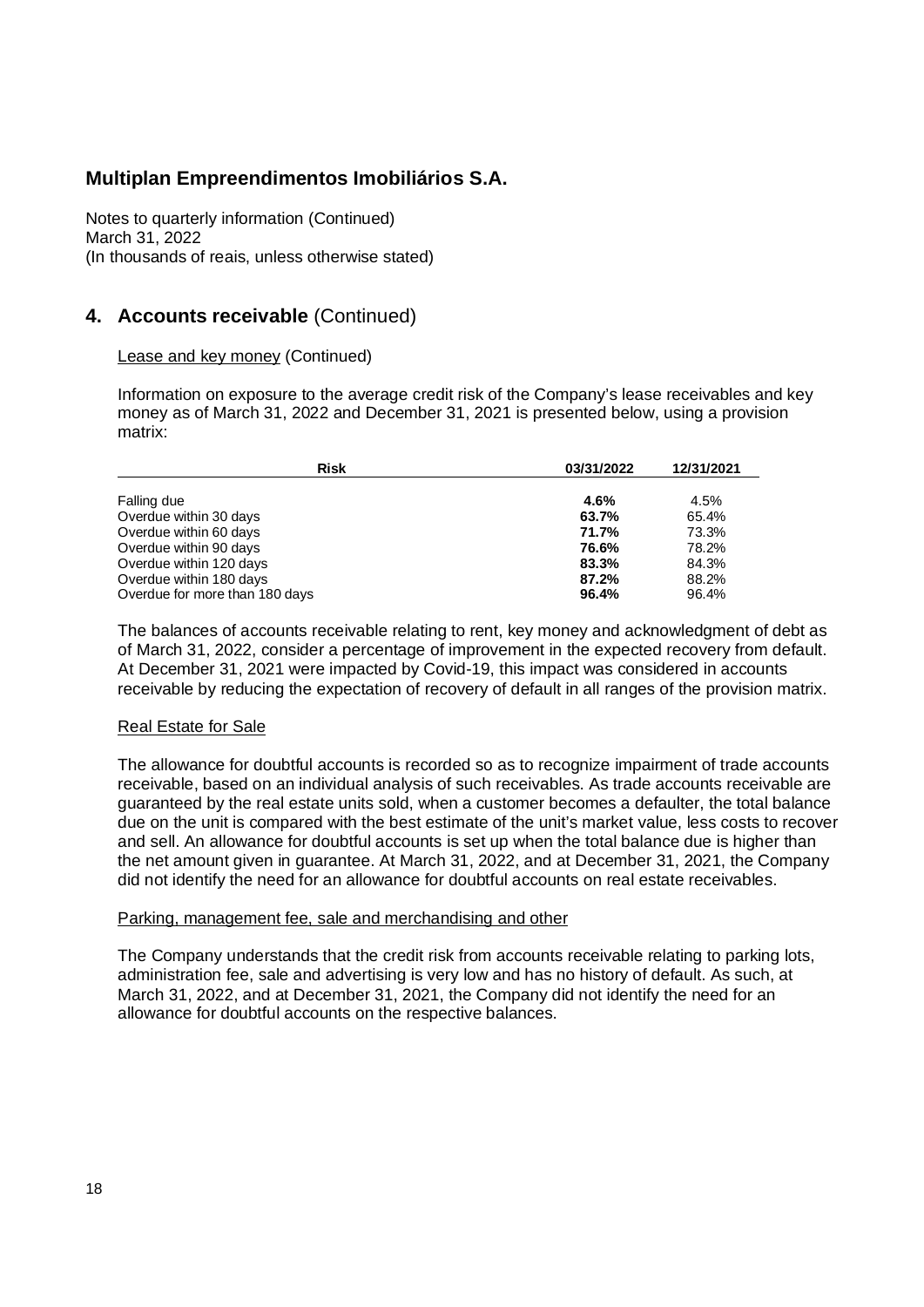## 4. Accounts receivable (Continued)

Lease and key money (Continued)

Information on exposure to the average credit risk of the Company's lease receivables and key money as of March 31, 2022 and December 31, 2021 is presented below, using a provision matrix:

| Risk | 03/31/2022 | 12/31/2021 |
|---|---|---|
| Falling due | **4.6%** | 4.5% |
| Overdue within 30 days | **63.7%** | 65.4% |
| Overdue within 60 days | **71.7%** | 73.3% |
| Overdue within 90 days | **76.6%** | 78.2% |
| Overdue within 120 days | **83.3%** | 84.3% |
| Overdue within 180 days | **87.2%** | 88.2% |
| Overdue for more than 180 days | **96.4%** | 96.4% |

The balances of accounts receivable relating to rent, key money and acknowledgment of debt as of March 31, 2022, consider a percentage of improvement in the expected recovery from default. At December 31, 2021 were impacted by Covid-19, this impact was considered in accounts receivable by reducing the expectation of recovery of default in all ranges of the provision matrix.

Real Estate for Sale

The allowance for doubtful accounts is recorded so as to recognize impairment of trade accounts receivable, based on an individual analysis of such receivables. As trade accounts receivable are guaranteed by the real estate units sold, when a customer becomes a defaulter, the total balance due on the unit is compared with the best estimate of the unit's market value, less costs to recover and sell. An allowance for doubtful accounts is set up when the total balance due is higher than the net amount given in guarantee. At March 31, 2022, and at December 31, 2021, the Company did not identify the need for an allowance for doubtful accounts on real estate receivables.

Parking, management fee, sale and merchandising and other

The Company understands that the credit risk from accounts receivable relating to parking lots, administration fee, sale and advertising is very low and has no history of default. As such, at March 31, 2022, and at December 31, 2021, the Company did not identify the need for an allowance for doubtful accounts on the respective balances.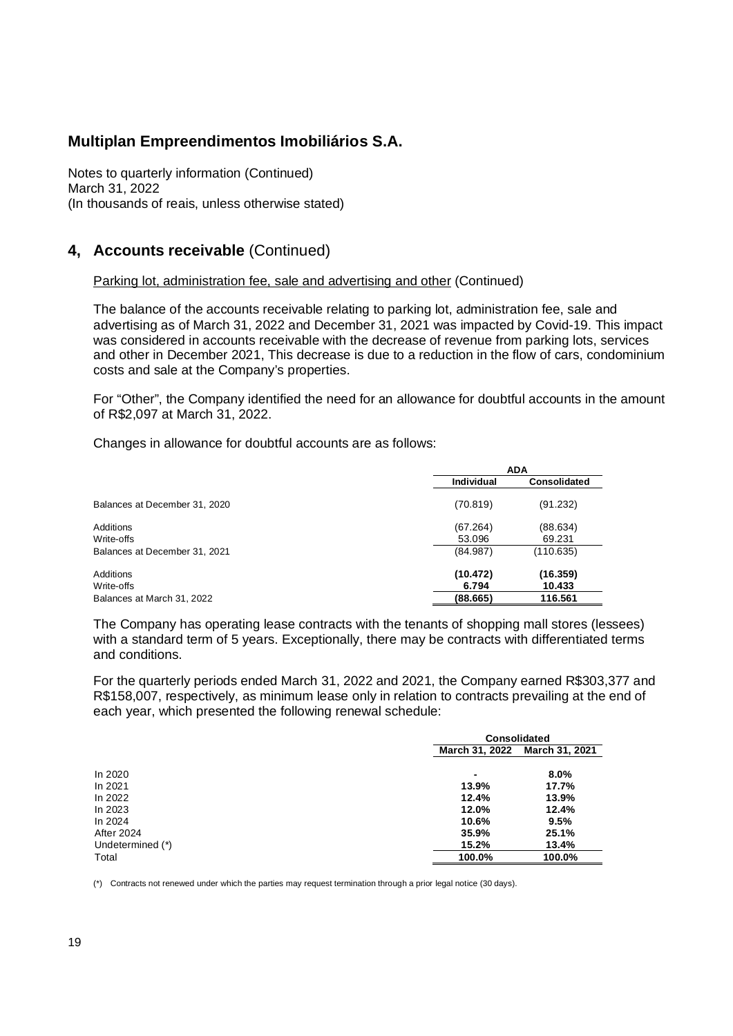## 4, Accounts receivable (Continued)

Parking lot, administration fee, sale and advertising and other (Continued)

The balance of the accounts receivable relating to parking lot, administration fee, sale and advertising as of March 31, 2022 and December 31, 2021 was impacted by Covid-19. This impact was considered in accounts receivable with the decrease of revenue from parking lots, services and other in December 2021, This decrease is due to a reduction in the flow of cars, condominium costs and sale at the Company's properties.

For "Other", the Company identified the need for an allowance for doubtful accounts in the amount of R$2,097 at March 31, 2022.

Changes in allowance for doubtful accounts are as follows:

| | ADA | |
|---|---|---|
| | Individual | Consolidated |
| Balances at December 31, 2020 | (70.819) | (91.232) |
| Additions | (67.264) | (88.634) |
| Write-offs | 53.096 | 69.231 |
| Balances at December 31, 2021 | (84.987) | (110.635) |
| Additions | **(10.472)** | **(16.359)** |
| Write-offs | **6.794** | **10.433** |
| Balances at March 31, 2022 | **(88.665)** | **116.561** |

The Company has operating lease contracts with the tenants of shopping mall stores (lessees) with a standard term of 5 years. Exceptionally, there may be contracts with differentiated terms and conditions.

For the quarterly periods ended March 31, 2022 and 2021, the Company earned R$303,377 and R$158,007, respectively, as minimum lease only in relation to contracts prevailing at the end of each year, which presented the following renewal schedule:

| | Consolidated | |
|---|---|---|
| | March 31, 2022 | March 31, 2021 |
| In 2020 | **-** | **8.0%** |
| In 2021 | **13.9%** | **17.7%** |
| In 2022 | **12.4%** | **13.9%** |
| In 2023 | **12.0%** | **12.4%** |
| In 2024 | **10.6%** | **9.5%** |
| After 2024 | **35.9%** | **25.1%** |
| Undetermined (*) | **15.2%** | **13.4%** |
| Total | **100.0%** | **100.0%** |

(*) Contracts not renewed under which the parties may request termination through a prior legal notice (30 days).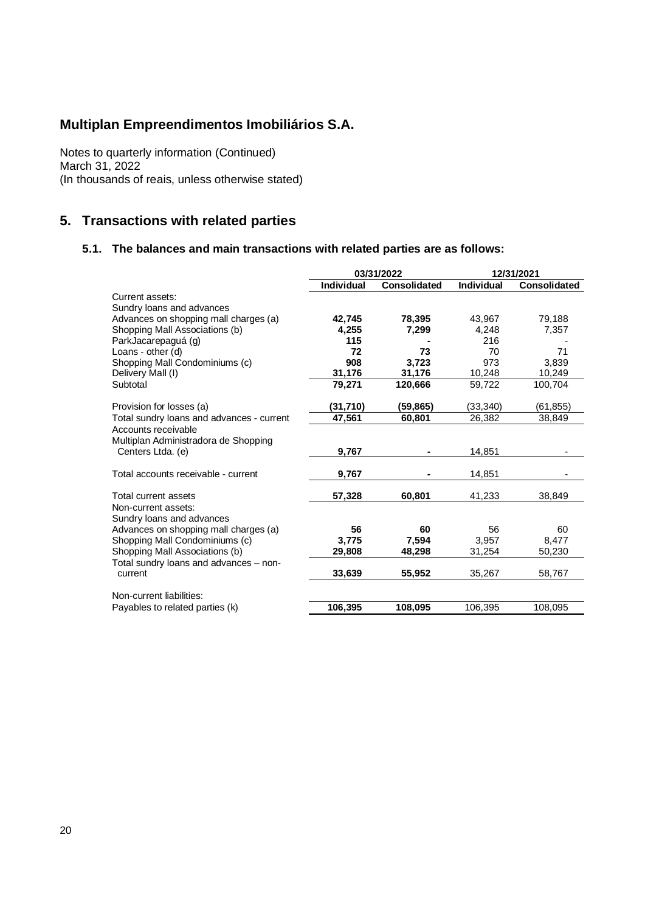# Multiplan Empreendimentos Imobiliários S.A.

Notes to quarterly information (Continued)
March 31, 2022
(In thousands of reais, unless otherwise stated)

## 5. Transactions with related parties

### 5.1. The balances and main transactions with related parties are as follows:

| | 03/31/2022 | | 12/31/2021 | |
|---|---|---|---|---|
| | **Individual** | **Consolidated** | **Individual** | **Consolidated** |
| Current assets: | | | | |
| Sundry loans and advances | | | | |
| Advances on shopping mall charges (a) | **42,745** | **78,395** | 43,967 | 79,188 |
| Shopping Mall Associations (b) | **4,255** | **7,299** | 4,248 | 7,357 |
| ParkJacarepaguá (g) | **115** | **-** | 216 | - |
| Loans - other (d) | **72** | **73** | 70 | 71 |
| Shopping Mall Condominiums (c) | **908** | **3,723** | 973 | 3,839 |
| Delivery Mall (l) | **31,176** | **31,176** | 10,248 | 10,249 |
| Subtotal | **79,271** | **120,666** | 59,722 | 100,704 |
| Provision for losses (a) | **(31,710)** | **(59,865)** | (33,340) | (61,855) |
| Total sundry loans and advances - current | **47,561** | **60,801** | 26,382 | 38,849 |
| Accounts receivable | | | | |
| Multiplan Administradora de Shopping Centers Ltda. (e) | **9,767** | **-** | 14,851 | - |
| Total accounts receivable - current | **9,767** | **-** | 14,851 | - |
| Total current assets | **57,328** | **60,801** | 41,233 | 38,849 |
| Non-current assets: | | | | |
| Sundry loans and advances | | | | |
| Advances on shopping mall charges (a) | **56** | **60** | 56 | 60 |
| Shopping Mall Condominiums (c) | **3,775** | **7,594** | 3,957 | 8,477 |
| Shopping Mall Associations (b) | **29,808** | **48,298** | 31,254 | 50,230 |
| Total sundry loans and advances – non-current | **33,639** | **55,952** | 35,267 | 58,767 |
| Non-current liabilities: | | | | |
| Payables to related parties (k) | **106,395** | **108,095** | 106,395 | 108,095 |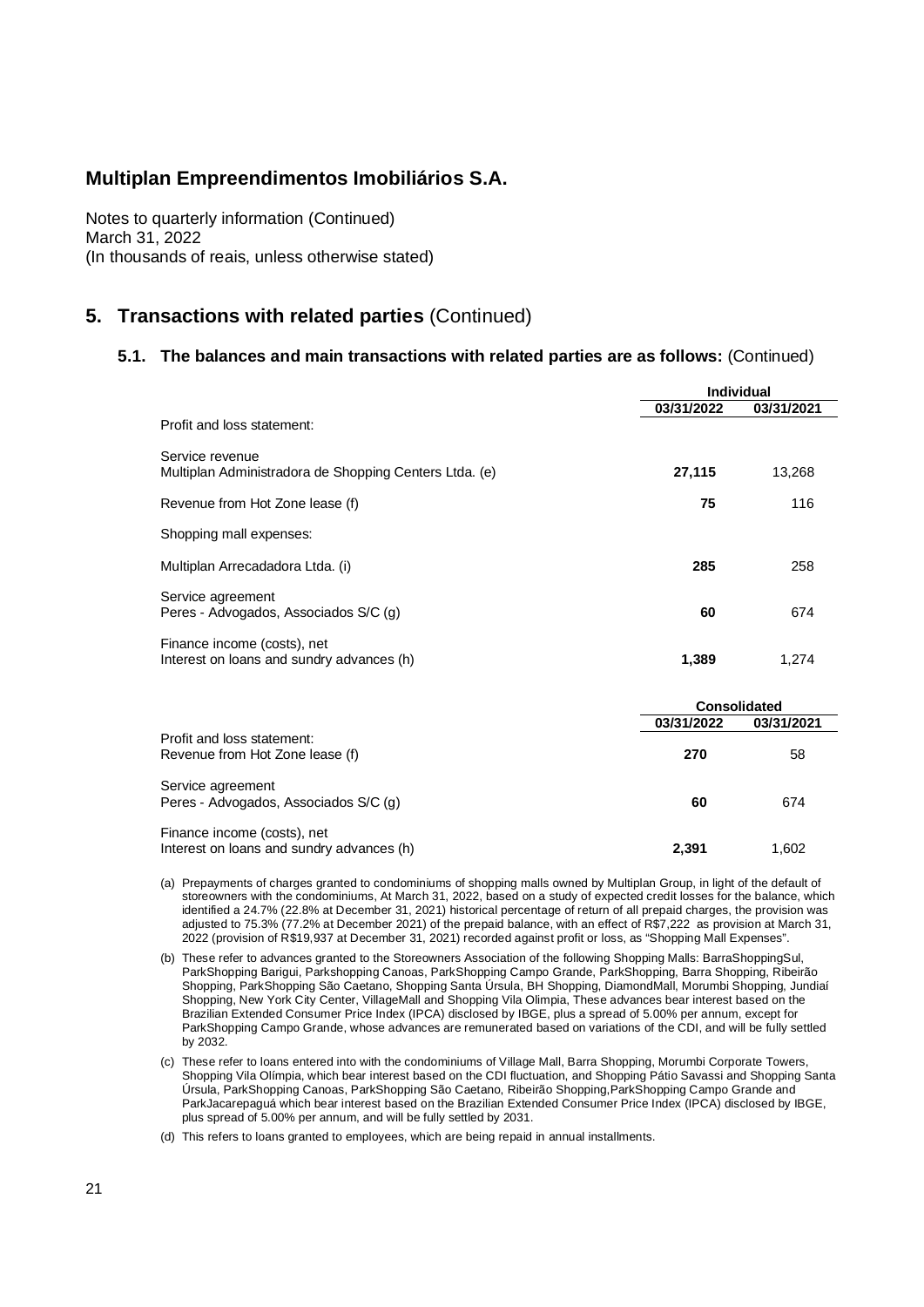## Multiplan Empreendimentos Imobiliários S.A.

Notes to quarterly information (Continued)
March 31, 2022
(In thousands of reais, unless otherwise stated)

## 5. Transactions with related parties (Continued)

### 5.1. The balances and main transactions with related parties are as follows: (Continued)

| | Individual | |
|---|---|---|
| | 03/31/2022 | 03/31/2021 |
| Profit and loss statement: | | |
| Service revenue | | |
| Multiplan Administradora de Shopping Centers Ltda. (e) | **27,115** | 13,268 |
| Revenue from Hot Zone lease (f) | **75** | 116 |
| Shopping mall expenses: | | |
| Multiplan Arrecadadora Ltda. (i) | **285** | 258 |
| Service agreement | | |
| Peres - Advogados, Associados S/C (g) | **60** | 674 |
| Finance income (costs), net | | |
| Interest on loans and sundry advances (h) | **1,389** | 1,274 |

| | Consolidated | |
|---|---|---|
| | 03/31/2022 | 03/31/2021 |
| Profit and loss statement: | | |
| Revenue from Hot Zone lease (f) | **270** | 58 |
| Service agreement | | |
| Peres - Advogados, Associados S/C (g) | **60** | 674 |
| Finance income (costs), net | | |
| Interest on loans and sundry advances (h) | **2,391** | 1,602 |

(a) Prepayments of charges granted to condominiums of shopping malls owned by Multiplan Group, in light of the default of storeowners with the condominiums, At March 31, 2022, based on a study of expected credit losses for the balance, which identified a 24.7% (22.8% at December 31, 2021) historical percentage of return of all prepaid charges, the provision was adjusted to 75.3% (77.2% at December 2021) of the prepaid balance, with an effect of R$7,222 as provision at March 31, 2022 (provision of R$19,937 at December 31, 2021) recorded against profit or loss, as "Shopping Mall Expenses".

(b) These refer to advances granted to the Storeowners Association of the following Shopping Malls: BarraShoppingSul, ParkShopping Barigui, Parkshopping Canoas, ParkShopping Campo Grande, ParkShopping, Barra Shopping, Ribeirão Shopping, ParkShopping São Caetano, Shopping Santa Úrsula, BH Shopping, DiamondMall, Morumbi Shopping, Jundiaí Shopping, New York City Center, VillageMall and Shopping Vila Olimpia, These advances bear interest based on the Brazilian Extended Consumer Price Index (IPCA) disclosed by IBGE, plus a spread of 5.00% per annum, except for ParkShopping Campo Grande, whose advances are remunerated based on variations of the CDI, and will be fully settled by 2032.

(c) These refer to loans entered into with the condominiums of Village Mall, Barra Shopping, Morumbi Corporate Towers, Shopping Vila Olímpia, which bear interest based on the CDI fluctuation, and Shopping Pátio Savassi and Shopping Santa Úrsula, ParkShopping Canoas, ParkShopping São Caetano, Ribeirão Shopping,ParkShopping Campo Grande and ParkJacarepaguá which bear interest based on the Brazilian Extended Consumer Price Index (IPCA) disclosed by IBGE, plus spread of 5.00% per annum, and will be fully settled by 2031.

(d) This refers to loans granted to employees, which are being repaid in annual installments.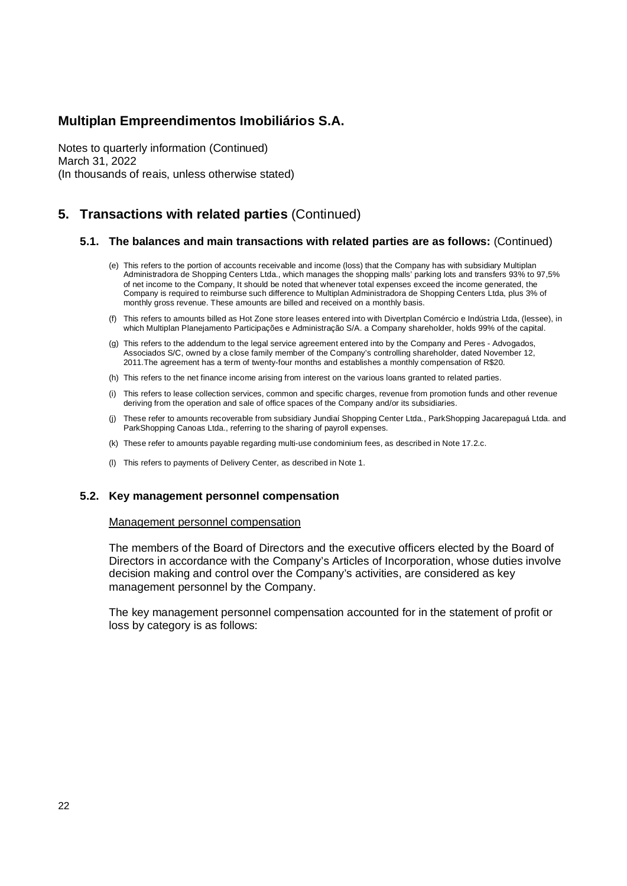# Multiplan Empreendimentos Imobiliários S.A.

Notes to quarterly information (Continued)
March 31, 2022
(In thousands of reais, unless otherwise stated)

## 5. Transactions with related parties (Continued)

### 5.1. The balances and main transactions with related parties are as follows: (Continued)

(e) This refers to the portion of accounts receivable and income (loss) that the Company has with subsidiary Multiplan Administradora de Shopping Centers Ltda., which manages the shopping malls' parking lots and transfers 93% to 97,5% of net income to the Company, It should be noted that whenever total expenses exceed the income generated, the Company is required to reimburse such difference to Multiplan Administradora de Shopping Centers Ltda, plus 3% of monthly gross revenue. These amounts are billed and received on a monthly basis.

(f) This refers to amounts billed as Hot Zone store leases entered into with Divertplan Comércio e Indústria Ltda, (lessee), in which Multiplan Planejamento Participações e Administração S/A. a Company shareholder, holds 99% of the capital.

(g) This refers to the addendum to the legal service agreement entered into by the Company and Peres - Advogados, Associados S/C, owned by a close family member of the Company's controlling shareholder, dated November 12, 2011.The agreement has a term of twenty-four months and establishes a monthly compensation of R$20.

(h) This refers to the net finance income arising from interest on the various loans granted to related parties.

(i) This refers to lease collection services, common and specific charges, revenue from promotion funds and other revenue deriving from the operation and sale of office spaces of the Company and/or its subsidiaries.

(j) These refer to amounts recoverable from subsidiary Jundiaí Shopping Center Ltda., ParkShopping Jacarepaguá Ltda. and ParkShopping Canoas Ltda., referring to the sharing of payroll expenses.

(k) These refer to amounts payable regarding multi-use condominium fees, as described in Note 17.2.c.

(l) This refers to payments of Delivery Center, as described in Note 1.

### 5.2. Key management personnel compensation

Management personnel compensation

The members of the Board of Directors and the executive officers elected by the Board of Directors in accordance with the Company's Articles of Incorporation, whose duties involve decision making and control over the Company's activities, are considered as key management personnel by the Company.

The key management personnel compensation accounted for in the statement of profit or loss by category is as follows: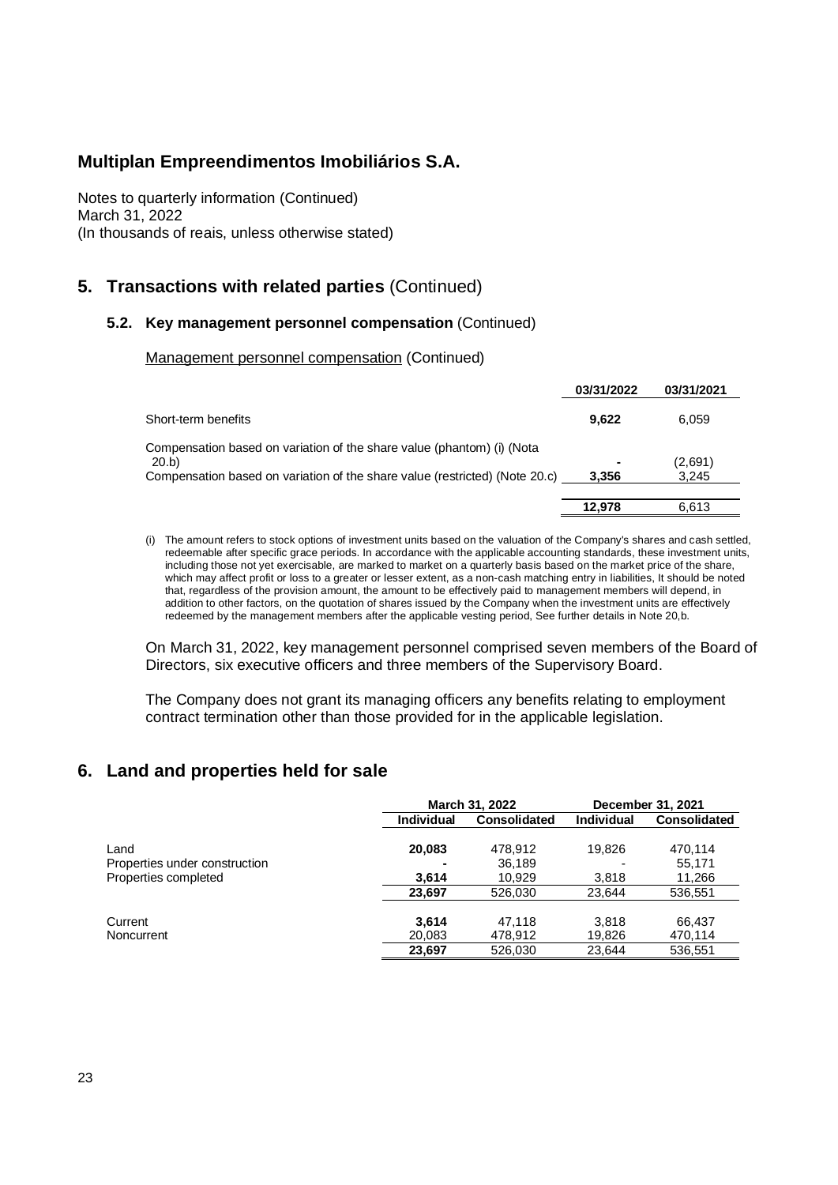## 5. Transactions with related parties (Continued)

### 5.2. Key management personnel compensation (Continued)

Management personnel compensation (Continued)

| | 03/31/2022 | 03/31/2021 |
|---|---|---|
| Short-term benefits | **9,622** | 6,059 |
| Compensation based on variation of the share value (phantom) (i) (Nota 20.b) | **-** | (2,691) |
| Compensation based on variation of the share value (restricted) (Note 20.c) | **3,356** | 3,245 |
| | **12,978** | 6,613 |

(i) The amount refers to stock options of investment units based on the valuation of the Company's shares and cash settled, redeemable after specific grace periods. In accordance with the applicable accounting standards, these investment units, including those not yet exercisable, are marked to market on a quarterly basis based on the market price of the share, which may affect profit or loss to a greater or lesser extent, as a non-cash matching entry in liabilities, It should be noted that, regardless of the provision amount, the amount to be effectively paid to management members will depend, in addition to other factors, on the quotation of shares issued by the Company when the investment units are effectively redeemed by the management members after the applicable vesting period, See further details in Note 20,b.

On March 31, 2022, key management personnel comprised seven members of the Board of Directors, six executive officers and three members of the Supervisory Board.

The Company does not grant its managing officers any benefits relating to employment contract termination other than those provided for in the applicable legislation.

## 6. Land and properties held for sale

| | March 31, 2022 | | December 31, 2021 | |
|---|---|---|---|---|
| | **Individual** | **Consolidated** | **Individual** | **Consolidated** |
| Land | **20,083** | 478,912 | 19,826 | 470,114 |
| Properties under construction | **-** | 36,189 | - | 55,171 |
| Properties completed | **3,614** | 10,929 | 3,818 | 11,266 |
| | **23,697** | 526,030 | 23,644 | 536,551 |
| Current | **3,614** | 47,118 | 3,818 | 66,437 |
| Noncurrent | 20,083 | 478,912 | 19,826 | 470,114 |
| | **23,697** | 526,030 | 23,644 | 536,551 |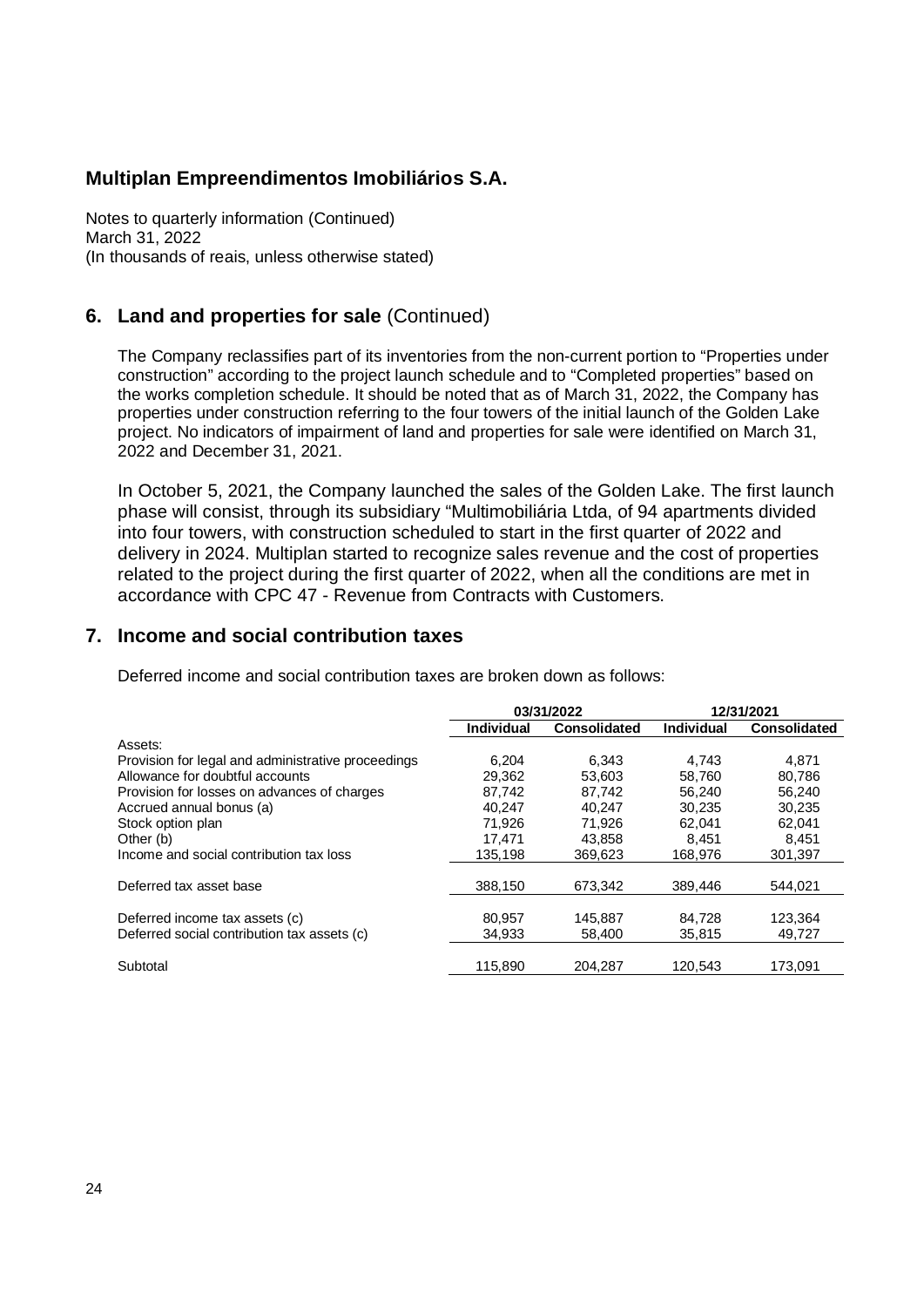**Multiplan Empreendimentos Imobiliários S.A.**

Notes to quarterly information (Continued)
March 31, 2022
(In thousands of reais, unless otherwise stated)

## 6. Land and properties for sale (Continued)

The Company reclassifies part of its inventories from the non-current portion to “Properties under construction” according to the project launch schedule and to “Completed properties” based on the works completion schedule. It should be noted that as of March 31, 2022, the Company has properties under construction referring to the four towers of the initial launch of the Golden Lake project. No indicators of impairment of land and properties for sale were identified on March 31, 2022 and December 31, 2021.

In October 5, 2021, the Company launched the sales of the Golden Lake. The first launch phase will consist, through its subsidiary “Multimobiliária Ltda, of 94 apartments divided into four towers, with construction scheduled to start in the first quarter of 2022 and delivery in 2024. Multiplan started to recognize sales revenue and the cost of properties related to the project during the first quarter of 2022, when all the conditions are met in accordance with CPC 47 - Revenue from Contracts with Customers.

## 7. Income and social contribution taxes

Deferred income and social contribution taxes are broken down as follows:

| | 03/31/2022 | | 12/31/2021 | |
|---|---|---|---|---|
| | **Individual** | **Consolidated** | **Individual** | **Consolidated** |
| Assets: | | | | |
| Provision for legal and administrative proceedings | 6,204 | 6,343 | 4,743 | 4,871 |
| Allowance for doubtful accounts | 29,362 | 53,603 | 58,760 | 80,786 |
| Provision for losses on advances of charges | 87,742 | 87,742 | 56,240 | 56,240 |
| Accrued annual bonus (a) | 40,247 | 40,247 | 30,235 | 30,235 |
| Stock option plan | 71,926 | 71,926 | 62,041 | 62,041 |
| Other (b) | 17,471 | 43,858 | 8,451 | 8,451 |
| Income and social contribution tax loss | 135,198 | 369,623 | 168,976 | 301,397 |
| Deferred tax asset base | 388,150 | 673,342 | 389,446 | 544,021 |
| Deferred income tax assets (c) | 80,957 | 145,887 | 84,728 | 123,364 |
| Deferred social contribution tax assets (c) | 34,933 | 58,400 | 35,815 | 49,727 |
| Subtotal | 115,890 | 204,287 | 120,543 | 173,091 |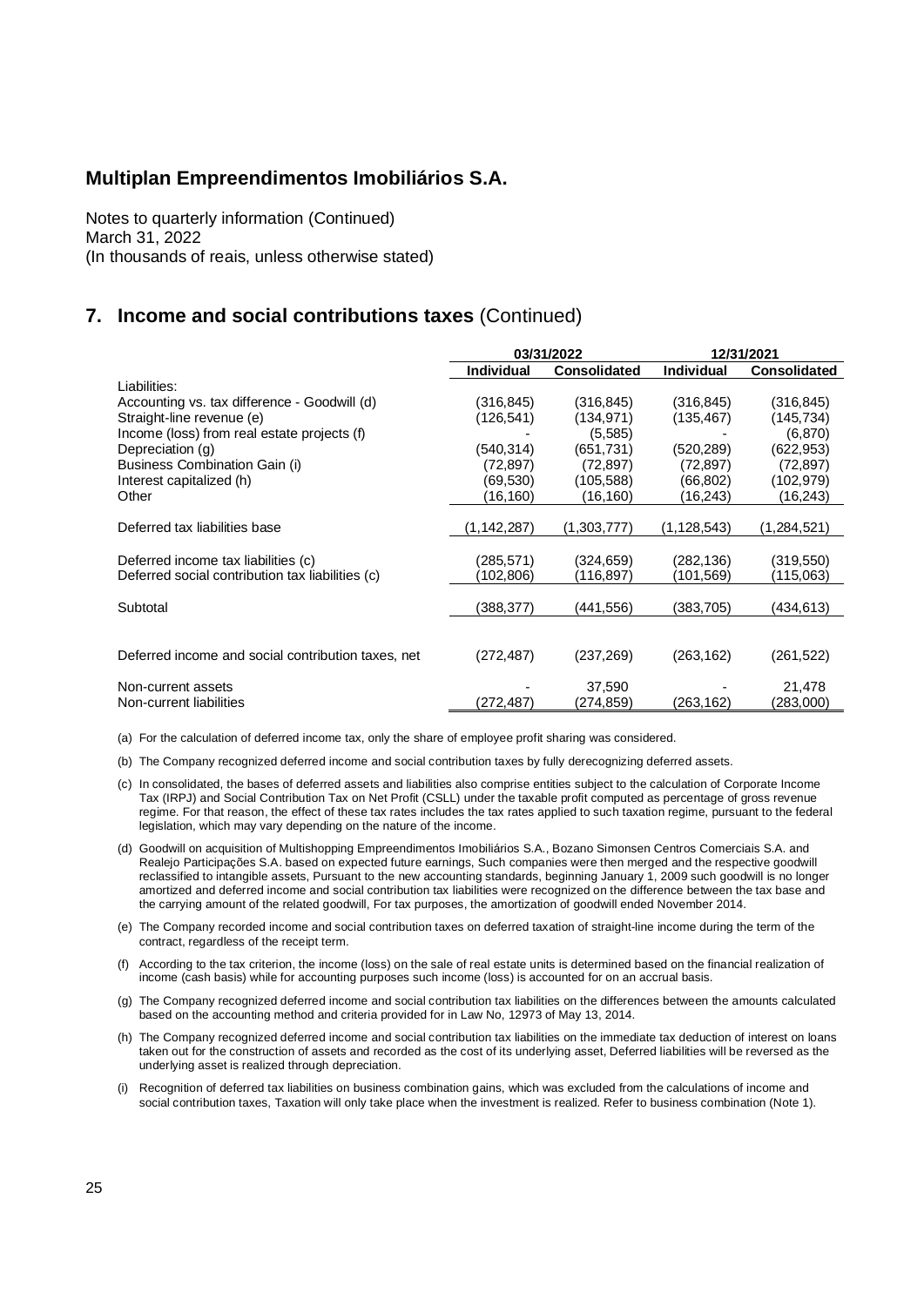# Multiplan Empreendimentos Imobiliários S.A.

Notes to quarterly information (Continued)
March 31, 2022
(In thousands of reais, unless otherwise stated)

## 7. Income and social contributions taxes (Continued)

| | 03/31/2022 | | 12/31/2021 | |
|---|---|---|---|---|
| | Individual | Consolidated | Individual | Consolidated |
| Liabilities: | | | | |
| Accounting vs. tax difference - Goodwill (d) | (316,845) | (316,845) | (316,845) | (316,845) |
| Straight-line revenue (e) | (126,541) | (134,971) | (135,467) | (145,734) |
| Income (loss) from real estate projects (f) | - | (5,585) | - | (6,870) |
| Depreciation (g) | (540,314) | (651,731) | (520,289) | (622,953) |
| Business Combination Gain (i) | (72,897) | (72,897) | (72,897) | (72,897) |
| Interest capitalized (h) | (69,530) | (105,588) | (66,802) | (102,979) |
| Other | (16,160) | (16,160) | (16,243) | (16,243) |
| Deferred tax liabilities base | (1,142,287) | (1,303,777) | (1,128,543) | (1,284,521) |
| Deferred income tax liabilities (c) | (285,571) | (324,659) | (282,136) | (319,550) |
| Deferred social contribution tax liabilities (c) | (102,806) | (116,897) | (101,569) | (115,063) |
| Subtotal | (388,377) | (441,556) | (383,705) | (434,613) |
| Deferred income and social contribution taxes, net | (272,487) | (237,269) | (263,162) | (261,522) |
| Non-current assets | - | 37,590 | - | 21,478 |
| Non-current liabilities | (272,487) | (274,859) | (263,162) | (283,000) |

(a) For the calculation of deferred income tax, only the share of employee profit sharing was considered.

(b) The Company recognized deferred income and social contribution taxes by fully derecognizing deferred assets.

(c) In consolidated, the bases of deferred assets and liabilities also comprise entities subject to the calculation of Corporate Income Tax (IRPJ) and Social Contribution Tax on Net Profit (CSLL) under the taxable profit computed as percentage of gross revenue regime. For that reason, the effect of these tax rates includes the tax rates applied to such taxation regime, pursuant to the federal legislation, which may vary depending on the nature of the income.

(d) Goodwill on acquisition of Multishopping Empreendimentos Imobiliários S.A., Bozano Simonsen Centros Comerciais S.A. and Realejo Participações S.A. based on expected future earnings, Such companies were then merged and the respective goodwill reclassified to intangible assets, Pursuant to the new accounting standards, beginning January 1, 2009 such goodwill is no longer amortized and deferred income and social contribution tax liabilities were recognized on the difference between the tax base and the carrying amount of the related goodwill, For tax purposes, the amortization of goodwill ended November 2014.

(e) The Company recorded income and social contribution taxes on deferred taxation of straight-line income during the term of the contract, regardless of the receipt term.

(f) According to the tax criterion, the income (loss) on the sale of real estate units is determined based on the financial realization of income (cash basis) while for accounting purposes such income (loss) is accounted for on an accrual basis.

(g) The Company recognized deferred income and social contribution tax liabilities on the differences between the amounts calculated based on the accounting method and criteria provided for in Law No, 12973 of May 13, 2014.

(h) The Company recognized deferred income and social contribution tax liabilities on the immediate tax deduction of interest on loans taken out for the construction of assets and recorded as the cost of its underlying asset, Deferred liabilities will be reversed as the underlying asset is realized through depreciation.

(i) Recognition of deferred tax liabilities on business combination gains, which was excluded from the calculations of income and social contribution taxes, Taxation will only take place when the investment is realized. Refer to business combination (Note 1).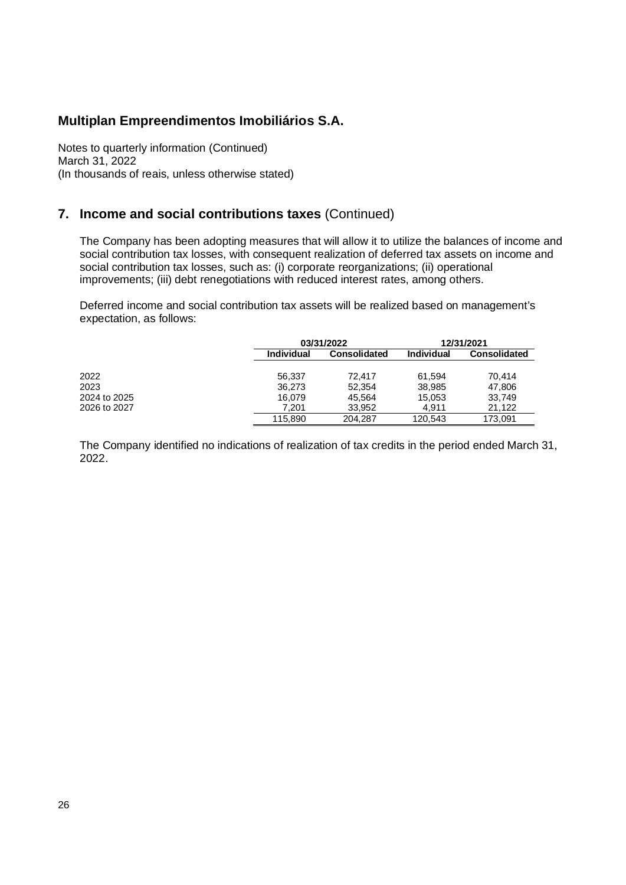## Multiplan Empreendimentos Imobiliários S.A.

Notes to quarterly information (Continued)
March 31, 2022
(In thousands of reais, unless otherwise stated)

## 7. Income and social contributions taxes (Continued)

The Company has been adopting measures that will allow it to utilize the balances of income and social contribution tax losses, with consequent realization of deferred tax assets on income and social contribution tax losses, such as: (i) corporate reorganizations; (ii) operational improvements; (iii) debt renegotiations with reduced interest rates, among others.

Deferred income and social contribution tax assets will be realized based on management's expectation, as follows:

| | 03/31/2022 | | 12/31/2021 | |
|---|---|---|---|---|
| | Individual | Consolidated | Individual | Consolidated |
| 2022 | 56,337 | 72,417 | 61,594 | 70,414 |
| 2023 | 36,273 | 52,354 | 38,985 | 47,806 |
| 2024 to 2025 | 16,079 | 45,564 | 15,053 | 33,749 |
| 2026 to 2027 | 7,201 | 33,952 | 4,911 | 21,122 |
| | 115,890 | 204,287 | 120,543 | 173,091 |

The Company identified no indications of realization of tax credits in the period ended March 31, 2022.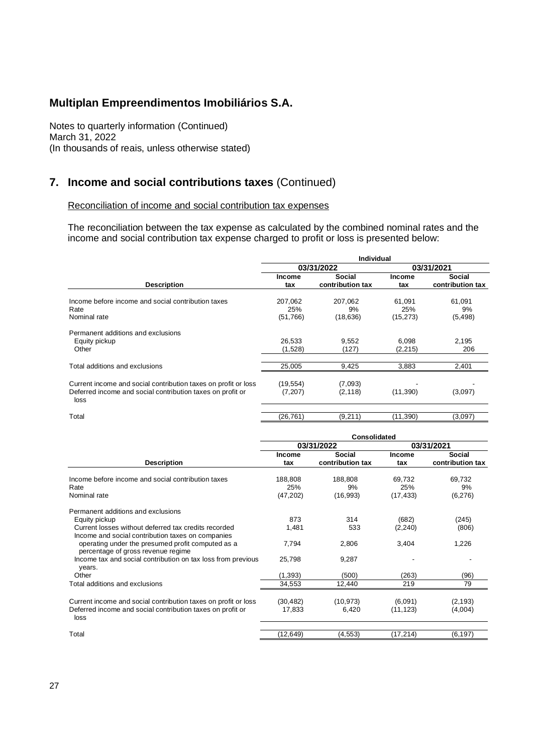# Multiplan Empreendimentos Imobiliários S.A.

Notes to quarterly information (Continued)
March 31, 2022
(In thousands of reais, unless otherwise stated)

## 7. Income and social contributions taxes (Continued)

Reconciliation of income and social contribution tax expenses

The reconciliation between the tax expense as calculated by the combined nominal rates and the income and social contribution tax expense charged to profit or loss is presented below:

| | Individual | | | |
|---|---|---|---|---|
| | 03/31/2022 | | 03/31/2021 | |
| Description | Income tax | Social contribution tax | Income tax | Social contribution tax |
| Income before income and social contribution taxes | 207,062 | 207,062 | 61,091 | 61,091 |
| Rate | 25% | 9% | 25% | 9% |
| Nominal rate | (51,766) | (18,636) | (15,273) | (5,498) |
| Permanent additions and exclusions | | | | |
| Equity pickup | 26,533 | 9,552 | 6,098 | 2,195 |
| Other | (1,528) | (127) | (2,215) | 206 |
| Total additions and exclusions | 25,005 | 9,425 | 3,883 | 2,401 |
| Current income and social contribution taxes on profit or loss | (19,554) | (7,093) | - | - |
| Deferred income and social contribution taxes on profit or loss | (7,207) | (2,118) | (11,390) | (3,097) |
| Total | (26,761) | (9,211) | (11,390) | (3,097) |

| | Consolidated | | | |
|---|---|---|---|---|
| | 03/31/2022 | | 03/31/2021 | |
| Description | Income tax | Social contribution tax | Income tax | Social contribution tax |
| Income before income and social contribution taxes | 188,808 | 188,808 | 69,732 | 69,732 |
| Rate | 25% | 9% | 25% | 9% |
| Nominal rate | (47,202) | (16,993) | (17,433) | (6,276) |
| Permanent additions and exclusions | | | | |
| Equity pickup | 873 | 314 | (682) | (245) |
| Current losses without deferred tax credits recorded | 1,481 | 533 | (2,240) | (806) |
| Income and social contribution taxes on companies operating under the presumed profit computed as a percentage of gross revenue regime | 7,794 | 2,806 | 3,404 | 1,226 |
| Income tax and social contribution on tax loss from previous years. | 25,798 | 9,287 | - | - |
| Other | (1,393) | (500) | (263) | (96) |
| Total additions and exclusions | 34,553 | 12,440 | 219 | 79 |
| Current income and social contribution taxes on profit or loss | (30,482) | (10,973) | (6,091) | (2,193) |
| Deferred income and social contribution taxes on profit or loss | 17,833 | 6,420 | (11,123) | (4,004) |
| Total | (12,649) | (4,553) | (17,214) | (6,197) |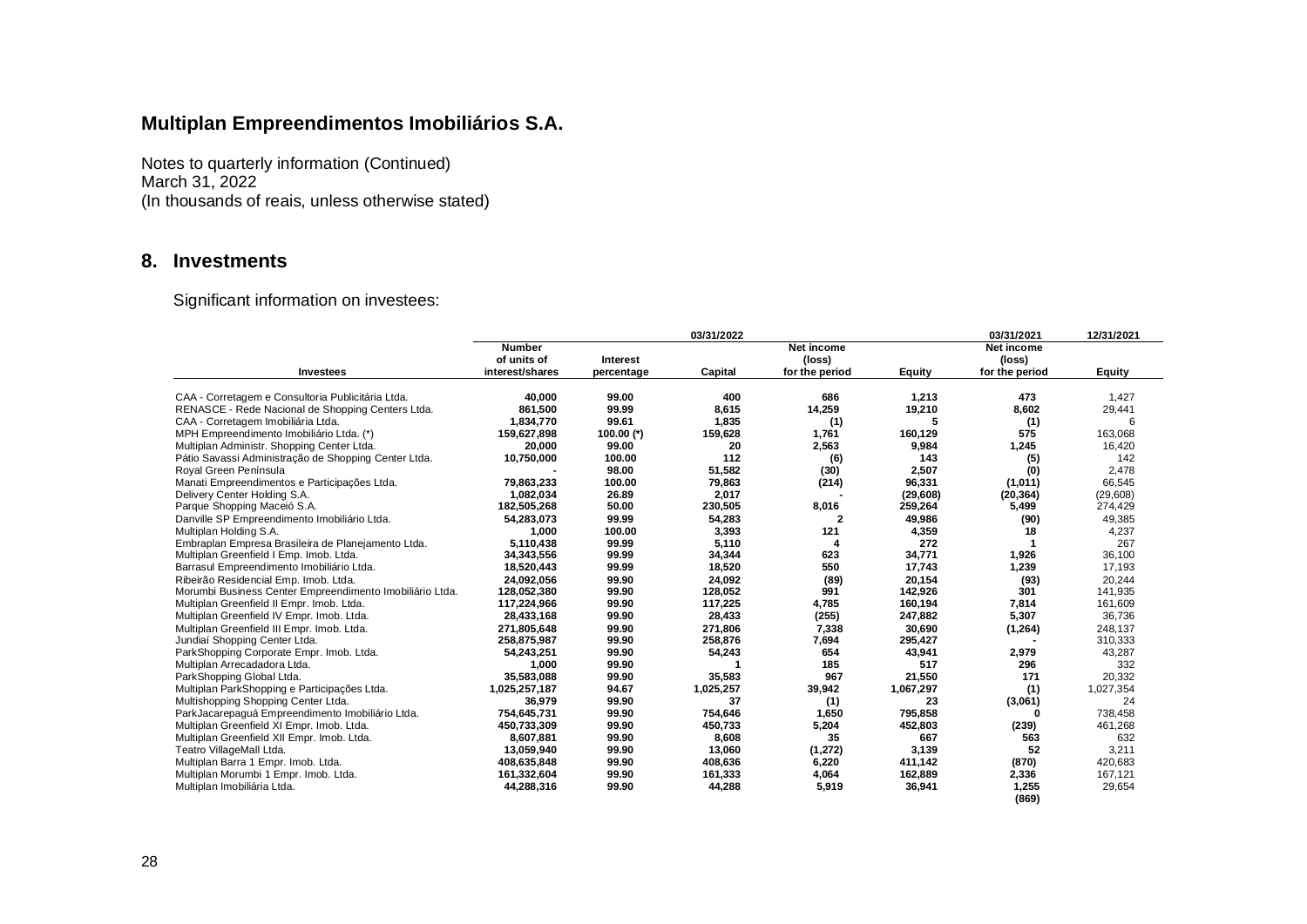## Multiplan Empreendimentos Imobiliários S.A.

Notes to quarterly information (Continued)
March 31, 2022
(In thousands of reais, unless otherwise stated)

## 8. Investments

Significant information on investees:

| | 03/31/2022 | | | | | 03/31/2021 | 12/31/2021 |
|---|---|---|---|---|---|---|---|
| Investees | Number of units of interest/shares | Interest percentage | Capital | Net income (loss) for the period | Equity | Net income (loss) for the period | Equity |
| CAA - Corretagem e Consultoria Publicitária Ltda. | 40,000 | 99.00 | 400 | 686 | 1,213 | 473 | 1,427 |
| RENASCE - Rede Nacional de Shopping Centers Ltda. | 861,500 | 99.99 | 8,615 | 14,259 | 19,210 | 8,602 | 29,441 |
| CAA - Corretagem Imobiliária Ltda. | 1,834,770 | 99.61 | 1,835 | (1) | 5 | (1) | 6 |
| MPH Empreendimento Imobiliário Ltda. (*) | 159,627,898 | 100.00 (*) | 159,628 | 1,761 | 160,129 | 575 | 163,068 |
| Multiplan Administr. Shopping Center Ltda. | 20,000 | 99.00 | 20 | 2,563 | 9,984 | 1,245 | 16,420 |
| Pátio Savassi Administração de Shopping Center Ltda. | 10,750,000 | 100.00 | 112 | (6) | 143 | (5) | 142 |
| Royal Green Península | - | 98.00 | 51,582 | (30) | 2,507 | (0) | 2,478 |
| Manati Empreendimentos e Participações Ltda. | 79,863,233 | 100.00 | 79,863 | (214) | 96,331 | (1,011) | 66,545 |
| Delivery Center Holding S.A. | 1,082,034 | 26.89 | 2,017 | - | (29,608) | (20,364) | (29,608) |
| Parque Shopping Maceió S.A. | 182,505,268 | 50.00 | 230,505 | 8,016 | 259,264 | 5,499 | 274,429 |
| Danville SP Empreendimento Imobiliário Ltda. | 54,283,073 | 99.99 | 54,283 | 2 | 49,986 | (90) | 49,385 |
| Multiplan Holding S.A. | 1,000 | 100.00 | 3,393 | 121 | 4,359 | 18 | 4,237 |
| Embraplan Empresa Brasileira de Planejamento Ltda. | 5,110,438 | 99.99 | 5,110 | 4 | 272 | 1 | 267 |
| Multiplan Greenfield I Emp. Imob. Ltda. | 34,343,556 | 99.99 | 34,344 | 623 | 34,771 | 1,926 | 36,100 |
| Barrasul Empreendimento Imobiliário Ltda. | 18,520,443 | 99.99 | 18,520 | 550 | 17,743 | 1,239 | 17,193 |
| Ribeirão Residencial Emp. Imob. Ltda. | 24,092,056 | 99.90 | 24,092 | (89) | 20,154 | (93) | 20,244 |
| Morumbi Business Center Empreendimento Imobiliário Ltda. | 128,052,380 | 99.90 | 128,052 | 991 | 142,926 | 301 | 141,935 |
| Multiplan Greenfield II Empr. Imob. Ltda. | 117,224,966 | 99.90 | 117,225 | 4,785 | 160,194 | 7,814 | 161,609 |
| Multiplan Greenfield IV Empr. Imob. Ltda. | 28,433,168 | 99.90 | 28,433 | (255) | 247,882 | 5,307 | 36,736 |
| Multiplan Greenfield III Empr. Imob. Ltda. | 271,805,648 | 99.90 | 271,806 | 7,338 | 30,690 | (1,264) | 248,137 |
| Jundiaí Shopping Center Ltda. | 258,875,987 | 99.90 | 258,876 | 7,694 | 295,427 | - | 310,333 |
| ParkShopping Corporate Empr. Imob. Ltda. | 54,243,251 | 99.90 | 54,243 | 654 | 43,941 | 2,979 | 43,287 |
| Multiplan Arrecadadora Ltda. | 1,000 | 99.90 | 1 | 185 | 517 | 296 | 332 |
| ParkShopping Global Ltda. | 35,583,088 | 99.90 | 35,583 | 967 | 21,550 | 171 | 20,332 |
| Multiplan ParkShopping e Participações Ltda. | 1,025,257,187 | 94.67 | 1,025,257 | 39,942 | 1,067,297 | (1) | 1,027,354 |
| Multishopping Shopping Center Ltda. | 36,979 | 99.90 | 37 | (1) | 23 | (3,061) | 24 |
| ParkJacarepaguá Empreendimento Imobiliário Ltda. | 754,645,731 | 99.90 | 754,646 | 1,650 | 795,858 | 0 | 738,458 |
| Multiplan Greenfield XI Empr. Imob. Ltda. | 450,733,309 | 99.90 | 450,733 | 5,204 | 452,803 | (239) | 461,268 |
| Multiplan Greenfield XII Empr. Imob. Ltda. | 8,607,881 | 99.90 | 8,608 | 35 | 667 | 563 | 632 |
| Teatro VillageMall Ltda. | 13,059,940 | 99.90 | 13,060 | (1,272) | 3,139 | 52 | 3,211 |
| Multiplan Barra 1 Empr. Imob. Ltda. | 408,635,848 | 99.90 | 408,636 | 6,220 | 411,142 | (870) | 420,683 |
| Multiplan Morumbi 1 Empr. Imob. Ltda. | 161,332,604 | 99.90 | 161,333 | 4,064 | 162,889 | 2,336 | 167,121 |
| Multiplan Imobiliária Ltda. | 44,288,316 | 99.90 | 44,288 | 5,919 | 36,941 | 1,255 | 29,654 |
| | | | | | | (869) | |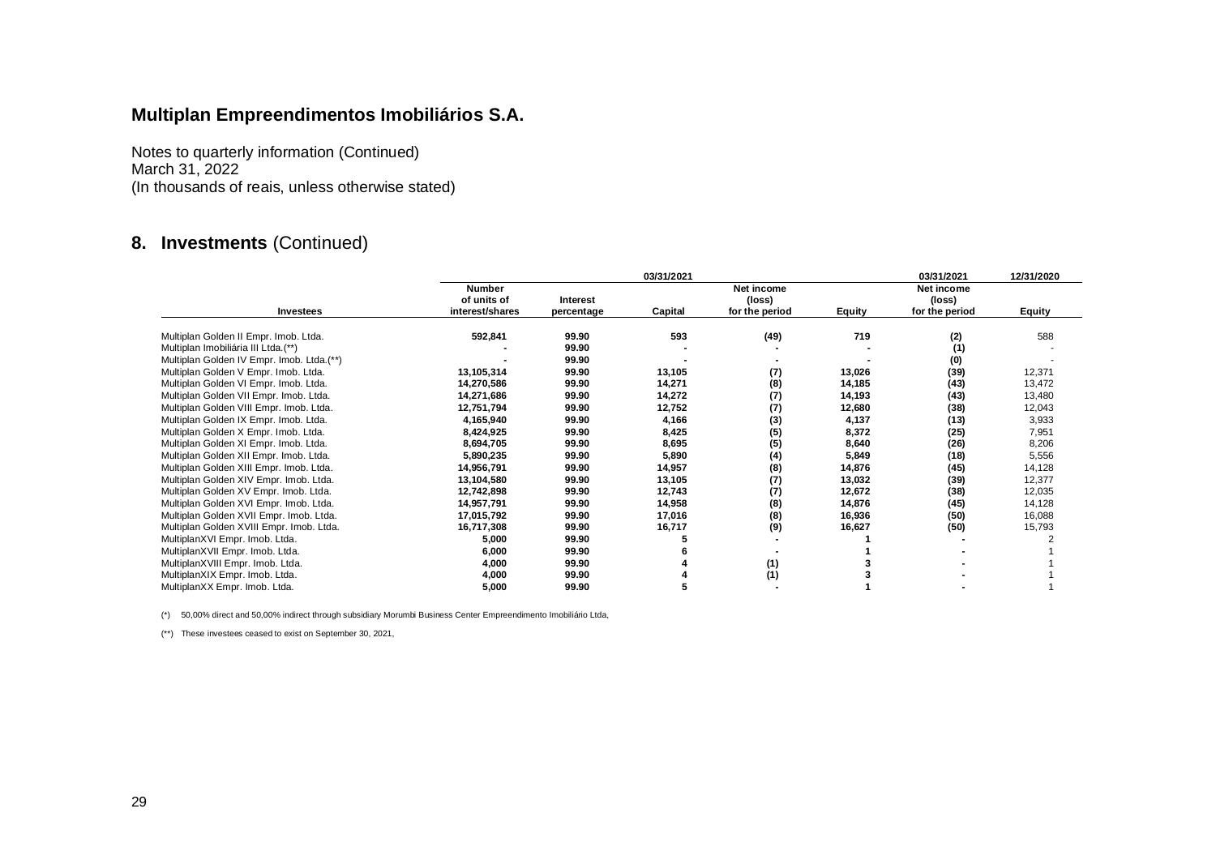# Multiplan Empreendimentos Imobiliários S.A.

Notes to quarterly information (Continued)
March 31, 2022
(In thousands of reais, unless otherwise stated)

## 8. Investments (Continued)

| | 03/31/2021 | | | | | 03/31/2021 | 12/31/2020 |
|---|---|---|---|---|---|---|---|
| **Investees** | **Number of units of interest/shares** | **Interest percentage** | **Capital** | **Net income (loss) for the period** | **Equity** | **Net income (loss) for the period** | **Equity** |
| Multiplan Golden II Empr. Imob. Ltda. | 592,841 | 99.90 | 593 | (49) | 719 | (2) | 588 |
| Multiplan Imobiliária III Ltda.(**) | - | 99.90 | - | - | - | (1) | - |
| Multiplan Golden IV Empr. Imob. Ltda.(**) | - | 99.90 | - | - | - | (0) | - |
| Multiplan Golden V Empr. Imob. Ltda. | 13,105,314 | 99.90 | 13,105 | (7) | 13,026 | (39) | 12,371 |
| Multiplan Golden VI Empr. Imob. Ltda. | 14,270,586 | 99.90 | 14,271 | (8) | 14,185 | (43) | 13,472 |
| Multiplan Golden VII Empr. Imob. Ltda. | 14,271,686 | 99.90 | 14,272 | (7) | 14,193 | (43) | 13,480 |
| Multiplan Golden VIII Empr. Imob. Ltda. | 12,751,794 | 99.90 | 12,752 | (7) | 12,680 | (38) | 12,043 |
| Multiplan Golden IX Empr. Imob. Ltda. | 4,165,940 | 99.90 | 4,166 | (3) | 4,137 | (13) | 3,933 |
| Multiplan Golden X Empr. Imob. Ltda. | 8,424,925 | 99.90 | 8,425 | (5) | 8,372 | (25) | 7,951 |
| Multiplan Golden XI Empr. Imob. Ltda. | 8,694,705 | 99.90 | 8,695 | (5) | 8,640 | (26) | 8,206 |
| Multiplan Golden XII Empr. Imob. Ltda. | 5,890,235 | 99.90 | 5,890 | (4) | 5,849 | (18) | 5,556 |
| Multiplan Golden XIII Empr. Imob. Ltda. | 14,956,791 | 99.90 | 14,957 | (8) | 14,876 | (45) | 14,128 |
| Multiplan Golden XIV Empr. Imob. Ltda. | 13,104,580 | 99.90 | 13,105 | (7) | 13,032 | (39) | 12,377 |
| Multiplan Golden XV Empr. Imob. Ltda. | 12,742,898 | 99.90 | 12,743 | (7) | 12,672 | (38) | 12,035 |
| Multiplan Golden XVI Empr. Imob. Ltda. | 14,957,791 | 99.90 | 14,958 | (8) | 14,876 | (45) | 14,128 |
| Multiplan Golden XVII Empr. Imob. Ltda. | 17,015,792 | 99.90 | 17,016 | (8) | 16,936 | (50) | 16,088 |
| Multiplan Golden XVIII Empr. Imob. Ltda. | 16,717,308 | 99.90 | 16,717 | (9) | 16,627 | (50) | 15,793 |
| MultiplanXVI Empr. Imob. Ltda. | 5,000 | 99.90 | 5 | - | 1 | - | 2 |
| MultiplanXVII Empr. Imob. Ltda. | 6,000 | 99.90 | 6 | - | 1 | - | 1 |
| MultiplanXVIII Empr. Imob. Ltda. | 4,000 | 99.90 | 4 | (1) | 3 | - | 1 |
| MultiplanXIX Empr. Imob. Ltda. | 4,000 | 99.90 | 4 | (1) | 3 | - | 1 |
| MultiplanXX Empr. Imob. Ltda. | 5,000 | 99.90 | 5 | - | 1 | - | 1 |

(*) 50,00% direct and 50,00% indirect through subsidiary Morumbi Business Center Empreendimento Imobiliário Ltda,

(**) These investees ceased to exist on September 30, 2021,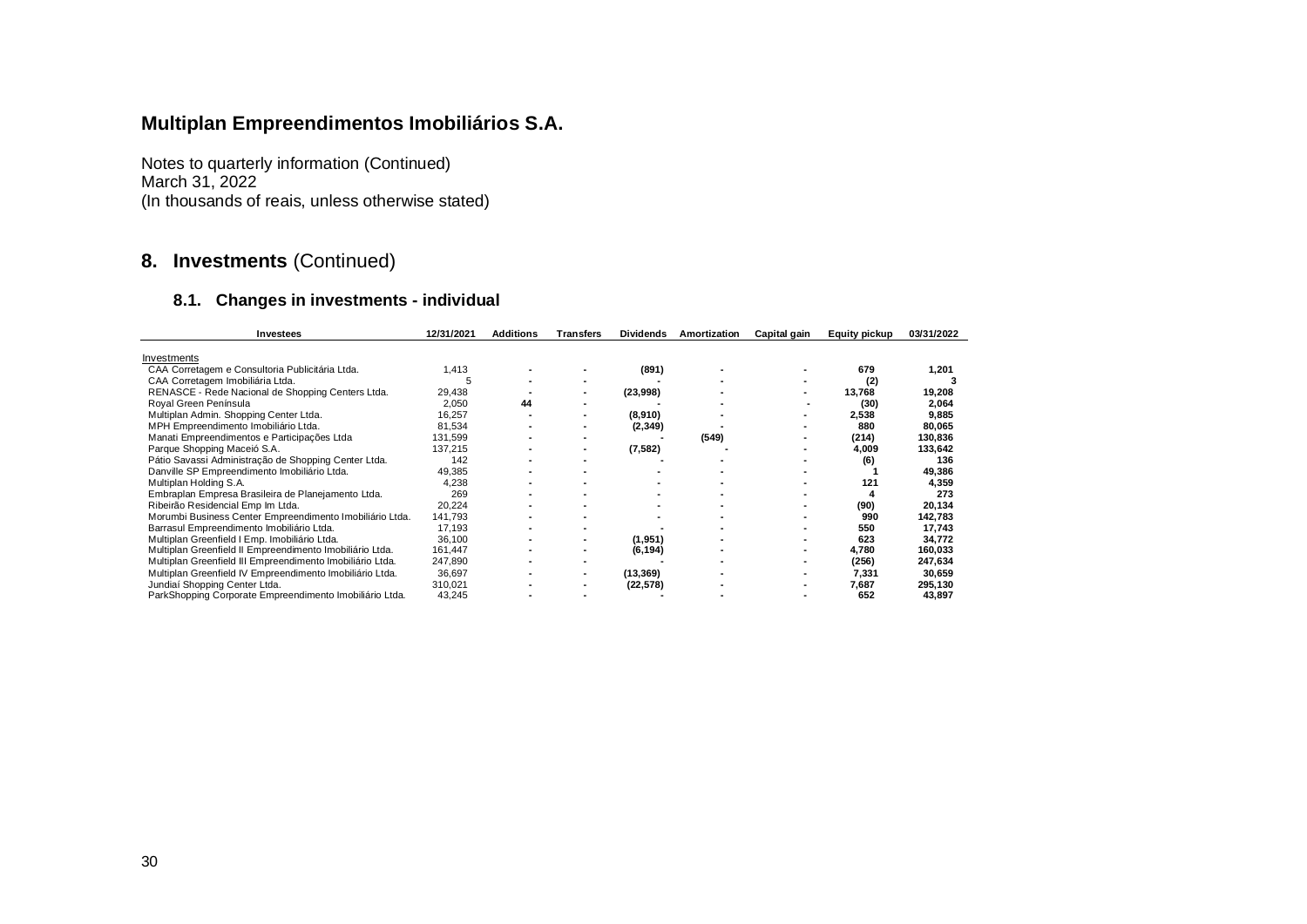# Multiplan Empreendimentos Imobiliários S.A.

Notes to quarterly information (Continued)
March 31, 2022
(In thousands of reais, unless otherwise stated)

## 8. Investments (Continued)

### 8.1. Changes in investments - individual

| Investees | 12/31/2021 | Additions | Transfers | Dividends | Amortization | Capital gain | Equity pickup | 03/31/2022 |
|---|---|---|---|---|---|---|---|---|
| Investments | | | | | | | | |
| CAA Corretagem e Consultoria Publicitária Ltda. | 1,413 | - | - | (891) | - | - | 679 | 1,201 |
| CAA Corretagem Imobiliária Ltda. | 5 | - | - | - | - | - | (2) | 3 |
| RENASCE - Rede Nacional de Shopping Centers Ltda. | 29,438 | - | - | (23,998) | - | - | 13,768 | 19,208 |
| Royal Green Península | 2,050 | 44 | - | - | - | - | (30) | 2,064 |
| Multiplan Admin. Shopping Center Ltda. | 16,257 | - | - | (8,910) | - | - | 2,538 | 9,885 |
| MPH Empreendimento Imobiliário Ltda. | 81,534 | - | - | (2,349) | - | - | 880 | 80,065 |
| Manati Empreendimentos e Participações Ltda | 131,599 | - | - | - | (549) | - | (214) | 130,836 |
| Parque Shopping Maceió S.A. | 137,215 | - | - | (7,582) | - | - | 4,009 | 133,642 |
| Pátio Savassi Administração de Shopping Center Ltda. | 142 | - | - | - | - | - | (6) | 136 |
| Danville SP Empreendimento Imobiliário Ltda. | 49,385 | - | - | - | - | - | 1 | 49,386 |
| Multiplan Holding S.A. | 4,238 | - | - | - | - | - | 121 | 4,359 |
| Embraplan Empresa Brasileira de Planejamento Ltda. | 269 | - | - | - | - | - | 4 | 273 |
| Ribeirão Residencial Emp Im Ltda. | 20,224 | - | - | - | - | - | (90) | 20,134 |
| Morumbi Business Center Empreendimento Imobiliário Ltda. | 141,793 | - | - | - | - | - | 990 | 142,783 |
| Barrasul Empreendimento Imobiliário Ltda. | 17,193 | - | - | - | - | - | 550 | 17,743 |
| Multiplan Greenfield I Emp. Imobiliário Ltda. | 36,100 | - | - | (1,951) | - | - | 623 | 34,772 |
| Multiplan Greenfield II Empreendimento Imobiliário Ltda. | 161,447 | - | - | (6,194) | - | - | 4,780 | 160,033 |
| Multiplan Greenfield III Empreendimento Imobiliário Ltda. | 247,890 | - | - | - | - | - | (256) | 247,634 |
| Multiplan Greenfield IV Empreendimento Imobiliário Ltda. | 36,697 | - | - | (13,369) | - | - | 7,331 | 30,659 |
| Jundiaí Shopping Center Ltda. | 310,021 | - | - | (22,578) | - | - | 7,687 | 295,130 |
| ParkShopping Corporate Empreendimento Imobiliário Ltda. | 43,245 | - | - | - | - | - | 652 | 43,897 |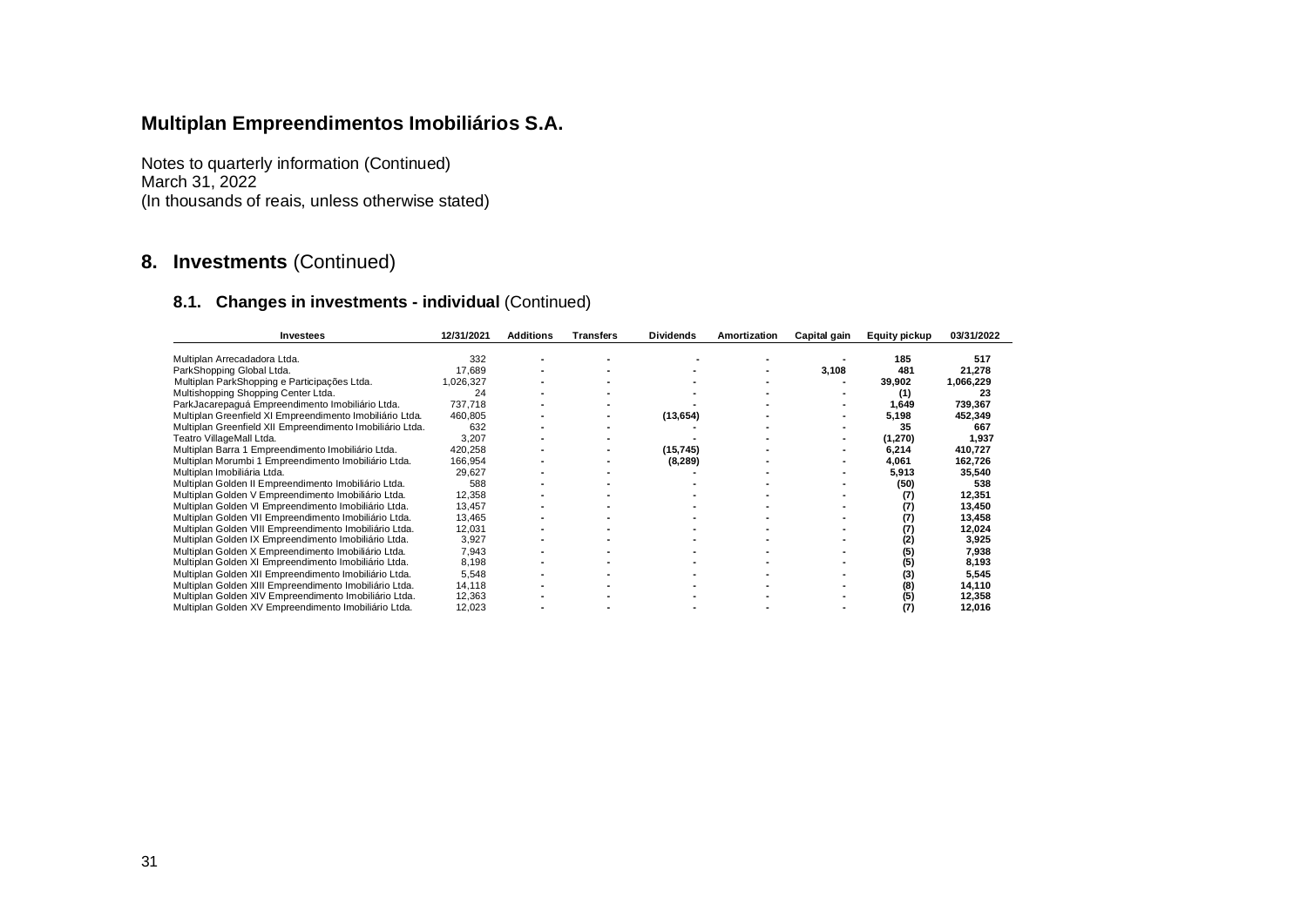# Multiplan Empreendimentos Imobiliários S.A.

Notes to quarterly information (Continued)
March 31, 2022
(In thousands of reais, unless otherwise stated)

## 8. Investments (Continued)

### 8.1. Changes in investments - individual (Continued)

| Investees | 12/31/2021 | Additions | Transfers | Dividends | Amortization | Capital gain | Equity pickup | 03/31/2022 |
|---|---|---|---|---|---|---|---|---|
| Multiplan Arrecadadora Ltda. | 332 | - | - | - | - | - | 185 | 517 |
| ParkShopping Global Ltda. | 17,689 | - | - | - | - | 3,108 | 481 | 21,278 |
| Multiplan ParkShopping e Participações Ltda. | 1,026,327 | - | - | - | - | - | 39,902 | 1,066,229 |
| Multishopping Shopping Center Ltda. | 24 | - | - | - | - | - | (1) | 23 |
| ParkJacarepaguá Empreendimento Imobiliário Ltda. | 737,718 | - | - | - | - | - | 1,649 | 739,367 |
| Multiplan Greenfield XI Empreendimento Imobiliário Ltda. | 460,805 | - | - | (13,654) | - | - | 5,198 | 452,349 |
| Multiplan Greenfield XII Empreendimento Imobiliário Ltda. | 632 | - | - | - | - | - | 35 | 667 |
| Teatro VillageMall Ltda. | 3,207 | - | - | - | - | - | (1,270) | 1,937 |
| Multiplan Barra 1 Empreendimento Imobiliário Ltda. | 420,258 | - | - | (15,745) | - | - | 6,214 | 410,727 |
| Multiplan Morumbi 1 Empreendimento Imobiliário Ltda. | 166,954 | - | - | (8,289) | - | - | 4,061 | 162,726 |
| Multiplan Imobiliária Ltda. | 29,627 | - | - | - | - | - | 5,913 | 35,540 |
| Multiplan Golden II Empreendimento Imobiliário Ltda. | 588 | - | - | - | - | - | (50) | 538 |
| Multiplan Golden V Empreendimento Imobiliário Ltda. | 12,358 | - | - | - | - | - | (7) | 12,351 |
| Multiplan Golden VI Empreendimento Imobiliário Ltda. | 13,457 | - | - | - | - | - | (7) | 13,450 |
| Multiplan Golden VII Empreendimento Imobiliário Ltda. | 13,465 | - | - | - | - | - | (7) | 13,458 |
| Multiplan Golden VIII Empreendimento Imobiliário Ltda. | 12,031 | - | - | - | - | - | (7) | 12,024 |
| Multiplan Golden IX Empreendimento Imobiliário Ltda. | 3,927 | - | - | - | - | - | (2) | 3,925 |
| Multiplan Golden X Empreendimento Imobiliário Ltda. | 7,943 | - | - | - | - | - | (5) | 7,938 |
| Multiplan Golden XI Empreendimento Imobiliário Ltda. | 8,198 | - | - | - | - | - | (5) | 8,193 |
| Multiplan Golden XII Empreendimento Imobiliário Ltda. | 5,548 | - | - | - | - | - | (3) | 5,545 |
| Multiplan Golden XIII Empreendimento Imobiliário Ltda. | 14,118 | - | - | - | - | - | (8) | 14,110 |
| Multiplan Golden XIV Empreendimento Imobiliário Ltda. | 12,363 | - | - | - | - | - | (5) | 12,358 |
| Multiplan Golden XV Empreendimento Imobiliário Ltda. | 12,023 | - | - | - | - | - | (7) | 12,016 |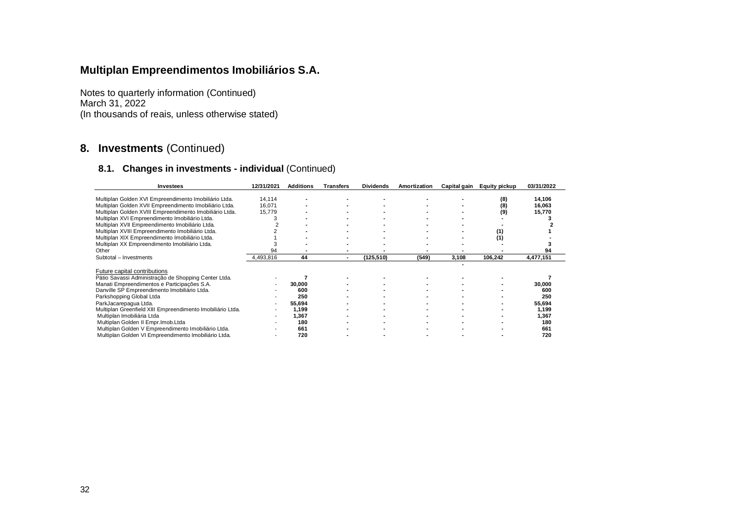# Multiplan Empreendimentos Imobiliários S.A.

Notes to quarterly information (Continued)
March 31, 2022
(In thousands of reais, unless otherwise stated)

## 8. Investments (Continued)

### 8.1. Changes in investments - individual (Continued)

| Investees | 12/31/2021 | Additions | Transfers | Dividends | Amortization | Capital gain | Equity pickup | 03/31/2022 |
|---|---|---|---|---|---|---|---|---|
| Multiplan Golden XVI Empreendimento Imobiliário Ltda. | 14,114 | - | - | - | - | - | (8) | 14,106 |
| Multiplan Golden XVII Empreendimento Imobiliário Ltda. | 16,071 | - | - | - | - | - | (8) | 16,063 |
| Multiplan Golden XVIII Empreendimento Imobiliário Ltda. | 15,779 | - | - | - | - | - | (9) | 15,770 |
| Multiplan XVI Empreendimento Imobiliário Ltda. | 3 | - | - | - | - | - | - | 3 |
| Multiplan XVII Empreendimento Imobiliário Ltda. | 2 | - | - | - | - | - | - | 2 |
| Multiplan XVIII Empreendimento Imobiliário Ltda. | 2 | - | - | - | - | - | (1) | 1 |
| Multiplan XIX Empreendimento Imobiliário Ltda. | 1 | - | - | - | - | - | (1) | - |
| Multiplan XX Empreendimento Imobiliário Ltda. | 3 | - | - | - | - | - | - | 3 |
| Other | 94 | - | - | - | - | - | - | 94 |
| Subtotal – Investments | 4,493,816 | 44 | - | (125,510) | (549) | 3,108 | 106,242 | 4,477,151 |
| | | | | | | - | | |
| Future capital contributions | | | | | | | | |
| Pátio Savassi Administração de Shopping Center Ltda. | - | 7 | - | - | - | - | - | 7 |
| Manati Empreendimentos e Participações S.A. | - | 30,000 | - | - | - | - | - | 30,000 |
| Danville SP Empreendimento Imobiliário Ltda. | - | 600 | - | - | - | - | - | 600 |
| Parkshopping Global Ltda | - | 250 | - | - | - | - | - | 250 |
| ParkJacarepagua Ltda. | - | 55,694 | - | - | - | - | - | 55,694 |
| Multiplan Greenfield XIII Empreendimento Imobiliário Ltda. | - | 1,199 | - | - | - | - | - | 1,199 |
| Multiplan Imobiliária Ltda | - | 1,367 | - | - | - | - | - | 1,367 |
| Multiplan Golden II Empr.Imob.Ltda | - | 180 | - | - | - | - | - | 180 |
| Multiplan Golden V Empreendimento Imobiliário Ltda. | - | 661 | - | - | - | - | - | 661 |
| Multiplan Golden VI Empreendimento Imobiliário Ltda. | - | 720 | - | - | - | - | - | 720 |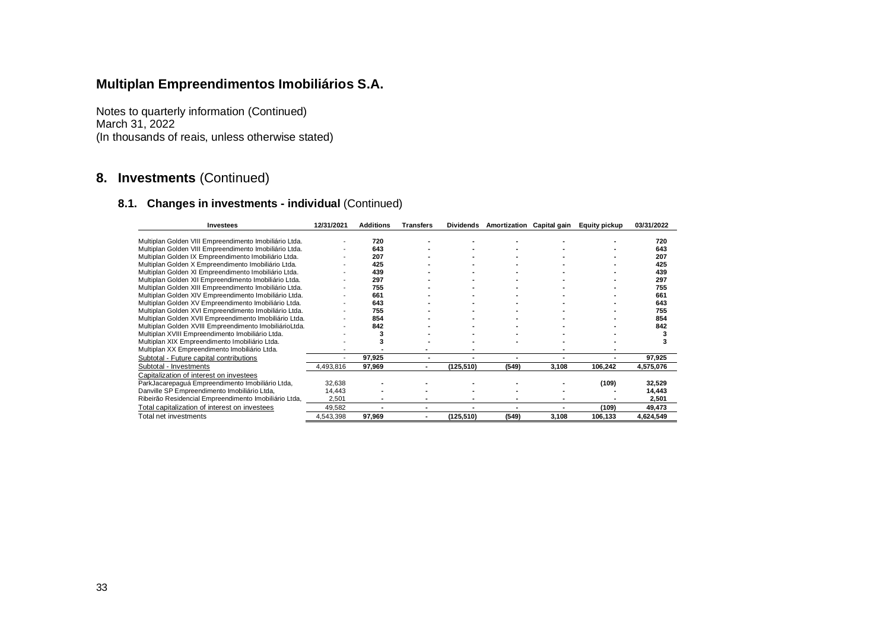## Multiplan Empreendimentos Imobiliários S.A.

Notes to quarterly information (Continued)
March 31, 2022
(In thousands of reais, unless otherwise stated)

## 8. Investments (Continued)

### 8.1. Changes in investments - individual (Continued)

| Investees | 12/31/2021 | Additions | Transfers | Dividends | Amortization | Capital gain | Equity pickup | 03/31/2022 |
|---|---|---|---|---|---|---|---|---|
| Multiplan Golden VIII Empreendimento Imobiliário Ltda. | - | **720** | - | - | - | - | - | **720** |
| Multiplan Golden VIII Empreendimento Imobiliário Ltda. | - | **643** | - | - | - | - | - | **643** |
| Multiplan Golden IX Empreendimento Imobiliário Ltda. | - | **207** | - | - | - | - | - | **207** |
| Multiplan Golden X Empreendimento Imobiliário Ltda. | - | **425** | - | - | - | - | - | **425** |
| Multiplan Golden XI Empreendimento Imobiliário Ltda. | - | **439** | - | - | - | - | - | **439** |
| Multiplan Golden XII Empreendimento Imobiliário Ltda. | - | **297** | - | - | - | - | - | **297** |
| Multiplan Golden XIII Empreendimento Imobiliário Ltda. | - | **755** | - | - | - | - | - | **755** |
| Multiplan Golden XIV Empreendimento Imobiliário Ltda. | - | **661** | - | - | - | - | - | **661** |
| Multiplan Golden XV Empreendimento Imobiliário Ltda. | - | **643** | - | - | - | - | - | **643** |
| Multiplan Golden XVI Empreendimento Imobiliário Ltda. | - | **755** | - | - | - | - | - | **755** |
| Multiplan Golden XVII Empreendimento Imobiliário Ltda. | - | **854** | - | - | - | - | - | **854** |
| Multiplan Golden XVIII Empreendimento ImobiliárioLtda. | - | **842** | - | - | - | - | - | **842** |
| Multiplan XVIII Empreendimento Imobiliário Ltda. | - | **3** | - | - | - | - | - | **3** |
| Multiplan XIX Empreendimento Imobiliário Ltda. | - | **3** | - | - | - | - | - | **3** |
| Multiplan XX Empreendimento Imobiliário Ltda. | - | - | - | - | | - | - | |
| Subtotal - Future capital contributions | - | **97,925** | - | - | - | - | - | **97,925** |
| Subtotal - Investments | 4,493,816 | **97,969** | - | **(125,510)** | **(549)** | **3,108** | **106,242** | **4,575,076** |
| Capitalization of interest on investees | | | | | | | | |
| ParkJacarepaguá Empreendimento Imobiliário Ltda, | 32,638 | - | - | - | - | - | **(109)** | **32,529** |
| Danville SP Empreendimento Imobiliário Ltda, | 14,443 | - | - | - | - | - | - | **14,443** |
| Ribeirão Residencial Empreendimento Imobiliário Ltda, | 2,501 | - | - | - | - | - | - | **2,501** |
| Total capitalization of interest on investees | 49,582 | - | - | - | - | - | **(109)** | **49,473** |
| Total net investments | 4,543,398 | **97,969** | - | **(125,510)** | **(549)** | **3,108** | **106,133** | **4,624,549** |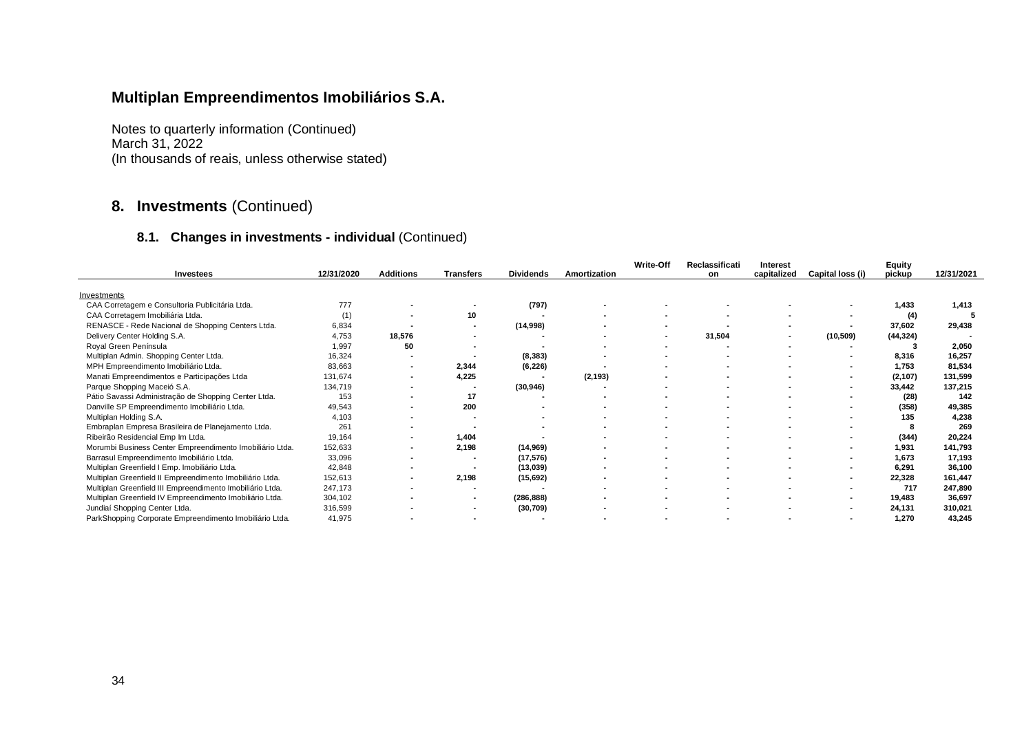# Multiplan Empreendimentos Imobiliários S.A.

Notes to quarterly information (Continued)
March 31, 2022
(In thousands of reais, unless otherwise stated)

## 8. Investments (Continued)

### 8.1. Changes in investments - individual (Continued)

| Investees | 12/31/2020 | Additions | Transfers | Dividends | Amortization | Write-Off | Reclassification | Interest capitalized | Capital loss (i) | Equity pickup | 12/31/2021 |
|---|---|---|---|---|---|---|---|---|---|---|---|
| Investments | | | | | | | | | | | |
| CAA Corretagem e Consultoria Publicitária Ltda. | 777 | - | - | (797) | - | - | - | - | - | 1,433 | 1,413 |
| CAA Corretagem Imobiliária Ltda. | (1) | - | 10 | - | - | - | - | - | - | (4) | 5 |
| RENASCE - Rede Nacional de Shopping Centers Ltda. | 6,834 | - | - | (14,998) | - | - | - | - | - | 37,602 | 29,438 |
| Delivery Center Holding S.A. | 4,753 | 18,576 | - | - | - | - | 31,504 | - | (10,509) | (44,324) | - |
| Royal Green Península | 1,997 | 50 | - | - | - | - | - | - | - | 3 | 2,050 |
| Multiplan Admin. Shopping Center Ltda. | 16,324 | - | - | (8,383) | - | - | - | - | - | 8,316 | 16,257 |
| MPH Empreendimento Imobiliário Ltda. | 83,663 | - | 2,344 | (6,226) | - | - | - | - | - | 1,753 | 81,534 |
| Manati Empreendimentos e Participações Ltda | 131,674 | - | 4,225 | - | (2,193) | - | - | - | - | (2,107) | 131,599 |
| Parque Shopping Maceió S.A. | 134,719 | - | - | (30,946) | - | - | - | - | - | 33,442 | 137,215 |
| Pátio Savassi Administração de Shopping Center Ltda. | 153 | - | 17 | - | - | - | - | - | - | (28) | 142 |
| Danville SP Empreendimento Imobiliário Ltda. | 49,543 | - | 200 | - | - | - | - | - | - | (358) | 49,385 |
| Multiplan Holding S.A. | 4,103 | - | - | - | - | - | - | - | - | 135 | 4,238 |
| Embraplan Empresa Brasileira de Planejamento Ltda. | 261 | - | - | - | - | - | - | - | - | 8 | 269 |
| Ribeirão Residencial Emp Im Ltda. | 19,164 | - | 1,404 | - | - | - | - | - | - | (344) | 20,224 |
| Morumbi Business Center Empreendimento Imobiliário Ltda. | 152,633 | - | 2,198 | (14,969) | - | - | - | - | - | 1,931 | 141,793 |
| Barrasul Empreendimento Imobiliário Ltda. | 33,096 | - | - | (17,576) | - | - | - | - | - | 1,673 | 17,193 |
| Multiplan Greenfield I Emp. Imobiliário Ltda. | 42,848 | - | - | (13,039) | - | - | - | - | - | 6,291 | 36,100 |
| Multiplan Greenfield II Empreendimento Imobiliário Ltda. | 152,613 | - | 2,198 | (15,692) | - | - | - | - | - | 22,328 | 161,447 |
| Multiplan Greenfield III Empreendimento Imobiliário Ltda. | 247,173 | - | - | - | - | - | - | - | - | 717 | 247,890 |
| Multiplan Greenfield IV Empreendimento Imobiliário Ltda. | 304,102 | - | - | (286,888) | - | - | - | - | - | 19,483 | 36,697 |
| Jundiaí Shopping Center Ltda. | 316,599 | - | - | (30,709) | - | - | - | - | - | 24,131 | 310,021 |
| ParkShopping Corporate Empreendimento Imobiliário Ltda. | 41,975 | - | - | - | - | - | - | - | - | 1,270 | 43,245 |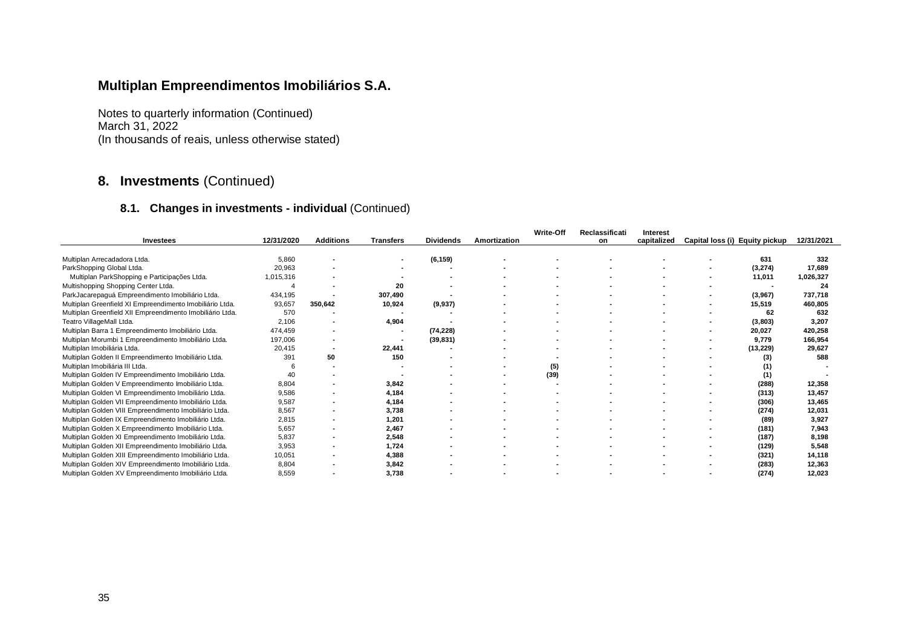# Multiplan Empreendimentos Imobiliários S.A.

Notes to quarterly information (Continued)
March 31, 2022
(In thousands of reais, unless otherwise stated)

## 8. Investments (Continued)

### 8.1. Changes in investments - individual (Continued)

| Investees | 12/31/2020 | Additions | Transfers | Dividends | Amortization | Write-Off | Reclassification | Interest capitalized | Capital loss (i) | Equity pickup | 12/31/2021 |
|---|---|---|---|---|---|---|---|---|---|---|---|
| Multiplan Arrecadadora Ltda. | 5,860 | - | - | (6,159) | - | - | - | - | - | 631 | 332 |
| ParkShopping Global Ltda. | 20,963 | - | - | - | - | - | - | - | - | (3,274) | 17,689 |
| Multiplan ParkShopping e Participações Ltda. | 1,015,316 | - | - | - | - | - | - | - | - | 11,011 | 1,026,327 |
| Multishopping Shopping Center Ltda. | 4 | - | 20 | - | - | - | - | - | - | - | 24 |
| ParkJacarepaguá Empreendimento Imobiliário Ltda. | 434,195 | - | 307,490 | - | - | - | - | - | - | (3,967) | 737,718 |
| Multiplan Greenfield XI Empreendimento Imobiliário Ltda. | 93,657 | 350,642 | 10,924 | (9,937) | - | - | - | - | - | 15,519 | 460,805 |
| Multiplan Greenfield XII Empreendimento Imobiliário Ltda. | 570 | - | - | - | - | - | - | - | - | 62 | 632 |
| Teatro VillageMall Ltda. | 2,106 | - | 4,904 | - | - | - | - | - | - | (3,803) | 3,207 |
| Multiplan Barra 1 Empreendimento Imobiliário Ltda. | 474,459 | - | - | (74,228) | - | - | - | - | - | 20,027 | 420,258 |
| Multiplan Morumbi 1 Empreendimento Imobiliário Ltda. | 197,006 | - | - | (39,831) | - | - | - | - | - | 9,779 | 166,954 |
| Multiplan Imobiliária Ltda. | 20,415 | - | 22,441 | - | - | - | - | - | - | (13,229) | 29,627 |
| Multiplan Golden II Empreendimento Imobiliário Ltda. | 391 | 50 | 150 | - | - | - | - | - | - | (3) | 588 |
| Multiplan Imobiliária III Ltda. | 6 | - | - | - | - | (5) | - | - | - | (1) | - |
| Multiplan Golden IV Empreendimento Imobiliário Ltda. | 40 | - | - | - | - | (39) | - | - | - | (1) | - |
| Multiplan Golden V Empreendimento Imobiliário Ltda. | 8,804 | - | 3,842 | - | - | - | - | - | - | (288) | 12,358 |
| Multiplan Golden VI Empreendimento Imobiliário Ltda. | 9,586 | - | 4,184 | - | - | - | - | - | - | (313) | 13,457 |
| Multiplan Golden VII Empreendimento Imobiliário Ltda. | 9,587 | - | 4,184 | - | - | - | - | - | - | (306) | 13,465 |
| Multiplan Golden VIII Empreendimento Imobiliário Ltda. | 8,567 | - | 3,738 | - | - | - | - | - | - | (274) | 12,031 |
| Multiplan Golden IX Empreendimento Imobiliário Ltda. | 2,815 | - | 1,201 | - | - | - | - | - | - | (89) | 3,927 |
| Multiplan Golden X Empreendimento Imobiliário Ltda. | 5,657 | - | 2,467 | - | - | - | - | - | - | (181) | 7,943 |
| Multiplan Golden XI Empreendimento Imobiliário Ltda. | 5,837 | - | 2,548 | - | - | - | - | - | - | (187) | 8,198 |
| Multiplan Golden XII Empreendimento Imobiliário Ltda. | 3,953 | - | 1,724 | - | - | - | - | - | - | (129) | 5,548 |
| Multiplan Golden XIII Empreendimento Imobiliário Ltda. | 10,051 | - | 4,388 | - | - | - | - | - | - | (321) | 14,118 |
| Multiplan Golden XIV Empreendimento Imobiliário Ltda. | 8,804 | - | 3,842 | - | - | - | - | - | - | (283) | 12,363 |
| Multiplan Golden XV Empreendimento Imobiliário Ltda. | 8,559 | - | 3,738 | - | - | - | - | - | - | (274) | 12,023 |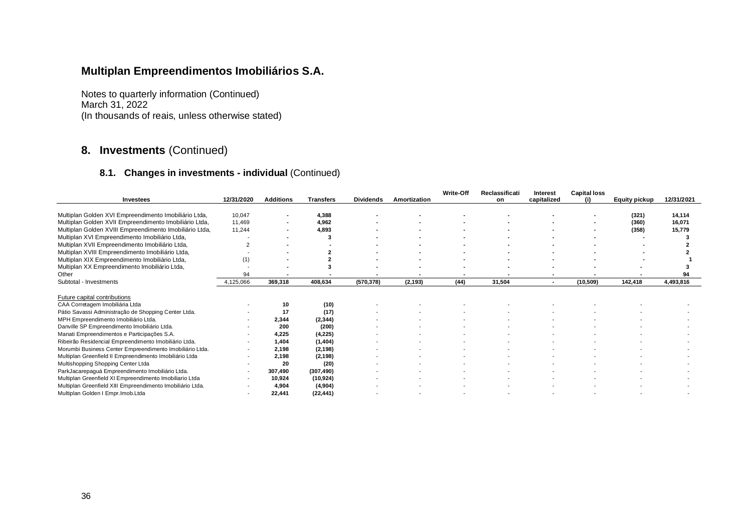**Multiplan Empreendimentos Imobiliários S.A.**

Notes to quarterly information (Continued)
March 31, 2022
(In thousands of reais, unless otherwise stated)

## 8. Investments (Continued)

### 8.1. Changes in investments - individual (Continued)

| Investees | 12/31/2020 | Additions | Transfers | Dividends | Amortization | Write-Off | Reclassification | Interest capitalized | Capital loss (i) | Equity pickup | 12/31/2021 |
|---|---|---|---|---|---|---|---|---|---|---|---|
| Multiplan Golden XVI Empreendimento Imobiliário Ltda, | 10,047 | - | 4,388 | - | - | - | - | - | - | (321) | 14,114 |
| Multiplan Golden XVII Empreendimento Imobiliário Ltda, | 11,469 | - | 4,962 | - | - | - | - | - | - | (360) | 16,071 |
| Multiplan Golden XVIII Empreendimento Imobiliário Ltda, | 11,244 | - | 4,893 | - | - | - | - | - | - | (358) | 15,779 |
| Multiplan XVI Empreendimento Imobiliário Ltda, | - | - | 3 | - | - | - | - | - | - | - | 3 |
| Multiplan XVII Empreendimento Imobiliário Ltda, | 2 | - | - | - | - | - | - | - | - | - | 2 |
| Multiplan XVIII Empreendimento Imobiliário Ltda, | - | - | 2 | - | - | - | - | - | - | - | 2 |
| Multiplan XIX Empreendimento Imobiliário Ltda, | (1) | - | 2 | - | - | - | - | - | - | - | 1 |
| Multiplan XX Empreendimento Imobiliário Ltda, | - | - | 3 | - | - | - | - | - | - | - | 3 |
| Other | 94 | - | - | - | - | - | - | - | - | - | 94 |
| Subtotal - Investments | 4,125,066 | 369,318 | 408,634 | (570,378) | (2,193) | (44) | 31,504 | - | (10,509) | 142,418 | 4,493,816 |
| | | | | | | | | | | | |
| Future capital contributions | | | | | | | | | | | |
| CAA Corretagem Imobiliária Ltda | - | 10 | (10) | - | - | - | - | - | - | - | - |
| Pátio Savassi Administração de Shopping Center Ltda. | - | 17 | (17) | - | - | - | - | - | - | - | - |
| MPH Empreendimento Imobiliário Ltda. | - | 2,344 | (2,344) | - | - | - | - | - | - | - | - |
| Danville SP Empreendimento Imobiliário Ltda. | - | 200 | (200) | - | - | - | - | - | - | - | - |
| Manati Empreendimentos e Participações S.A. | - | 4,225 | (4,225) | - | - | - | - | - | - | - | - |
| Ribeirão Residencial Empreendimento Imobiliário Ltda. | - | 1,404 | (1,404) | - | - | - | - | - | - | - | - |
| Morumbi Business Center Empreendimento Imobiliário Ltda. | - | 2,198 | (2,198) | - | - | - | - | - | - | - | - |
| Multiplan Greenfield II Empreendimento Imobiliário Ltda | - | 2,198 | (2,198) | - | - | - | - | - | - | - | - |
| Multishopping Shopping Center Ltda | - | 20 | (20) | - | - | - | - | - | - | - | - |
| ParkJacarepaguá Empreendimento Imobiliário Ltda. | - | 307,490 | (307,490) | - | - | - | - | - | - | - | - |
| Multiplan Greenfield XI Empreendimento Imobiliario Ltda | - | 10,924 | (10,924) | - | - | - | - | - | - | - | - |
| Multiplan Greenfield XIII Empreendimento Imobiliário Ltda. | - | 4,904 | (4,904) | - | - | - | - | - | - | - | - |
| Multiplan Golden I Empr.Imob.Ltda | - | 22,441 | (22,441) | - | - | - | - | - | - | - | - |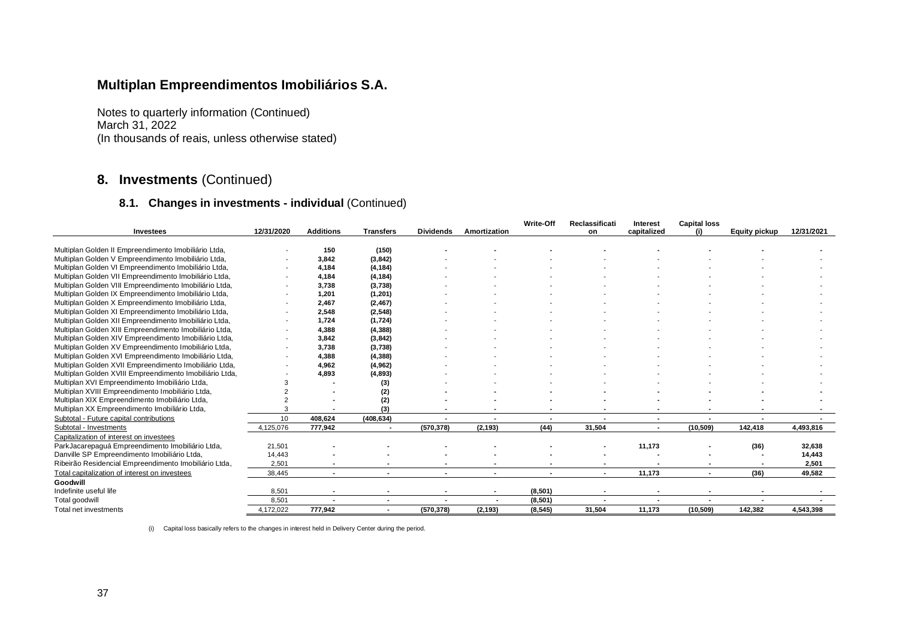# Multiplan Empreendimentos Imobiliários S.A.

Notes to quarterly information (Continued)
March 31, 2022
(In thousands of reais, unless otherwise stated)

## 8. Investments (Continued)

### 8.1. Changes in investments - individual (Continued)

| Investees | 12/31/2020 | Additions | Transfers | Dividends | Amortization | Write-Off | Reclassification | Interest capitalized | Capital loss (i) | Equity pickup | 12/31/2021 |
|---|---|---|---|---|---|---|---|---|---|---|---|
| Multiplan Golden II Empreendimento Imobiliário Ltda, | - | 150 | (150) | - | - | - | - | - | - | - | - |
| Multiplan Golden V Empreendimento Imobiliário Ltda, | - | 3,842 | (3,842) | - | - | - | - | - | - | - | - |
| Multiplan Golden VI Empreendimento Imobiliário Ltda, | - | 4,184 | (4,184) | - | - | - | - | - | - | - | - |
| Multiplan Golden VII Empreendimento Imobiliário Ltda, | - | 4,184 | (4,184) | - | - | - | - | - | - | - | - |
| Multiplan Golden VIII Empreendimento Imobiliário Ltda, | - | 3,738 | (3,738) | - | - | - | - | - | - | - | - |
| Multiplan Golden IX Empreendimento Imobiliário Ltda, | - | 1,201 | (1,201) | - | - | - | - | - | - | - | - |
| Multiplan Golden X Empreendimento Imobiliário Ltda, | - | 2,467 | (2,467) | - | - | - | - | - | - | - | - |
| Multiplan Golden XI Empreendimento Imobiliário Ltda, | - | 2,548 | (2,548) | - | - | - | - | - | - | - | - |
| Multiplan Golden XII Empreendimento Imobiliário Ltda, | - | 1,724 | (1,724) | - | - | - | - | - | - | - | - |
| Multiplan Golden XIII Empreendimento Imobiliário Ltda, | - | 4,388 | (4,388) | - | - | - | - | - | - | - | - |
| Multiplan Golden XIV Empreendimento Imobiliário Ltda, | - | 3,842 | (3,842) | - | - | - | - | - | - | - | - |
| Multiplan Golden XV Empreendimento Imobiliário Ltda, | - | 3,738 | (3,738) | - | - | - | - | - | - | - | - |
| Multiplan Golden XVI Empreendimento Imobiliário Ltda, | - | 4,388 | (4,388) | - | - | - | - | - | - | - | - |
| Multiplan Golden XVII Empreendimento Imobiliário Ltda, | - | 4,962 | (4,962) | - | - | - | - | - | - | - | - |
| Multiplan Golden XVIII Empreendimento Imobiliário Ltda, | - | 4,893 | (4,893) | - | - | - | - | - | - | - | - |
| Multiplan XVI Empreendimento Imobiliário Ltda, | 3 | - | (3) | - | - | - | - | - | - | - | - |
| Multiplan XVIII Empreendimento Imobiliário Ltda, | 2 | - | (2) | - | - | - | - | - | - | - | - |
| Multiplan XIX Empreendimento Imobiliário Ltda, | 2 | - | (2) | - | - | - | - | - | - | - | - |
| Multiplan XX Empreendimento Imobiliário Ltda, | 3 | - | (3) | - | - | - | - | - | - | - | - |
| Subtotal - Future capital contributions | 10 | 408,624 | (408,634) | - | - | - | - | - | - | - | - |
| Subtotal - Investments | 4,125,076 | 777,942 | - | (570,378) | (2,193) | (44) | 31,504 | - | (10,509) | 142,418 | 4,493,816 |
| Capitalization of interest on investees | | | | | | | | | | | |
| ParkJacarepaguá Empreendimento Imobiliário Ltda, | 21,501 | - | - | - | - | - | - | 11,173 | - | (36) | 32,638 |
| Danville SP Empreendimento Imobiliário Ltda, | 14,443 | - | - | - | - | - | - | - | - | - | 14,443 |
| Ribeirão Residencial Empreendimento Imobiliário Ltda, | 2,501 | - | - | - | - | - | - | - | - | - | 2,501 |
| Total capitalization of interest on investees | 38,445 | - | - | - | - | - | - | 11,173 | - | (36) | 49,582 |
| **Goodwill** | | | | | | | | | | | |
| Indefinite useful life | 8,501 | - | - | - | - | (8,501) | - | - | - | - | - |
| Total goodwill | 8,501 | - | - | - | - | (8,501) | - | - | - | - | - |
| Total net investments | 4,172,022 | 777,942 | - | (570,378) | (2,193) | (8,545) | 31,504 | 11,173 | (10,509) | 142,382 | 4,543,398 |

(i) Capital loss basically refers to the changes in interest held in Delivery Center during the period.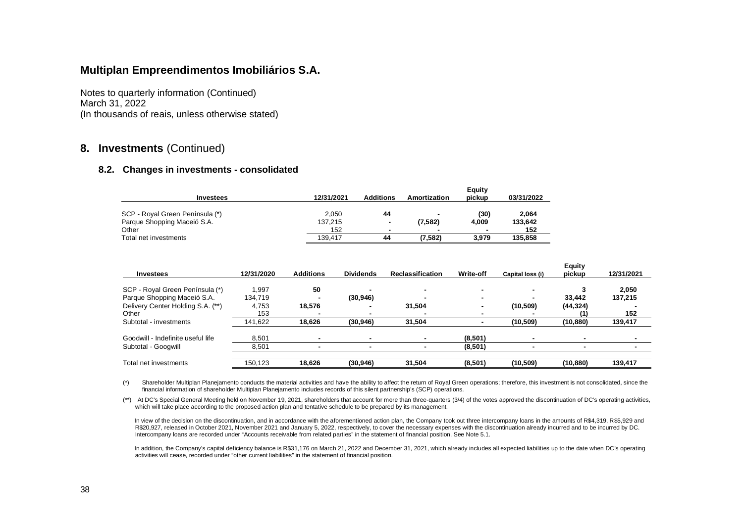# Multiplan Empreendimentos Imobiliários S.A.

Notes to quarterly information (Continued)
March 31, 2022
(In thousands of reais, unless otherwise stated)

## 8. Investments (Continued)

### 8.2. Changes in investments - consolidated

| Investees | 12/31/2021 | Additions | Amortization | Equity pickup | 03/31/2022 |
|---|---|---|---|---|---|
| SCP - Royal Green Península (*) | 2,050 | 44 | - | (30) | 2,064 |
| Parque Shopping Maceió S.A. | 137,215 | - | (7,582) | 4,009 | 133,642 |
| Other | 152 | - | - | - | 152 |
| Total net investments | 139,417 | 44 | (7,582) | 3,979 | 135,858 |

| Investees | 12/31/2020 | Additions | Dividends | Reclassification | Write-off | Capital loss (i) | Equity pickup | 12/31/2021 |
|---|---|---|---|---|---|---|---|---|
| SCP - Royal Green Península (*) | 1,997 | 50 | - | - | - | - | 3 | 2,050 |
| Parque Shopping Maceió S.A. | 134,719 | - | (30,946) | - | - | - | 33,442 | 137,215 |
| Delivery Center Holding S.A. (**) | 4,753 | 18,576 | - | 31,504 | - | (10,509) | (44,324) | - |
| Other | 153 | - | - | - | - | - | (1) | 152 |
| Subtotal - investments | 141,622 | 18,626 | (30,946) | 31,504 | - | (10,509) | (10,880) | 139,417 |
| Goodwill - Indefinite useful life | 8,501 | - | - | - | (8,501) | - | - | - |
| Subtotal - Googwill | 8,501 | - | - | - | (8,501) | - | - | - |
| Total net investments | 150,123 | 18,626 | (30,946) | 31,504 | (8,501) | (10,509) | (10,880) | 139,417 |

(*) Shareholder Multiplan Planejamento conducts the material activities and have the ability to affect the return of Royal Green operations; therefore, this investment is not consolidated, since the financial information of shareholder Multiplan Planejamento includes records of this silent partnership's (SCP) operations.

(**) At DC's Special General Meeting held on November 19, 2021, shareholders that account for more than three-quarters (3/4) of the votes approved the discontinuation of DC's operating activities, which will take place according to the proposed action plan and tentative schedule to be prepared by its management.

In view of the decision on the discontinuation, and in accordance with the aforementioned action plan, the Company took out three intercompany loans in the amounts of R$4,319, R$5,929 and R$20,927, released in October 2021, November 2021 and January 5, 2022, respectively, to cover the necessary expenses with the discontinuation already incurred and to be incurred by DC. Intercompany loans are recorded under "Accounts receivable from related parties" in the statement of financial position. See Note 5.1.

In addition, the Company's capital deficiency balance is R$31,176 on March 21, 2022 and December 31, 2021, which already includes all expected liabilities up to the date when DC's operating activities will cease, recorded under "other current liabilities" in the statement of financial position.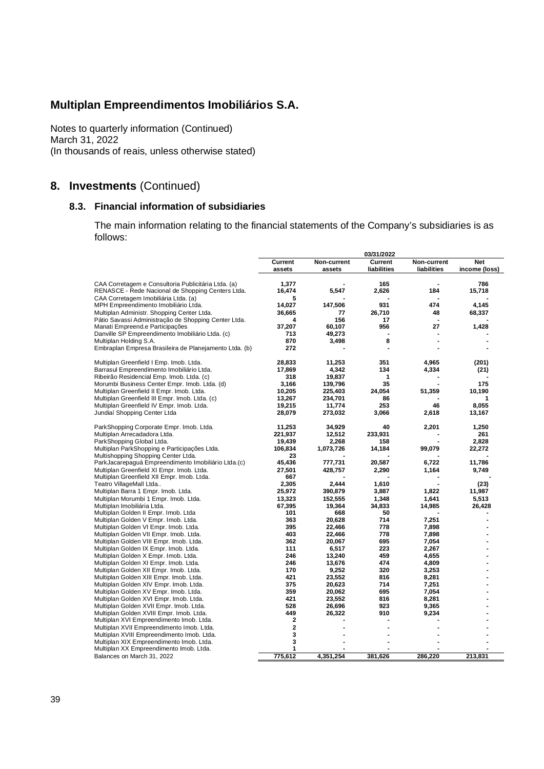# Multiplan Empreendimentos Imobiliários S.A.

Notes to quarterly information (Continued)
March 31, 2022
(In thousands of reais, unless otherwise stated)

## 8. Investments (Continued)

### 8.3. Financial information of subsidiaries

The main information relating to the financial statements of the Company's subsidiaries is as follows:

| | 03/31/2022 | | | | |
|---|---|---|---|---|---|
| | Current assets | Non-current assets | Current liabilities | Non-current liabilities | Net income (loss) |
| CAA Corretagem e Consultoria Publicitária Ltda. (a) | 1,377 | - | 165 | - | 786 |
| RENASCE - Rede Nacional de Shopping Centers Ltda. | 16,474 | 5,547 | 2,626 | 184 | 15,718 |
| CAA Corretagem Imobiliária Ltda. (a) | 5 | - | - | - | - |
| MPH Empreendimento Imobiliário Ltda. | 14,027 | 147,506 | 931 | 474 | 4,145 |
| Multiplan Administr. Shopping Center Ltda. | 36,665 | 77 | 26,710 | 48 | 68,337 |
| Pátio Savassi Administração de Shopping Center Ltda. | 4 | 156 | 17 | - | - |
| Manati Empreend.e Participações | 37,207 | 60,107 | 956 | 27 | 1,428 |
| Danville SP Empreendimento Imobiliário Ltda. (c) | 713 | 49,273 | - | - | - |
| Multiplan Holding S.A. | 870 | 3,498 | 8 | - | - |
| Embraplan Empresa Brasileira de Planejamento Ltda. (b) | 272 | - | - | - | - |
| Multiplan Greenfield I Emp. Imob. Ltda. | 28,833 | 11,253 | 351 | 4,965 | (201) |
| Barrasul Empreendimento Imobiliário Ltda. | 17,869 | 4,342 | 134 | 4,334 | (21) |
| Ribeirão Residencial Emp. Imob. Ltda. (c) | 318 | 19,837 | 1 | - | - |
| Morumbi Business Center Empr. Imob. Ltda. (d) | 3,166 | 139,796 | 35 | - | 175 |
| Multiplan Greenfield II Empr. Imob. Ltda. | 10,205 | 225,403 | 24,054 | 51,359 | 10,190 |
| Multiplan Greenfield III Empr. Imob. Ltda. (c) | 13,267 | 234,701 | 86 | - | 1 |
| Multiplan Greenfield IV Empr. Imob. Ltda. | 19,215 | 11,774 | 253 | 46 | 8,055 |
| Jundiaí Shopping Center Ltda | 28,079 | 273,032 | 3,066 | 2,618 | 13,167 |
| ParkShopping Corporate Empr. Imob. Ltda. | 11,253 | 34,929 | 40 | 2,201 | 1,250 |
| Multiplan Arrecadadora Ltda. | 221,937 | 12,512 | 233,931 | - | 261 |
| ParkShopping Global Ltda. | 19,439 | 2,268 | 158 | - | 2,828 |
| Multiplan ParkShopping e Participações Ltda. | 106,834 | 1,073,726 | 14,184 | 99,079 | 22,272 |
| Multishopping Shopping Center Ltda. | 23 | - | - | - | - |
| ParkJacarepaguá Empreendimento Imobiliário Ltda.(c) | 45,436 | 777,731 | 20,587 | 6,722 | 11,786 |
| Multiplan Greenfield XI Empr. Imob. Ltda. | 27,501 | 428,757 | 2,290 | 1,164 | 9,749 |
| Multiplan Greenfield XII Empr. Imob. Ltda. | 667 | - | - | - | - |
| Teatro VillageMall Ltda.. | 2,305 | 2,444 | 1,610 | - | (23) |
| Multiplan Barra 1 Empr. Imob. Ltda. | 25,972 | 390,879 | 3,887 | 1,822 | 11,987 |
| Multiplan Morumbi 1 Empr. Imob. Ltda. | 13,323 | 152,555 | 1,348 | 1,641 | 5,513 |
| Multiplan Imobiliária Ltda. | 67,395 | 19,364 | 34,833 | 14,985 | 26,428 |
| Multiplan Golden II Empr. Imob. Ltda | 101 | 668 | 50 | - | - |
| Multiplan Golden V Empr. Imob. Ltda. | 363 | 20,628 | 714 | 7,251 | - |
| Multiplan Golden VI Empr. Imob. Ltda. | 395 | 22,466 | 778 | 7,898 | - |
| Multiplan Golden VII Empr. Imob. Ltda. | 403 | 22,466 | 778 | 7,898 | - |
| Multiplan Golden VIII Empr. Imob. Ltda. | 362 | 20,067 | 695 | 7,054 | - |
| Multiplan Golden IX Empr. Imob. Ltda. | 111 | 6,517 | 223 | 2,267 | - |
| Multiplan Golden X Empr. Imob. Ltda. | 246 | 13,240 | 459 | 4,655 | - |
| Multiplan Golden XI Empr. Imob. Ltda. | 246 | 13,676 | 474 | 4,809 | - |
| Multiplan Golden XII Empr. Imob. Ltda. | 170 | 9,252 | 320 | 3,253 | - |
| Multiplan Golden XIII Empr. Imob. Ltda. | 421 | 23,552 | 816 | 8,281 | - |
| Multiplan Golden XIV Empr. Imob. Ltda. | 375 | 20,623 | 714 | 7,251 | - |
| Multiplan Golden XV Empr. Imob. Ltda. | 359 | 20,062 | 695 | 7,054 | - |
| Multiplan Golden XVI Empr. Imob. Ltda. | 421 | 23,552 | 816 | 8,281 | - |
| Multiplan Golden XVII Empr. Imob. Ltda. | 528 | 26,696 | 923 | 9,365 | - |
| Multiplan Golden XVIII Empr. Imob. Ltda. | 449 | 26,322 | 910 | 9,234 | - |
| Multiplan XVI Empreendimento Imob. Ltda. | 2 | - | - | - | - |
| Multiplan XVII Empreendimento Imob. Ltda. | 2 | - | - | - | - |
| Multiplan XVIII Empreendimento Imob. Ltda. | 3 | - | - | - | - |
| Multiplan XIX Empreendimento Imob. Ltda. | 3 | - | - | - | - |
| Multiplan XX Empreendimento Imob. Ltda. | 1 | - | - | - | - |
| Balances on March 31, 2022 | 775,612 | 4,351,254 | 381,626 | 286,220 | 213,831 |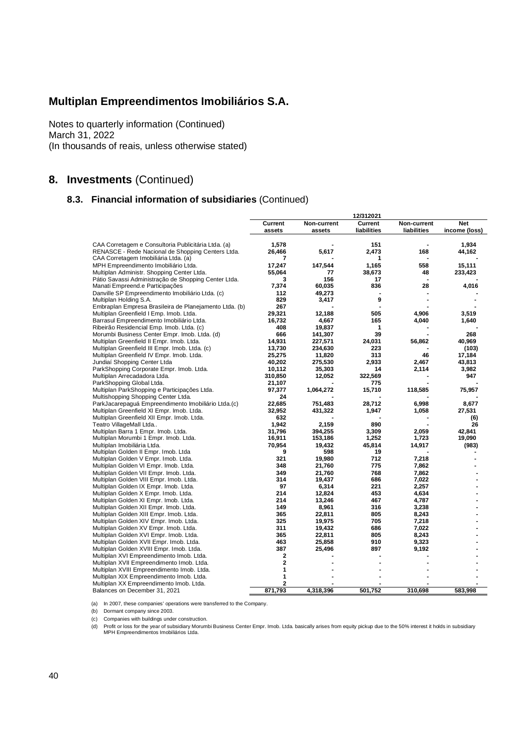# Multiplan Empreendimentos Imobiliários S.A.

Notes to quarterly information (Continued)
March 31, 2022
(In thousands of reais, unless otherwise stated)

## 8. Investments (Continued)

### 8.3. Financial information of subsidiaries (Continued)

| | 12/312021 | | | | |
|---|---|---|---|---|---|
| | **Current assets** | **Non-current assets** | **Current liabilities** | **Non-current liabilities** | **Net income (loss)** |
| CAA Corretagem e Consultoria Publicitária Ltda. (a) | 1,578 | - | 151 | - | 1,934 |
| RENASCE - Rede Nacional de Shopping Centers Ltda. | 26,466 | 5,617 | 2,473 | 168 | 44,162 |
| CAA Corretagem Imobiliária Ltda. (a) | 7 | - | 1 | - | - |
| MPH Empreendimento Imobiliário Ltda. | 17,247 | 147,544 | 1,165 | 558 | 15,111 |
| Multiplan Administr. Shopping Center Ltda. | 55,064 | 77 | 38,673 | 48 | 233,423 |
| Pátio Savassi Administração de Shopping Center Ltda. | 3 | 156 | 17 | - | - |
| Manati Empreend.e Participações | 7,374 | 60,035 | 836 | 28 | 4,016 |
| Danville SP Empreendimento Imobiliário Ltda. (c) | 112 | 49,273 | - | - | - |
| Multiplan Holding S.A. | 829 | 3,417 | 9 | - | - |
| Embraplan Empresa Brasileira de Planejamento Ltda. (b) | 267 | - | - | - | - |
| Multiplan Greenfield I Emp. Imob. Ltda. | 29,321 | 12,188 | 505 | 4,906 | 3,519 |
| Barrasul Empreendimento Imobiliário Ltda. | 16,732 | 4,667 | 165 | 4,040 | 1,640 |
| Ribeirão Residencial Emp. Imob. Ltda. (c) | 408 | 19,837 | 1 | - | - |
| Morumbi Business Center Empr. Imob. Ltda. (d) | 666 | 141,307 | 39 | - | 268 |
| Multiplan Greenfield II Empr. Imob. Ltda. | 14,931 | 227,571 | 24,031 | 56,862 | 40,969 |
| Multiplan Greenfield III Empr. Imob. Ltda. (c) | 13,730 | 234,630 | 223 | - | (103) |
| Multiplan Greenfield IV Empr. Imob. Ltda. | 25,275 | 11,820 | 313 | 46 | 17,184 |
| Jundiaí Shopping Center Ltda | 40,202 | 275,530 | 2,933 | 2,467 | 43,813 |
| ParkShopping Corporate Empr. Imob. Ltda. | 10,112 | 35,303 | 14 | 2,114 | 3,982 |
| Multiplan Arrecadadora Ltda. | 310,850 | 12,052 | 322,569 | - | 947 |
| ParkShopping Global Ltda. | 21,107 | - | 775 | - | - |
| Multiplan ParkShopping e Participações Ltda. | 97,377 | 1,064,272 | 15,710 | 118,585 | 75,957 |
| Multishopping Shopping Center Ltda. | 24 | - | - | - | - |
| ParkJacarepaguá Empreendimento Imobiliário Ltda.(c) | 22,685 | 751,483 | 28,712 | 6,998 | 8,677 |
| Multiplan Greenfield XI Empr. Imob. Ltda. | 32,952 | 431,322 | 1,947 | 1,058 | 27,531 |
| Multiplan Greenfield XII Empr. Imob. Ltda. | 632 | - | - | - | (6) |
| Teatro VillageMall Ltda.. | 1,942 | 2,159 | 890 | - | 26 |
| Multiplan Barra 1 Empr. Imob. Ltda. | 31,796 | 394,255 | 3,309 | 2,059 | 42,841 |
| Multiplan Morumbi 1 Empr. Imob. Ltda. | 16,911 | 153,186 | 1,252 | 1,723 | 19,090 |
| Multiplan Imobiliária Ltda. | 70,954 | 19,432 | 45,814 | 14,917 | (983) |
| Multiplan Golden II Empr. Imob. Ltda | 9 | 598 | 19 | - | - |
| Multiplan Golden V Empr. Imob. Ltda. | 321 | 19,980 | 712 | 7,218 | - |
| Multiplan Golden VI Empr. Imob. Ltda. | 348 | 21,760 | 775 | 7,862 | - |
| Multiplan Golden VII Empr. Imob. Ltda. | 349 | 21,760 | 768 | 7,862 | - |
| Multiplan Golden VIII Empr. Imob. Ltda. | 314 | 19,437 | 686 | 7,022 | - |
| Multiplan Golden IX Empr. Imob. Ltda. | 97 | 6,314 | 221 | 2,257 | - |
| Multiplan Golden X Empr. Imob. Ltda. | 214 | 12,824 | 453 | 4,634 | - |
| Multiplan Golden XI Empr. Imob. Ltda. | 214 | 13,246 | 467 | 4,787 | - |
| Multiplan Golden XII Empr. Imob. Ltda. | 149 | 8,961 | 316 | 3,238 | - |
| Multiplan Golden XIII Empr. Imob. Ltda. | 365 | 22,811 | 805 | 8,243 | - |
| Multiplan Golden XIV Empr. Imob. Ltda. | 325 | 19,975 | 705 | 7,218 | - |
| Multiplan Golden XV Empr. Imob. Ltda. | 311 | 19,432 | 686 | 7,022 | - |
| Multiplan Golden XVI Empr. Imob. Ltda. | 365 | 22,811 | 805 | 8,243 | - |
| Multiplan Golden XVII Empr. Imob. Ltda. | 463 | 25,858 | 910 | 9,323 | - |
| Multiplan Golden XVIII Empr. Imob. Ltda. | 387 | 25,496 | 897 | 9,192 | - |
| Multiplan XVI Empreendimento Imob. Ltda. | 2 | - | - | - | - |
| Multiplan XVII Empreendimento Imob. Ltda. | 2 | - | - | - | - |
| Multiplan XVIII Empreendimento Imob. Ltda. | 1 | - | - | - | - |
| Multiplan XIX Empreendimento Imob. Ltda. | 1 | - | - | - | - |
| Multiplan XX Empreendimento Imob. Ltda. | 2 | - | - | - | - |
| Balances on December 31, 2021 | 871,793 | 4,318,396 | 501,752 | 310,698 | 583,998 |

(a) In 2007, these companies' operations were transferred to the Company.

(b) Dormant company since 2003.

(c) Companies with buildings under construction.

(d) Profit or loss for the year of subsidiary Morumbi Business Center Empr. Imob. Ltda. basically arises from equity pickup due to the 50% interest it holds in subsidiary MPH Empreendimentos Imobiliários Ltda.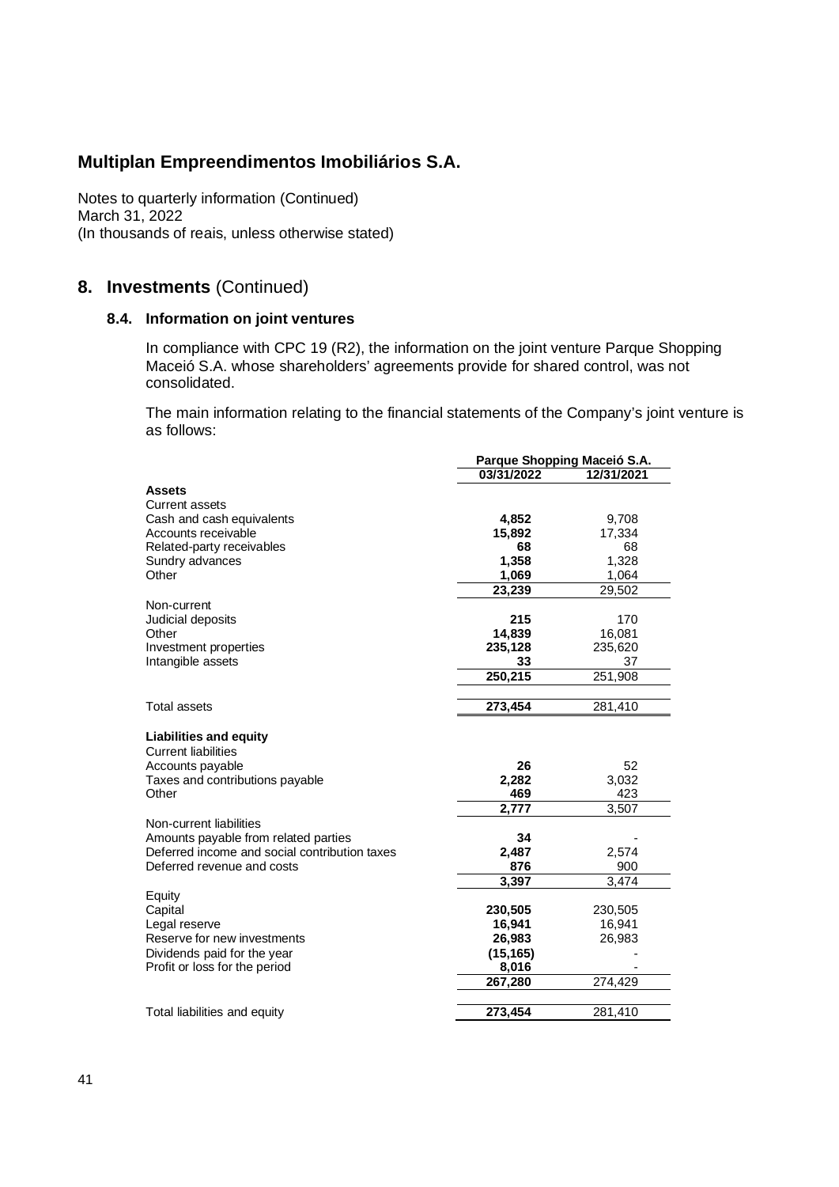## Multiplan Empreendimentos Imobiliários S.A.

Notes to quarterly information (Continued)
March 31, 2022
(In thousands of reais, unless otherwise stated)

## 8. Investments (Continued)

### 8.4. Information on joint ventures

In compliance with CPC 19 (R2), the information on the joint venture Parque Shopping Maceió S.A. whose shareholders' agreements provide for shared control, was not consolidated.

The main information relating to the financial statements of the Company's joint venture is as follows:

| | Parque Shopping Maceió S.A. | |
|---|---|---|
| | 03/31/2022 | 12/31/2021 |
| **Assets** | | |
| Current assets | | |
| Cash and cash equivalents | **4,852** | 9,708 |
| Accounts receivable | **15,892** | 17,334 |
| Related-party receivables | **68** | 68 |
| Sundry advances | **1,358** | 1,328 |
| Other | **1,069** | 1,064 |
| | **23,239** | 29,502 |
| Non-current | | |
| Judicial deposits | **215** | 170 |
| Other | **14,839** | 16,081 |
| Investment properties | **235,128** | 235,620 |
| Intangible assets | **33** | 37 |
| | **250,215** | 251,908 |
| Total assets | **273,454** | 281,410 |
| **Liabilities and equity** | | |
| Current liabilities | | |
| Accounts payable | **26** | 52 |
| Taxes and contributions payable | **2,282** | 3,032 |
| Other | **469** | 423 |
| | **2,777** | 3,507 |
| Non-current liabilities | | |
| Amounts payable from related parties | **34** | - |
| Deferred income and social contribution taxes | **2,487** | 2,574 |
| Deferred revenue and costs | **876** | 900 |
| | **3,397** | 3,474 |
| Equity | | |
| Capital | **230,505** | 230,505 |
| Legal reserve | **16,941** | 16,941 |
| Reserve for new investments | **26,983** | 26,983 |
| Dividends paid for the year | **(15,165)** | - |
| Profit or loss for the period | **8,016** | - |
| | **267,280** | 274,429 |
| Total liabilities and equity | **273,454** | 281,410 |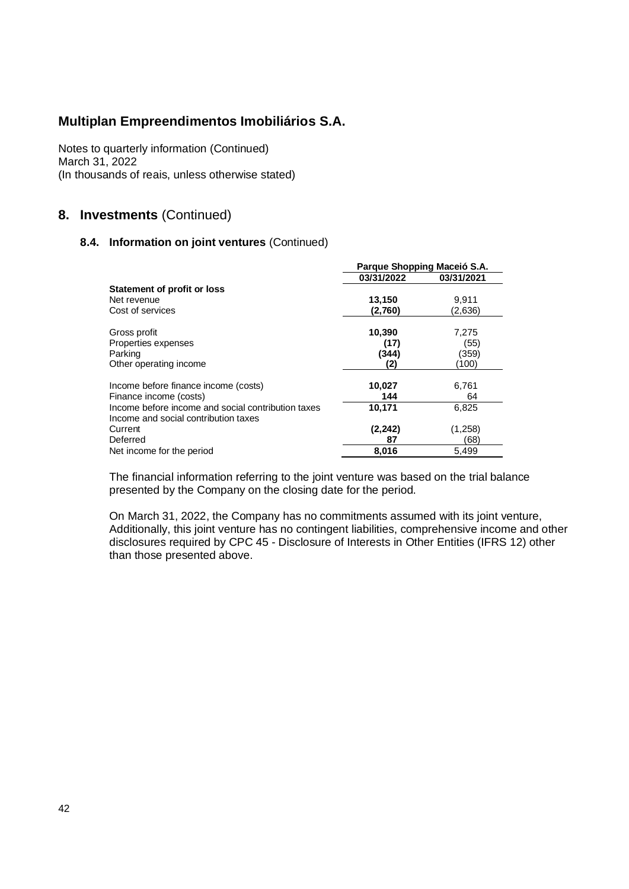## Multiplan Empreendimentos Imobiliários S.A.

Notes to quarterly information (Continued)
March 31, 2022
(In thousands of reais, unless otherwise stated)

## 8. Investments (Continued)

### 8.4. Information on joint ventures (Continued)

| | Parque Shopping Maceió S.A. | |
|---|---|---|
| | **03/31/2022** | **03/31/2021** |
| **Statement of profit or loss** | | |
| Net revenue | **13,150** | 9,911 |
| Cost of services | **(2,760)** | (2,636) |
| Gross profit | **10,390** | 7,275 |
| Properties expenses | **(17)** | (55) |
| Parking | **(344)** | (359) |
| Other operating income | **(2)** | (100) |
| Income before finance income (costs) | **10,027** | 6,761 |
| Finance income (costs) | **144** | 64 |
| Income before income and social contribution taxes | **10,171** | 6,825 |
| Income and social contribution taxes | | |
| Current | **(2,242)** | (1,258) |
| Deferred | **87** | (68) |
| Net income for the period | **8,016** | 5,499 |

The financial information referring to the joint venture was based on the trial balance presented by the Company on the closing date for the period.

On March 31, 2022, the Company has no commitments assumed with its joint venture, Additionally, this joint venture has no contingent liabilities, comprehensive income and other disclosures required by CPC 45 - Disclosure of Interests in Other Entities (IFRS 12) other than those presented above.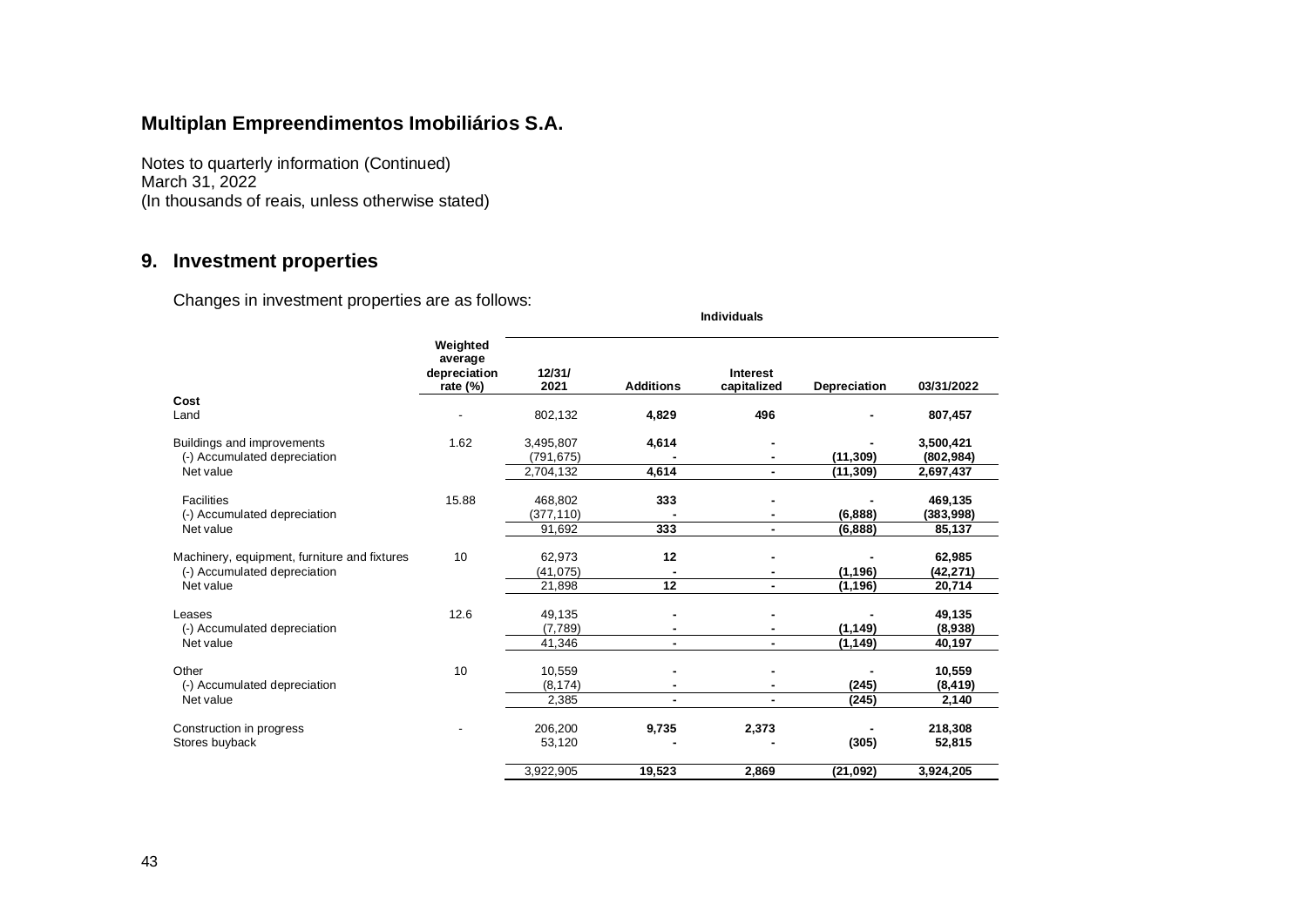**Multiplan Empreendimentos Imobiliários S.A.**

Notes to quarterly information (Continued)
March 31, 2022
(In thousands of reais, unless otherwise stated)

## 9. Investment properties

Changes in investment properties are as follows:

| | Individuals | | | | | |
|---|---|---|---|---|---|---|
| | Weighted average depreciation rate (%) | 12/31/2021 | Additions | Interest capitalized | Depreciation | 03/31/2022 |
| **Cost** | | | | | | |
| Land | - | 802,132 | **4,829** | **496** | **-** | **807,457** |
| Buildings and improvements | 1.62 | 3,495,807 | **4,614** | **-** | **-** | **3,500,421** |
| (-) Accumulated depreciation | | (791,675) | **-** | **-** | **(11,309)** | **(802,984)** |
| Net value | | 2,704,132 | **4,614** | **-** | **(11,309)** | **2,697,437** |
| Facilities | 15.88 | 468,802 | **333** | **-** | **-** | **469,135** |
| (-) Accumulated depreciation | | (377,110) | **-** | **-** | **(6,888)** | **(383,998)** |
| Net value | | 91,692 | **333** | **-** | **(6,888)** | **85,137** |
| Machinery, equipment, furniture and fixtures | 10 | 62,973 | **12** | **-** | **-** | **62,985** |
| (-) Accumulated depreciation | | (41,075) | **-** | **-** | **(1,196)** | **(42,271)** |
| Net value | | 21,898 | **12** | **-** | **(1,196)** | **20,714** |
| Leases | 12.6 | 49,135 | **-** | **-** | **-** | **49,135** |
| (-) Accumulated depreciation | | (7,789) | **-** | **-** | **(1,149)** | **(8,938)** |
| Net value | | 41,346 | **-** | **-** | **(1,149)** | **40,197** |
| Other | 10 | 10,559 | **-** | **-** | **-** | **10,559** |
| (-) Accumulated depreciation | | (8,174) | **-** | **-** | **(245)** | **(8,419)** |
| Net value | | 2,385 | **-** | **-** | **(245)** | **2,140** |
| Construction in progress | - | 206,200 | **9,735** | **2,373** | **-** | **218,308** |
| Stores buyback | | 53,120 | **-** | **-** | **(305)** | **52,815** |
| | | 3,922,905 | **19,523** | **2,869** | **(21,092)** | **3,924,205** |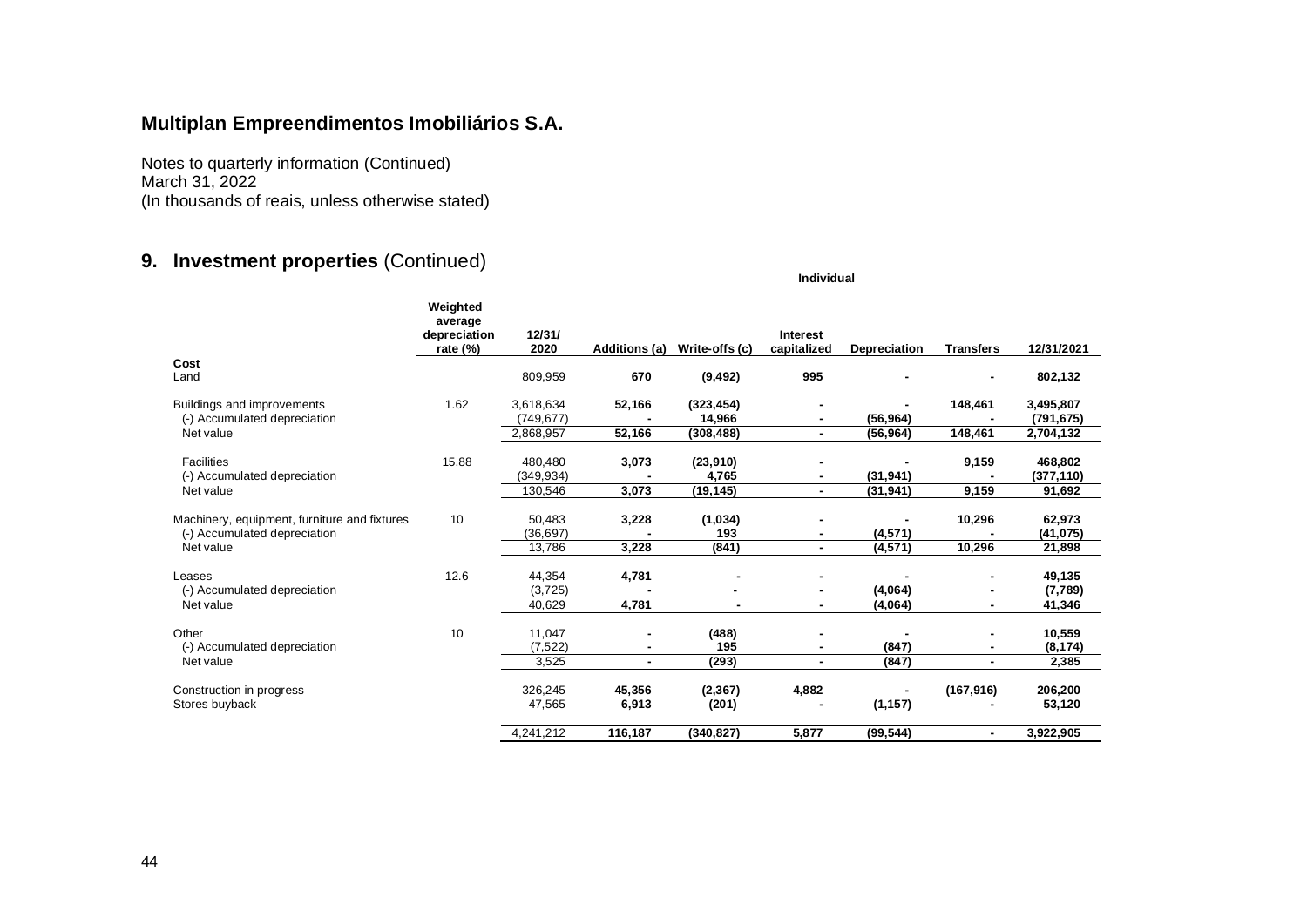**Multiplan Empreendimentos Imobiliários S.A.**

Notes to quarterly information (Continued)
March 31, 2022
(In thousands of reais, unless otherwise stated)

## 9. Investment properties (Continued)

| | | Individual | | | | | | |
|---|---|---|---|---|---|---|---|---|
| | Weighted average depreciation rate (%) | 12/31/2020 | Additions (a) | Write-offs (c) | Interest capitalized | Depreciation | Transfers | 12/31/2021 |
| **Cost** | | | | | | | | |
| Land | | 809,959 | **670** | **(9,492)** | **995** | **-** | **-** | **802,132** |
| Buildings and improvements | 1.62 | 3,618,634 | **52,166** | **(323,454)** | **-** | **-** | **148,461** | **3,495,807** |
| (-) Accumulated depreciation | | (749,677) | **-** | **14,966** | **-** | **(56,964)** | **-** | **(791,675)** |
| Net value | | 2,868,957 | **52,166** | **(308,488)** | **-** | **(56,964)** | **148,461** | **2,704,132** |
| Facilities | 15.88 | 480,480 | **3,073** | **(23,910)** | **-** | **-** | **9,159** | **468,802** |
| (-) Accumulated depreciation | | (349,934) | **-** | **4,765** | **-** | **(31,941)** | **-** | **(377,110)** |
| Net value | | 130,546 | **3,073** | **(19,145)** | **-** | **(31,941)** | **9,159** | **91,692** |
| Machinery, equipment, furniture and fixtures | 10 | 50,483 | **3,228** | **(1,034)** | **-** | **-** | **10,296** | **62,973** |
| (-) Accumulated depreciation | | (36,697) | **-** | **193** | **-** | **(4,571)** | **-** | **(41,075)** |
| Net value | | 13,786 | **3,228** | **(841)** | **-** | **(4,571)** | **10,296** | **21,898** |
| Leases | 12.6 | 44,354 | **4,781** | **-** | **-** | **-** | **-** | **49,135** |
| (-) Accumulated depreciation | | (3,725) | **-** | **-** | **-** | **(4,064)** | **-** | **(7,789)** |
| Net value | | 40,629 | **4,781** | **-** | **-** | **(4,064)** | **-** | **41,346** |
| Other | 10 | 11,047 | **-** | **(488)** | **-** | **-** | **-** | **10,559** |
| (-) Accumulated depreciation | | (7,522) | **-** | **195** | **-** | **(847)** | **-** | **(8,174)** |
| Net value | | 3,525 | **-** | **(293)** | **-** | **(847)** | **-** | **2,385** |
| Construction in progress | | 326,245 | **45,356** | **(2,367)** | **4,882** | **-** | **(167,916)** | **206,200** |
| Stores buyback | | 47,565 | **6,913** | **(201)** | **-** | **(1,157)** | **-** | **53,120** |
| | | 4,241,212 | **116,187** | **(340,827)** | **5,877** | **(99,544)** | **-** | **3,922,905** |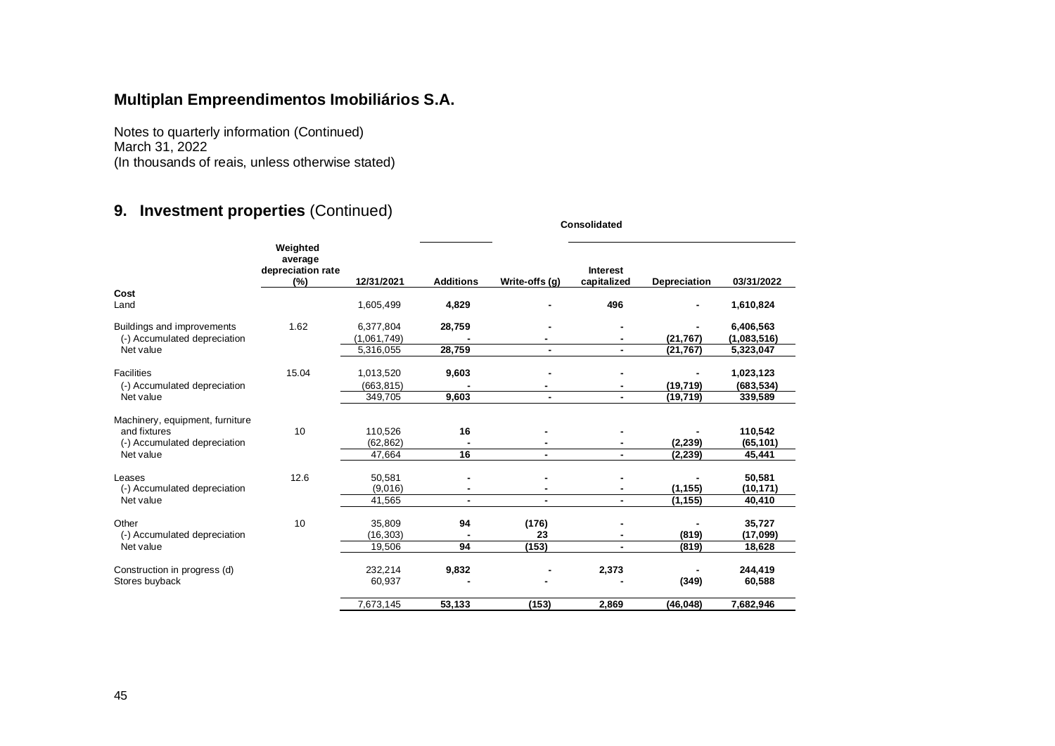**Multiplan Empreendimentos Imobiliários S.A.**

Notes to quarterly information (Continued)
March 31, 2022
(In thousands of reais, unless otherwise stated)

## 9. Investment properties (Continued)

| | Consolidated | | | | | | |
|---|---|---|---|---|---|---|---|
| | Weighted average depreciation rate (%) | 12/31/2021 | Additions | Write-offs (g) | Interest capitalized | Depreciation | 03/31/2022 |
| **Cost** | | | | | | | |
| Land | | 1,605,499 | **4,829** | **-** | **496** | **-** | **1,610,824** |
| Buildings and improvements | 1.62 | 6,377,804 | **28,759** | **-** | **-** | **-** | **6,406,563** |
| (-) Accumulated depreciation | | (1,061,749) | **-** | **-** | **-** | **(21,767)** | **(1,083,516)** |
| Net value | | 5,316,055 | **28,759** | **-** | **-** | **(21,767)** | **5,323,047** |
| Facilities | 15.04 | 1,013,520 | **9,603** | **-** | **-** | **-** | **1,023,123** |
| (-) Accumulated depreciation | | (663,815) | **-** | **-** | **-** | **(19,719)** | **(683,534)** |
| Net value | | 349,705 | **9,603** | **-** | **-** | **(19,719)** | **339,589** |
| Machinery, equipment, furniture and fixtures | 10 | 110,526 | **16** | **-** | **-** | **-** | **110,542** |
| (-) Accumulated depreciation | | (62,862) | **-** | **-** | **-** | **(2,239)** | **(65,101)** |
| Net value | | 47,664 | **16** | **-** | **-** | **(2,239)** | **45,441** |
| Leases | 12.6 | 50,581 | **-** | **-** | **-** | **-** | **50,581** |
| (-) Accumulated depreciation | | (9,016) | **-** | **-** | **-** | **(1,155)** | **(10,171)** |
| Net value | | 41,565 | **-** | **-** | **-** | **(1,155)** | **40,410** |
| Other | 10 | 35,809 | **94** | **(176)** | **-** | **-** | **35,727** |
| (-) Accumulated depreciation | | (16,303) | **-** | **23** | **-** | **(819)** | **(17,099)** |
| Net value | | 19,506 | **94** | **(153)** | **-** | **(819)** | **18,628** |
| Construction in progress (d) | | 232,214 | **9,832** | **-** | **2,373** | **-** | **244,419** |
| Stores buyback | | 60,937 | **-** | **-** | **-** | **(349)** | **60,588** |
| | | 7,673,145 | **53,133** | **(153)** | **2,869** | **(46,048)** | **7,682,946** |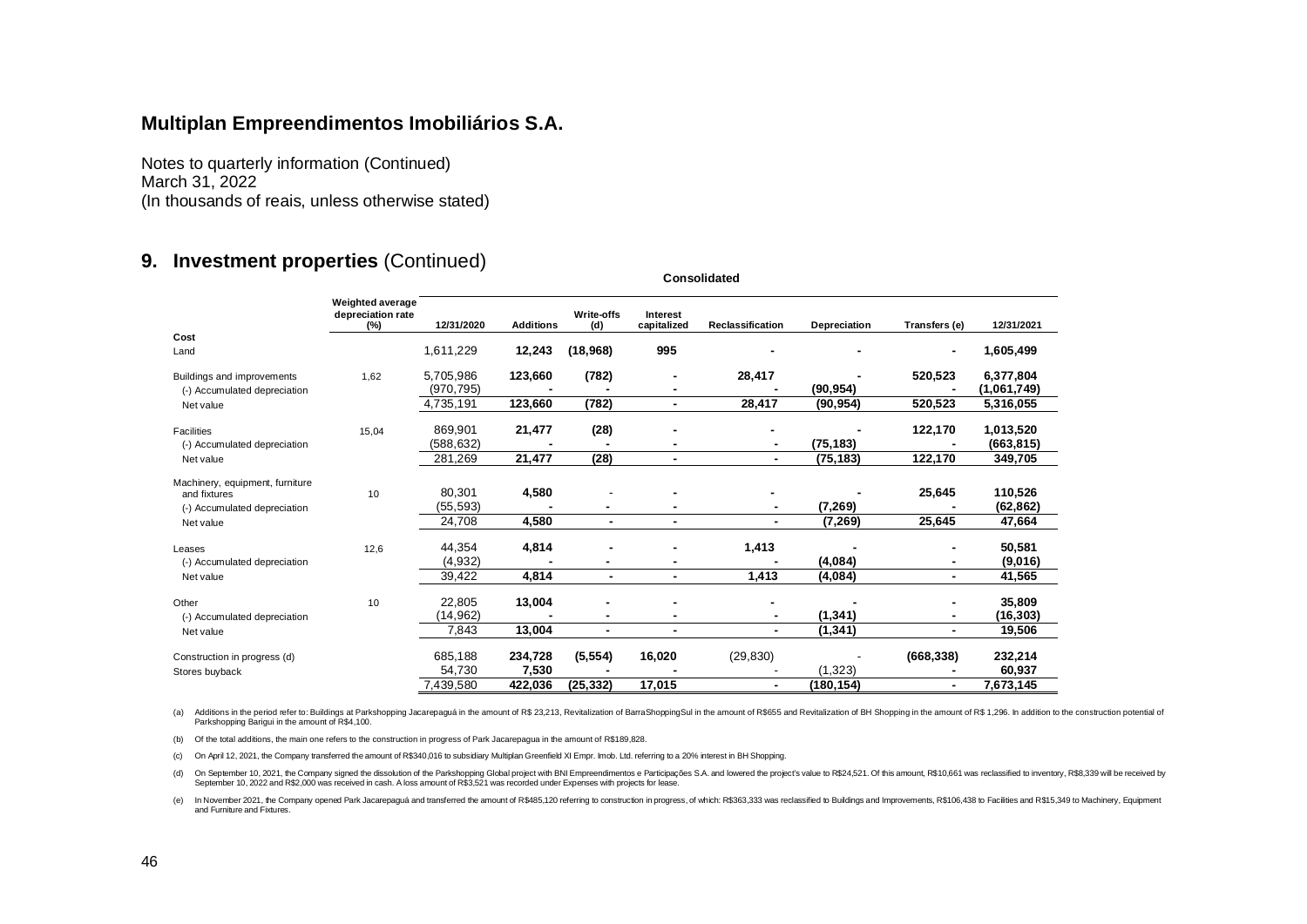# Multiplan Empreendimentos Imobiliários S.A.

Notes to quarterly information (Continued)
March 31, 2022
(In thousands of reais, unless otherwise stated)

## 9. Investment properties (Continued)

| | Weighted average depreciation rate (%) | Consolidated | | | | | | | |
|---|---|---|---|---|---|---|---|---|---|
| | | 12/31/2020 | Additions | Write-offs (d) | Interest capitalized | Reclassification | Depreciation | Transfers (e) | 12/31/2021 |
| **Cost** | | | | | | | | | |
| Land | | 1,611,229 | **12,243** | **(18,968)** | **995** | **-** | **-** | **-** | **1,605,499** |
| Buildings and improvements | 1,62 | 5,705,986 | **123,660** | **(782)** | **-** | **28,417** | **-** | **520,523** | **6,377,804** |
| (-) Accumulated depreciation | | (970,795) | **-** | **-** | **-** | **-** | **(90,954)** | **-** | **(1,061,749)** |
| Net value | | 4,735,191 | **123,660** | **(782)** | **-** | **28,417** | **(90,954)** | **520,523** | **5,316,055** |
| Facilities | 15,04 | 869,901 | **21,477** | **(28)** | **-** | **-** | **-** | **122,170** | **1,013,520** |
| (-) Accumulated depreciation | | (588,632) | **-** | **-** | **-** | **-** | **(75,183)** | **-** | **(663,815)** |
| Net value | | 281,269 | **21,477** | **(28)** | **-** | **-** | **(75,183)** | **122,170** | **349,705** |
| Machinery, equipment, furniture and fixtures | 10 | 80,301 | **4,580** | - | **-** | **-** | **-** | **25,645** | **110,526** |
| (-) Accumulated depreciation | | (55,593) | **-** | **-** | **-** | **-** | **(7,269)** | **-** | **(62,862)** |
| Net value | | 24,708 | **4,580** | **-** | **-** | **-** | **(7,269)** | **25,645** | **47,664** |
| Leases | 12,6 | 44,354 | **4,814** | **-** | **-** | **1,413** | **-** | **-** | **50,581** |
| (-) Accumulated depreciation | | (4,932) | **-** | **-** | **-** | **-** | **(4,084)** | **-** | **(9,016)** |
| Net value | | 39,422 | **4,814** | **-** | **-** | **1,413** | **(4,084)** | **-** | **41,565** |
| Other | 10 | 22,805 | **13,004** | **-** | **-** | **-** | **-** | **-** | **35,809** |
| (-) Accumulated depreciation | | (14,962) | **-** | **-** | **-** | **-** | **(1,341)** | **-** | **(16,303)** |
| Net value | | 7,843 | **13,004** | **-** | **-** | **-** | **(1,341)** | **-** | **19,506** |
| Construction in progress (d) | | 685,188 | **234,728** | **(5,554)** | **16,020** | (29,830) | - | **(668,338)** | **232,214** |
| Stores buyback | | 54,730 | **7,530** | **-** | **-** | - | (1,323) | **-** | **60,937** |
| | | 7,439,580 | **422,036** | **(25,332)** | **17,015** | **-** | **(180,154)** | **-** | **7,673,145** |

(a) Additions in the period refer to: Buildings at Parkshopping Jacarepaguá in the amount of R$ 23,213, Revitalization of BarraShoppingSul in the amount of R$655 and Revitalization of BH Shopping in the amount of R$ 1,296. In addition to the construction potential of Parkshopping Barigui in the amount of R$4,100.

(b) Of the total additions, the main one refers to the construction in progress of Park Jacarepagua in the amount of R$189,828.

(c) On April 12, 2021, the Company transferred the amount of R$340,016 to subsidiary Multiplan Greenfield XI Empr. Imob. Ltd. referring to a 20% interest in BH Shopping.

(d) On September 10, 2021, the Company signed the dissolution of the Parkshopping Global project with BNI Empreendimentos e Participações S.A. and lowered the project's value to R$24,521. Of this amount, R$10,661 was reclassified to inventory, R$8,339 will be received by September 10, 2022 and R$2,000 was received in cash. A loss amount of R$3,521 was recorded under Expenses with projects for lease.

(e) In November 2021, the Company opened Park Jacarepaguá and transferred the amount of R$485,120 referring to construction in progress, of which: R$363,333 was reclassified to Buildings and Improvements, R$106,438 to Facilities and R$15,349 to Machinery, Equipment and Furniture and Fixtures.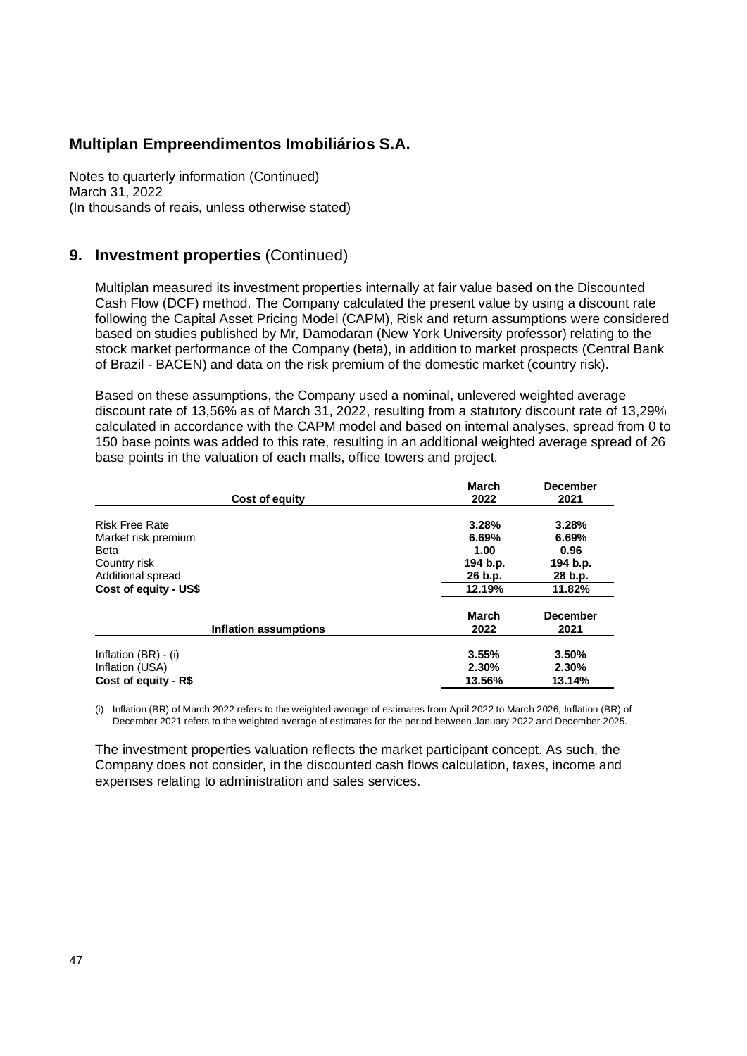## 9. Investment properties (Continued)

Multiplan measured its investment properties internally at fair value based on the Discounted Cash Flow (DCF) method. The Company calculated the present value by using a discount rate following the Capital Asset Pricing Model (CAPM), Risk and return assumptions were considered based on studies published by Mr, Damodaran (New York University professor) relating to the stock market performance of the Company (beta), in addition to market prospects (Central Bank of Brazil - BACEN) and data on the risk premium of the domestic market (country risk).

Based on these assumptions, the Company used a nominal, unlevered weighted average discount rate of 13,56% as of March 31, 2022, resulting from a statutory discount rate of 13,29% calculated in accordance with the CAPM model and based on internal analyses, spread from 0 to 150 base points was added to this rate, resulting in an additional weighted average spread of 26 base points in the valuation of each malls, office towers and project.

| Cost of equity | March 2022 | December 2021 |
|---|---|---|
| Risk Free Rate | 3.28% | 3.28% |
| Market risk premium | 6.69% | 6.69% |
| Beta | 1.00 | 0.96 |
| Country risk | 194 b.p. | 194 b.p. |
| Additional spread | 26 b.p. | 28 b.p. |
| **Cost of equity - US$** | **12.19%** | **11.82%** |

| Inflation assumptions | March 2022 | December 2021 |
|---|---|---|
| Inflation (BR) - (i) | 3.55% | 3.50% |
| Inflation (USA) | 2.30% | 2.30% |
| **Cost of equity - R$** | **13.56%** | **13.14%** |

(i) Inflation (BR) of March 2022 refers to the weighted average of estimates from April 2022 to March 2026, Inflation (BR) of December 2021 refers to the weighted average of estimates for the period between January 2022 and December 2025.

The investment properties valuation reflects the market participant concept. As such, the Company does not consider, in the discounted cash flows calculation, taxes, income and expenses relating to administration and sales services.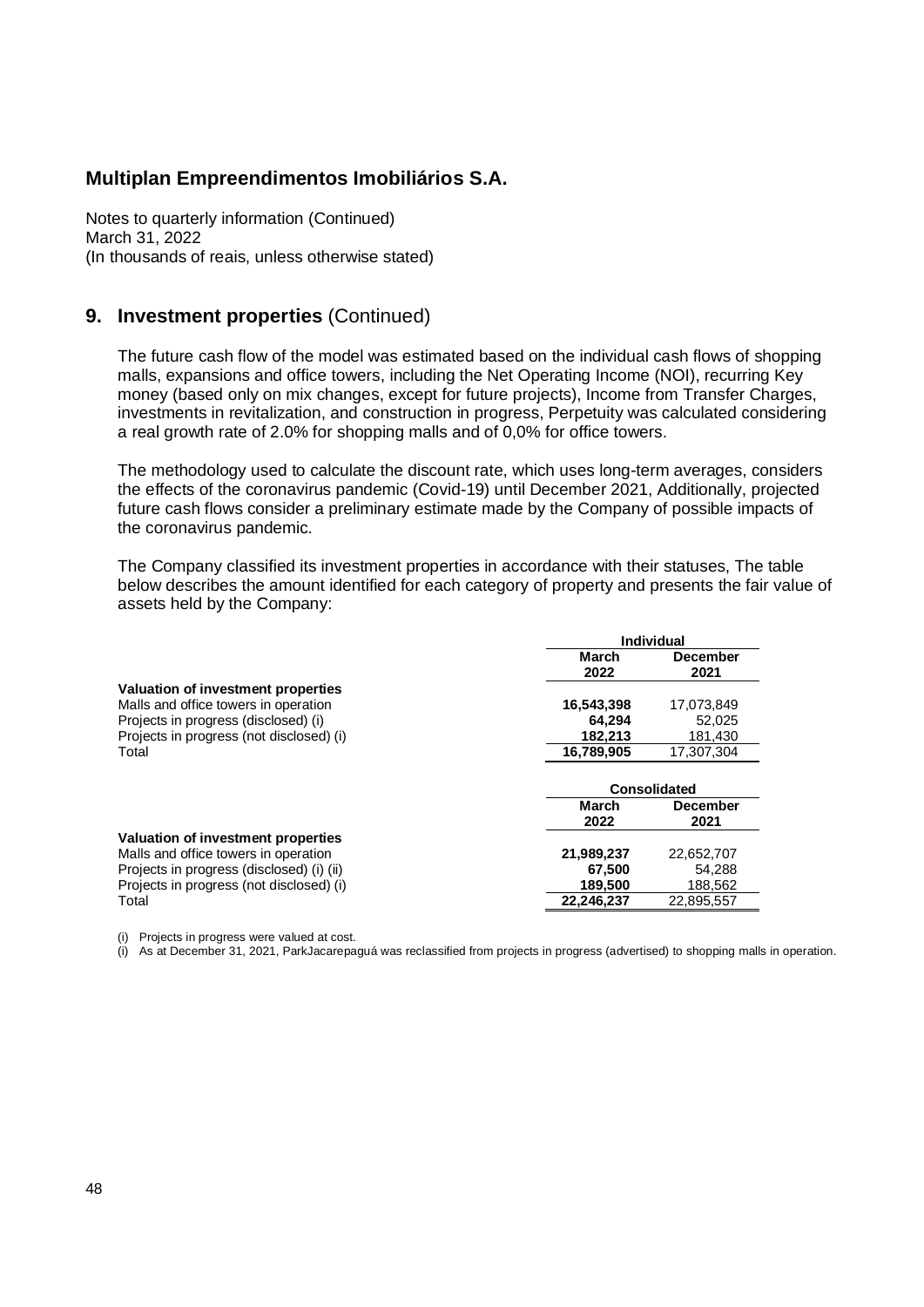## 9. Investment properties (Continued)

The future cash flow of the model was estimated based on the individual cash flows of shopping malls, expansions and office towers, including the Net Operating Income (NOI), recurring Key money (based only on mix changes, except for future projects), Income from Transfer Charges, investments in revitalization, and construction in progress, Perpetuity was calculated considering a real growth rate of 2.0% for shopping malls and of 0,0% for office towers.

The methodology used to calculate the discount rate, which uses long-term averages, considers the effects of the coronavirus pandemic (Covid-19) until December 2021, Additionally, projected future cash flows consider a preliminary estimate made by the Company of possible impacts of the coronavirus pandemic.

The Company classified its investment properties in accordance with their statuses, The table below describes the amount identified for each category of property and presents the fair value of assets held by the Company:

| | Individual | |
|---|---|---|
| | **March 2022** | **December 2021** |
| **Valuation of investment properties** | | |
| Malls and office towers in operation | **16,543,398** | 17,073,849 |
| Projects in progress (disclosed) (i) | **64,294** | 52,025 |
| Projects in progress (not disclosed) (i) | **182,213** | 181,430 |
| Total | **16,789,905** | 17,307,304 |

| | Consolidated | |
|---|---|---|
| | **March 2022** | **December 2021** |
| **Valuation of investment properties** | | |
| Malls and office towers in operation | **21,989,237** | 22,652,707 |
| Projects in progress (disclosed) (i) (ii) | **67,500** | 54,288 |
| Projects in progress (not disclosed) (i) | **189,500** | 188,562 |
| Total | **22,246,237** | 22,895,557 |

(i) Projects in progress were valued at cost.
(i) As at December 31, 2021, ParkJacarepaguá was reclassified from projects in progress (advertised) to shopping malls in operation.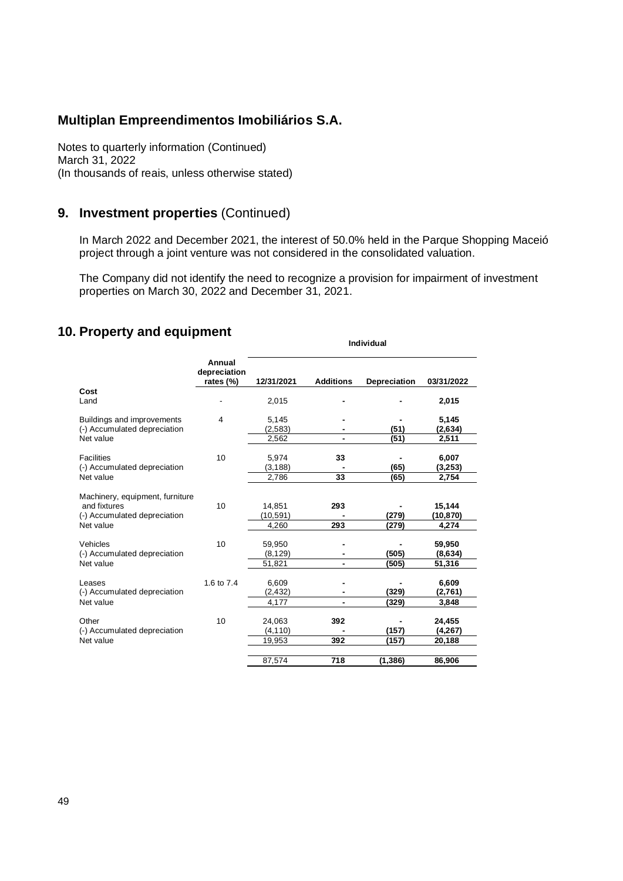## Multiplan Empreendimentos Imobiliários S.A.

Notes to quarterly information (Continued)
March 31, 2022
(In thousands of reais, unless otherwise stated)

## 9. Investment properties (Continued)

In March 2022 and December 2021, the interest of 50.0% held in the Parque Shopping Maceió project through a joint venture was not considered in the consolidated valuation.

The Company did not identify the need to recognize a provision for impairment of investment properties on March 30, 2022 and December 31, 2021.

## 10. Property and equipment

| | | Individual | | | |
|---|---|---|---|---|---|
| | Annual depreciation rates (%) | 12/31/2021 | Additions | Depreciation | 03/31/2022 |
| **Cost** | | | | | |
| Land | - | 2,015 | - | - | **2,015** |
| Buildings and improvements | 4 | 5,145 | - | - | **5,145** |
| (-) Accumulated depreciation | | (2,583) | - | (51) | **(2,634)** |
| Net value | | 2,562 | - | (51) | **2,511** |
| Facilities | 10 | 5,974 | 33 | - | **6,007** |
| (-) Accumulated depreciation | | (3,188) | - | (65) | **(3,253)** |
| Net value | | 2,786 | 33 | (65) | **2,754** |
| Machinery, equipment, furniture and fixtures | 10 | 14,851 | 293 | - | **15,144** |
| (-) Accumulated depreciation | | (10,591) | - | (279) | **(10,870)** |
| Net value | | 4,260 | 293 | (279) | **4,274** |
| Vehicles | 10 | 59,950 | - | - | **59,950** |
| (-) Accumulated depreciation | | (8,129) | - | (505) | **(8,634)** |
| Net value | | 51,821 | - | (505) | **51,316** |
| Leases | 1.6 to 7.4 | 6,609 | - | - | **6,609** |
| (-) Accumulated depreciation | | (2,432) | - | (329) | **(2,761)** |
| Net value | | 4,177 | - | (329) | **3,848** |
| Other | 10 | 24,063 | 392 | - | **24,455** |
| (-) Accumulated depreciation | | (4,110) | - | (157) | **(4,267)** |
| Net value | | 19,953 | 392 | (157) | **20,188** |
| | | 87,574 | 718 | (1,386) | **86,906** |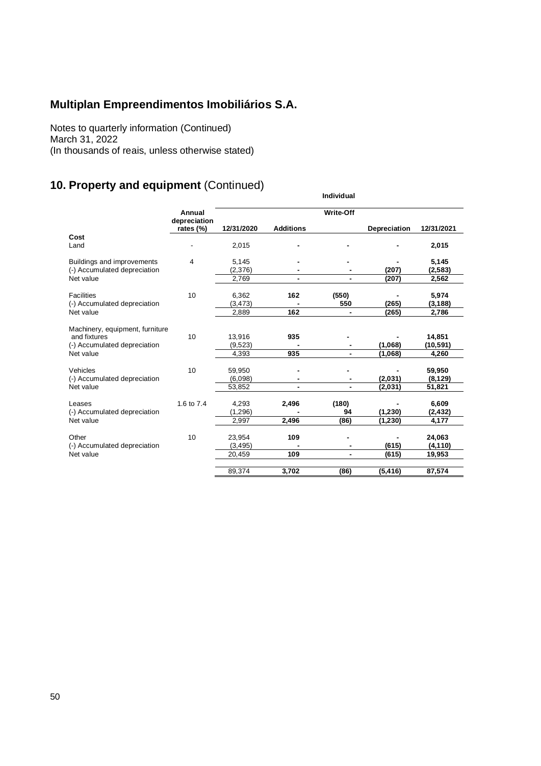# Multiplan Empreendimentos Imobiliários S.A.

Notes to quarterly information (Continued)
March 31, 2022
(In thousands of reais, unless otherwise stated)

## 10. Property and equipment (Continued)

| | Individual | | | | | |
|---|---|---|---|---|---|---|
| | Annual depreciation rates (%) | 12/31/2020 | Additions | Write-Off | Depreciation | 12/31/2021 |
| **Cost** | | | | | | |
| Land | - | 2,015 | - | - | - | **2,015** |
| Buildings and improvements | 4 | 5,145 | - | - | - | **5,145** |
| (-) Accumulated depreciation | | (2,376) | - | - | (207) | (2,583) |
| Net value | | 2,769 | - | - | (207) | 2,562 |
| Facilities | 10 | 6,362 | 162 | (550) | - | 5,974 |
| (-) Accumulated depreciation | | (3,473) | - | 550 | (265) | (3,188) |
| Net value | | 2,889 | 162 | - | (265) | 2,786 |
| Machinery, equipment, furniture and fixtures | 10 | 13,916 | 935 | - | - | 14,851 |
| (-) Accumulated depreciation | | (9,523) | - | - | (1,068) | (10,591) |
| Net value | | 4,393 | 935 | - | (1,068) | 4,260 |
| Vehicles | 10 | 59,950 | - | - | - | 59,950 |
| (-) Accumulated depreciation | | (6,098) | - | - | (2,031) | (8,129) |
| Net value | | 53,852 | - | - | (2,031) | 51,821 |
| Leases | 1.6 to 7.4 | 4,293 | 2,496 | (180) | - | 6,609 |
| (-) Accumulated depreciation | | (1,296) | - | 94 | (1,230) | (2,432) |
| Net value | | 2,997 | 2,496 | (86) | (1,230) | 4,177 |
| Other | 10 | 23,954 | 109 | - | - | 24,063 |
| (-) Accumulated depreciation | | (3,495) | - | - | (615) | (4,110) |
| Net value | | 20,459 | 109 | - | (615) | 19,953 |
| | | 89,374 | 3,702 | (86) | (5,416) | 87,574 |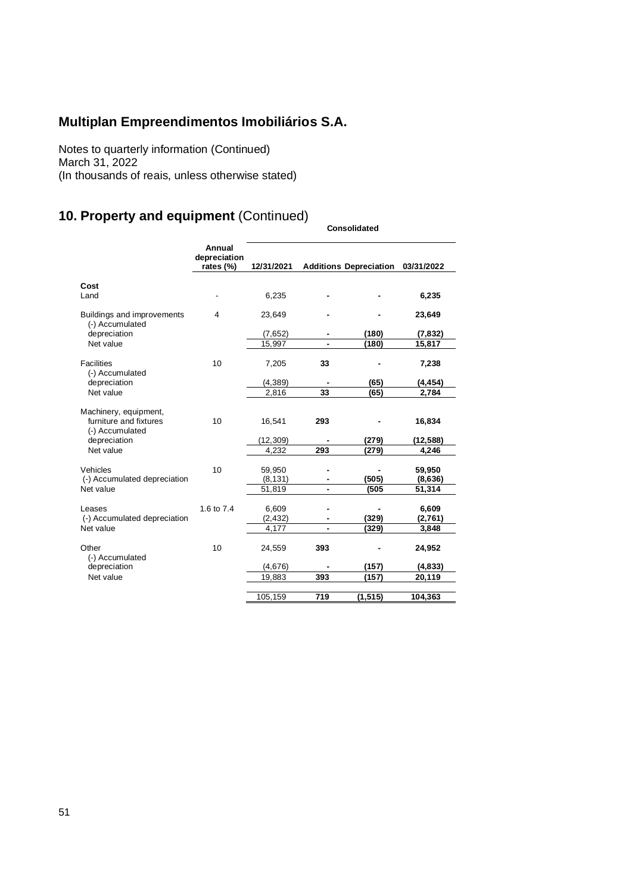# Multiplan Empreendimentos Imobiliários S.A.

Notes to quarterly information (Continued)
March 31, 2022
(In thousands of reais, unless otherwise stated)

## 10. Property and equipment (Continued)

| | | Consolidated | | | |
|---|---|---|---|---|---|
| | Annual depreciation rates (%) | 12/31/2021 | Additions | Depreciation | 03/31/2022 |
| **Cost** | | | | | |
| Land | - | 6,235 | **-** | **-** | **6,235** |
| Buildings and improvements | 4 | 23,649 | **-** | **-** | **23,649** |
| (-) Accumulated depreciation | | (7,652) | **-** | **(180)** | **(7,832)** |
| Net value | | 15,997 | **-** | **(180)** | **15,817** |
| Facilities | 10 | 7,205 | **33** | **-** | **7,238** |
| (-) Accumulated depreciation | | (4,389) | **-** | **(65)** | **(4,454)** |
| Net value | | 2,816 | **33** | **(65)** | **2,784** |
| Machinery, equipment, furniture and fixtures | 10 | 16,541 | **293** | **-** | **16,834** |
| (-) Accumulated depreciation | | (12,309) | **-** | **(279)** | **(12,588)** |
| Net value | | 4,232 | **293** | **(279)** | **4,246** |
| Vehicles | 10 | 59,950 | **-** | **-** | **59,950** |
| (-) Accumulated depreciation | | (8,131) | **-** | **(505)** | **(8,636)** |
| Net value | | 51,819 | **-** | **(505** | **51,314** |
| Leases | 1.6 to 7.4 | 6,609 | **-** | **-** | **6,609** |
| (-) Accumulated depreciation | | (2,432) | **-** | **(329)** | **(2,761)** |
| Net value | | 4,177 | **-** | **(329)** | **3,848** |
| Other | 10 | 24,559 | **393** | **-** | **24,952** |
| (-) Accumulated depreciation | | (4,676) | **-** | **(157)** | **(4,833)** |
| Net value | | 19,883 | **393** | **(157)** | **20,119** |
| | | 105,159 | **719** | **(1,515)** | **104,363** |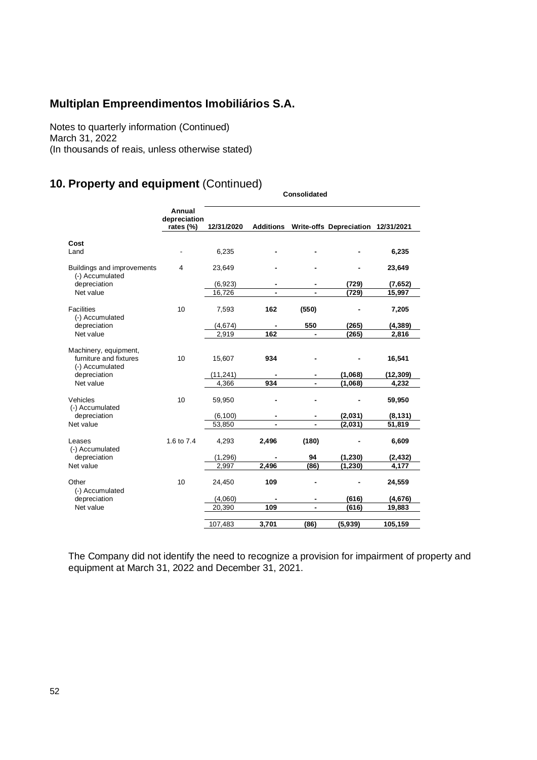# Multiplan Empreendimentos Imobiliários S.A.

Notes to quarterly information (Continued)
March 31, 2022
(In thousands of reais, unless otherwise stated)

## 10. Property and equipment (Continued)

| | Annual depreciation rates (%) | Consolidated | | | | |
|---|---|---|---|---|---|---|
| | | 12/31/2020 | Additions | Write-offs | Depreciation | 12/31/2021 |
| **Cost** | | | | | | |
| Land | - | 6,235 | **-** | **-** | **-** | **6,235** |
| Buildings and improvements | 4 | 23,649 | **-** | **-** | **-** | **23,649** |
| (-) Accumulated depreciation | | (6,923) | **-** | **-** | **(729)** | **(7,652)** |
| Net value | | 16,726 | **-** | **-** | **(729)** | **15,997** |
| Facilities | 10 | 7,593 | **162** | **(550)** | **-** | **7,205** |
| (-) Accumulated depreciation | | (4,674) | **-** | **550** | **(265)** | **(4,389)** |
| Net value | | 2,919 | **162** | **-** | **(265)** | **2,816** |
| Machinery, equipment, furniture and fixtures | 10 | 15,607 | **934** | **-** | **-** | **16,541** |
| (-) Accumulated depreciation | | (11,241) | **-** | **-** | **(1,068)** | **(12,309)** |
| Net value | | 4,366 | **934** | **-** | **(1,068)** | **4,232** |
| Vehicles | 10 | 59,950 | **-** | **-** | **-** | **59,950** |
| (-) Accumulated depreciation | | (6,100) | **-** | **-** | **(2,031)** | **(8,131)** |
| Net value | | 53,850 | **-** | **-** | **(2,031)** | **51,819** |
| Leases | 1.6 to 7.4 | 4,293 | **2,496** | **(180)** | **-** | **6,609** |
| (-) Accumulated depreciation | | (1,296) | **-** | **94** | **(1,230)** | **(2,432)** |
| Net value | | 2,997 | **2,496** | **(86)** | **(1,230)** | **4,177** |
| Other | 10 | 24,450 | **109** | **-** | **-** | **24,559** |
| (-) Accumulated depreciation | | (4,060) | **-** | **-** | **(616)** | **(4,676)** |
| Net value | | 20,390 | **109** | **-** | **(616)** | **19,883** |
| | | 107,483 | **3,701** | **(86)** | **(5,939)** | **105,159** |

The Company did not identify the need to recognize a provision for impairment of property and equipment at March 31, 2022 and December 31, 2021.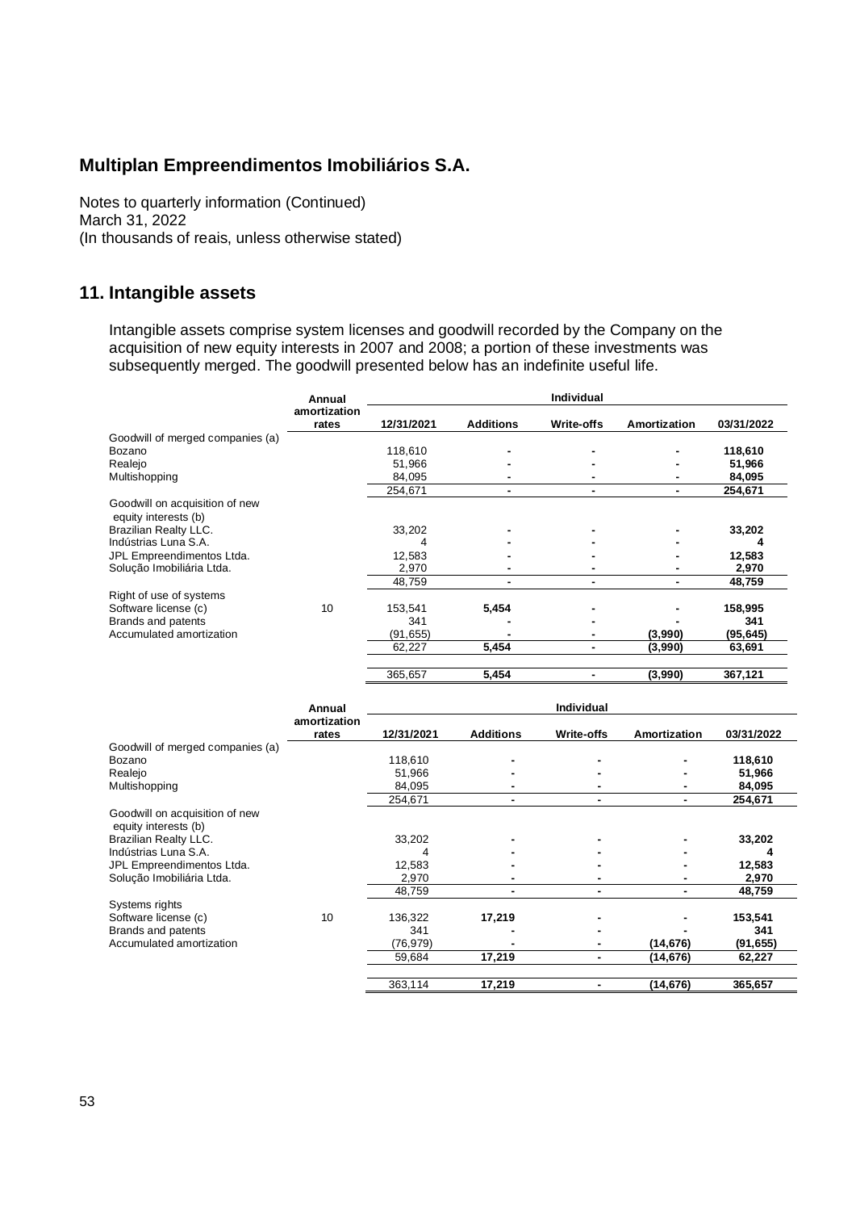# Multiplan Empreendimentos Imobiliários S.A.

Notes to quarterly information (Continued)
March 31, 2022
(In thousands of reais, unless otherwise stated)

## 11. Intangible assets

Intangible assets comprise system licenses and goodwill recorded by the Company on the acquisition of new equity interests in 2007 and 2008; a portion of these investments was subsequently merged. The goodwill presented below has an indefinite useful life.

| | Annual amortization rates | Individual | | | | |
|---|---|---|---|---|---|---|
| | | 12/31/2021 | Additions | Write-offs | Amortization | 03/31/2022 |
| Goodwill of merged companies (a) | | | | | | |
| Bozano | | 118,610 | - | - | - | **118,610** |
| Realejo | | 51,966 | - | - | - | **51,966** |
| Multishopping | | 84,095 | - | - | - | **84,095** |
| | | 254,671 | - | - | - | **254,671** |
| Goodwill on acquisition of new equity interests (b) | | | | | | |
| Brazilian Realty LLC. | | 33,202 | - | - | - | **33,202** |
| Indústrias Luna S.A. | | 4 | - | - | - | **4** |
| JPL Empreendimentos Ltda. | | 12,583 | - | - | - | **12,583** |
| Solução Imobiliária Ltda. | | 2,970 | - | - | - | **2,970** |
| | | 48,759 | - | - | - | **48,759** |
| Right of use of systems | | | | | | |
| Software license (c) | 10 | 153,541 | **5,454** | - | - | **158,995** |
| Brands and patents | | 341 | - | - | - | **341** |
| Accumulated amortization | | (91,655) | - | - | **(3,990)** | **(95,645)** |
| | | 62,227 | **5,454** | - | **(3,990)** | **63,691** |
| | | | | | | |
| | | 365,657 | **5,454** | - | **(3,990)** | **367,121** |

| | Annual amortization rates | Individual | | | | |
|---|---|---|---|---|---|---|
| | | 12/31/2021 | Additions | Write-offs | Amortization | 03/31/2022 |
| Goodwill of merged companies (a) | | | | | | |
| Bozano | | 118,610 | - | - | - | **118,610** |
| Realejo | | 51,966 | - | - | - | **51,966** |
| Multishopping | | 84,095 | - | - | - | **84,095** |
| | | 254,671 | - | - | - | **254,671** |
| Goodwill on acquisition of new equity interests (b) | | | | | | |
| Brazilian Realty LLC. | | 33,202 | - | - | - | **33,202** |
| Indústrias Luna S.A. | | 4 | - | - | - | **4** |
| JPL Empreendimentos Ltda. | | 12,583 | - | - | - | **12,583** |
| Solução Imobiliária Ltda. | | 2,970 | - | - | - | **2,970** |
| | | 48,759 | - | - | - | **48,759** |
| Systems rights | | | | | | |
| Software license (c) | 10 | 136,322 | **17,219** | - | - | **153,541** |
| Brands and patents | | 341 | - | - | - | **341** |
| Accumulated amortization | | (76,979) | - | - | **(14,676)** | **(91,655)** |
| | | 59,684 | **17,219** | - | **(14,676)** | **62,227** |
| | | | | | | |
| | | 363,114 | **17,219** | - | **(14,676)** | **365,657** |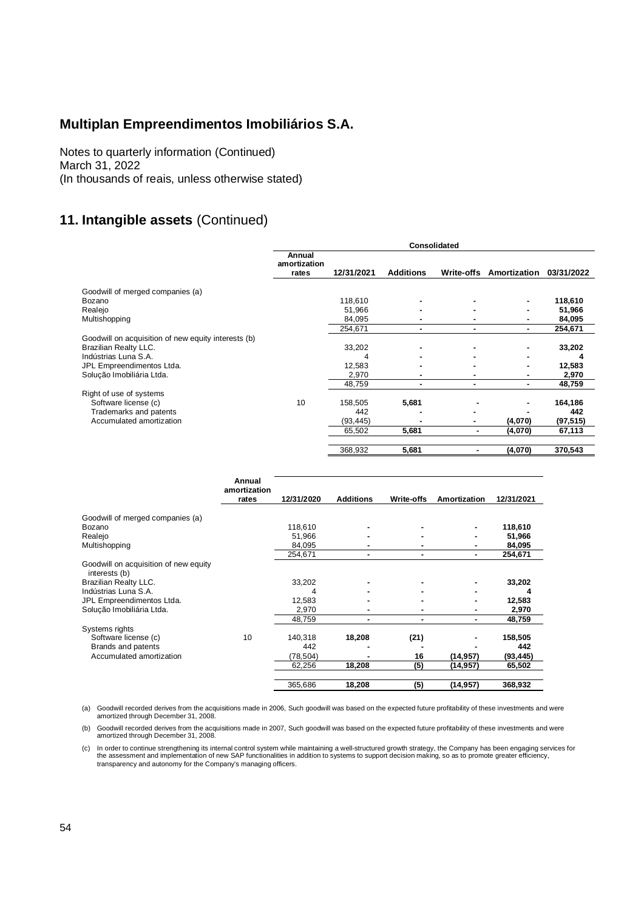# Multiplan Empreendimentos Imobiliários S.A.

Notes to quarterly information (Continued)
March 31, 2022
(In thousands of reais, unless otherwise stated)

## 11. Intangible assets (Continued)

| | Consolidated | | | | | |
|---|---|---|---|---|---|---|
| | Annual amortization rates | 12/31/2021 | Additions | Write-offs | Amortization | 03/31/2022 |
| Goodwill of merged companies (a) | | | | | | |
| Bozano | | 118,610 | - | - | - | **118,610** |
| Realejo | | 51,966 | - | - | - | **51,966** |
| Multishopping | | 84,095 | - | - | - | **84,095** |
| | | 254,671 | - | - | - | **254,671** |
| Goodwill on acquisition of new equity interests (b) | | | | | | |
| Brazilian Realty LLC. | | 33,202 | - | - | - | **33,202** |
| Indústrias Luna S.A. | | 4 | - | - | - | **4** |
| JPL Empreendimentos Ltda. | | 12,583 | - | - | - | **12,583** |
| Solução Imobiliária Ltda. | | 2,970 | - | - | - | **2,970** |
| | | 48,759 | - | - | - | **48,759** |
| Right of use of systems | | | | | | |
| Software license (c) | 10 | 158,505 | **5,681** | - | - | **164,186** |
| Trademarks and patents | | 442 | - | - | - | **442** |
| Accumulated amortization | | (93,445) | - | - | **(4,070)** | **(97,515)** |
| | | 65,502 | **5,681** | - | **(4,070)** | **67,113** |
| | | 368,932 | **5,681** | - | **(4,070)** | **370,543** |

| | Annual amortization rates | 12/31/2020 | Additions | Write-offs | Amortization | 12/31/2021 |
|---|---|---|---|---|---|---|
| Goodwill of merged companies (a) | | | | | | |
| Bozano | | 118,610 | - | - | - | **118,610** |
| Realejo | | 51,966 | - | - | - | **51,966** |
| Multishopping | | 84,095 | - | - | - | **84,095** |
| | | 254,671 | - | - | - | **254,671** |
| Goodwill on acquisition of new equity interests (b) | | | | | | |
| Brazilian Realty LLC. | | 33,202 | - | - | - | **33,202** |
| Indústrias Luna S.A. | | 4 | - | - | - | **4** |
| JPL Empreendimentos Ltda. | | 12,583 | - | - | - | **12,583** |
| Solução Imobiliária Ltda. | | 2,970 | - | - | - | **2,970** |
| | | 48,759 | - | - | - | **48,759** |
| Systems rights | | | | | | |
| Software license (c) | 10 | 140,318 | **18,208** | **(21)** | - | **158,505** |
| Brands and patents | | 442 | - | - | - | **442** |
| Accumulated amortization | | (78,504) | - | **16** | **(14,957)** | **(93,445)** |
| | | 62,256 | **18,208** | **(5)** | **(14,957)** | **65,502** |
| | | 365,686 | **18,208** | **(5)** | **(14,957)** | **368,932** |

(a) Goodwill recorded derives from the acquisitions made in 2006, Such goodwill was based on the expected future profitability of these investments and were amortized through December 31, 2008.

(b) Goodwill recorded derives from the acquisitions made in 2007, Such goodwill was based on the expected future profitability of these investments and were amortized through December 31, 2008.

(c) In order to continue strengthening its internal control system while maintaining a well-structured growth strategy, the Company has been engaging services for the assessment and implementation of new SAP functionalities in addition to systems to support decision making, so as to promote greater efficiency, transparency and autonomy for the Company's managing officers.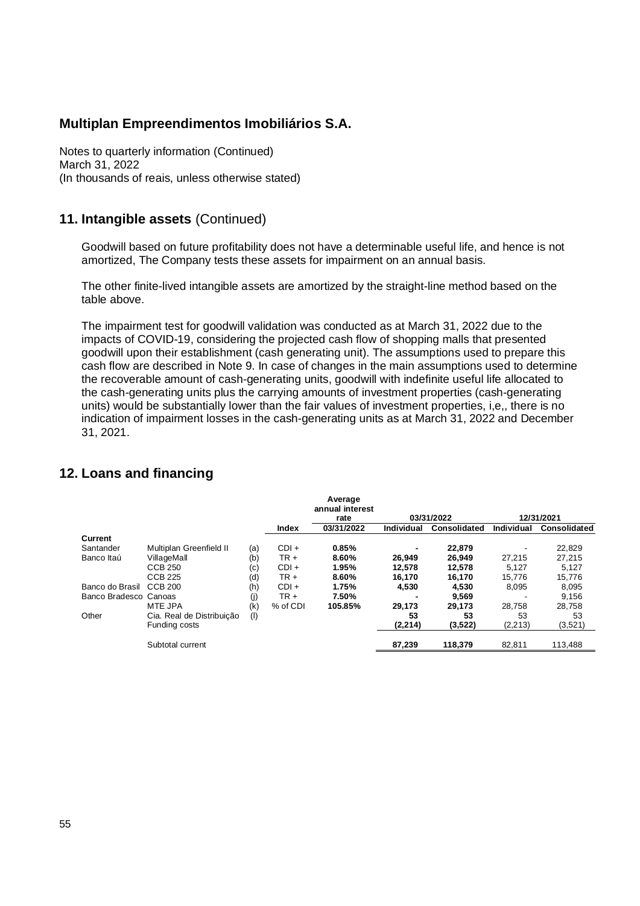## Multiplan Empreendimentos Imobiliários S.A.

Notes to quarterly information (Continued)
March 31, 2022
(In thousands of reais, unless otherwise stated)

## 11. Intangible assets (Continued)

Goodwill based on future profitability does not have a determinable useful life, and hence is not amortized, The Company tests these assets for impairment on an annual basis.

The other finite-lived intangible assets are amortized by the straight-line method based on the table above.

The impairment test for goodwill validation was conducted as at March 31, 2022 due to the impacts of COVID-19, considering the projected cash flow of shopping malls that presented goodwill upon their establishment (cash generating unit). The assumptions used to prepare this cash flow are described in Note 9. In case of changes in the main assumptions used to determine the recoverable amount of cash-generating units, goodwill with indefinite useful life allocated to the cash-generating units plus the carrying amounts of investment properties (cash-generating units) would be substantially lower than the fair values of investment properties, i,e,, there is no indication of impairment losses in the cash-generating units as at March 31, 2022 and December 31, 2021.

## 12. Loans and financing

| | | | | Average annual interest rate | 03/31/2022 | | 12/31/2021 | |
|---|---|---|---|---|---|---|---|---|
| | | | Index | 03/31/2022 | Individual | Consolidated | Individual | Consolidated |
| **Current** | | | | | | | | |
| Santander | Multiplan Greenfield II | (a) | CDI + | **0.85%** | **-** | **22,879** | - | 22,829 |
| Banco Itaú | VillageMall | (b) | TR + | **8.60%** | **26,949** | **26,949** | 27,215 | 27,215 |
| | CCB 250 | (c) | CDI + | **1.95%** | **12,578** | **12,578** | 5,127 | 5,127 |
| | CCB 225 | (d) | TR + | **8.60%** | **16,170** | **16,170** | 15,776 | 15,776 |
| Banco do Brasil | CCB 200 | (h) | CDI + | **1.75%** | **4,530** | **4,530** | 8,095 | 8,095 |
| Banco Bradesco | Canoas | (j) | TR + | **7.50%** | **-** | **9,569** | - | 9,156 |
| | MTE JPA | (k) | % of CDI | **105.85%** | **29,173** | **29,173** | 28,758 | 28,758 |
| Other | Cia. Real de Distribuição | (l) | | | **53** | **53** | 53 | 53 |
| | Funding costs | | | | **(2,214)** | **(3,522)** | (2,213) | (3,521) |
| | Subtotal current | | | | **87,239** | **118,379** | 82,811 | 113,488 |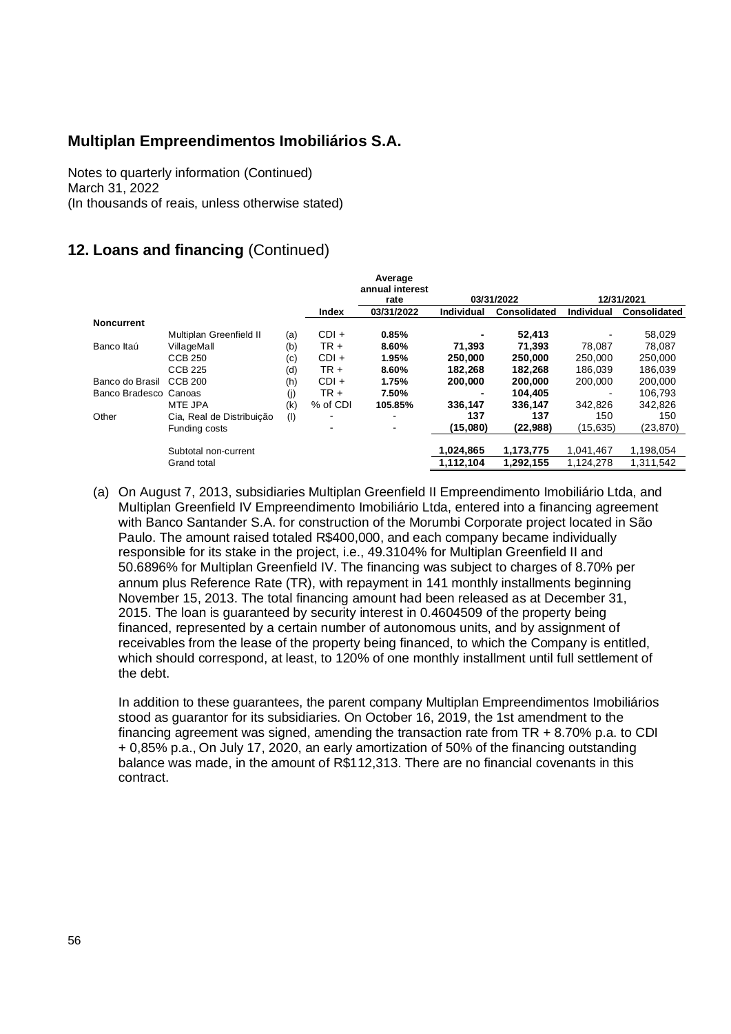**Multiplan Empreendimentos Imobiliários S.A.**

Notes to quarterly information (Continued)
March 31, 2022
(In thousands of reais, unless otherwise stated)

## 12. Loans and financing (Continued)

| | | | Index | Average annual interest rate 03/31/2022 | 03/31/2022 Individual | 03/31/2022 Consolidated | 12/31/2021 Individual | 12/31/2021 Consolidated |
|---|---|---|---|---|---|---|---|---|
| **Noncurrent** | | | | | | | | |
| | Multiplan Greenfield II | (a) | CDI + | **0.85%** | **-** | **52,413** | - | 58,029 |
| Banco Itaú | VillageMall | (b) | TR + | **8.60%** | **71,393** | **71,393** | 78,087 | 78,087 |
| | CCB 250 | (c) | CDI + | **1.95%** | **250,000** | **250,000** | 250,000 | 250,000 |
| | CCB 225 | (d) | TR + | **8.60%** | **182,268** | **182,268** | 186,039 | 186,039 |
| Banco do Brasil | CCB 200 | (h) | CDI + | **1.75%** | **200,000** | **200,000** | 200,000 | 200,000 |
| Banco Bradesco | Canoas | (j) | TR + | **7.50%** | **-** | **104,405** | - | 106,793 |
| | MTE JPA | (k) | % of CDI | **105.85%** | **336,147** | **336,147** | 342,826 | 342,826 |
| Other | Cia, Real de Distribuição | (l) | - | - | **137** | **137** | 150 | 150 |
| | Funding costs | | - | - | **(15,080)** | **(22,988)** | (15,635) | (23,870) |
| | Subtotal non-current | | | | **1,024,865** | **1,173,775** | 1,041,467 | 1,198,054 |
| | Grand total | | | | **1,112,104** | **1,292,155** | 1,124,278 | 1,311,542 |

(a) On August 7, 2013, subsidiaries Multiplan Greenfield II Empreendimento Imobiliário Ltda, and Multiplan Greenfield IV Empreendimento Imobiliário Ltda, entered into a financing agreement with Banco Santander S.A. for construction of the Morumbi Corporate project located in São Paulo. The amount raised totaled R$400,000, and each company became individually responsible for its stake in the project, i.e., 49.3104% for Multiplan Greenfield II and 50.6896% for Multiplan Greenfield IV. The financing was subject to charges of 8.70% per annum plus Reference Rate (TR), with repayment in 141 monthly installments beginning November 15, 2013. The total financing amount had been released as at December 31, 2015. The loan is guaranteed by security interest in 0.4604509 of the property being financed, represented by a certain number of autonomous units, and by assignment of receivables from the lease of the property being financed, to which the Company is entitled, which should correspond, at least, to 120% of one monthly installment until full settlement of the debt.

In addition to these guarantees, the parent company Multiplan Empreendimentos Imobiliários stood as guarantor for its subsidiaries. On October 16, 2019, the 1st amendment to the financing agreement was signed, amending the transaction rate from TR + 8.70% p.a. to CDI + 0,85% p.a., On July 17, 2020, an early amortization of 50% of the financing outstanding balance was made, in the amount of R$112,313. There are no financial covenants in this contract.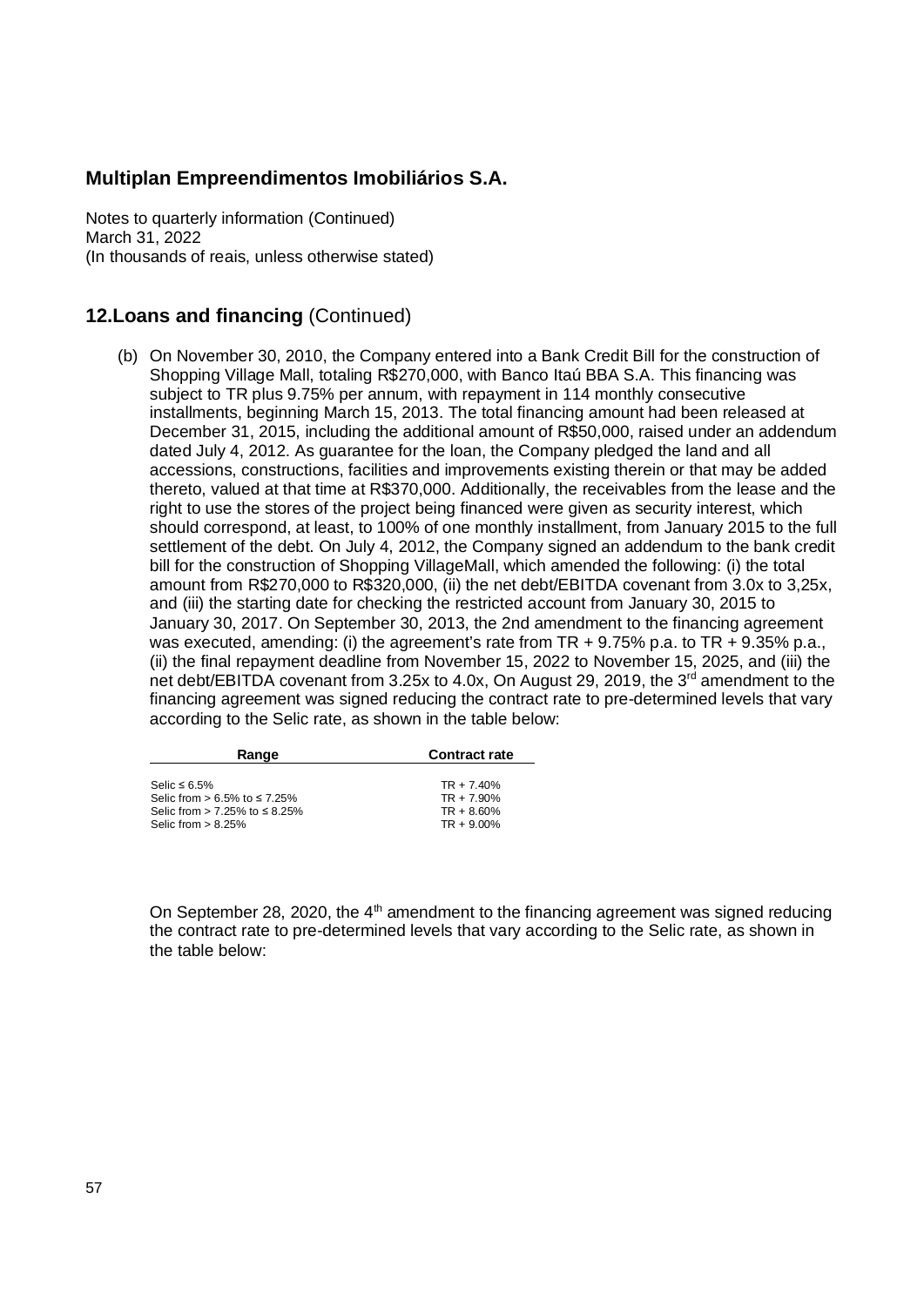## 12. Loans and financing (Continued)

(b) On November 30, 2010, the Company entered into a Bank Credit Bill for the construction of Shopping Village Mall, totaling R$270,000, with Banco Itaú BBA S.A. This financing was subject to TR plus 9.75% per annum, with repayment in 114 monthly consecutive installments, beginning March 15, 2013. The total financing amount had been released at December 31, 2015, including the additional amount of R$50,000, raised under an addendum dated July 4, 2012. As guarantee for the loan, the Company pledged the land and all accessions, constructions, facilities and improvements existing therein or that may be added thereto, valued at that time at R$370,000. Additionally, the receivables from the lease and the right to use the stores of the project being financed were given as security interest, which should correspond, at least, to 100% of one monthly installment, from January 2015 to the full settlement of the debt. On July 4, 2012, the Company signed an addendum to the bank credit bill for the construction of Shopping VillageMall, which amended the following: (i) the total amount from R$270,000 to R$320,000, (ii) the net debt/EBITDA covenant from 3.0x to 3,25x, and (iii) the starting date for checking the restricted account from January 30, 2015 to January 30, 2017. On September 30, 2013, the 2nd amendment to the financing agreement was executed, amending: (i) the agreement's rate from TR + 9.75% p.a. to TR + 9.35% p.a., (ii) the final repayment deadline from November 15, 2022 to November 15, 2025, and (iii) the net debt/EBITDA covenant from 3.25x to 4.0x, On August 29, 2019, the 3rd amendment to the financing agreement was signed reducing the contract rate to pre-determined levels that vary according to the Selic rate, as shown in the table below:

| Range | Contract rate |
|---|---|
| Selic ≤ 6.5% | TR + 7.40% |
| Selic from > 6.5% to ≤ 7.25% | TR + 7.90% |
| Selic from > 7.25% to ≤ 8.25% | TR + 8.60% |
| Selic from > 8.25% | TR + 9.00% |

On September 28, 2020, the 4th amendment to the financing agreement was signed reducing the contract rate to pre-determined levels that vary according to the Selic rate, as shown in the table below: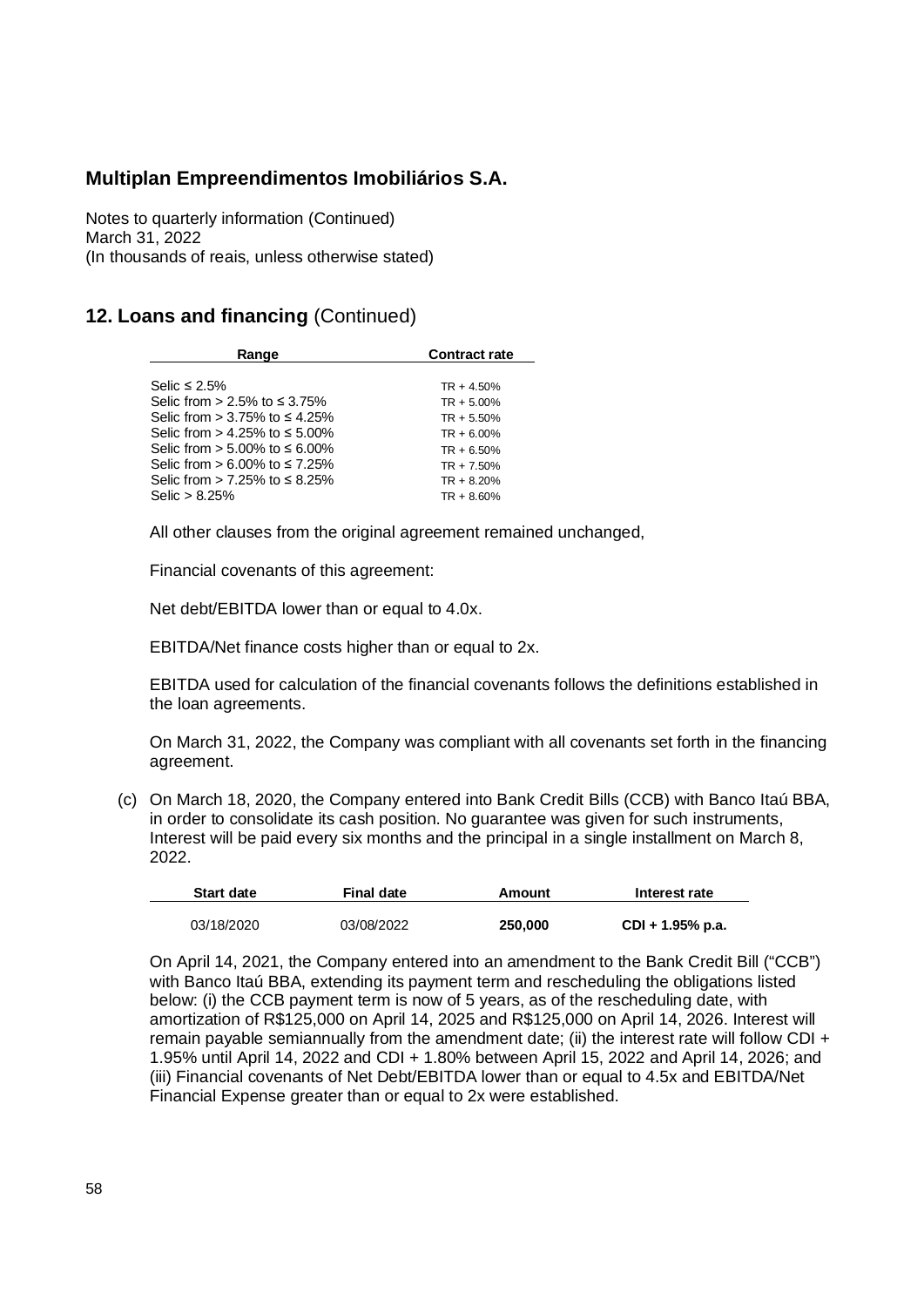## Multiplan Empreendimentos Imobiliários S.A.

Notes to quarterly information (Continued)
March 31, 2022
(In thousands of reais, unless otherwise stated)

## 12. Loans and financing (Continued)

| Range | Contract rate |
|---|---|
| Selic ≤ 2.5% | TR + 4.50% |
| Selic from > 2.5% to ≤ 3.75% | TR + 5.00% |
| Selic from > 3.75% to ≤ 4.25% | TR + 5.50% |
| Selic from > 4.25% to ≤ 5.00% | TR + 6.00% |
| Selic from > 5.00% to ≤ 6.00% | TR + 6.50% |
| Selic from > 6.00% to ≤ 7.25% | TR + 7.50% |
| Selic from > 7.25% to ≤ 8.25% | TR + 8.20% |
| Selic > 8.25% | TR + 8.60% |

All other clauses from the original agreement remained unchanged,

Financial covenants of this agreement:

Net debt/EBITDA lower than or equal to 4.0x.

EBITDA/Net finance costs higher than or equal to 2x.

EBITDA used for calculation of the financial covenants follows the definitions established in the loan agreements.

On March 31, 2022, the Company was compliant with all covenants set forth in the financing agreement.

(c) On March 18, 2020, the Company entered into Bank Credit Bills (CCB) with Banco Itaú BBA, in order to consolidate its cash position. No guarantee was given for such instruments, Interest will be paid every six months and the principal in a single installment on March 8, 2022.

| Start date | Final date | Amount | Interest rate |
|---|---|---|---|
| 03/18/2020 | 03/08/2022 | **250,000** | **CDI + 1.95% p.a.** |

On April 14, 2021, the Company entered into an amendment to the Bank Credit Bill ("CCB") with Banco Itaú BBA, extending its payment term and rescheduling the obligations listed below: (i) the CCB payment term is now of 5 years, as of the rescheduling date, with amortization of R$125,000 on April 14, 2025 and R$125,000 on April 14, 2026. Interest will remain payable semiannually from the amendment date; (ii) the interest rate will follow CDI + 1.95% until April 14, 2022 and CDI + 1.80% between April 15, 2022 and April 14, 2026; and (iii) Financial covenants of Net Debt/EBITDA lower than or equal to 4.5x and EBITDA/Net Financial Expense greater than or equal to 2x were established.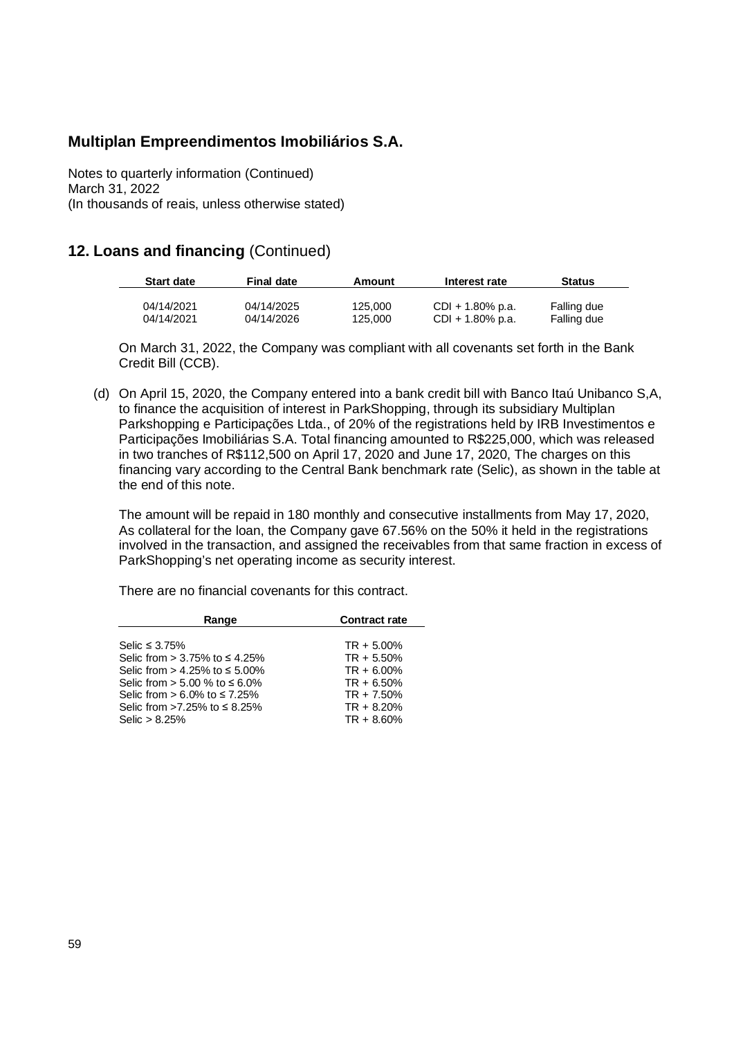## 12. Loans and financing (Continued)

| Start date | Final date | Amount | Interest rate | Status |
|---|---|---|---|---|
| 04/14/2021 | 04/14/2025 | 125,000 | CDI + 1.80% p.a. | Falling due |
| 04/14/2021 | 04/14/2026 | 125,000 | CDI + 1.80% p.a. | Falling due |

On March 31, 2022, the Company was compliant with all covenants set forth in the Bank Credit Bill (CCB).

(d) On April 15, 2020, the Company entered into a bank credit bill with Banco Itaú Unibanco S,A, to finance the acquisition of interest in ParkShopping, through its subsidiary Multiplan Parkshopping e Participações Ltda., of 20% of the registrations held by IRB Investimentos e Participações Imobiliárias S.A. Total financing amounted to R$225,000, which was released in two tranches of R$112,500 on April 17, 2020 and June 17, 2020, The charges on this financing vary according to the Central Bank benchmark rate (Selic), as shown in the table at the end of this note.

The amount will be repaid in 180 monthly and consecutive installments from May 17, 2020, As collateral for the loan, the Company gave 67.56% on the 50% it held in the registrations involved in the transaction, and assigned the receivables from that same fraction in excess of ParkShopping's net operating income as security interest.

There are no financial covenants for this contract.

| Range | Contract rate |
|---|---|
| Selic ≤ 3.75% | TR + 5.00% |
| Selic from > 3.75% to ≤ 4.25% | TR + 5.50% |
| Selic from > 4.25% to ≤ 5.00% | TR + 6.00% |
| Selic from > 5.00 % to ≤ 6.0% | TR + 6.50% |
| Selic from > 6.0% to ≤ 7.25% | TR + 7.50% |
| Selic from >7.25% to ≤ 8.25% | TR + 8.20% |
| Selic > 8.25% | TR + 8.60% |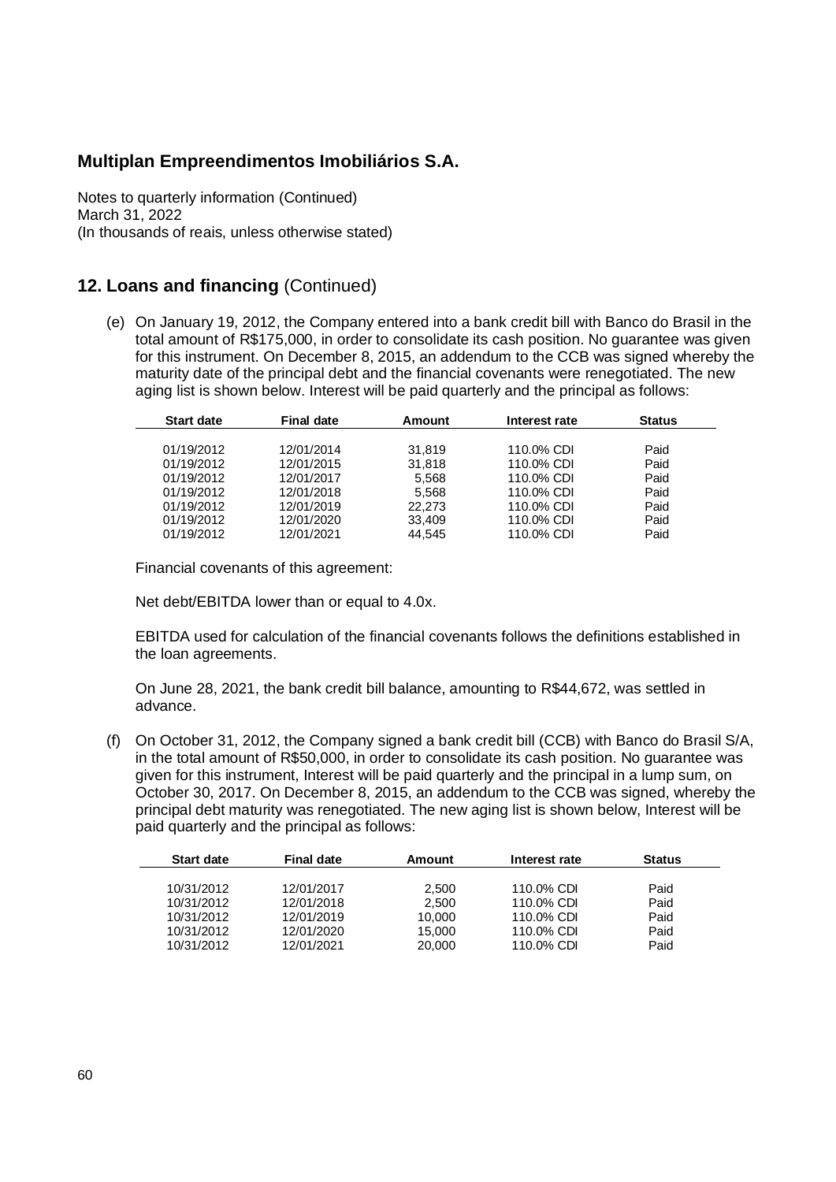## Multiplan Empreendimentos Imobiliários S.A.

Notes to quarterly information (Continued)
March 31, 2022
(In thousands of reais, unless otherwise stated)

## 12. Loans and financing (Continued)

(e) On January 19, 2012, the Company entered into a bank credit bill with Banco do Brasil in the total amount of R$175,000, in order to consolidate its cash position. No guarantee was given for this instrument. On December 8, 2015, an addendum to the CCB was signed whereby the maturity date of the principal debt and the financial covenants were renegotiated. The new aging list is shown below. Interest will be paid quarterly and the principal as follows:

| Start date | Final date | Amount | Interest rate | Status |
|---|---|---|---|---|
| 01/19/2012 | 12/01/2014 | 31,819 | 110.0% CDI | Paid |
| 01/19/2012 | 12/01/2015 | 31,818 | 110.0% CDI | Paid |
| 01/19/2012 | 12/01/2017 | 5,568 | 110.0% CDI | Paid |
| 01/19/2012 | 12/01/2018 | 5,568 | 110.0% CDI | Paid |
| 01/19/2012 | 12/01/2019 | 22,273 | 110.0% CDI | Paid |
| 01/19/2012 | 12/01/2020 | 33,409 | 110.0% CDI | Paid |
| 01/19/2012 | 12/01/2021 | 44,545 | 110.0% CDI | Paid |

Financial covenants of this agreement:

Net debt/EBITDA lower than or equal to 4.0x.

EBITDA used for calculation of the financial covenants follows the definitions established in the loan agreements.

On June 28, 2021, the bank credit bill balance, amounting to R$44,672, was settled in advance.

(f) On October 31, 2012, the Company signed a bank credit bill (CCB) with Banco do Brasil S/A, in the total amount of R$50,000, in order to consolidate its cash position. No guarantee was given for this instrument, Interest will be paid quarterly and the principal in a lump sum, on October 30, 2017. On December 8, 2015, an addendum to the CCB was signed, whereby the principal debt maturity was renegotiated. The new aging list is shown below, Interest will be paid quarterly and the principal as follows:

| Start date | Final date | Amount | Interest rate | Status |
|---|---|---|---|---|
| 10/31/2012 | 12/01/2017 | 2,500 | 110.0% CDI | Paid |
| 10/31/2012 | 12/01/2018 | 2,500 | 110.0% CDI | Paid |
| 10/31/2012 | 12/01/2019 | 10,000 | 110.0% CDI | Paid |
| 10/31/2012 | 12/01/2020 | 15,000 | 110.0% CDI | Paid |
| 10/31/2012 | 12/01/2021 | 20,000 | 110.0% CDI | Paid |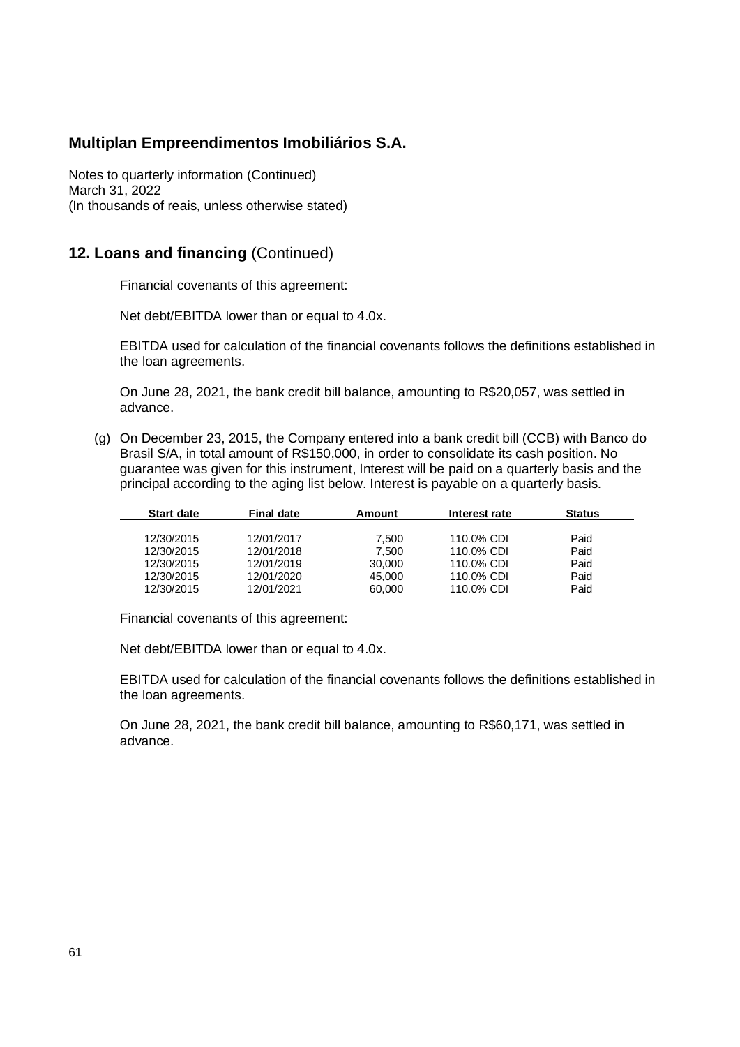## 12. Loans and financing (Continued)

Financial covenants of this agreement:

Net debt/EBITDA lower than or equal to 4.0x.

EBITDA used for calculation of the financial covenants follows the definitions established in the loan agreements.

On June 28, 2021, the bank credit bill balance, amounting to R$20,057, was settled in advance.

(g) On December 23, 2015, the Company entered into a bank credit bill (CCB) with Banco do Brasil S/A, in total amount of R$150,000, in order to consolidate its cash position. No guarantee was given for this instrument, Interest will be paid on a quarterly basis and the principal according to the aging list below. Interest is payable on a quarterly basis.

| Start date | Final date | Amount | Interest rate | Status |
|---|---|---|---|---|
| 12/30/2015 | 12/01/2017 | 7,500 | 110.0% CDI | Paid |
| 12/30/2015 | 12/01/2018 | 7,500 | 110.0% CDI | Paid |
| 12/30/2015 | 12/01/2019 | 30,000 | 110.0% CDI | Paid |
| 12/30/2015 | 12/01/2020 | 45,000 | 110.0% CDI | Paid |
| 12/30/2015 | 12/01/2021 | 60,000 | 110.0% CDI | Paid |

Financial covenants of this agreement:

Net debt/EBITDA lower than or equal to 4.0x.

EBITDA used for calculation of the financial covenants follows the definitions established in the loan agreements.

On June 28, 2021, the bank credit bill balance, amounting to R$60,171, was settled in advance.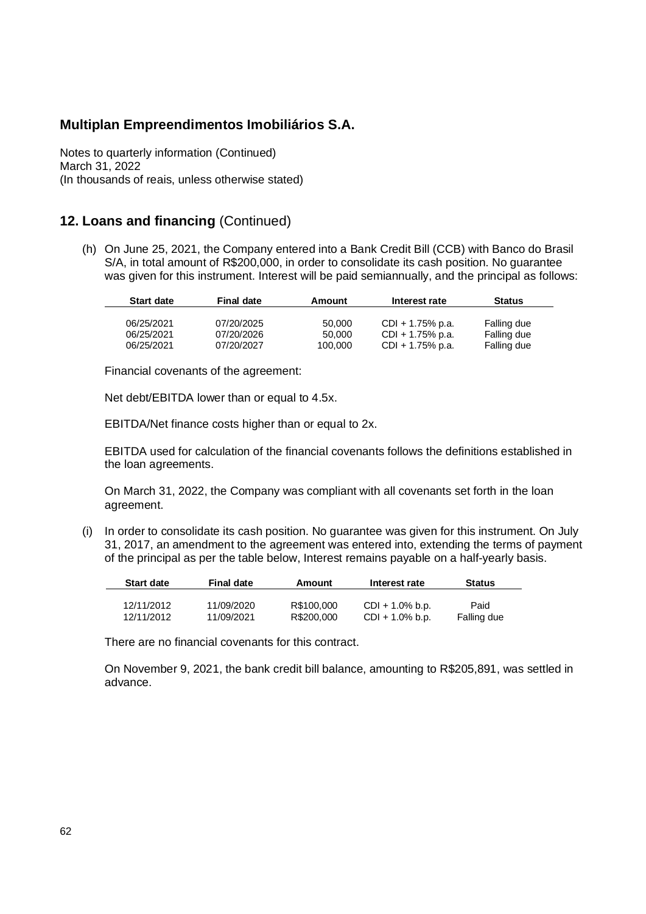## Multiplan Empreendimentos Imobiliários S.A.

Notes to quarterly information (Continued)
March 31, 2022
(In thousands of reais, unless otherwise stated)

## 12. Loans and financing (Continued)

(h) On June 25, 2021, the Company entered into a Bank Credit Bill (CCB) with Banco do Brasil S/A, in total amount of R$200,000, in order to consolidate its cash position. No guarantee was given for this instrument. Interest will be paid semiannually, and the principal as follows:

| Start date | Final date | Amount | Interest rate | Status |
|---|---|---|---|---|
| 06/25/2021 | 07/20/2025 | 50,000 | CDI + 1.75% p.a. | Falling due |
| 06/25/2021 | 07/20/2026 | 50,000 | CDI + 1.75% p.a. | Falling due |
| 06/25/2021 | 07/20/2027 | 100,000 | CDI + 1.75% p.a. | Falling due |

Financial covenants of the agreement:

Net debt/EBITDA lower than or equal to 4.5x.

EBITDA/Net finance costs higher than or equal to 2x.

EBITDA used for calculation of the financial covenants follows the definitions established in the loan agreements.

On March 31, 2022, the Company was compliant with all covenants set forth in the loan agreement.

(i) In order to consolidate its cash position. No guarantee was given for this instrument. On July 31, 2017, an amendment to the agreement was entered into, extending the terms of payment of the principal as per the table below, Interest remains payable on a half-yearly basis.

| Start date | Final date | Amount | Interest rate | Status |
|---|---|---|---|---|
| 12/11/2012 | 11/09/2020 | R$100,000 | CDI + 1.0% b.p. | Paid |
| 12/11/2012 | 11/09/2021 | R$200,000 | CDI + 1.0% b.p. | Falling due |

There are no financial covenants for this contract.

On November 9, 2021, the bank credit bill balance, amounting to R$205,891, was settled in advance.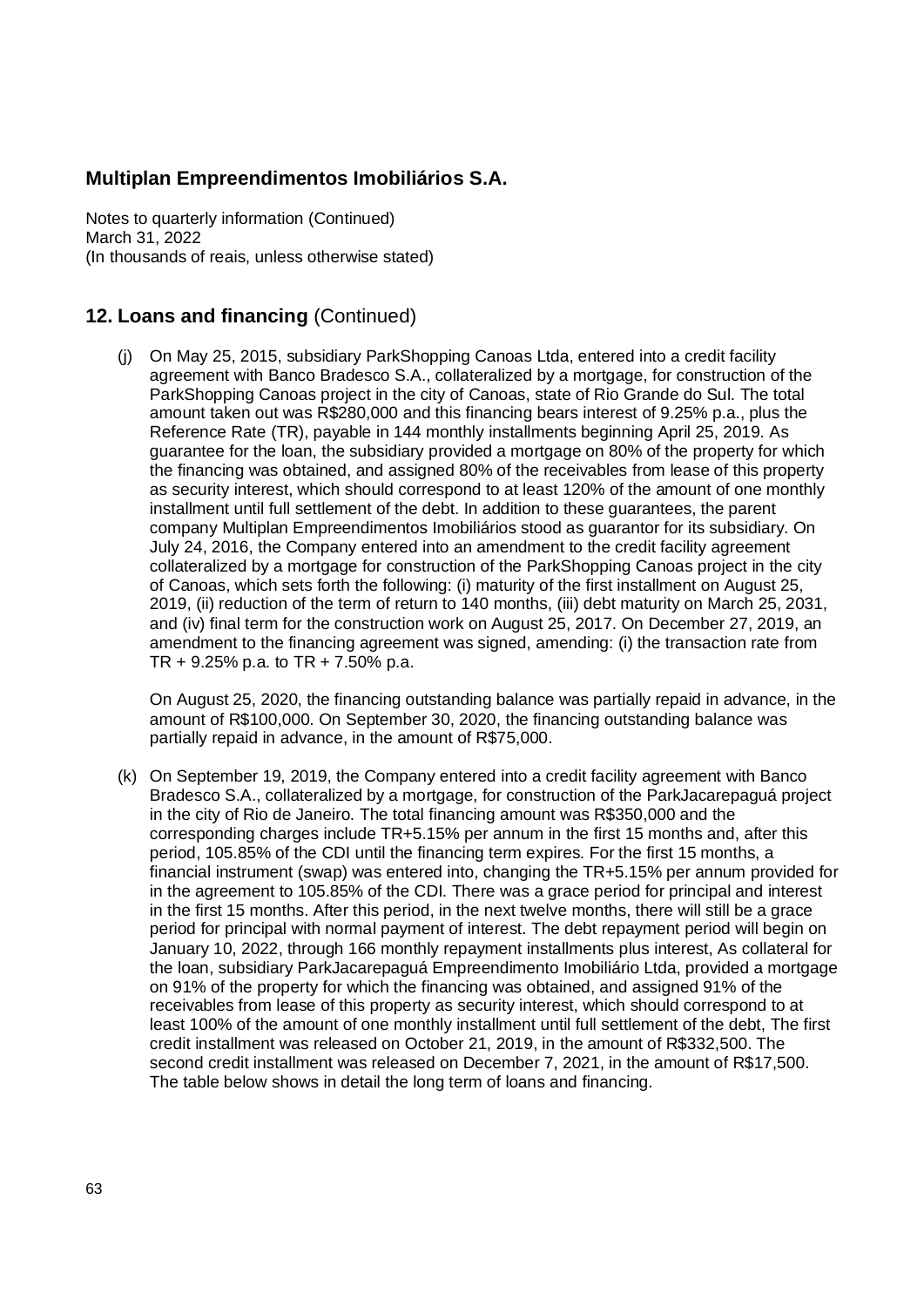# Multiplan Empreendimentos Imobiliários S.A.

Notes to quarterly information (Continued)
March 31, 2022
(In thousands of reais, unless otherwise stated)

## 12. Loans and financing (Continued)

(j) On May 25, 2015, subsidiary ParkShopping Canoas Ltda, entered into a credit facility agreement with Banco Bradesco S.A., collateralized by a mortgage, for construction of the ParkShopping Canoas project in the city of Canoas, state of Rio Grande do Sul. The total amount taken out was R$280,000 and this financing bears interest of 9.25% p.a., plus the Reference Rate (TR), payable in 144 monthly installments beginning April 25, 2019. As guarantee for the loan, the subsidiary provided a mortgage on 80% of the property for which the financing was obtained, and assigned 80% of the receivables from lease of this property as security interest, which should correspond to at least 120% of the amount of one monthly installment until full settlement of the debt. In addition to these guarantees, the parent company Multiplan Empreendimentos Imobiliários stood as guarantor for its subsidiary. On July 24, 2016, the Company entered into an amendment to the credit facility agreement collateralized by a mortgage for construction of the ParkShopping Canoas project in the city of Canoas, which sets forth the following: (i) maturity of the first installment on August 25, 2019, (ii) reduction of the term of return to 140 months, (iii) debt maturity on March 25, 2031, and (iv) final term for the construction work on August 25, 2017. On December 27, 2019, an amendment to the financing agreement was signed, amending: (i) the transaction rate from TR + 9.25% p.a. to TR + 7.50% p.a.

On August 25, 2020, the financing outstanding balance was partially repaid in advance, in the amount of R$100,000. On September 30, 2020, the financing outstanding balance was partially repaid in advance, in the amount of R$75,000.

(k) On September 19, 2019, the Company entered into a credit facility agreement with Banco Bradesco S.A., collateralized by a mortgage, for construction of the ParkJacarepaguá project in the city of Rio de Janeiro. The total financing amount was R$350,000 and the corresponding charges include TR+5.15% per annum in the first 15 months and, after this period, 105.85% of the CDI until the financing term expires. For the first 15 months, a financial instrument (swap) was entered into, changing the TR+5.15% per annum provided for in the agreement to 105.85% of the CDI. There was a grace period for principal and interest in the first 15 months. After this period, in the next twelve months, there will still be a grace period for principal with normal payment of interest. The debt repayment period will begin on January 10, 2022, through 166 monthly repayment installments plus interest, As collateral for the loan, subsidiary ParkJacarepaguá Empreendimento Imobiliário Ltda, provided a mortgage on 91% of the property for which the financing was obtained, and assigned 91% of the receivables from lease of this property as security interest, which should correspond to at least 100% of the amount of one monthly installment until full settlement of the debt, The first credit installment was released on October 21, 2019, in the amount of R$332,500. The second credit installment was released on December 7, 2021, in the amount of R$17,500. The table below shows in detail the long term of loans and financing.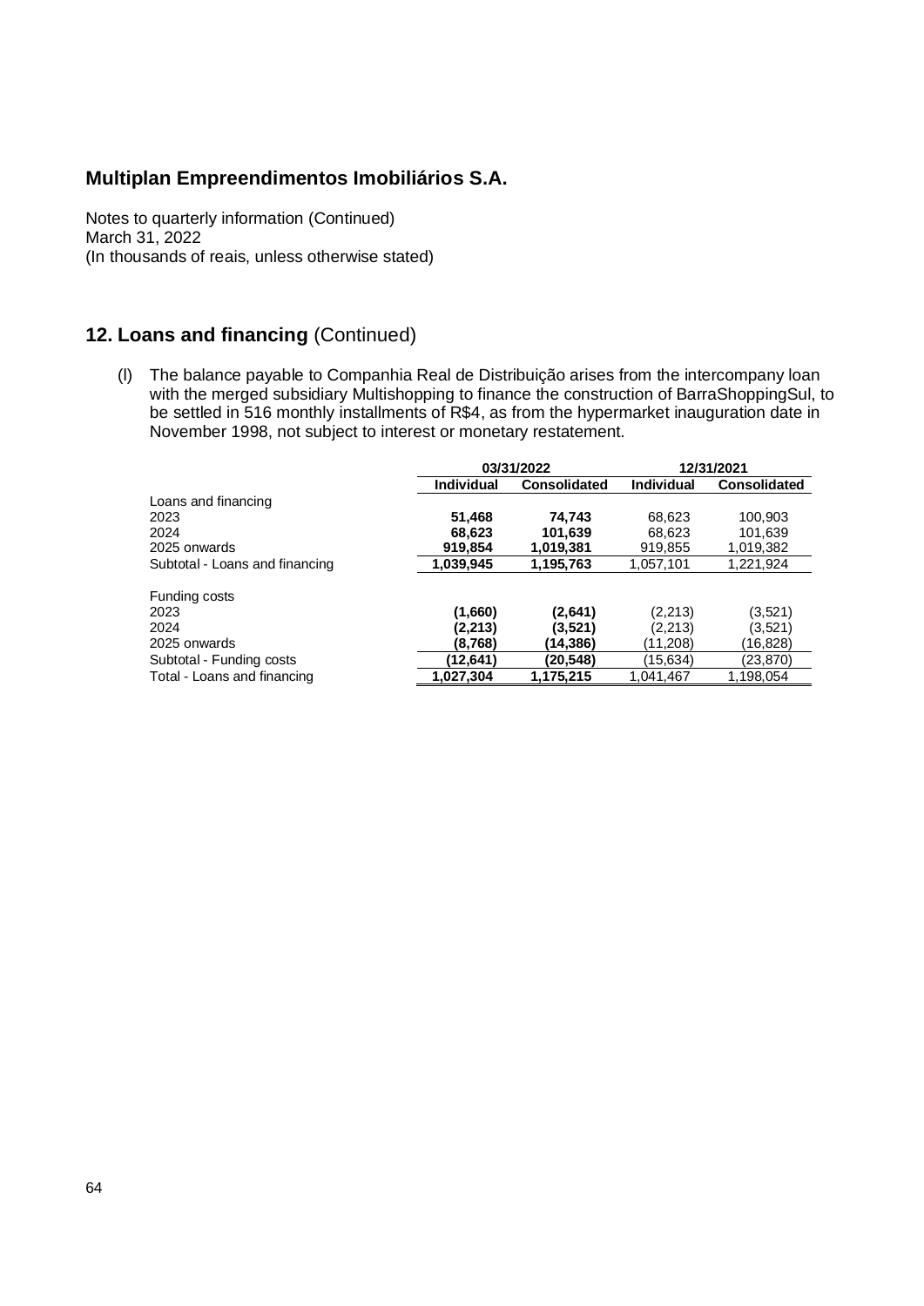# Multiplan Empreendimentos Imobiliários S.A.

Notes to quarterly information (Continued)
March 31, 2022
(In thousands of reais, unless otherwise stated)

## 12. Loans and financing (Continued)

(l) The balance payable to Companhia Real de Distribuição arises from the intercompany loan with the merged subsidiary Multishopping to finance the construction of BarraShoppingSul, to be settled in 516 monthly installments of R$4, as from the hypermarket inauguration date in November 1998, not subject to interest or monetary restatement.

| | 03/31/2022 | | 12/31/2021 | |
|---|---|---|---|---|
| | **Individual** | **Consolidated** | **Individual** | **Consolidated** |
| Loans and financing | | | | |
| 2023 | **51,468** | **74,743** | 68,623 | 100,903 |
| 2024 | **68,623** | **101,639** | 68,623 | 101,639 |
| 2025 onwards | **919,854** | **1,019,381** | 919,855 | 1,019,382 |
| Subtotal - Loans and financing | **1,039,945** | **1,195,763** | 1,057,101 | 1,221,924 |
| | | | | |
| Funding costs | | | | |
| 2023 | **(1,660)** | **(2,641)** | (2,213) | (3,521) |
| 2024 | **(2,213)** | **(3,521)** | (2,213) | (3,521) |
| 2025 onwards | **(8,768)** | **(14,386)** | (11,208) | (16,828) |
| Subtotal - Funding costs | **(12,641)** | **(20,548)** | (15,634) | (23,870) |
| Total - Loans and financing | **1,027,304** | **1,175,215** | 1,041,467 | 1,198,054 |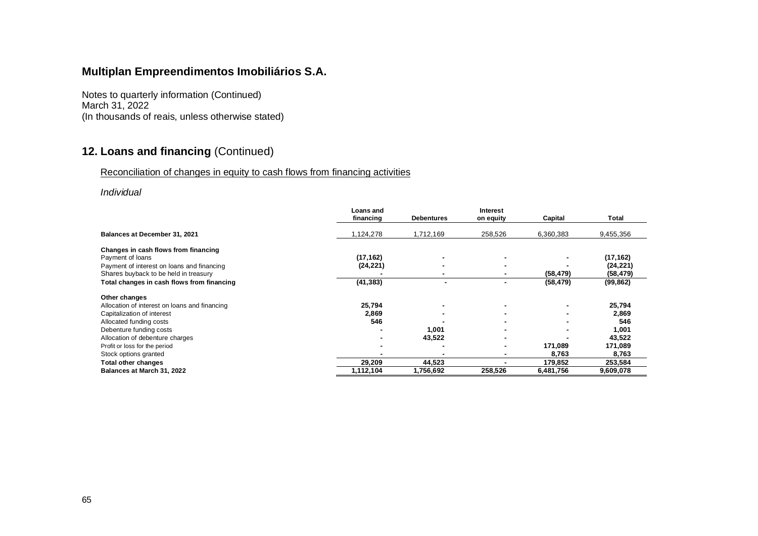# Multiplan Empreendimentos Imobiliários S.A.

Notes to quarterly information (Continued)
March 31, 2022
(In thousands of reais, unless otherwise stated)

## 12. Loans and financing (Continued)

Reconciliation of changes in equity to cash flows from financing activities

*Individual*

| | Loans and financing | Debentures | Interest on equity | Capital | Total |
|---|---|---|---|---|---|
| **Balances at December 31, 2021** | 1,124,278 | 1,712,169 | 258,526 | 6,360,383 | 9,455,356 |
| **Changes in cash flows from financing** | | | | | |
| Payment of loans | **(17,162)** | **-** | **-** | **-** | **(17,162)** |
| Payment of interest on loans and financing | **(24,221)** | **-** | **-** | **-** | **(24,221)** |
| Shares buyback to be held in treasury | **-** | **-** | **-** | **(58,479)** | **(58,479)** |
| **Total changes in cash flows from financing** | **(41,383)** | **-** | **-** | **(58,479)** | **(99,862)** |
| **Other changes** | | | | | |
| Allocation of interest on loans and financing | **25,794** | **-** | **-** | **-** | **25,794** |
| Capitalization of interest | **2,869** | **-** | **-** | **-** | **2,869** |
| Allocated funding costs | **546** | **-** | **-** | **-** | **546** |
| Debenture funding costs | **-** | **1,001** | **-** | **-** | **1,001** |
| Allocation of debenture charges | **-** | **43,522** | **-** | **-** | **43,522** |
| Profit or loss for the period | **-** | **-** | **-** | **171,089** | **171,089** |
| Stock options granted | **-** | **-** | **-** | **8,763** | **8,763** |
| **Total other changes** | **29,209** | **44,523** | **-** | **179,852** | **253,584** |
| **Balances at March 31, 2022** | **1,112,104** | **1,756,692** | **258,526** | **6,481,756** | **9,609,078** |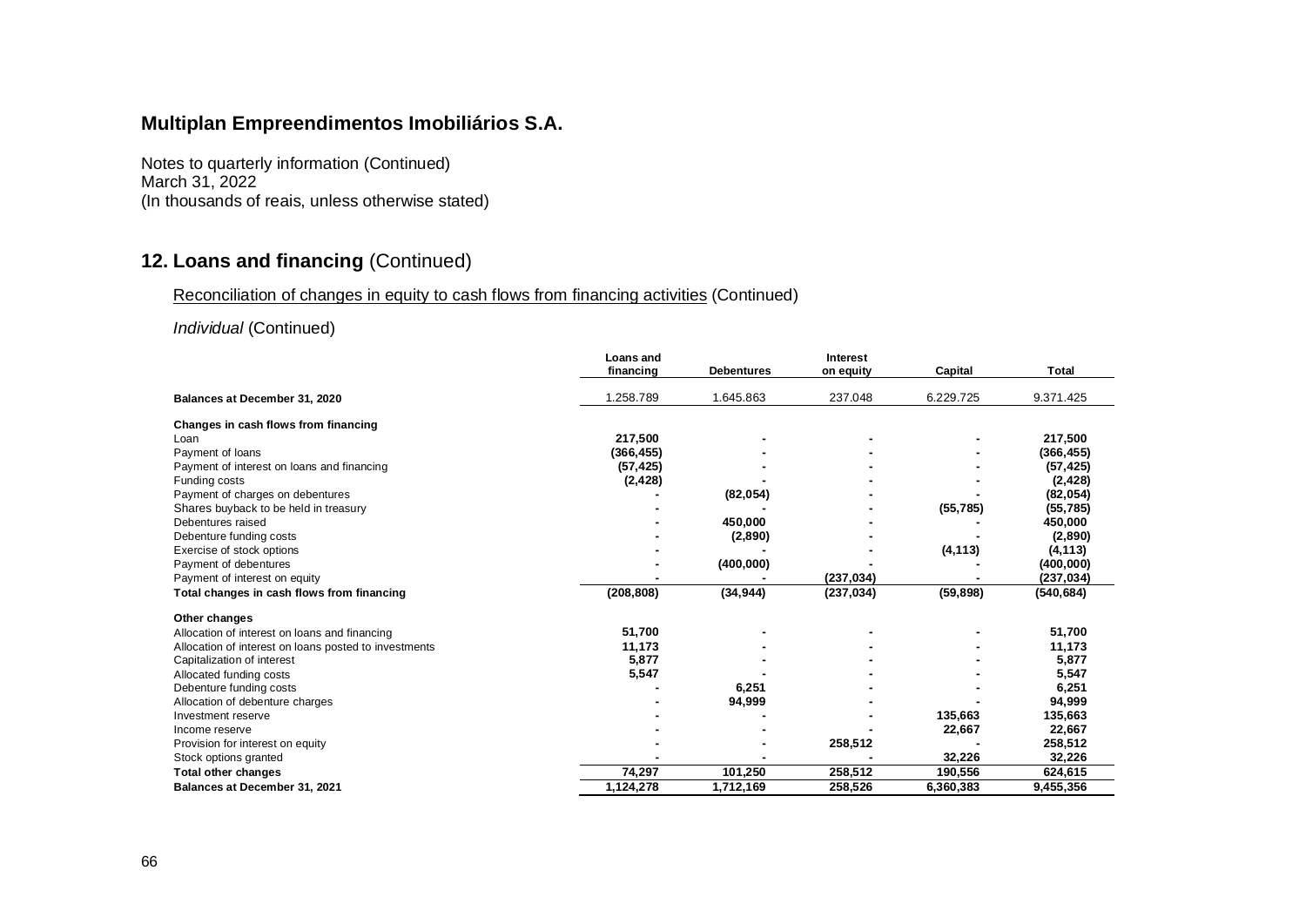# Multiplan Empreendimentos Imobiliários S.A.

Notes to quarterly information (Continued)
March 31, 2022
(In thousands of reais, unless otherwise stated)

## 12. Loans and financing (Continued)

Reconciliation of changes in equity to cash flows from financing activities (Continued)

*Individual* (Continued)

| | Loans and financing | Debentures | Interest on equity | Capital | Total |
|---|---|---|---|---|---|
| **Balances at December 31, 2020** | 1.258.789 | 1.645.863 | 237.048 | 6.229.725 | 9.371.425 |
| **Changes in cash flows from financing** | | | | | |
| Loan | **217,500** | **-** | **-** | **-** | **217,500** |
| Payment of loans | **(366,455)** | **-** | **-** | **-** | **(366,455)** |
| Payment of interest on loans and financing | **(57,425)** | **-** | **-** | **-** | **(57,425)** |
| Funding costs | **(2,428)** | **-** | **-** | **-** | **(2,428)** |
| Payment of charges on debentures | **-** | **(82,054)** | **-** | **-** | **(82,054)** |
| Shares buyback to be held in treasury | **-** | **-** | **-** | **(55,785)** | **(55,785)** |
| Debentures raised | **-** | **450,000** | **-** | **-** | **450,000** |
| Debenture funding costs | **-** | **(2,890)** | **-** | **-** | **(2,890)** |
| Exercise of stock options | **-** | **-** | **-** | **(4,113)** | **(4,113)** |
| Payment of debentures | **-** | **(400,000)** | **-** | **-** | **(400,000)** |
| Payment of interest on equity | **-** | **-** | **(237,034)** | **-** | **(237,034)** |
| **Total changes in cash flows from financing** | **(208,808)** | **(34,944)** | **(237,034)** | **(59,898)** | **(540,684)** |
| **Other changes** | | | | | |
| Allocation of interest on loans and financing | **51,700** | **-** | **-** | **-** | **51,700** |
| Allocation of interest on loans posted to investments | **11,173** | **-** | **-** | **-** | **11,173** |
| Capitalization of interest | **5,877** | **-** | **-** | **-** | **5,877** |
| Allocated funding costs | **5,547** | **-** | **-** | **-** | **5,547** |
| Debenture funding costs | **-** | **6,251** | **-** | **-** | **6,251** |
| Allocation of debenture charges | **-** | **94,999** | **-** | **-** | **94,999** |
| Investment reserve | **-** | **-** | **-** | **135,663** | **135,663** |
| Income reserve | **-** | **-** | **-** | **22,667** | **22,667** |
| Provision for interest on equity | **-** | **-** | **258,512** | **-** | **258,512** |
| Stock options granted | **-** | **-** | **-** | **32,226** | **32,226** |
| **Total other changes** | **74,297** | **101,250** | **258,512** | **190,556** | **624,615** |
| **Balances at December 31, 2021** | **1,124,278** | **1,712,169** | **258,526** | **6,360,383** | **9,455,356** |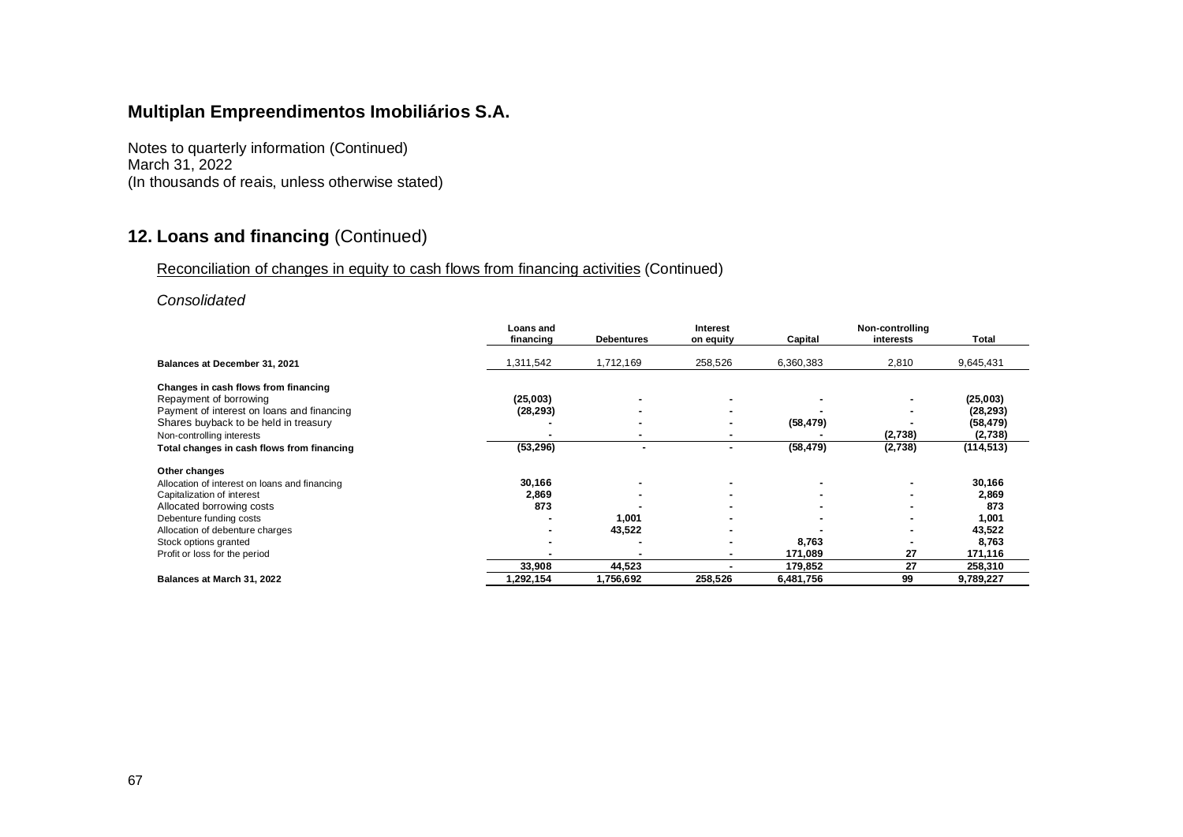# Multiplan Empreendimentos Imobiliários S.A.

Notes to quarterly information (Continued)
March 31, 2022
(In thousands of reais, unless otherwise stated)

## 12. Loans and financing (Continued)

Reconciliation of changes in equity to cash flows from financing activities (Continued)

*Consolidated*

| | Loans and financing | Debentures | Interest on equity | Capital | Non-controlling interests | Total |
|---|---|---|---|---|---|---|
| **Balances at December 31, 2021** | 1,311,542 | 1,712,169 | 258,526 | 6,360,383 | 2,810 | 9,645,431 |
| **Changes in cash flows from financing** | | | | | | |
| Repayment of borrowing | **(25,003)** | - | - | - | - | **(25,003)** |
| Payment of interest on loans and financing | **(28,293)** | - | - | - | - | **(28,293)** |
| Shares buyback to be held in treasury | - | - | - | **(58,479)** | - | **(58,479)** |
| Non-controlling interests | - | - | - | - | **(2,738)** | **(2,738)** |
| **Total changes in cash flows from financing** | **(53,296)** | - | - | **(58,479)** | **(2,738)** | **(114,513)** |
| **Other changes** | | | | | | |
| Allocation of interest on loans and financing | **30,166** | - | - | - | - | **30,166** |
| Capitalization of interest | **2,869** | - | - | - | - | **2,869** |
| Allocated borrowing costs | **873** | - | - | - | - | **873** |
| Debenture funding costs | - | **1,001** | - | - | - | **1,001** |
| Allocation of debenture charges | - | **43,522** | - | - | - | **43,522** |
| Stock options granted | - | - | - | **8,763** | - | **8,763** |
| Profit or loss for the period | - | - | - | **171,089** | **27** | **171,116** |
| | **33,908** | **44,523** | - | **179,852** | **27** | **258,310** |
| **Balances at March 31, 2022** | **1,292,154** | **1,756,692** | **258,526** | **6,481,756** | **99** | **9,789,227** |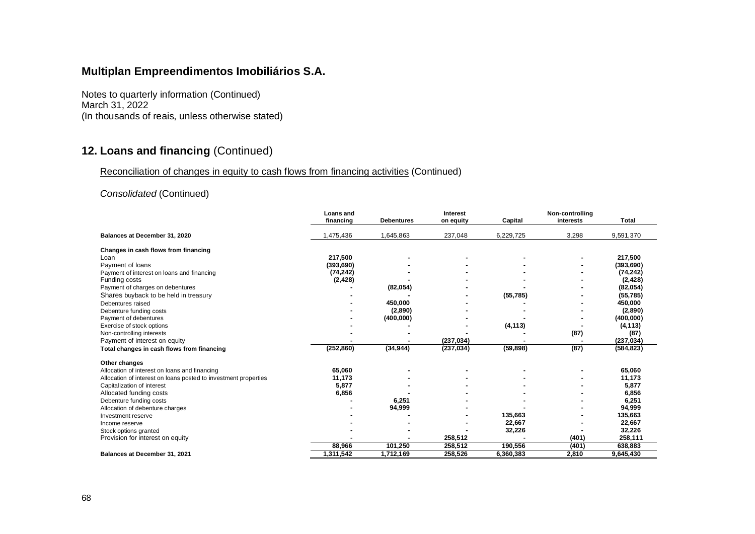# Multiplan Empreendimentos Imobiliários S.A.

Notes to quarterly information (Continued)
March 31, 2022
(In thousands of reais, unless otherwise stated)

## 12. Loans and financing (Continued)

Reconciliation of changes in equity to cash flows from financing activities (Continued)

*Consolidated* (Continued)

| | Loans and financing | Debentures | Interest on equity | Capital | Non-controlling interests | Total |
|---|---|---|---|---|---|---|
| **Balances at December 31, 2020** | 1,475,436 | 1,645,863 | 237,048 | 6,229,725 | 3,298 | 9,591,370 |
| **Changes in cash flows from financing** | | | | | | |
| Loan | **217,500** | **-** | **-** | **-** | **-** | **217,500** |
| Payment of loans | **(393,690)** | **-** | **-** | **-** | **-** | **(393,690)** |
| Payment of interest on loans and financing | **(74,242)** | **-** | **-** | **-** | **-** | **(74,242)** |
| Funding costs | **(2,428)** | **-** | **-** | **-** | **-** | **(2,428)** |
| Payment of charges on debentures | **-** | **(82,054)** | **-** | **-** | **-** | **(82,054)** |
| Shares buyback to be held in treasury | **-** | **-** | **-** | **(55,785)** | **-** | **(55,785)** |
| Debentures raised | **-** | **450,000** | **-** | **-** | **-** | **450,000** |
| Debenture funding costs | **-** | **(2,890)** | **-** | **-** | **-** | **(2,890)** |
| Payment of debentures | **-** | **(400,000)** | **-** | **-** | **-** | **(400,000)** |
| Exercise of stock options | **-** | **-** | **-** | **(4,113)** | **-** | **(4,113)** |
| Non-controlling interests | **-** | **-** | **-** | **-** | **(87)** | **(87)** |
| Payment of interest on equity | **-** | **-** | **(237,034)** | **-** | **-** | **(237,034)** |
| **Total changes in cash flows from financing** | **(252,860)** | **(34,944)** | **(237,034)** | **(59,898)** | **(87)** | **(584,823)** |
| **Other changes** | | | | | | |
| Allocation of interest on loans and financing | **65,060** | **-** | **-** | **-** | **-** | **65,060** |
| Allocation of interest on loans posted to investment properties | **11,173** | **-** | **-** | **-** | **-** | **11,173** |
| Capitalization of interest | **5,877** | **-** | **-** | **-** | **-** | **5,877** |
| Allocated funding costs | **6,856** | **-** | **-** | **-** | **-** | **6,856** |
| Debenture funding costs | **-** | **6,251** | **-** | **-** | **-** | **6,251** |
| Allocation of debenture charges | **-** | **94,999** | **-** | **-** | **-** | **94,999** |
| Investment reserve | **-** | **-** | **-** | **135,663** | **-** | **135,663** |
| Income reserve | **-** | **-** | **-** | **22,667** | **-** | **22,667** |
| Stock options granted | **-** | **-** | **-** | **32,226** | **-** | **32,226** |
| Provision for interest on equity | **-** | **-** | **258,512** | **-** | **(401)** | **258,111** |
| | **88,966** | **101,250** | **258,512** | **190,556** | **(401)** | **638,883** |
| **Balances at December 31, 2021** | **1,311,542** | **1,712,169** | **258,526** | **6,360,383** | **2,810** | **9,645,430** |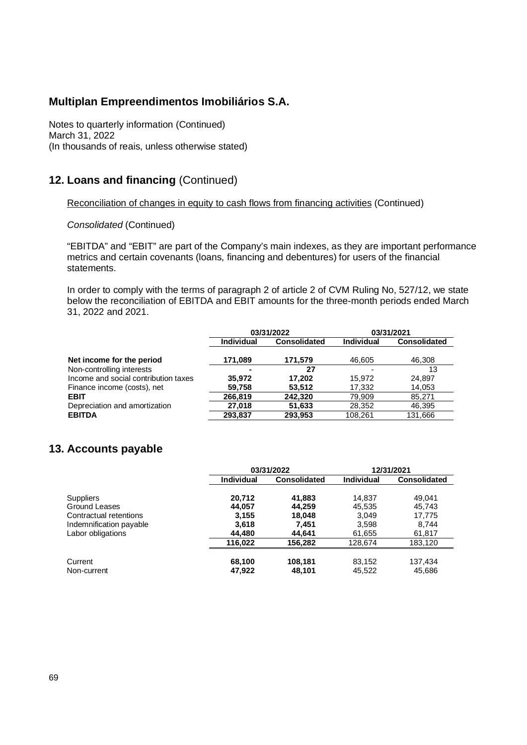**Multiplan Empreendimentos Imobiliários S.A.**

Notes to quarterly information (Continued)
March 31, 2022
(In thousands of reais, unless otherwise stated)

## 12. Loans and financing (Continued)

Reconciliation of changes in equity to cash flows from financing activities (Continued)

*Consolidated* (Continued)

"EBITDA" and "EBIT" are part of the Company's main indexes, as they are important performance metrics and certain covenants (loans, financing and debentures) for users of the financial statements.

In order to comply with the terms of paragraph 2 of article 2 of CVM Ruling No, 527/12, we state below the reconciliation of EBITDA and EBIT amounts for the three-month periods ended March 31, 2022 and 2021.

| | 03/31/2022 | | 03/31/2021 | |
|---|---|---|---|---|
| | Individual | Consolidated | Individual | Consolidated |
| **Net income for the period** | **171,089** | **171,579** | 46,605 | 46,308 |
| Non-controlling interests | **-** | **27** | - | 13 |
| Income and social contribution taxes | **35,972** | **17,202** | 15,972 | 24,897 |
| Finance income (costs), net | **59,758** | **53,512** | 17,332 | 14,053 |
| **EBIT** | **266,819** | **242,320** | 79,909 | 85,271 |
| Depreciation and amortization | **27,018** | **51,633** | 28,352 | 46,395 |
| **EBITDA** | **293,837** | **293,953** | 108,261 | 131,666 |

## 13. Accounts payable

| | 03/31/2022 | | 12/31/2021 | |
|---|---|---|---|---|
| | Individual | Consolidated | Individual | Consolidated |
| Suppliers | **20,712** | **41,883** | 14,837 | 49,041 |
| Ground Leases | **44,057** | **44,259** | 45,535 | 45,743 |
| Contractual retentions | **3,155** | **18,048** | 3,049 | 17,775 |
| Indemnification payable | **3,618** | **7,451** | 3,598 | 8,744 |
| Labor obligations | **44,480** | **44,641** | 61,655 | 61,817 |
| | **116,022** | **156,282** | 128,674 | 183,120 |
| Current | **68,100** | **108,181** | 83,152 | 137,434 |
| Non-current | **47,922** | **48,101** | 45,522 | 45,686 |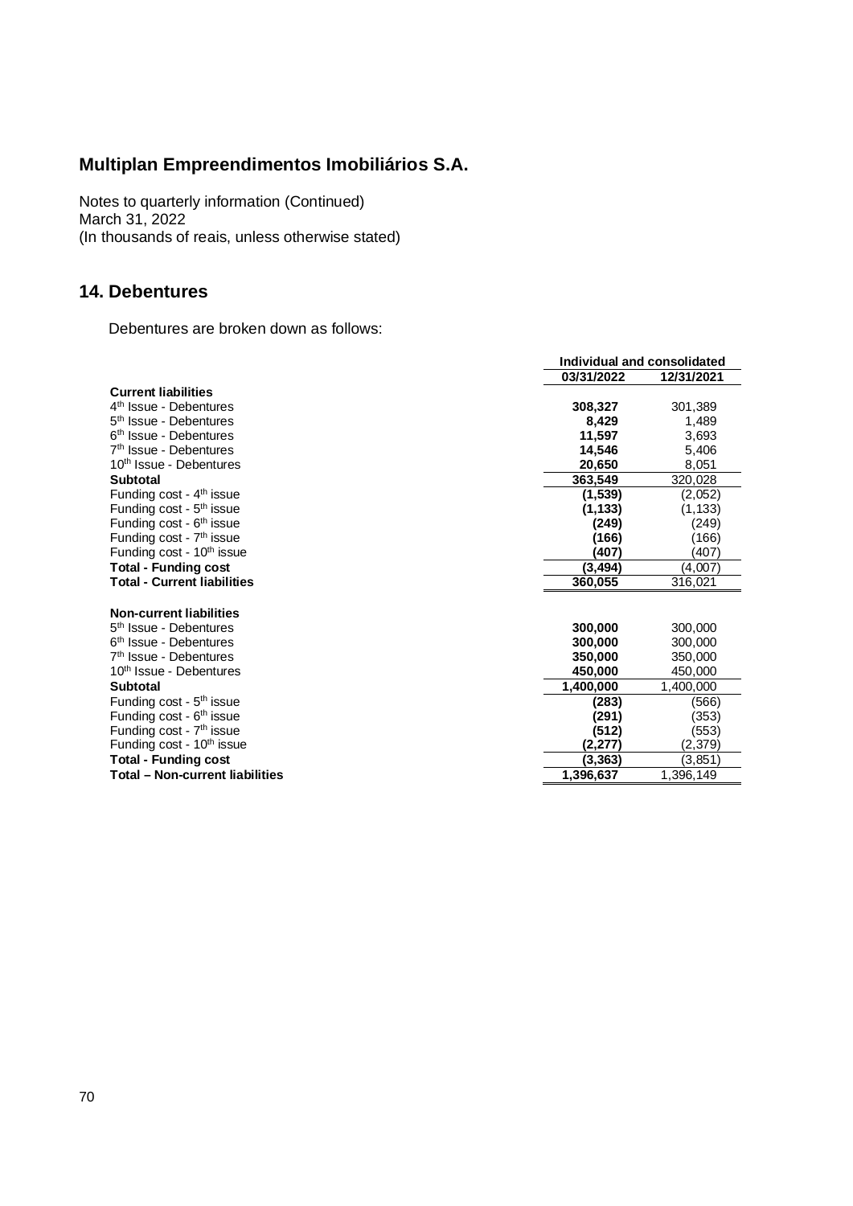# Multiplan Empreendimentos Imobiliários S.A.

Notes to quarterly information (Continued)
March 31, 2022
(In thousands of reais, unless otherwise stated)

## 14. Debentures

Debentures are broken down as follows:

| | Individual and consolidated | |
|---|---|---|
| | 03/31/2022 | 12/31/2021 |
| **Current liabilities** | | |
| 4th Issue - Debentures | **308,327** | 301,389 |
| 5th Issue - Debentures | **8,429** | 1,489 |
| 6th Issue - Debentures | **11,597** | 3,693 |
| 7th Issue - Debentures | **14,546** | 5,406 |
| 10th Issue - Debentures | **20,650** | 8,051 |
| **Subtotal** | **363,549** | 320,028 |
| Funding cost - 4th issue | **(1,539)** | (2,052) |
| Funding cost - 5th issue | **(1,133)** | (1,133) |
| Funding cost - 6th issue | **(249)** | (249) |
| Funding cost - 7th issue | **(166)** | (166) |
| Funding cost - 10th issue | **(407)** | (407) |
| **Total - Funding cost** | **(3,494)** | (4,007) |
| **Total - Current liabilities** | **360,055** | 316,021 |
| | | |
| **Non-current liabilities** | | |
| 5th Issue - Debentures | **300,000** | 300,000 |
| 6th Issue - Debentures | **300,000** | 300,000 |
| 7th Issue - Debentures | **350,000** | 350,000 |
| 10th Issue - Debentures | **450,000** | 450,000 |
| **Subtotal** | **1,400,000** | 1,400,000 |
| Funding cost - 5th issue | **(283)** | (566) |
| Funding cost - 6th issue | **(291)** | (353) |
| Funding cost - 7th issue | **(512)** | (553) |
| Funding cost - 10th issue | **(2,277)** | (2,379) |
| **Total - Funding cost** | **(3,363)** | (3,851) |
| **Total – Non-current liabilities** | **1,396,637** | 1,396,149 |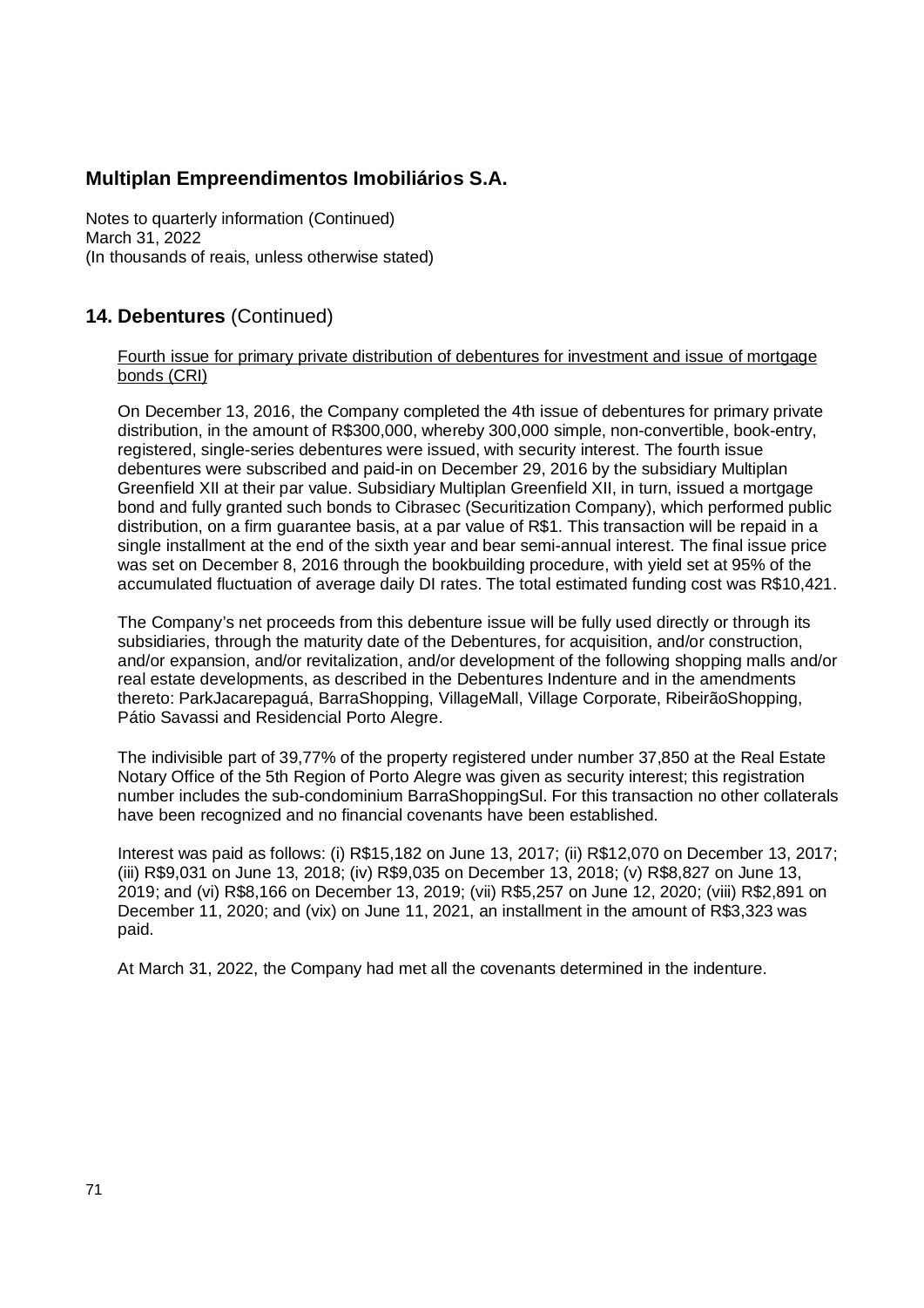# Multiplan Empreendimentos Imobiliários S.A.

Notes to quarterly information (Continued)
March 31, 2022
(In thousands of reais, unless otherwise stated)

## 14. Debentures (Continued)

Fourth issue for primary private distribution of debentures for investment and issue of mortgage bonds (CRI)

On December 13, 2016, the Company completed the 4th issue of debentures for primary private distribution, in the amount of R$300,000, whereby 300,000 simple, non-convertible, book-entry, registered, single-series debentures were issued, with security interest. The fourth issue debentures were subscribed and paid-in on December 29, 2016 by the subsidiary Multiplan Greenfield XII at their par value. Subsidiary Multiplan Greenfield XII, in turn, issued a mortgage bond and fully granted such bonds to Cibrasec (Securitization Company), which performed public distribution, on a firm guarantee basis, at a par value of R$1. This transaction will be repaid in a single installment at the end of the sixth year and bear semi-annual interest. The final issue price was set on December 8, 2016 through the bookbuilding procedure, with yield set at 95% of the accumulated fluctuation of average daily DI rates. The total estimated funding cost was R$10,421.

The Company's net proceeds from this debenture issue will be fully used directly or through its subsidiaries, through the maturity date of the Debentures, for acquisition, and/or construction, and/or expansion, and/or revitalization, and/or development of the following shopping malls and/or real estate developments, as described in the Debentures Indenture and in the amendments thereto: ParkJacarepaguá, BarraShopping, VillageMall, Village Corporate, RibeirãoShopping, Pátio Savassi and Residencial Porto Alegre.

The indivisible part of 39,77% of the property registered under number 37,850 at the Real Estate Notary Office of the 5th Region of Porto Alegre was given as security interest; this registration number includes the sub-condominium BarraShoppingSul. For this transaction no other collaterals have been recognized and no financial covenants have been established.

Interest was paid as follows: (i) R$15,182 on June 13, 2017; (ii) R$12,070 on December 13, 2017; (iii) R$9,031 on June 13, 2018; (iv) R$9,035 on December 13, 2018; (v) R$8,827 on June 13, 2019; and (vi) R$8,166 on December 13, 2019; (vii) R$5,257 on June 12, 2020; (viii) R$2,891 on December 11, 2020; and (vix) on June 11, 2021, an installment in the amount of R$3,323 was paid.

At March 31, 2022, the Company had met all the covenants determined in the indenture.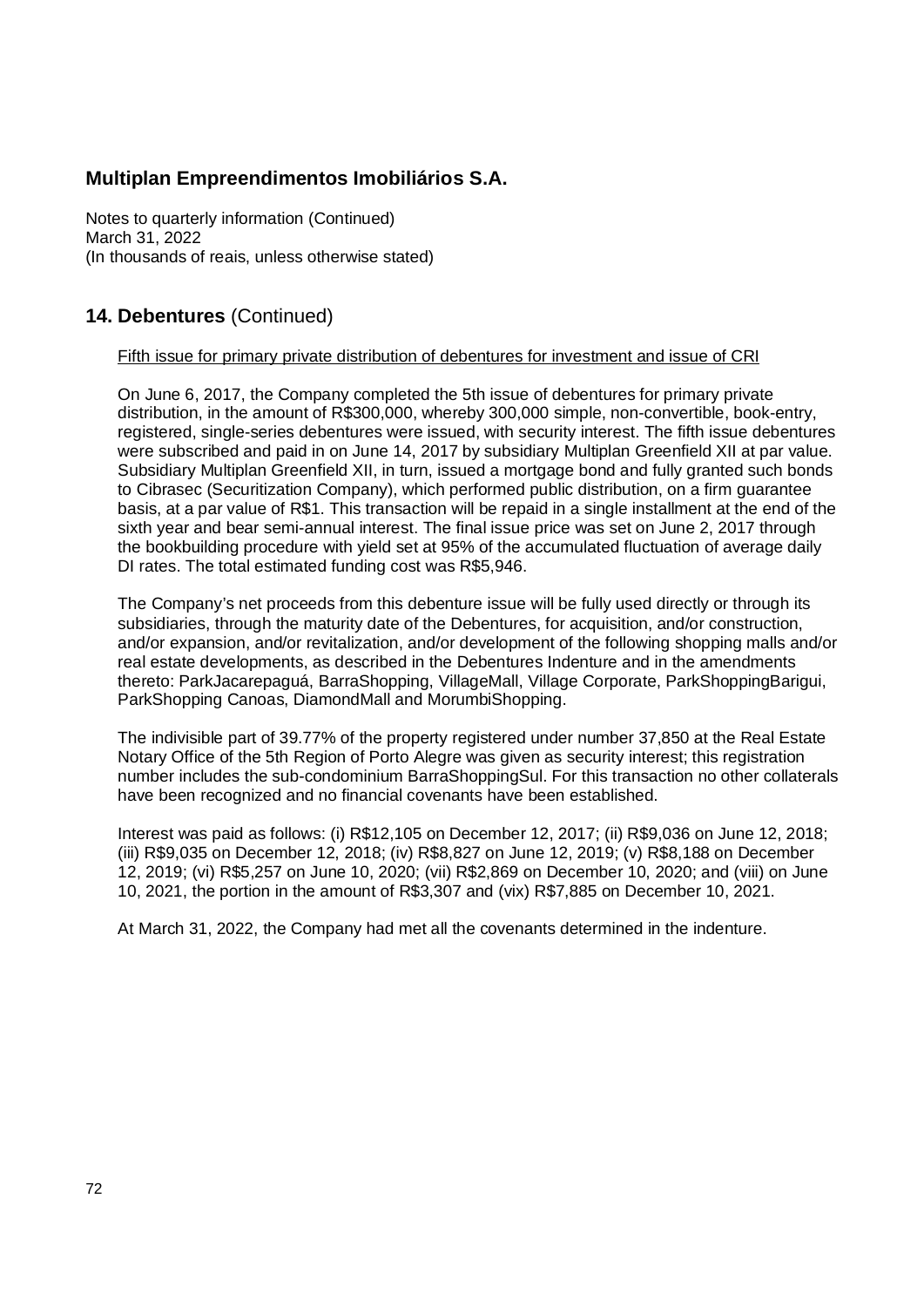## 14. Debentures (Continued)

Fifth issue for primary private distribution of debentures for investment and issue of CRI

On June 6, 2017, the Company completed the 5th issue of debentures for primary private distribution, in the amount of R$300,000, whereby 300,000 simple, non-convertible, book-entry, registered, single-series debentures were issued, with security interest. The fifth issue debentures were subscribed and paid in on June 14, 2017 by subsidiary Multiplan Greenfield XII at par value. Subsidiary Multiplan Greenfield XII, in turn, issued a mortgage bond and fully granted such bonds to Cibrasec (Securitization Company), which performed public distribution, on a firm guarantee basis, at a par value of R$1. This transaction will be repaid in a single installment at the end of the sixth year and bear semi-annual interest. The final issue price was set on June 2, 2017 through the bookbuilding procedure with yield set at 95% of the accumulated fluctuation of average daily DI rates. The total estimated funding cost was R$5,946.

The Company's net proceeds from this debenture issue will be fully used directly or through its subsidiaries, through the maturity date of the Debentures, for acquisition, and/or construction, and/or expansion, and/or revitalization, and/or development of the following shopping malls and/or real estate developments, as described in the Debentures Indenture and in the amendments thereto: ParkJacarepaguá, BarraShopping, VillageMall, Village Corporate, ParkShoppingBarigui, ParkShopping Canoas, DiamondMall and MorumbiShopping.

The indivisible part of 39.77% of the property registered under number 37,850 at the Real Estate Notary Office of the 5th Region of Porto Alegre was given as security interest; this registration number includes the sub-condominium BarraShoppingSul. For this transaction no other collaterals have been recognized and no financial covenants have been established.

Interest was paid as follows: (i) R$12,105 on December 12, 2017; (ii) R$9,036 on June 12, 2018; (iii) R$9,035 on December 12, 2018; (iv) R$8,827 on June 12, 2019; (v) R$8,188 on December 12, 2019; (vi) R$5,257 on June 10, 2020; (vii) R$2,869 on December 10, 2020; and (viii) on June 10, 2021, the portion in the amount of R$3,307 and (vix) R$7,885 on December 10, 2021.

At March 31, 2022, the Company had met all the covenants determined in the indenture.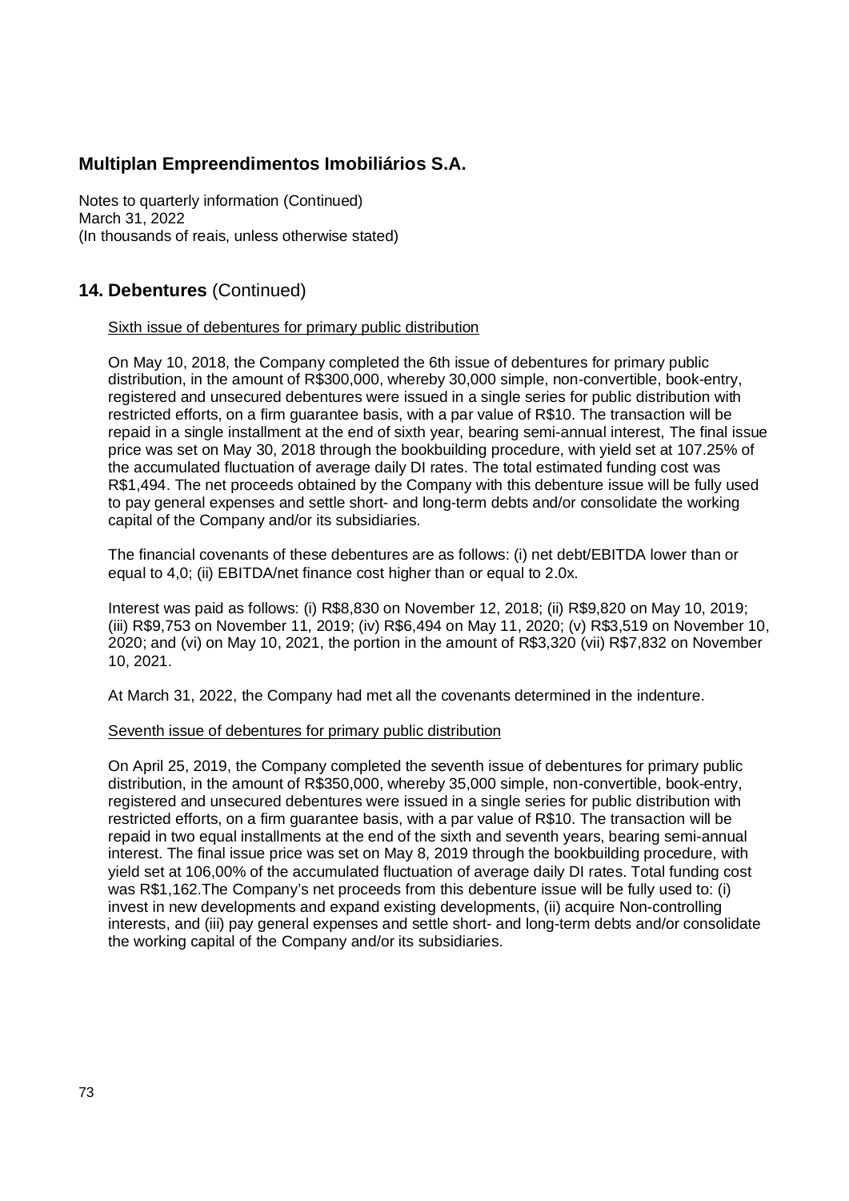# Multiplan Empreendimentos Imobiliários S.A.

Notes to quarterly information (Continued)
March 31, 2022
(In thousands of reais, unless otherwise stated)

## 14. Debentures (Continued)

Sixth issue of debentures for primary public distribution

On May 10, 2018, the Company completed the 6th issue of debentures for primary public distribution, in the amount of R$300,000, whereby 30,000 simple, non-convertible, book-entry, registered and unsecured debentures were issued in a single series for public distribution with restricted efforts, on a firm guarantee basis, with a par value of R$10. The transaction will be repaid in a single installment at the end of sixth year, bearing semi-annual interest, The final issue price was set on May 30, 2018 through the bookbuilding procedure, with yield set at 107.25% of the accumulated fluctuation of average daily DI rates. The total estimated funding cost was R$1,494. The net proceeds obtained by the Company with this debenture issue will be fully used to pay general expenses and settle short- and long-term debts and/or consolidate the working capital of the Company and/or its subsidiaries.

The financial covenants of these debentures are as follows: (i) net debt/EBITDA lower than or equal to 4,0; (ii) EBITDA/net finance cost higher than or equal to 2.0x.

Interest was paid as follows: (i) R$8,830 on November 12, 2018; (ii) R$9,820 on May 10, 2019; (iii) R$9,753 on November 11, 2019; (iv) R$6,494 on May 11, 2020; (v) R$3,519 on November 10, 2020; and (vi) on May 10, 2021, the portion in the amount of R$3,320 (vii) R$7,832 on November 10, 2021.

At March 31, 2022, the Company had met all the covenants determined in the indenture.

Seventh issue of debentures for primary public distribution

On April 25, 2019, the Company completed the seventh issue of debentures for primary public distribution, in the amount of R$350,000, whereby 35,000 simple, non-convertible, book-entry, registered and unsecured debentures were issued in a single series for public distribution with restricted efforts, on a firm guarantee basis, with a par value of R$10. The transaction will be repaid in two equal installments at the end of the sixth and seventh years, bearing semi-annual interest. The final issue price was set on May 8, 2019 through the bookbuilding procedure, with yield set at 106,00% of the accumulated fluctuation of average daily DI rates. Total funding cost was R$1,162.The Company's net proceeds from this debenture issue will be fully used to: (i) invest in new developments and expand existing developments, (ii) acquire Non-controlling interests, and (iii) pay general expenses and settle short- and long-term debts and/or consolidate the working capital of the Company and/or its subsidiaries.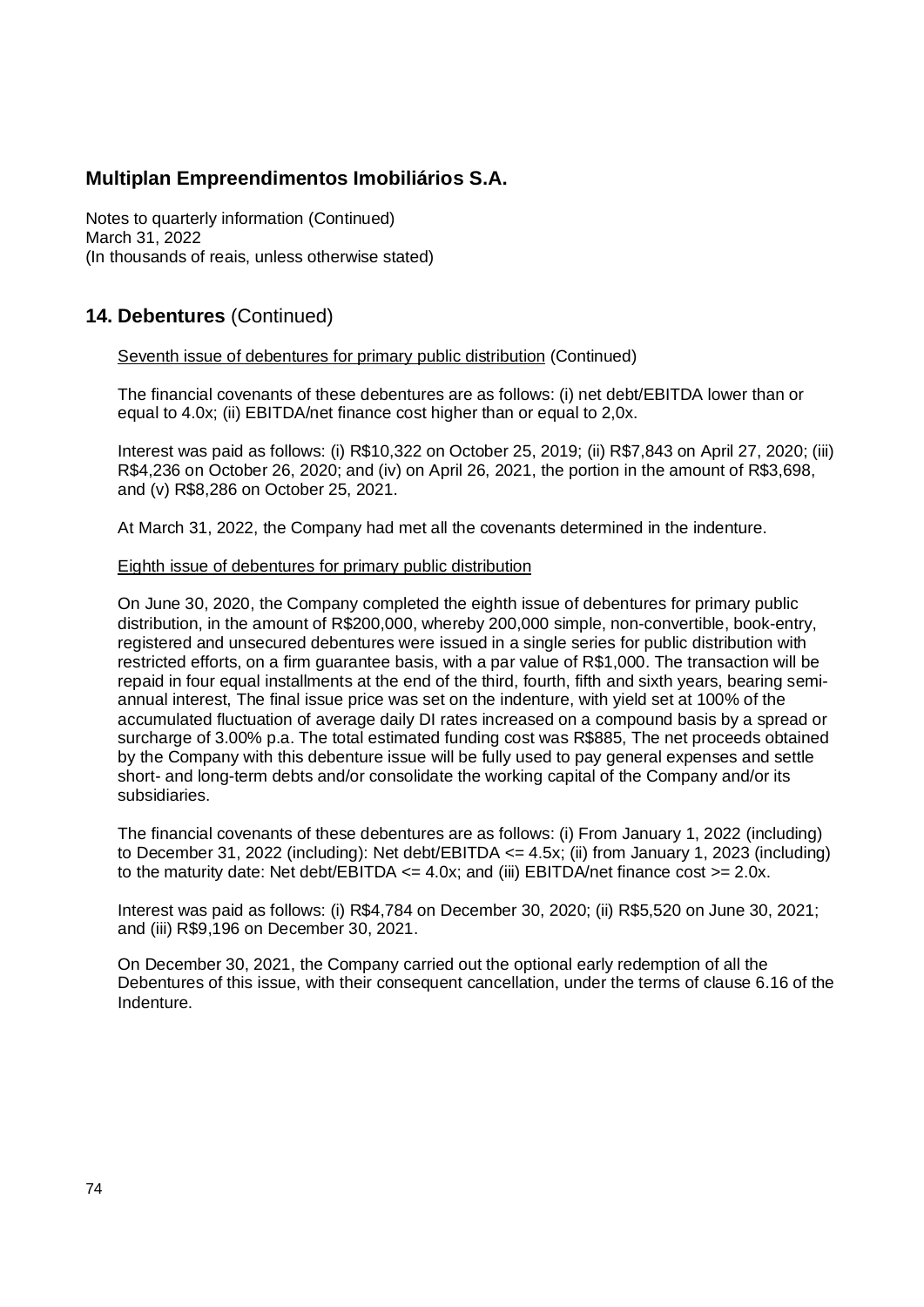# Multiplan Empreendimentos Imobiliários S.A.

Notes to quarterly information (Continued)
March 31, 2022
(In thousands of reais, unless otherwise stated)

## 14. Debentures (Continued)

Seventh issue of debentures for primary public distribution (Continued)

The financial covenants of these debentures are as follows: (i) net debt/EBITDA lower than or equal to 4.0x; (ii) EBITDA/net finance cost higher than or equal to 2,0x.

Interest was paid as follows: (i) R$10,322 on October 25, 2019; (ii) R$7,843 on April 27, 2020; (iii) R$4,236 on October 26, 2020; and (iv) on April 26, 2021, the portion in the amount of R$3,698, and (v) R$8,286 on October 25, 2021.

At March 31, 2022, the Company had met all the covenants determined in the indenture.

Eighth issue of debentures for primary public distribution

On June 30, 2020, the Company completed the eighth issue of debentures for primary public distribution, in the amount of R$200,000, whereby 200,000 simple, non-convertible, book-entry, registered and unsecured debentures were issued in a single series for public distribution with restricted efforts, on a firm guarantee basis, with a par value of R$1,000. The transaction will be repaid in four equal installments at the end of the third, fourth, fifth and sixth years, bearing semi-annual interest, The final issue price was set on the indenture, with yield set at 100% of the accumulated fluctuation of average daily DI rates increased on a compound basis by a spread or surcharge of 3.00% p.a. The total estimated funding cost was R$885, The net proceeds obtained by the Company with this debenture issue will be fully used to pay general expenses and settle short- and long-term debts and/or consolidate the working capital of the Company and/or its subsidiaries.

The financial covenants of these debentures are as follows: (i) From January 1, 2022 (including) to December 31, 2022 (including): Net debt/EBITDA <= 4.5x; (ii) from January 1, 2023 (including) to the maturity date: Net debt/EBITDA <= 4.0x; and (iii) EBITDA/net finance cost >= 2.0x.

Interest was paid as follows: (i) R$4,784 on December 30, 2020; (ii) R$5,520 on June 30, 2021; and (iii) R$9,196 on December 30, 2021.

On December 30, 2021, the Company carried out the optional early redemption of all the Debentures of this issue, with their consequent cancellation, under the terms of clause 6.16 of the Indenture.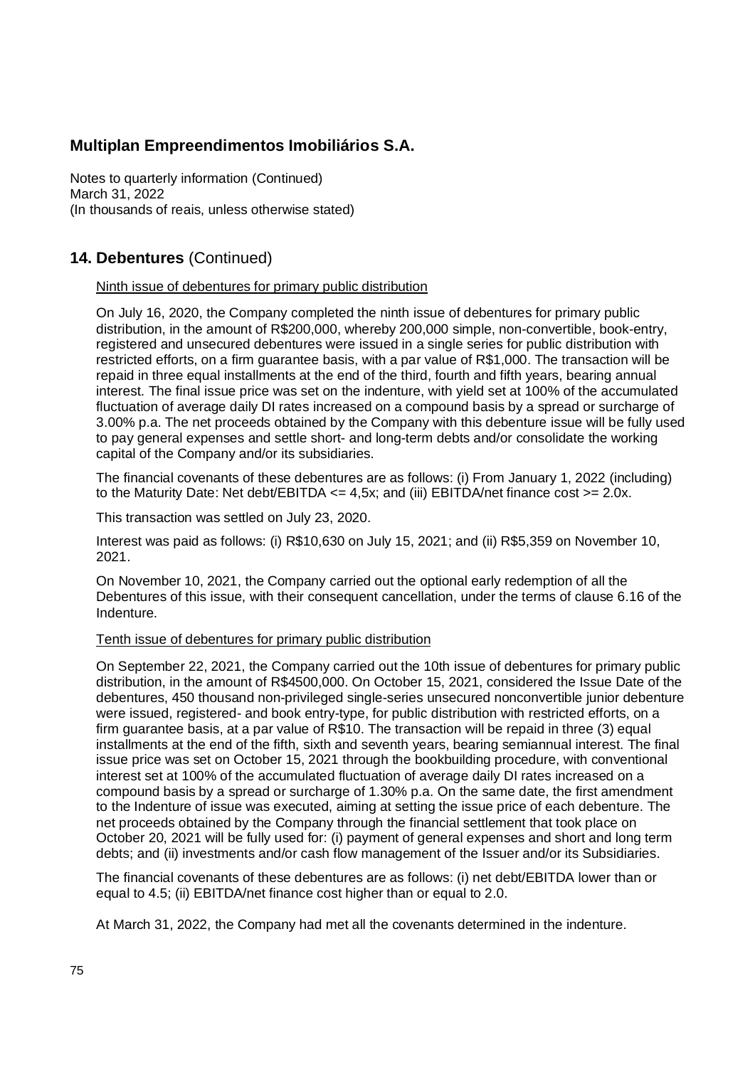# Multiplan Empreendimentos Imobiliários S.A.

Notes to quarterly information (Continued)
March 31, 2022
(In thousands of reais, unless otherwise stated)

## 14. Debentures (Continued)

Ninth issue of debentures for primary public distribution

On July 16, 2020, the Company completed the ninth issue of debentures for primary public distribution, in the amount of R$200,000, whereby 200,000 simple, non-convertible, book-entry, registered and unsecured debentures were issued in a single series for public distribution with restricted efforts, on a firm guarantee basis, with a par value of R$1,000. The transaction will be repaid in three equal installments at the end of the third, fourth and fifth years, bearing annual interest. The final issue price was set on the indenture, with yield set at 100% of the accumulated fluctuation of average daily DI rates increased on a compound basis by a spread or surcharge of 3.00% p.a. The net proceeds obtained by the Company with this debenture issue will be fully used to pay general expenses and settle short- and long-term debts and/or consolidate the working capital of the Company and/or its subsidiaries.

The financial covenants of these debentures are as follows: (i) From January 1, 2022 (including) to the Maturity Date: Net debt/EBITDA <= 4,5x; and (iii) EBITDA/net finance cost >= 2.0x.

This transaction was settled on July 23, 2020.

Interest was paid as follows: (i) R$10,630 on July 15, 2021; and (ii) R$5,359 on November 10, 2021.

On November 10, 2021, the Company carried out the optional early redemption of all the Debentures of this issue, with their consequent cancellation, under the terms of clause 6.16 of the Indenture.

Tenth issue of debentures for primary public distribution

On September 22, 2021, the Company carried out the 10th issue of debentures for primary public distribution, in the amount of R$4500,000. On October 15, 2021, considered the Issue Date of the debentures, 450 thousand non-privileged single-series unsecured nonconvertible junior debenture were issued, registered- and book entry-type, for public distribution with restricted efforts, on a firm guarantee basis, at a par value of R$10. The transaction will be repaid in three (3) equal installments at the end of the fifth, sixth and seventh years, bearing semiannual interest. The final issue price was set on October 15, 2021 through the bookbuilding procedure, with conventional interest set at 100% of the accumulated fluctuation of average daily DI rates increased on a compound basis by a spread or surcharge of 1.30% p.a. On the same date, the first amendment to the Indenture of issue was executed, aiming at setting the issue price of each debenture. The net proceeds obtained by the Company through the financial settlement that took place on October 20, 2021 will be fully used for: (i) payment of general expenses and short and long term debts; and (ii) investments and/or cash flow management of the Issuer and/or its Subsidiaries.

The financial covenants of these debentures are as follows: (i) net debt/EBITDA lower than or equal to 4.5; (ii) EBITDA/net finance cost higher than or equal to 2.0.

At March 31, 2022, the Company had met all the covenants determined in the indenture.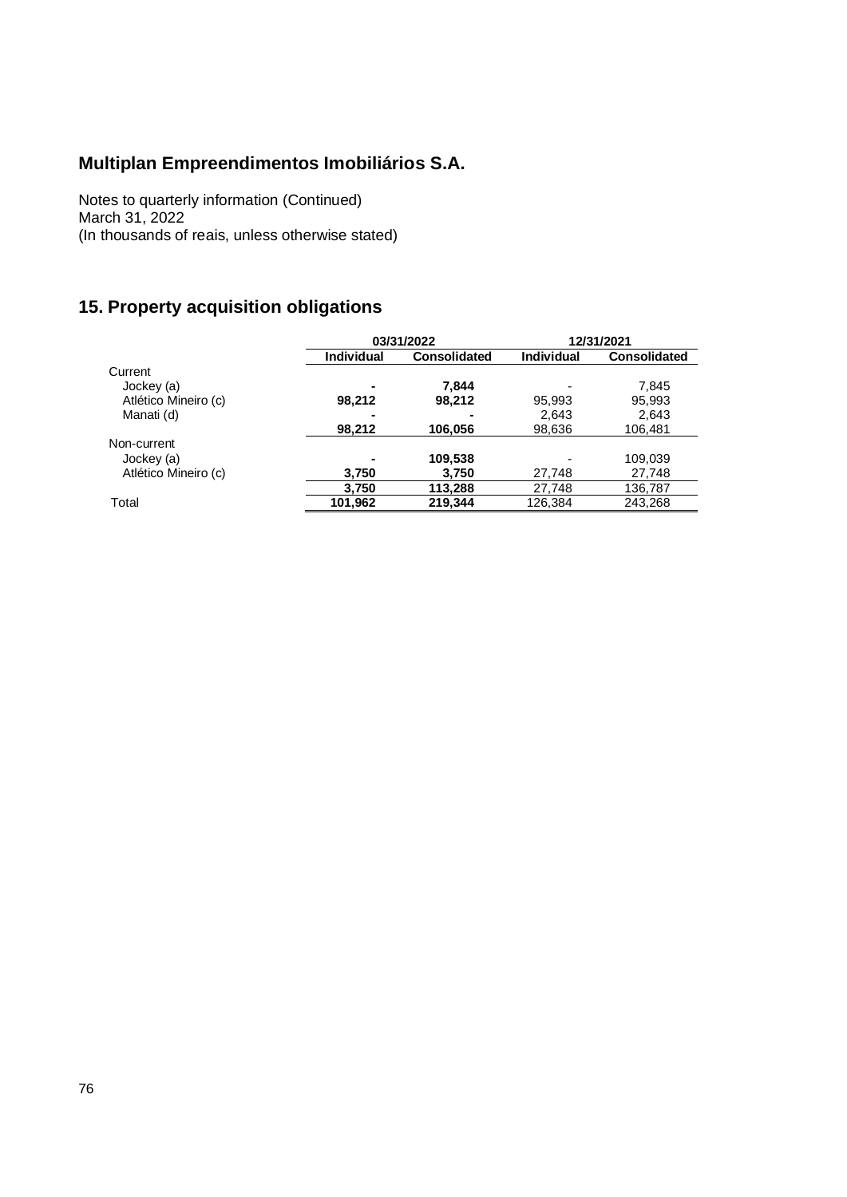# Multiplan Empreendimentos Imobiliários S.A.

Notes to quarterly information (Continued)
March 31, 2022
(In thousands of reais, unless otherwise stated)

## 15. Property acquisition obligations

| | 03/31/2022 | | 12/31/2021 | |
|---|---|---|---|---|
| | **Individual** | **Consolidated** | **Individual** | **Consolidated** |
| Current | | | | |
| Jockey (a) | **-** | **7,844** | - | 7,845 |
| Atlético Mineiro (c) | **98,212** | **98,212** | 95,993 | 95,993 |
| Manati (d) | **-** | **-** | 2,643 | 2,643 |
| | **98,212** | **106,056** | 98,636 | 106,481 |
| Non-current | | | | |
| Jockey (a) | **-** | **109,538** | - | 109,039 |
| Atlético Mineiro (c) | **3,750** | **3,750** | 27,748 | 27,748 |
| | **3,750** | **113,288** | 27,748 | 136,787 |
| Total | **101,962** | **219,344** | 126,384 | 243,268 |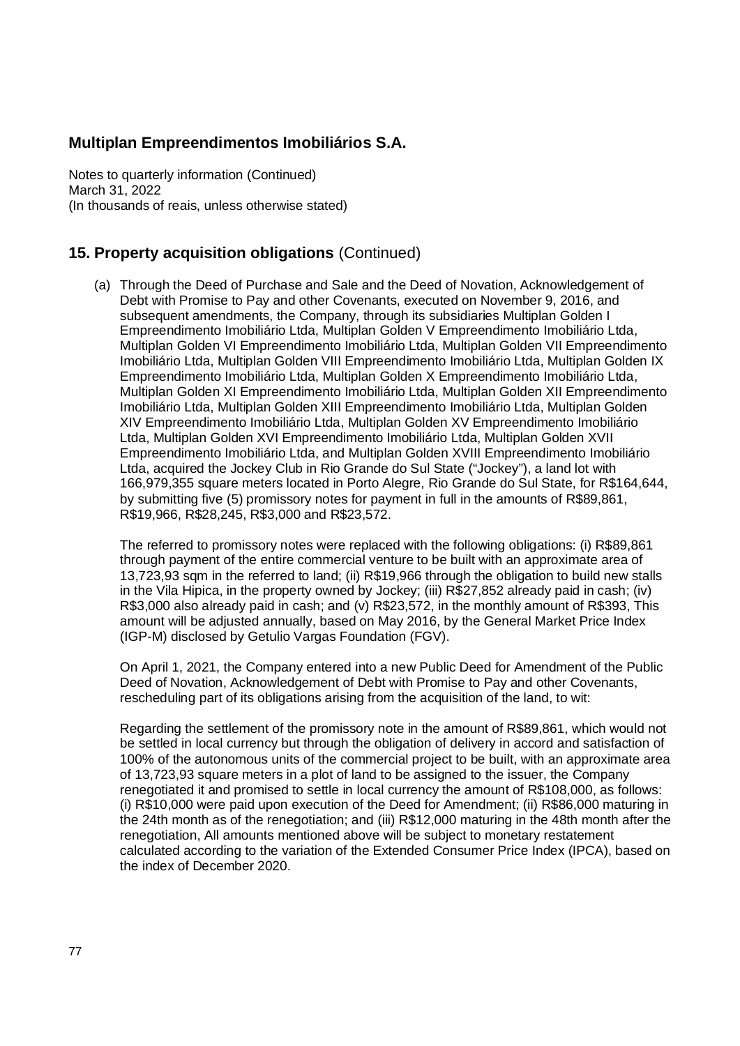## Multiplan Empreendimentos Imobiliários S.A.

Notes to quarterly information (Continued)
March 31, 2022
(In thousands of reais, unless otherwise stated)

## 15. Property acquisition obligations (Continued)

(a) Through the Deed of Purchase and Sale and the Deed of Novation, Acknowledgement of Debt with Promise to Pay and other Covenants, executed on November 9, 2016, and subsequent amendments, the Company, through its subsidiaries Multiplan Golden I Empreendimento Imobiliário Ltda, Multiplan Golden V Empreendimento Imobiliário Ltda, Multiplan Golden VI Empreendimento Imobiliário Ltda, Multiplan Golden VII Empreendimento Imobiliário Ltda, Multiplan Golden VIII Empreendimento Imobiliário Ltda, Multiplan Golden IX Empreendimento Imobiliário Ltda, Multiplan Golden X Empreendimento Imobiliário Ltda, Multiplan Golden XI Empreendimento Imobiliário Ltda, Multiplan Golden XII Empreendimento Imobiliário Ltda, Multiplan Golden XIII Empreendimento Imobiliário Ltda, Multiplan Golden XIV Empreendimento Imobiliário Ltda, Multiplan Golden XV Empreendimento Imobiliário Ltda, Multiplan Golden XVI Empreendimento Imobiliário Ltda, Multiplan Golden XVII Empreendimento Imobiliário Ltda, and Multiplan Golden XVIII Empreendimento Imobiliário Ltda, acquired the Jockey Club in Rio Grande do Sul State ("Jockey"), a land lot with 166,979,355 square meters located in Porto Alegre, Rio Grande do Sul State, for R$164,644, by submitting five (5) promissory notes for payment in full in the amounts of R$89,861, R$19,966, R$28,245, R$3,000 and R$23,572.

The referred to promissory notes were replaced with the following obligations: (i) R$89,861 through payment of the entire commercial venture to be built with an approximate area of 13,723,93 sqm in the referred to land; (ii) R$19,966 through the obligation to build new stalls in the Vila Hipica, in the property owned by Jockey; (iii) R$27,852 already paid in cash; (iv) R$3,000 also already paid in cash; and (v) R$23,572, in the monthly amount of R$393, This amount will be adjusted annually, based on May 2016, by the General Market Price Index (IGP-M) disclosed by Getulio Vargas Foundation (FGV).

On April 1, 2021, the Company entered into a new Public Deed for Amendment of the Public Deed of Novation, Acknowledgement of Debt with Promise to Pay and other Covenants, rescheduling part of its obligations arising from the acquisition of the land, to wit:

Regarding the settlement of the promissory note in the amount of R$89,861, which would not be settled in local currency but through the obligation of delivery in accord and satisfaction of 100% of the autonomous units of the commercial project to be built, with an approximate area of 13,723,93 square meters in a plot of land to be assigned to the issuer, the Company renegotiated it and promised to settle in local currency the amount of R$108,000, as follows: (i) R$10,000 were paid upon execution of the Deed for Amendment; (ii) R$86,000 maturing in the 24th month as of the renegotiation; and (iii) R$12,000 maturing in the 48th month after the renegotiation, All amounts mentioned above will be subject to monetary restatement calculated according to the variation of the Extended Consumer Price Index (IPCA), based on the index of December 2020.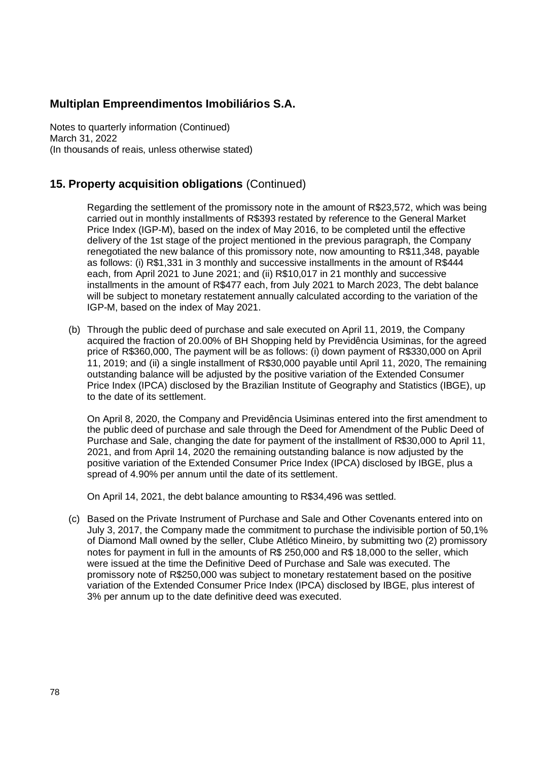## 15. Property acquisition obligations (Continued)

Regarding the settlement of the promissory note in the amount of R$23,572, which was being carried out in monthly installments of R$393 restated by reference to the General Market Price Index (IGP-M), based on the index of May 2016, to be completed until the effective delivery of the 1st stage of the project mentioned in the previous paragraph, the Company renegotiated the new balance of this promissory note, now amounting to R$11,348, payable as follows: (i) R$1,331 in 3 monthly and successive installments in the amount of R$444 each, from April 2021 to June 2021; and (ii) R$10,017 in 21 monthly and successive installments in the amount of R$477 each, from July 2021 to March 2023, The debt balance will be subject to monetary restatement annually calculated according to the variation of the IGP-M, based on the index of May 2021.

(b) Through the public deed of purchase and sale executed on April 11, 2019, the Company acquired the fraction of 20.00% of BH Shopping held by Previdência Usiminas, for the agreed price of R$360,000, The payment will be as follows: (i) down payment of R$330,000 on April 11, 2019; and (ii) a single installment of R$30,000 payable until April 11, 2020, The remaining outstanding balance will be adjusted by the positive variation of the Extended Consumer Price Index (IPCA) disclosed by the Brazilian Institute of Geography and Statistics (IBGE), up to the date of its settlement.

On April 8, 2020, the Company and Previdência Usiminas entered into the first amendment to the public deed of purchase and sale through the Deed for Amendment of the Public Deed of Purchase and Sale, changing the date for payment of the installment of R$30,000 to April 11, 2021, and from April 14, 2020 the remaining outstanding balance is now adjusted by the positive variation of the Extended Consumer Price Index (IPCA) disclosed by IBGE, plus a spread of 4.90% per annum until the date of its settlement.

On April 14, 2021, the debt balance amounting to R$34,496 was settled.

(c) Based on the Private Instrument of Purchase and Sale and Other Covenants entered into on July 3, 2017, the Company made the commitment to purchase the indivisible portion of 50,1% of Diamond Mall owned by the seller, Clube Atlético Mineiro, by submitting two (2) promissory notes for payment in full in the amounts of R$ 250,000 and R$ 18,000 to the seller, which were issued at the time the Definitive Deed of Purchase and Sale was executed. The promissory note of R$250,000 was subject to monetary restatement based on the positive variation of the Extended Consumer Price Index (IPCA) disclosed by IBGE, plus interest of 3% per annum up to the date definitive deed was executed.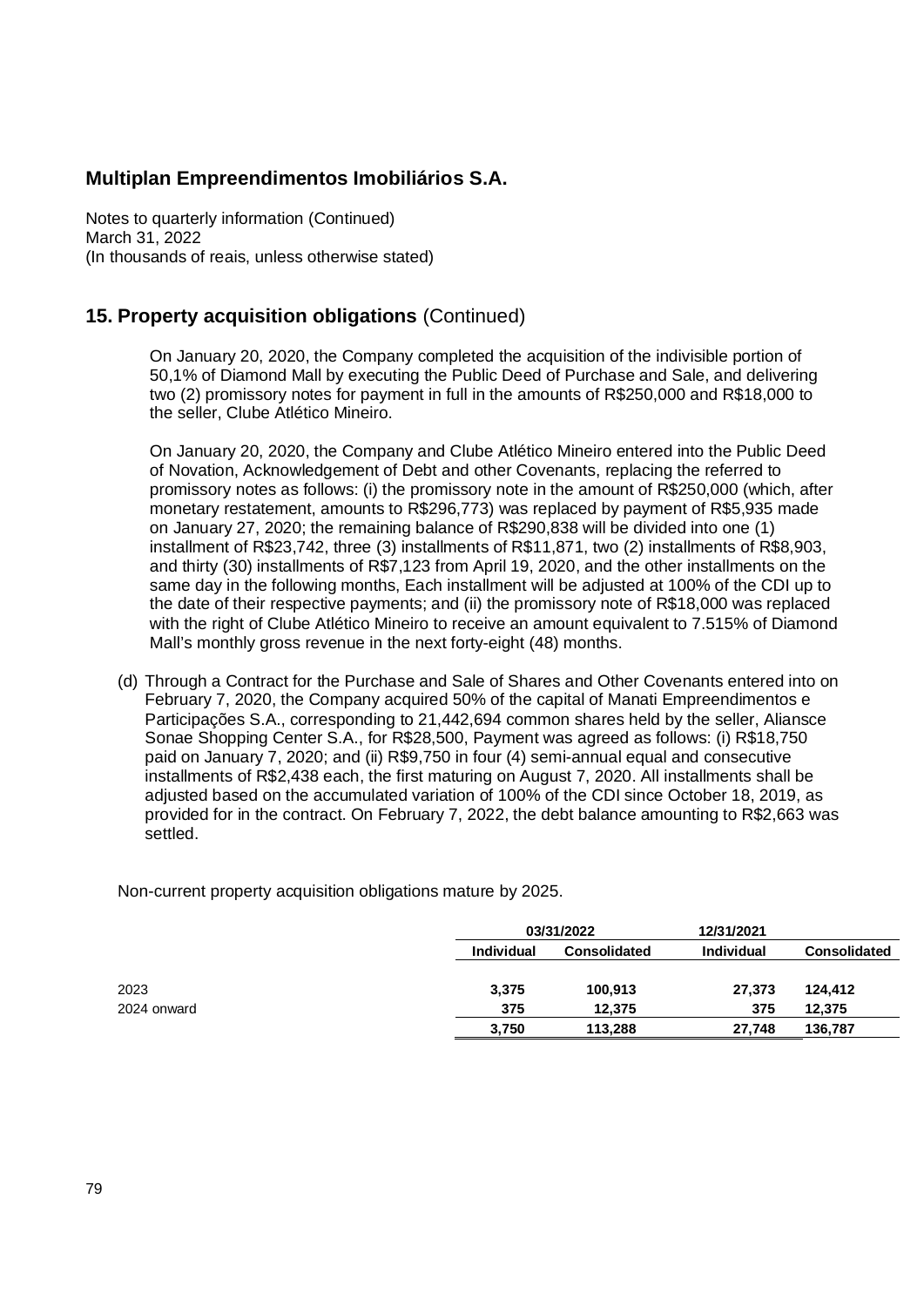## Multiplan Empreendimentos Imobiliários S.A.

Notes to quarterly information (Continued)
March 31, 2022
(In thousands of reais, unless otherwise stated)

## 15. Property acquisition obligations (Continued)

On January 20, 2020, the Company completed the acquisition of the indivisible portion of 50,1% of Diamond Mall by executing the Public Deed of Purchase and Sale, and delivering two (2) promissory notes for payment in full in the amounts of R$250,000 and R$18,000 to the seller, Clube Atlético Mineiro.

On January 20, 2020, the Company and Clube Atlético Mineiro entered into the Public Deed of Novation, Acknowledgement of Debt and other Covenants, replacing the referred to promissory notes as follows: (i) the promissory note in the amount of R$250,000 (which, after monetary restatement, amounts to R$296,773) was replaced by payment of R$5,935 made on January 27, 2020; the remaining balance of R$290,838 will be divided into one (1) installment of R$23,742, three (3) installments of R$11,871, two (2) installments of R$8,903, and thirty (30) installments of R$7,123 from April 19, 2020, and the other installments on the same day in the following months, Each installment will be adjusted at 100% of the CDI up to the date of their respective payments; and (ii) the promissory note of R$18,000 was replaced with the right of Clube Atlético Mineiro to receive an amount equivalent to 7.515% of Diamond Mall's monthly gross revenue in the next forty-eight (48) months.

(d) Through a Contract for the Purchase and Sale of Shares and Other Covenants entered into on February 7, 2020, the Company acquired 50% of the capital of Manati Empreendimentos e Participações S.A., corresponding to 21,442,694 common shares held by the seller, Aliansce Sonae Shopping Center S.A., for R$28,500, Payment was agreed as follows: (i) R$18,750 paid on January 7, 2020; and (ii) R$9,750 in four (4) semi-annual equal and consecutive installments of R$2,438 each, the first maturing on August 7, 2020. All installments shall be adjusted based on the accumulated variation of 100% of the CDI since October 18, 2019, as provided for in the contract. On February 7, 2022, the debt balance amounting to R$2,663 was settled.

Non-current property acquisition obligations mature by 2025.

| | 03/31/2022 | | 12/31/2021 | |
|---|---|---|---|---|
| | Individual | Consolidated | Individual | Consolidated |
| 2023 | 3,375 | 100,913 | 27,373 | 124,412 |
| 2024 onward | 375 | 12,375 | 375 | 12,375 |
| | 3,750 | 113,288 | 27,748 | 136,787 |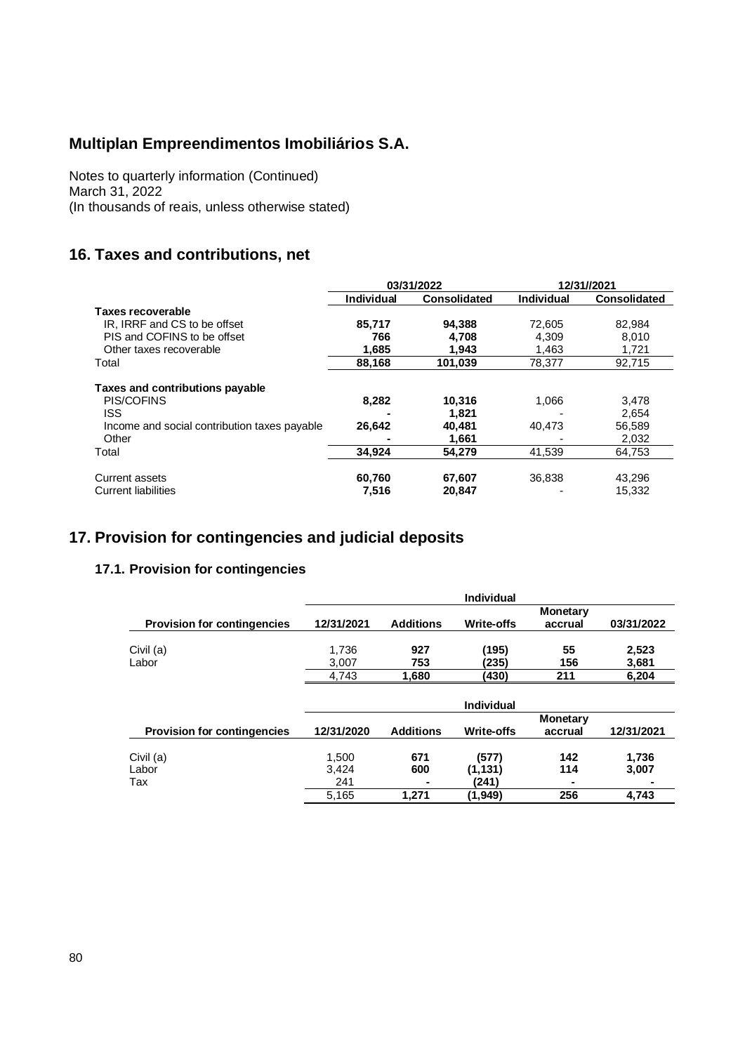# Multiplan Empreendimentos Imobiliários S.A.

Notes to quarterly information (Continued)
March 31, 2022
(In thousands of reais, unless otherwise stated)

## 16. Taxes and contributions, net

| | 03/31/2022 | | 12/31//2021 | |
|---|---|---|---|---|
| | **Individual** | **Consolidated** | **Individual** | **Consolidated** |
| **Taxes recoverable** | | | | |
| IR, IRRF and CS to be offset | **85,717** | **94,388** | 72,605 | 82,984 |
| PIS and COFINS to be offset | **766** | **4,708** | 4,309 | 8,010 |
| Other taxes recoverable | **1,685** | **1,943** | 1,463 | 1,721 |
| Total | **88,168** | **101,039** | 78,377 | 92,715 |
| **Taxes and contributions payable** | | | | |
| PIS/COFINS | **8,282** | **10,316** | 1,066 | 3,478 |
| ISS | **-** | **1,821** | - | 2,654 |
| Income and social contribution taxes payable | **26,642** | **40,481** | 40,473 | 56,589 |
| Other | **-** | **1,661** | - | 2,032 |
| Total | **34,924** | **54,279** | 41,539 | 64,753 |
| Current assets | **60,760** | **67,607** | 36,838 | 43,296 |
| Current liabilities | **7,516** | **20,847** | - | 15,332 |

## 17. Provision for contingencies and judicial deposits

### 17.1. Provision for contingencies

| | Individual | | | | |
|---|---|---|---|---|---|
| **Provision for contingencies** | **12/31/2021** | **Additions** | **Write-offs** | **Monetary accrual** | **03/31/2022** |
| Civil (a) | 1,736 | **927** | **(195)** | **55** | **2,523** |
| Labor | 3,007 | **753** | **(235)** | **156** | **3,681** |
| | 4,743 | **1,680** | **(430)** | **211** | **6,204** |

| | Individual | | | | |
|---|---|---|---|---|---|
| **Provision for contingencies** | **12/31/2020** | **Additions** | **Write-offs** | **Monetary accrual** | **12/31/2021** |
| Civil (a) | 1,500 | **671** | **(577)** | **142** | **1,736** |
| Labor | 3,424 | **600** | **(1,131)** | **114** | **3,007** |
| Tax | 241 | **-** | **(241)** | **-** | **-** |
| | 5,165 | **1,271** | **(1,949)** | **256** | **4,743** |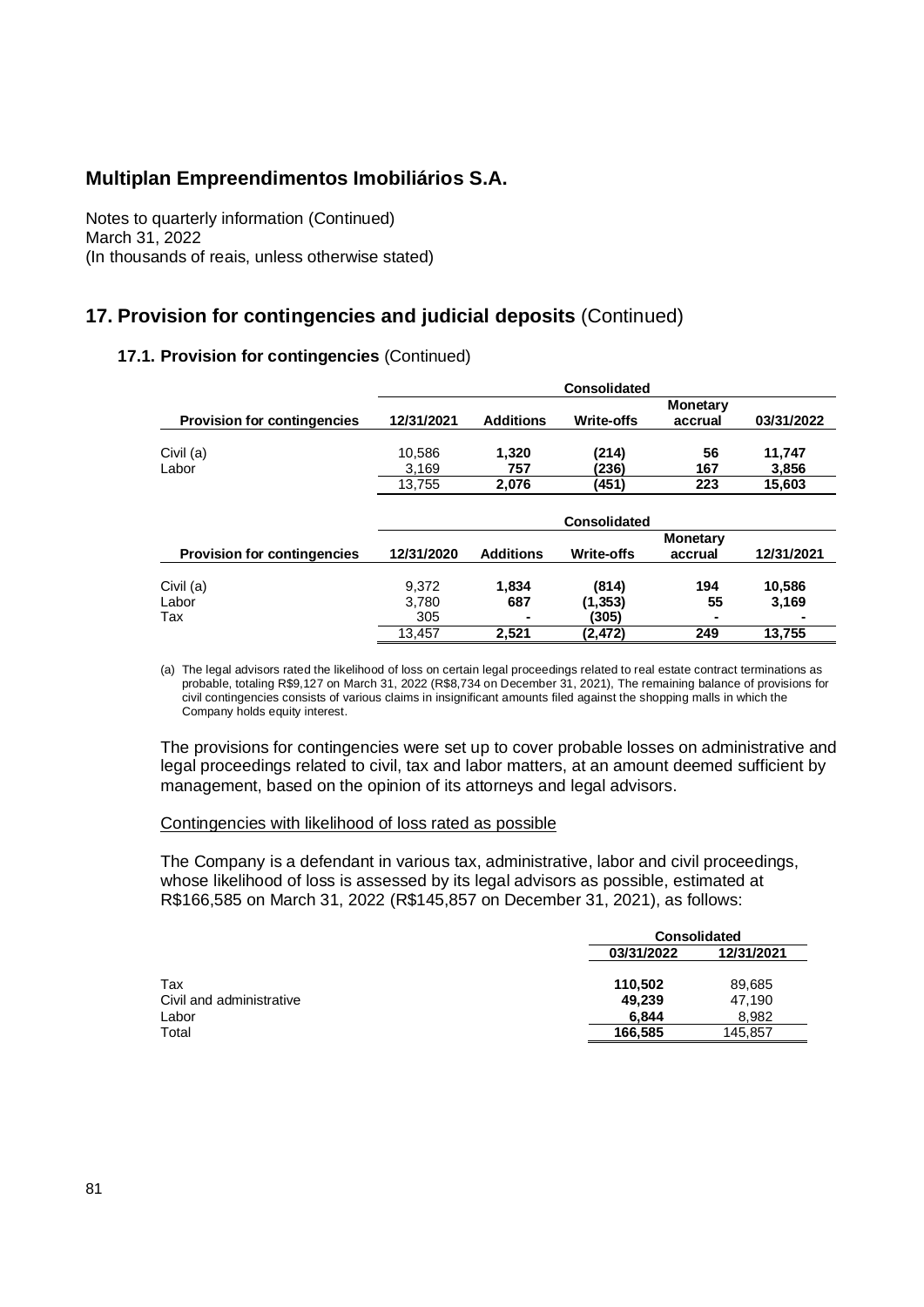# Multiplan Empreendimentos Imobiliários S.A.

Notes to quarterly information (Continued)
March 31, 2022
(In thousands of reais, unless otherwise stated)

## 17. Provision for contingencies and judicial deposits (Continued)

### 17.1. Provision for contingencies (Continued)

| | Consolidated | | | | |
|---|---|---|---|---|---|
| **Provision for contingencies** | **12/31/2021** | **Additions** | **Write-offs** | **Monetary accrual** | **03/31/2022** |
| Civil (a) | 10,586 | **1,320** | **(214)** | **56** | **11,747** |
| Labor | 3,169 | **757** | **(236)** | **167** | **3,856** |
| | 13,755 | **2,076** | **(451)** | **223** | **15,603** |

| | Consolidated | | | | |
|---|---|---|---|---|---|
| **Provision for contingencies** | **12/31/2020** | **Additions** | **Write-offs** | **Monetary accrual** | **12/31/2021** |
| Civil (a) | 9,372 | **1,834** | **(814)** | **194** | **10,586** |
| Labor | 3,780 | **687** | **(1,353)** | **55** | **3,169** |
| Tax | 305 | **-** | **(305)** | **-** | **-** |
| | 13,457 | **2,521** | **(2,472)** | **249** | **13,755** |

(a) The legal advisors rated the likelihood of loss on certain legal proceedings related to real estate contract terminations as probable, totaling R$9,127 on March 31, 2022 (R$8,734 on December 31, 2021), The remaining balance of provisions for civil contingencies consists of various claims in insignificant amounts filed against the shopping malls in which the Company holds equity interest.

The provisions for contingencies were set up to cover probable losses on administrative and legal proceedings related to civil, tax and labor matters, at an amount deemed sufficient by management, based on the opinion of its attorneys and legal advisors.

Contingencies with likelihood of loss rated as possible

The Company is a defendant in various tax, administrative, labor and civil proceedings, whose likelihood of loss is assessed by its legal advisors as possible, estimated at R$166,585 on March 31, 2022 (R$145,857 on December 31, 2021), as follows:

| | Consolidated | |
|---|---|---|
| | **03/31/2022** | **12/31/2021** |
| Tax | **110,502** | 89,685 |
| Civil and administrative | **49,239** | 47,190 |
| Labor | **6,844** | 8,982 |
| Total | **166,585** | 145,857 |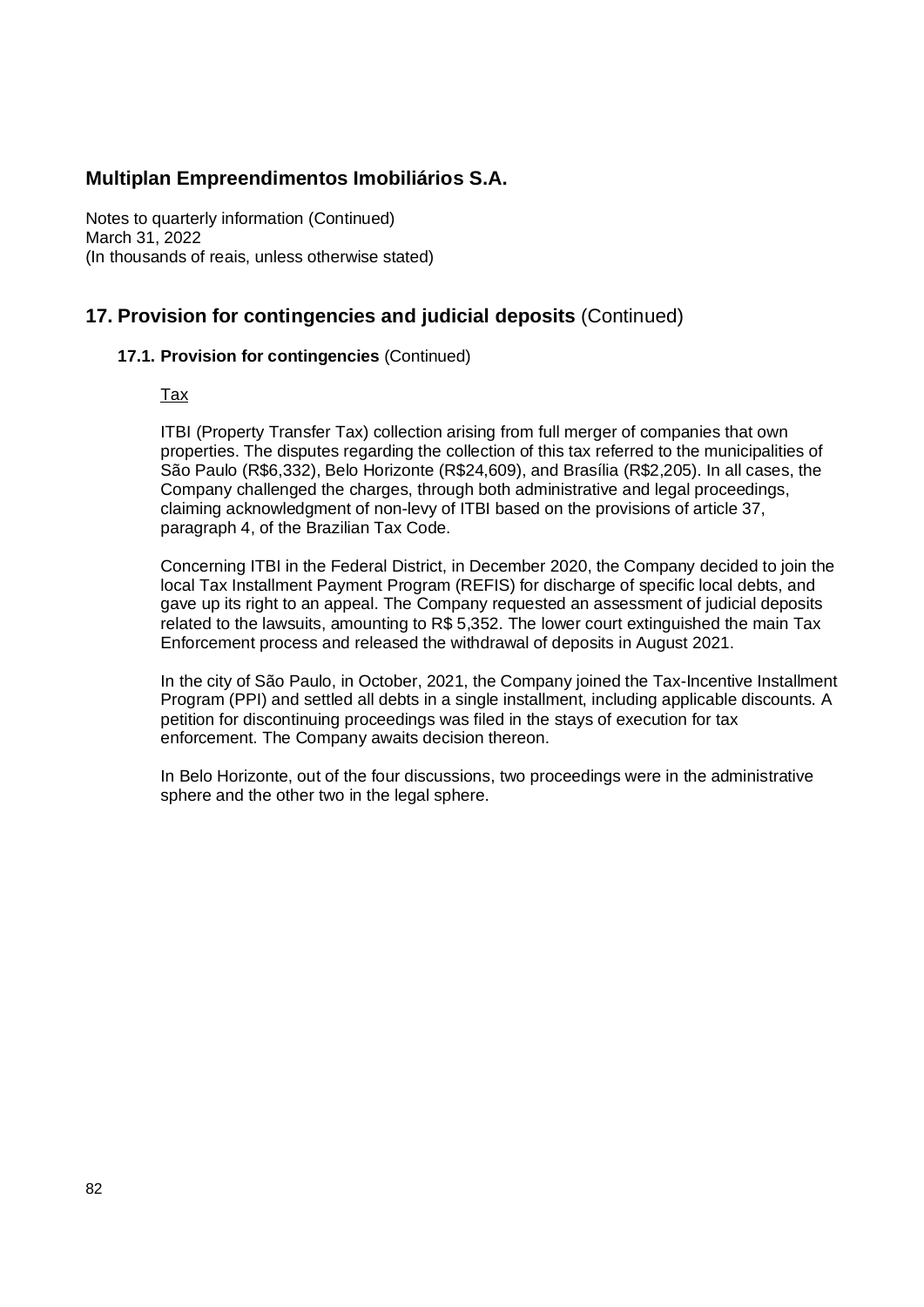## Multiplan Empreendimentos Imobiliários S.A.

Notes to quarterly information (Continued)
March 31, 2022
(In thousands of reais, unless otherwise stated)

## 17. Provision for contingencies and judicial deposits (Continued)

### 17.1. Provision for contingencies (Continued)

Tax

ITBI (Property Transfer Tax) collection arising from full merger of companies that own properties. The disputes regarding the collection of this tax referred to the municipalities of São Paulo (R$6,332), Belo Horizonte (R$24,609), and Brasília (R$2,205). In all cases, the Company challenged the charges, through both administrative and legal proceedings, claiming acknowledgment of non-levy of ITBI based on the provisions of article 37, paragraph 4, of the Brazilian Tax Code.

Concerning ITBI in the Federal District, in December 2020, the Company decided to join the local Tax Installment Payment Program (REFIS) for discharge of specific local debts, and gave up its right to an appeal. The Company requested an assessment of judicial deposits related to the lawsuits, amounting to R$ 5,352. The lower court extinguished the main Tax Enforcement process and released the withdrawal of deposits in August 2021.

In the city of São Paulo, in October, 2021, the Company joined the Tax-Incentive Installment Program (PPI) and settled all debts in a single installment, including applicable discounts. A petition for discontinuing proceedings was filed in the stays of execution for tax enforcement. The Company awaits decision thereon.

In Belo Horizonte, out of the four discussions, two proceedings were in the administrative sphere and the other two in the legal sphere.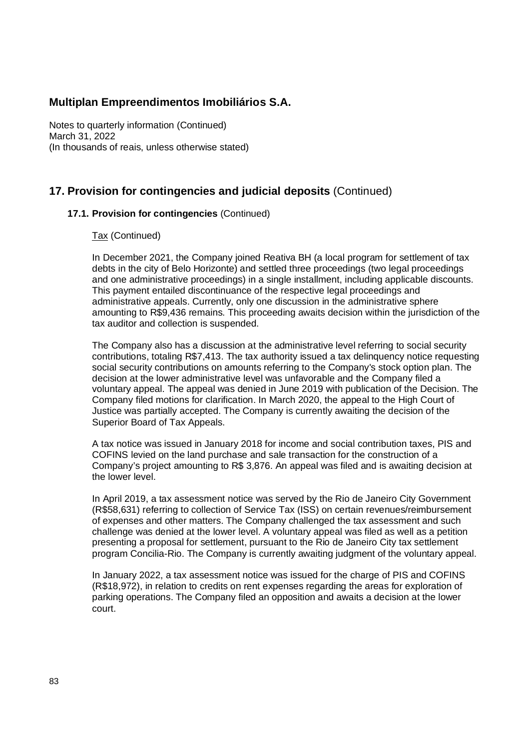# Multiplan Empreendimentos Imobiliários S.A.

Notes to quarterly information (Continued)
March 31, 2022
(In thousands of reais, unless otherwise stated)

## 17. Provision for contingencies and judicial deposits (Continued)

### 17.1. Provision for contingencies (Continued)

Tax (Continued)

In December 2021, the Company joined Reativa BH (a local program for settlement of tax debts in the city of Belo Horizonte) and settled three proceedings (two legal proceedings and one administrative proceedings) in a single installment, including applicable discounts. This payment entailed discontinuance of the respective legal proceedings and administrative appeals. Currently, only one discussion in the administrative sphere amounting to R$9,436 remains. This proceeding awaits decision within the jurisdiction of the tax auditor and collection is suspended.

The Company also has a discussion at the administrative level referring to social security contributions, totaling R$7,413. The tax authority issued a tax delinquency notice requesting social security contributions on amounts referring to the Company's stock option plan. The decision at the lower administrative level was unfavorable and the Company filed a voluntary appeal. The appeal was denied in June 2019 with publication of the Decision. The Company filed motions for clarification. In March 2020, the appeal to the High Court of Justice was partially accepted. The Company is currently awaiting the decision of the Superior Board of Tax Appeals.

A tax notice was issued in January 2018 for income and social contribution taxes, PIS and COFINS levied on the land purchase and sale transaction for the construction of a Company's project amounting to R$ 3,876. An appeal was filed and is awaiting decision at the lower level.

In April 2019, a tax assessment notice was served by the Rio de Janeiro City Government (R$58,631) referring to collection of Service Tax (ISS) on certain revenues/reimbursement of expenses and other matters. The Company challenged the tax assessment and such challenge was denied at the lower level. A voluntary appeal was filed as well as a petition presenting a proposal for settlement, pursuant to the Rio de Janeiro City tax settlement program Concilia-Rio. The Company is currently awaiting judgment of the voluntary appeal.

In January 2022, a tax assessment notice was issued for the charge of PIS and COFINS (R$18,972), in relation to credits on rent expenses regarding the areas for exploration of parking operations. The Company filed an opposition and awaits a decision at the lower court.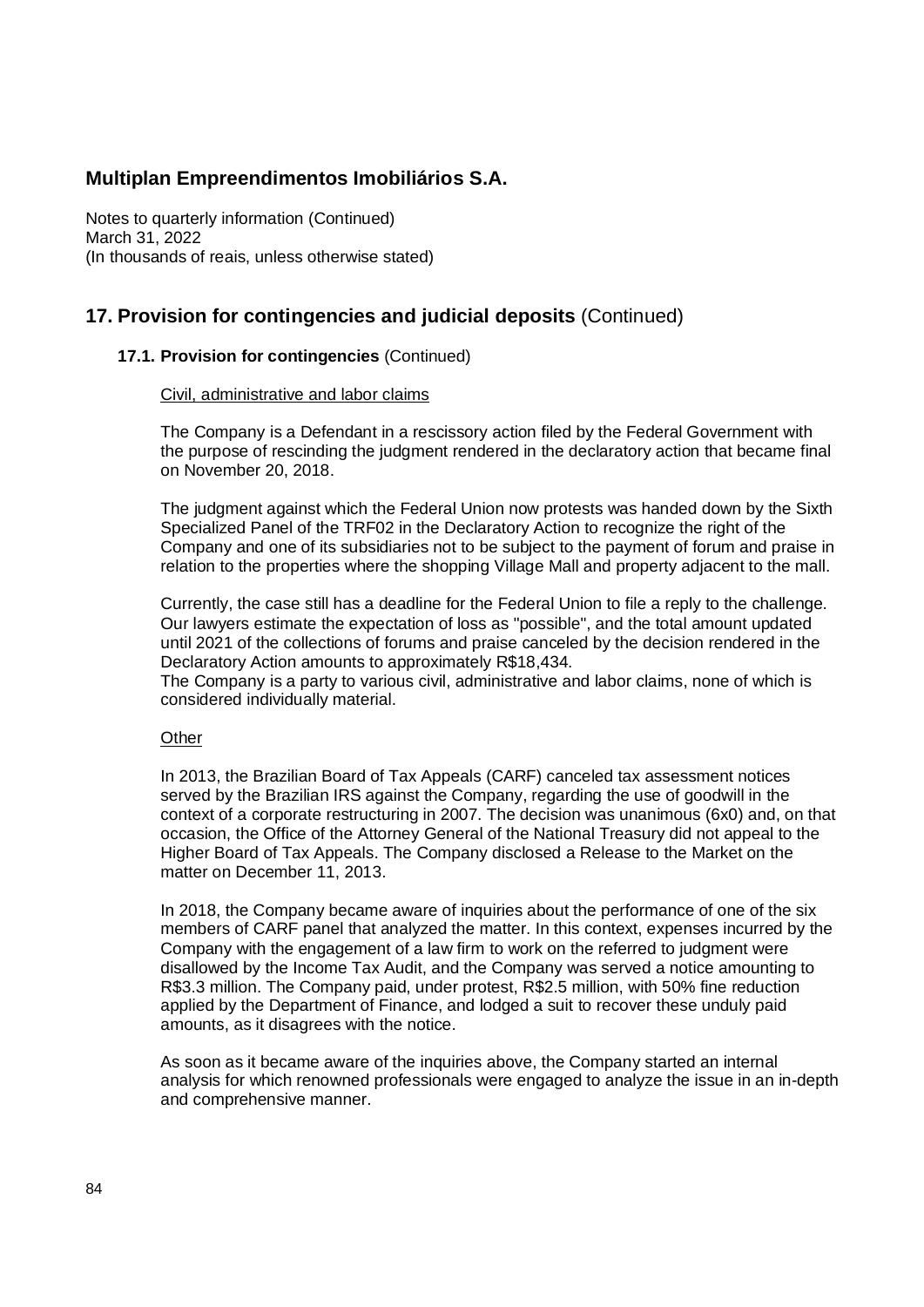## 17. Provision for contingencies and judicial deposits (Continued)

### 17.1. Provision for contingencies (Continued)

Civil, administrative and labor claims

The Company is a Defendant in a rescissory action filed by the Federal Government with the purpose of rescinding the judgment rendered in the declaratory action that became final on November 20, 2018.

The judgment against which the Federal Union now protests was handed down by the Sixth Specialized Panel of the TRF02 in the Declaratory Action to recognize the right of the Company and one of its subsidiaries not to be subject to the payment of forum and praise in relation to the properties where the shopping Village Mall and property adjacent to the mall.

Currently, the case still has a deadline for the Federal Union to file a reply to the challenge. Our lawyers estimate the expectation of loss as "possible", and the total amount updated until 2021 of the collections of forums and praise canceled by the decision rendered in the Declaratory Action amounts to approximately R$18,434.
The Company is a party to various civil, administrative and labor claims, none of which is considered individually material.

Other

In 2013, the Brazilian Board of Tax Appeals (CARF) canceled tax assessment notices served by the Brazilian IRS against the Company, regarding the use of goodwill in the context of a corporate restructuring in 2007. The decision was unanimous (6x0) and, on that occasion, the Office of the Attorney General of the National Treasury did not appeal to the Higher Board of Tax Appeals. The Company disclosed a Release to the Market on the matter on December 11, 2013.

In 2018, the Company became aware of inquiries about the performance of one of the six members of CARF panel that analyzed the matter. In this context, expenses incurred by the Company with the engagement of a law firm to work on the referred to judgment were disallowed by the Income Tax Audit, and the Company was served a notice amounting to R$3.3 million. The Company paid, under protest, R$2.5 million, with 50% fine reduction applied by the Department of Finance, and lodged a suit to recover these unduly paid amounts, as it disagrees with the notice.

As soon as it became aware of the inquiries above, the Company started an internal analysis for which renowned professionals were engaged to analyze the issue in an in-depth and comprehensive manner.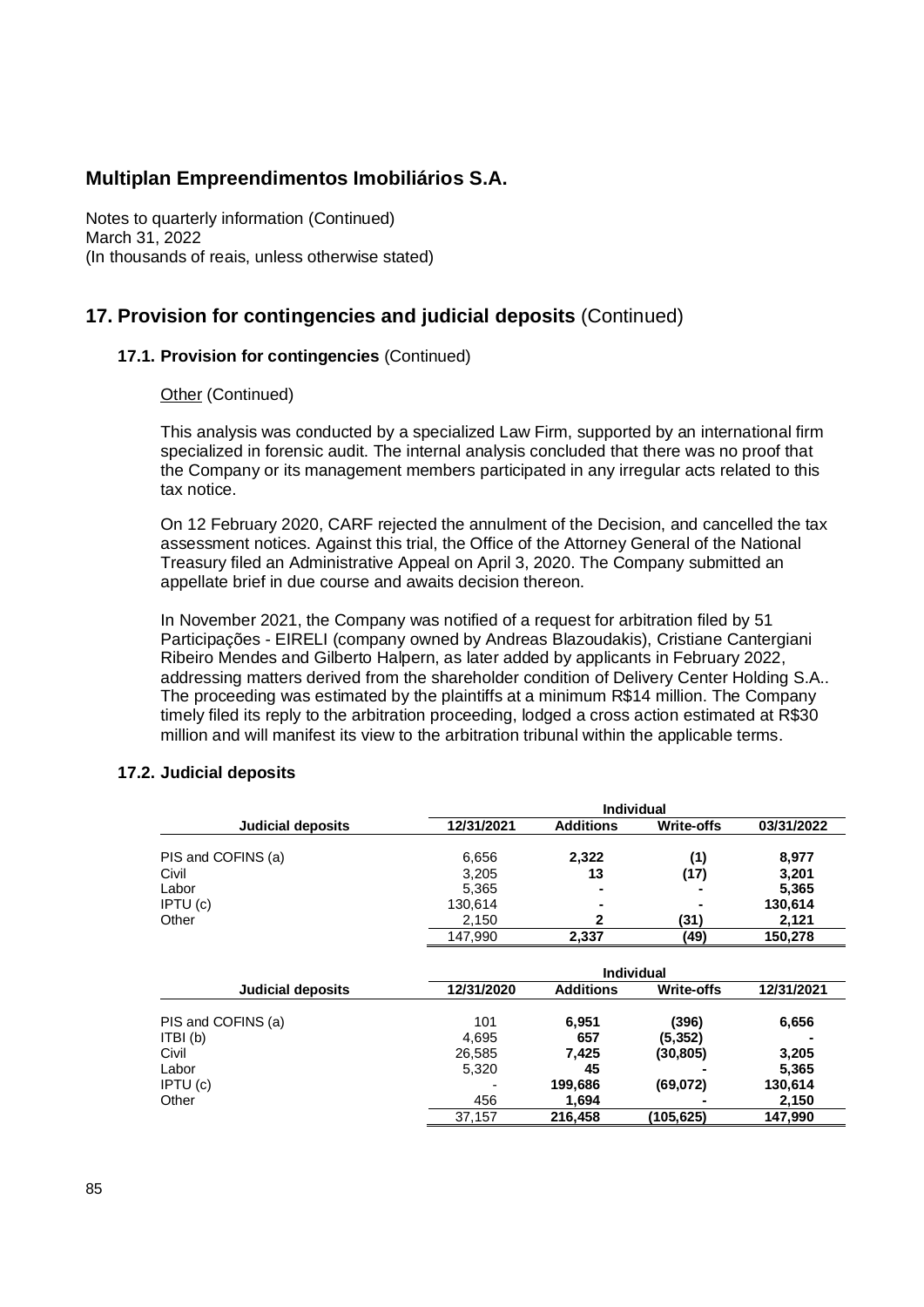## Multiplan Empreendimentos Imobiliários S.A.

Notes to quarterly information (Continued)
March 31, 2022
(In thousands of reais, unless otherwise stated)

# 17. Provision for contingencies and judicial deposits (Continued)

### 17.1. Provision for contingencies (Continued)

Other (Continued)

This analysis was conducted by a specialized Law Firm, supported by an international firm specialized in forensic audit. The internal analysis concluded that there was no proof that the Company or its management members participated in any irregular acts related to this tax notice.

On 12 February 2020, CARF rejected the annulment of the Decision, and cancelled the tax assessment notices. Against this trial, the Office of the Attorney General of the National Treasury filed an Administrative Appeal on April 3, 2020. The Company submitted an appellate brief in due course and awaits decision thereon.

In November 2021, the Company was notified of a request for arbitration filed by 51 Participações - EIRELI (company owned by Andreas Blazoudakis), Cristiane Cantergiani Ribeiro Mendes and Gilberto Halpern, as later added by applicants in February 2022, addressing matters derived from the shareholder condition of Delivery Center Holding S.A.. The proceeding was estimated by the plaintiffs at a minimum R$14 million. The Company timely filed its reply to the arbitration proceeding, lodged a cross action estimated at R$30 million and will manifest its view to the arbitration tribunal within the applicable terms.

### 17.2. Judicial deposits

| | Individual | | | |
|---|---|---|---|---|
| **Judicial deposits** | **12/31/2021** | **Additions** | **Write-offs** | **03/31/2022** |
| PIS and COFINS (a) | 6,656 | **2,322** | **(1)** | **8,977** |
| Civil | 3,205 | **13** | **(17)** | **3,201** |
| Labor | 5,365 | **-** | **-** | **5,365** |
| IPTU (c) | 130,614 | **-** | **-** | **130,614** |
| Other | 2,150 | **2** | **(31)** | **2,121** |
| | 147,990 | **2,337** | **(49)** | **150,278** |

| | Individual | | | |
|---|---|---|---|---|
| **Judicial deposits** | **12/31/2020** | **Additions** | **Write-offs** | **12/31/2021** |
| PIS and COFINS (a) | 101 | **6,951** | **(396)** | **6,656** |
| ITBI (b) | 4,695 | **657** | **(5,352)** | **-** |
| Civil | 26,585 | **7,425** | **(30,805)** | **3,205** |
| Labor | 5,320 | **45** | **-** | **5,365** |
| IPTU (c) | - | **199,686** | **(69,072)** | **130,614** |
| Other | 456 | **1,694** | **-** | **2,150** |
| | 37,157 | **216,458** | **(105,625)** | **147,990** |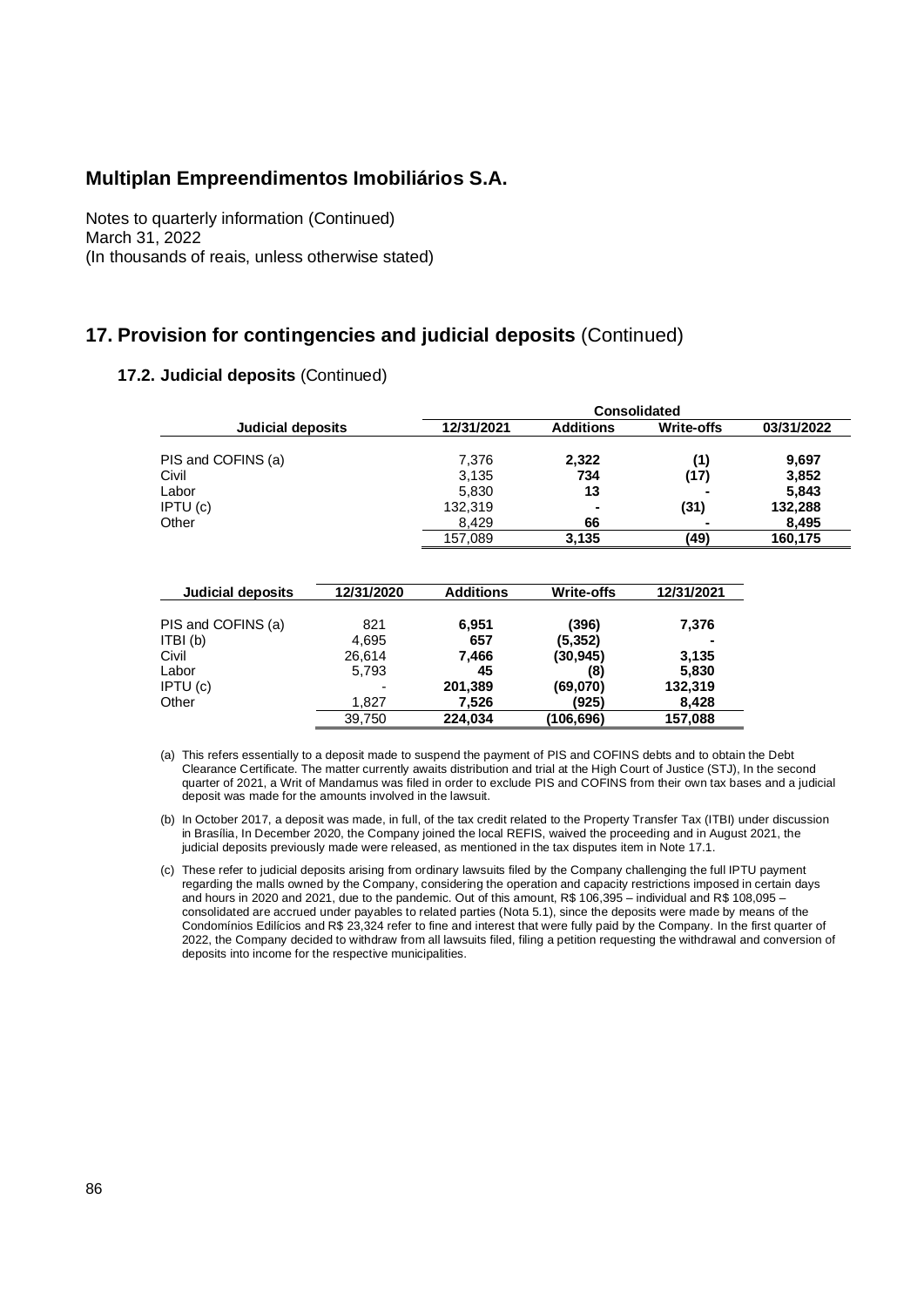## Multiplan Empreendimentos Imobiliários S.A.

Notes to quarterly information (Continued)
March 31, 2022
(In thousands of reais, unless otherwise stated)

## 17. Provision for contingencies and judicial deposits (Continued)

### 17.2. Judicial deposits (Continued)

| Judicial deposits | Consolidated | | | |
|---|---|---|---|---|
| | 12/31/2021 | Additions | Write-offs | 03/31/2022 |
| PIS and COFINS (a) | 7,376 | **2,322** | **(1)** | **9,697** |
| Civil | 3,135 | **734** | **(17)** | **3,852** |
| Labor | 5,830 | **13** | **-** | **5,843** |
| IPTU (c) | 132,319 | **-** | **(31)** | **132,288** |
| Other | 8,429 | **66** | **-** | **8,495** |
| | 157,089 | **3,135** | **(49)** | **160,175** |

| Judicial deposits | 12/31/2020 | Additions | Write-offs | 12/31/2021 |
|---|---|---|---|---|
| PIS and COFINS (a) | 821 | **6,951** | **(396)** | **7,376** |
| ITBI (b) | 4,695 | **657** | **(5,352)** | **-** |
| Civil | 26,614 | **7,466** | **(30,945)** | **3,135** |
| Labor | 5,793 | **45** | **(8)** | **5,830** |
| IPTU (c) | - | **201,389** | **(69,070)** | **132,319** |
| Other | 1,827 | **7,526** | **(925)** | **8,428** |
| | 39,750 | **224,034** | **(106,696)** | **157,088** |

(a) This refers essentially to a deposit made to suspend the payment of PIS and COFINS debts and to obtain the Debt Clearance Certificate. The matter currently awaits distribution and trial at the High Court of Justice (STJ), In the second quarter of 2021, a Writ of Mandamus was filed in order to exclude PIS and COFINS from their own tax bases and a judicial deposit was made for the amounts involved in the lawsuit.

(b) In October 2017, a deposit was made, in full, of the tax credit related to the Property Transfer Tax (ITBI) under discussion in Brasília, In December 2020, the Company joined the local REFIS, waived the proceeding and in August 2021, the judicial deposits previously made were released, as mentioned in the tax disputes item in Note 17.1.

(c) These refer to judicial deposits arising from ordinary lawsuits filed by the Company challenging the full IPTU payment regarding the malls owned by the Company, considering the operation and capacity restrictions imposed in certain days and hours in 2020 and 2021, due to the pandemic. Out of this amount, R$ 106,395 – individual and R$ 108,095 – consolidated are accrued under payables to related parties (Nota 5.1), since the deposits were made by means of the Condomínios Edilícios and R$ 23,324 refer to fine and interest that were fully paid by the Company. In the first quarter of 2022, the Company decided to withdraw from all lawsuits filed, filing a petition requesting the withdrawal and conversion of deposits into income for the respective municipalities.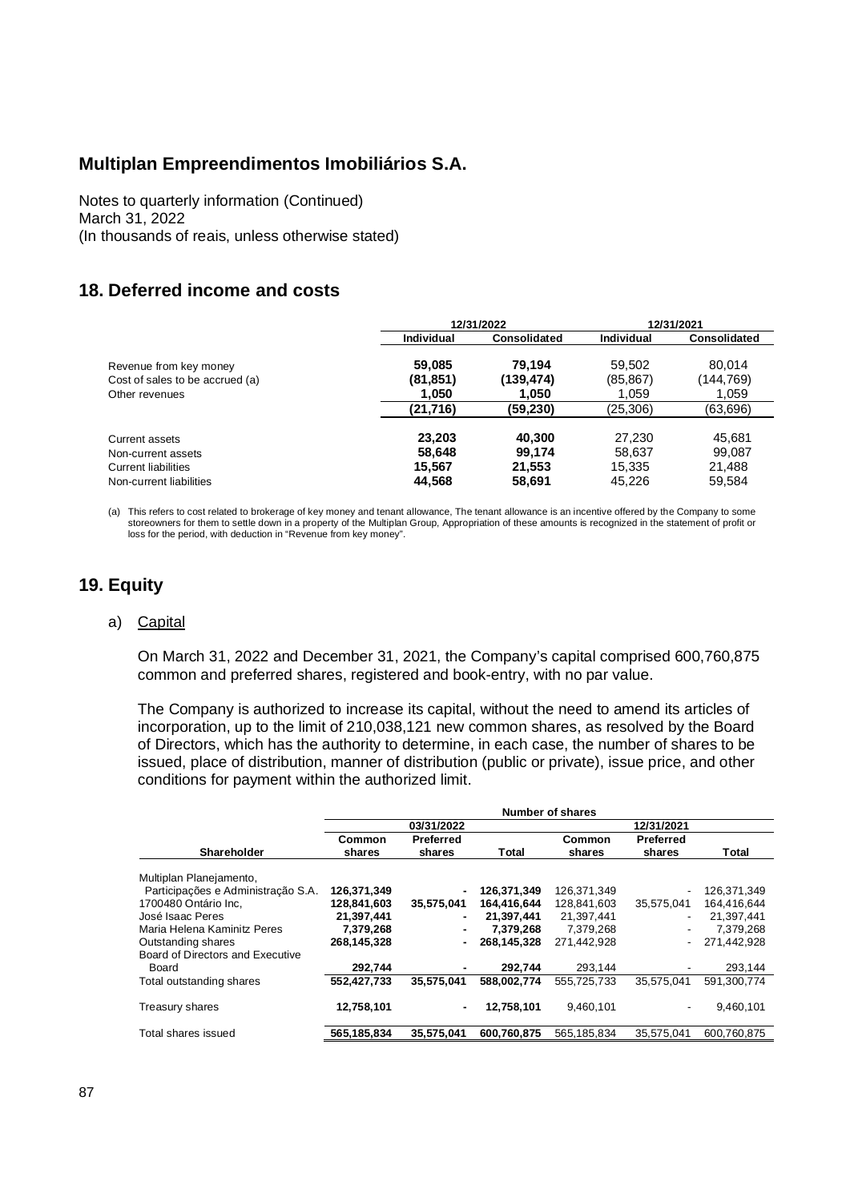# Multiplan Empreendimentos Imobiliários S.A.

Notes to quarterly information (Continued)
March 31, 2022
(In thousands of reais, unless otherwise stated)

## 18. Deferred income and costs

| | 12/31/2022 | | 12/31/2021 | |
|---|---|---|---|---|
| | **Individual** | **Consolidated** | **Individual** | **Consolidated** |
| Revenue from key money | **59,085** | **79,194** | 59,502 | 80,014 |
| Cost of sales to be accrued (a) | **(81,851)** | **(139,474)** | (85,867) | (144,769) |
| Other revenues | **1,050** | **1,050** | 1,059 | 1,059 |
| | **(21,716)** | **(59,230)** | (25,306) | (63,696) |
| Current assets | **23,203** | **40,300** | 27,230 | 45,681 |
| Non-current assets | **58,648** | **99,174** | 58,637 | 99,087 |
| Current liabilities | **15,567** | **21,553** | 15,335 | 21,488 |
| Non-current liabilities | **44,568** | **58,691** | 45,226 | 59,584 |

(a) This refers to cost related to brokerage of key money and tenant allowance, The tenant allowance is an incentive offered by the Company to some storeowners for them to settle down in a property of the Multiplan Group, Appropriation of these amounts is recognized in the statement of profit or loss for the period, with deduction in "Revenue from key money".

## 19. Equity

a) Capital

On March 31, 2022 and December 31, 2021, the Company's capital comprised 600,760,875 common and preferred shares, registered and book-entry, with no par value.

The Company is authorized to increase its capital, without the need to amend its articles of incorporation, up to the limit of 210,038,121 new common shares, as resolved by the Board of Directors, which has the authority to determine, in each case, the number of shares to be issued, place of distribution, manner of distribution (public or private), issue price, and other conditions for payment within the authorized limit.

| | Number of shares | | | | | |
|---|---|---|---|---|---|---|
| | 03/31/2022 | | | 12/31/2021 | | |
| **Shareholder** | **Common shares** | **Preferred shares** | **Total** | **Common shares** | **Preferred shares** | **Total** |
| Multiplan Planejamento, Participações e Administração S.A. | **126,371,349** | **-** | **126,371,349** | 126,371,349 | - | 126,371,349 |
| 1700480 Ontário Inc, | **128,841,603** | **35,575,041** | **164,416,644** | 128,841,603 | 35,575,041 | 164,416,644 |
| José Isaac Peres | **21,397,441** | **-** | **21,397,441** | 21,397,441 | - | 21,397,441 |
| Maria Helena Kaminitz Peres | **7,379,268** | **-** | **7,379,268** | 7,379,268 | - | 7,379,268 |
| Outstanding shares | **268,145,328** | **-** | **268,145,328** | 271,442,928 | - | 271,442,928 |
| Board of Directors and Executive Board | **292,744** | **-** | **292,744** | 293,144 | - | 293,144 |
| Total outstanding shares | **552,427,733** | **35,575,041** | **588,002,774** | 555,725,733 | 35,575,041 | 591,300,774 |
| Treasury shares | **12,758,101** | **-** | **12,758,101** | 9,460,101 | - | 9,460,101 |
| Total shares issued | **565,185,834** | **35,575,041** | **600,760,875** | 565,185,834 | 35,575,041 | 600,760,875 |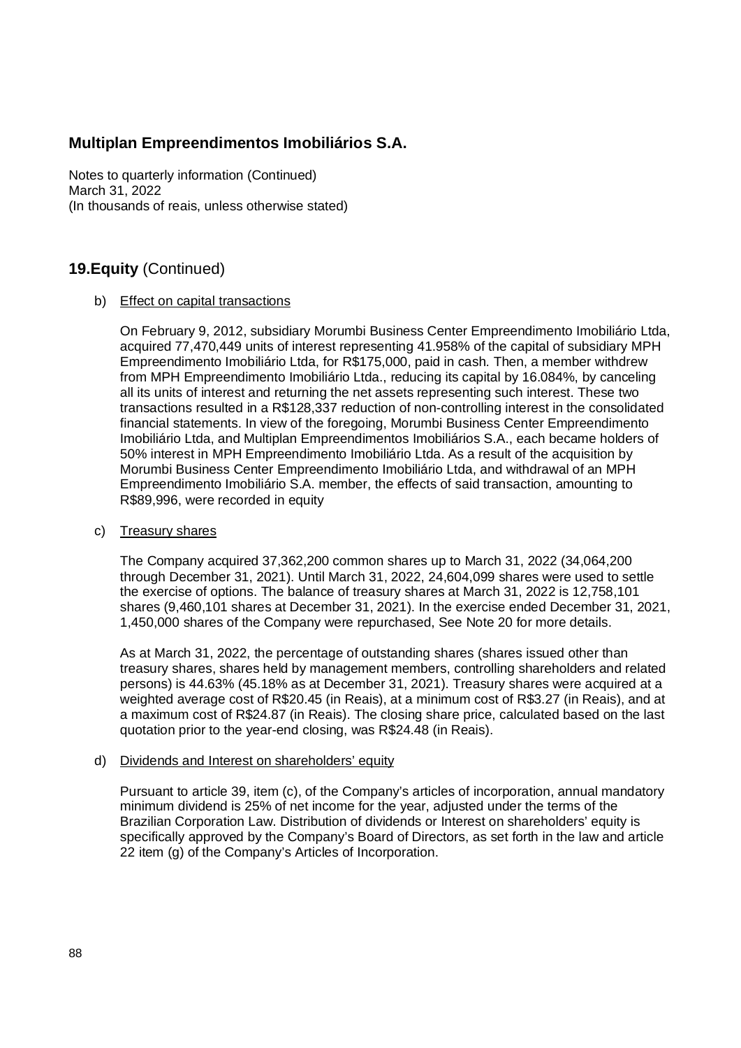# Multiplan Empreendimentos Imobiliários S.A.

Notes to quarterly information (Continued)
March 31, 2022
(In thousands of reais, unless otherwise stated)

## 19. Equity (Continued)

b) Effect on capital transactions

On February 9, 2012, subsidiary Morumbi Business Center Empreendimento Imobiliário Ltda, acquired 77,470,449 units of interest representing 41.958% of the capital of subsidiary MPH Empreendimento Imobiliário Ltda, for R$175,000, paid in cash. Then, a member withdrew from MPH Empreendimento Imobiliário Ltda., reducing its capital by 16.084%, by canceling all its units of interest and returning the net assets representing such interest. These two transactions resulted in a R$128,337 reduction of non-controlling interest in the consolidated financial statements. In view of the foregoing, Morumbi Business Center Empreendimento Imobiliário Ltda, and Multiplan Empreendimentos Imobiliários S.A., each became holders of 50% interest in MPH Empreendimento Imobiliário Ltda. As a result of the acquisition by Morumbi Business Center Empreendimento Imobiliário Ltda, and withdrawal of an MPH Empreendimento Imobiliário S.A. member, the effects of said transaction, amounting to R$89,996, were recorded in equity

c) Treasury shares

The Company acquired 37,362,200 common shares up to March 31, 2022 (34,064,200 through December 31, 2021). Until March 31, 2022, 24,604,099 shares were used to settle the exercise of options. The balance of treasury shares at March 31, 2022 is 12,758,101 shares (9,460,101 shares at December 31, 2021). In the exercise ended December 31, 2021, 1,450,000 shares of the Company were repurchased, See Note 20 for more details.

As at March 31, 2022, the percentage of outstanding shares (shares issued other than treasury shares, shares held by management members, controlling shareholders and related persons) is 44.63% (45.18% as at December 31, 2021). Treasury shares were acquired at a weighted average cost of R$20.45 (in Reais), at a minimum cost of R$3.27 (in Reais), and at a maximum cost of R$24.87 (in Reais). The closing share price, calculated based on the last quotation prior to the year-end closing, was R$24.48 (in Reais).

d) Dividends and Interest on shareholders' equity

Pursuant to article 39, item (c), of the Company's articles of incorporation, annual mandatory minimum dividend is 25% of net income for the year, adjusted under the terms of the Brazilian Corporation Law. Distribution of dividends or Interest on shareholders' equity is specifically approved by the Company's Board of Directors, as set forth in the law and article 22 item (g) of the Company's Articles of Incorporation.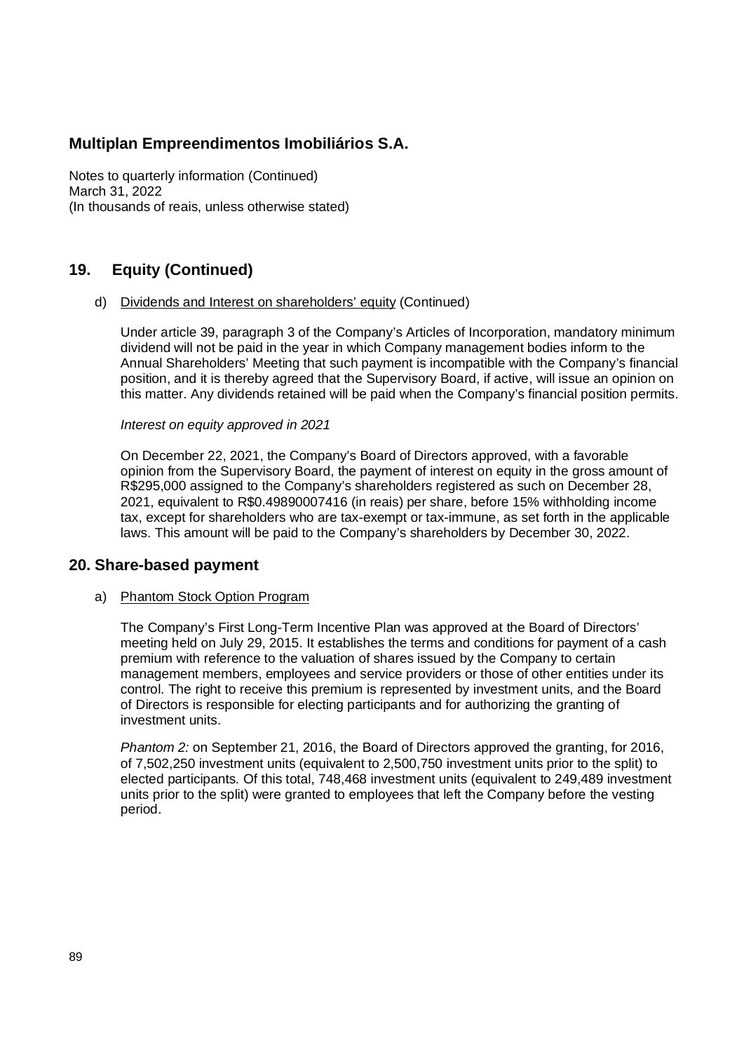**Multiplan Empreendimentos Imobiliários S.A.**

Notes to quarterly information (Continued)
March 31, 2022
(In thousands of reais, unless otherwise stated)

## 19. Equity (Continued)

d) Dividends and Interest on shareholders' equity (Continued)

Under article 39, paragraph 3 of the Company's Articles of Incorporation, mandatory minimum dividend will not be paid in the year in which Company management bodies inform to the Annual Shareholders' Meeting that such payment is incompatible with the Company's financial position, and it is thereby agreed that the Supervisory Board, if active, will issue an opinion on this matter. Any dividends retained will be paid when the Company's financial position permits.

*Interest on equity approved in 2021*

On December 22, 2021, the Company's Board of Directors approved, with a favorable opinion from the Supervisory Board, the payment of interest on equity in the gross amount of R$295,000 assigned to the Company's shareholders registered as such on December 28, 2021, equivalent to R$0.49890007416 (in reais) per share, before 15% withholding income tax, except for shareholders who are tax-exempt or tax-immune, as set forth in the applicable laws. This amount will be paid to the Company's shareholders by December 30, 2022.

## 20. Share-based payment

a) Phantom Stock Option Program

The Company's First Long-Term Incentive Plan was approved at the Board of Directors' meeting held on July 29, 2015. It establishes the terms and conditions for payment of a cash premium with reference to the valuation of shares issued by the Company to certain management members, employees and service providers or those of other entities under its control. The right to receive this premium is represented by investment units, and the Board of Directors is responsible for electing participants and for authorizing the granting of investment units.

*Phantom 2:* on September 21, 2016, the Board of Directors approved the granting, for 2016, of 7,502,250 investment units (equivalent to 2,500,750 investment units prior to the split) to elected participants. Of this total, 748,468 investment units (equivalent to 249,489 investment units prior to the split) were granted to employees that left the Company before the vesting period.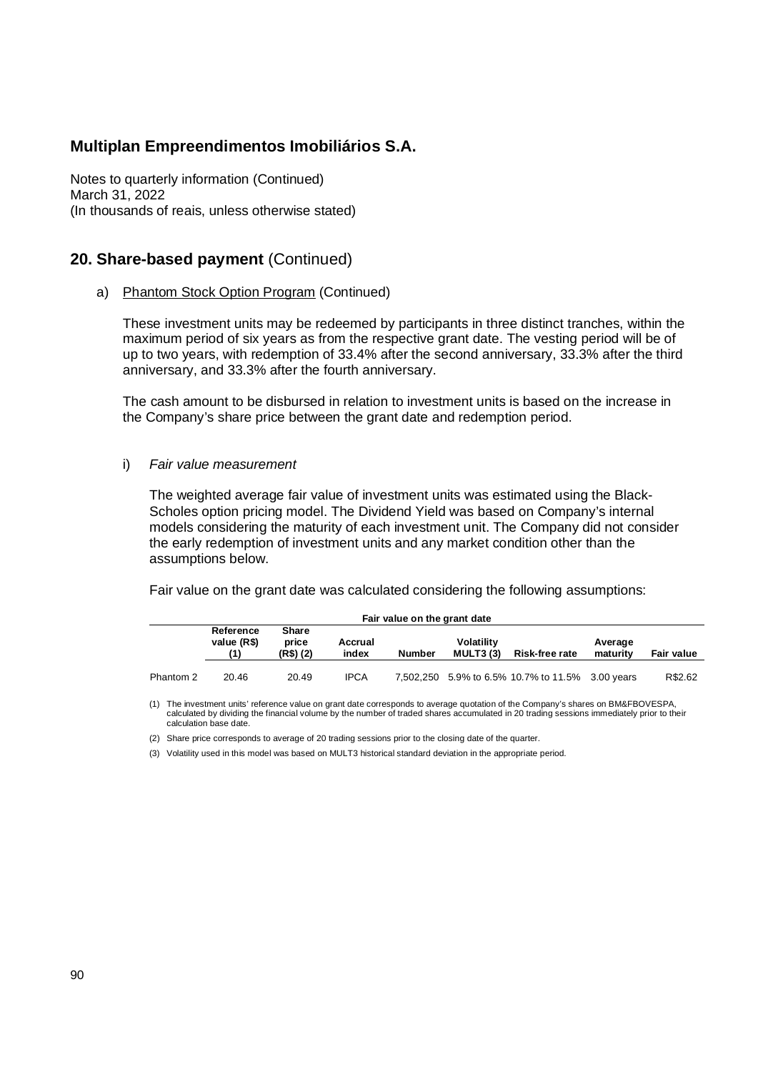## Multiplan Empreendimentos Imobiliários S.A.

Notes to quarterly information (Continued)
March 31, 2022
(In thousands of reais, unless otherwise stated)

## 20. Share-based payment (Continued)

a) Phantom Stock Option Program (Continued)

These investment units may be redeemed by participants in three distinct tranches, within the maximum period of six years as from the respective grant date. The vesting period will be of up to two years, with redemption of 33.4% after the second anniversary, 33.3% after the third anniversary, and 33.3% after the fourth anniversary.

The cash amount to be disbursed in relation to investment units is based on the increase in the Company's share price between the grant date and redemption period.

i) *Fair value measurement*

The weighted average fair value of investment units was estimated using the Black-Scholes option pricing model. The Dividend Yield was based on Company's internal models considering the maturity of each investment unit. The Company did not consider the early redemption of investment units and any market condition other than the assumptions below.

Fair value on the grant date was calculated considering the following assumptions:

| | Fair value on the grant date | | | | | | | |
|---|---|---|---|---|---|---|---|---|
| | Reference value (R$) (1) | Share price (R$) (2) | Accrual index | Number | Volatility MULT3 (3) | Risk-free rate | Average maturity | Fair value |
| Phantom 2 | 20.46 | 20.49 | IPCA | 7,502,250 | 5.9% to 6.5% | 10.7% to 11.5% | 3.00 years | R$2.62 |

(1) The investment units' reference value on grant date corresponds to average quotation of the Company's shares on BM&FBOVESPA, calculated by dividing the financial volume by the number of traded shares accumulated in 20 trading sessions immediately prior to their calculation base date.

(2) Share price corresponds to average of 20 trading sessions prior to the closing date of the quarter.

(3) Volatility used in this model was based on MULT3 historical standard deviation in the appropriate period.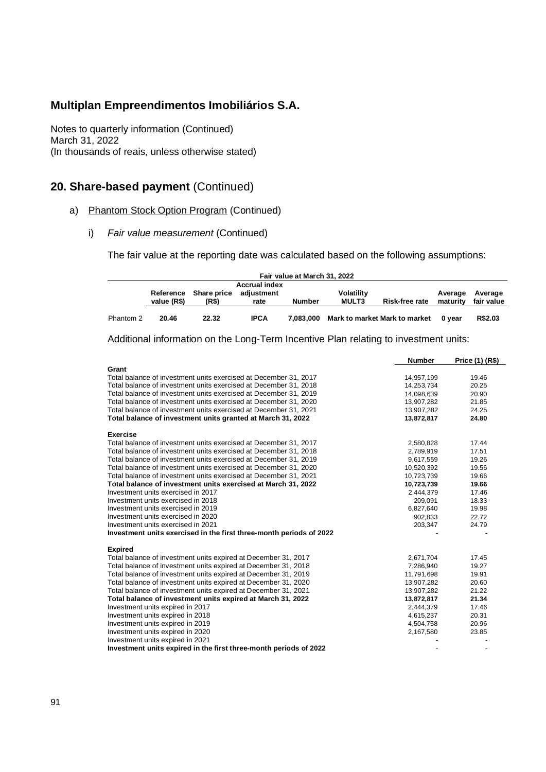# Multiplan Empreendimentos Imobiliários S.A.

Notes to quarterly information (Continued)
March 31, 2022
(In thousands of reais, unless otherwise stated)

## 20. Share-based payment (Continued)

a) Phantom Stock Option Program (Continued)

i) *Fair value measurement* (Continued)

The fair value at the reporting date was calculated based on the following assumptions:

| | Fair value at March 31, 2022 | | | | | | | |
|---|---|---|---|---|---|---|---|---|
| | Reference value (R$) | Share price (R$) | Accrual index adjustment rate | Number | Volatility MULT3 | Risk-free rate | Average maturity | Average fair value |
| Phantom 2 | **20.46** | **22.32** | **IPCA** | **7,083,000** | **Mark to market** | **Mark to market** | **0 year** | **R$2.03** |

Additional information on the Long-Term Incentive Plan relating to investment units:

| | Number | Price (1) (R$) |
|---|---|---|
| **Grant** | | |
| Total balance of investment units exercised at December 31, 2017 | 14,957,199 | 19.46 |
| Total balance of investment units exercised at December 31, 2018 | 14,253,734 | 20.25 |
| Total balance of investment units exercised at December 31, 2019 | 14,098,639 | 20.90 |
| Total balance of investment units exercised at December 31, 2020 | 13,907,282 | 21.85 |
| Total balance of investment units exercised at December 31, 2021 | 13,907,282 | 24.25 |
| **Total balance of investment units granted at March 31, 2022** | **13,872,817** | **24.80** |
| | | |
| **Exercise** | | |
| Total balance of investment units exercised at December 31, 2017 | 2,580,828 | 17.44 |
| Total balance of investment units exercised at December 31, 2018 | 2,789,919 | 17.51 |
| Total balance of investment units exercised at December 31, 2019 | 9,617,559 | 19.26 |
| Total balance of investment units exercised at December 31, 2020 | 10,520,392 | 19.56 |
| Total balance of investment units exercised at December 31, 2021 | 10,723,739 | 19.66 |
| **Total balance of investment units exercised at March 31, 2022** | **10,723,739** | **19.66** |
| Investment units exercised in 2017 | 2,444,379 | 17.46 |
| Investment units exercised in 2018 | 209,091 | 18.33 |
| Investment units exercised in 2019 | 6,827,640 | 19.98 |
| Investment units exercised in 2020 | 902,833 | 22.72 |
| Investment units exercised in 2021 | 203,347 | 24.79 |
| **Investment units exercised in the first three-month periods of 2022** | **-** | **-** |
| | | |
| **Expired** | | |
| Total balance of investment units expired at December 31, 2017 | 2,671,704 | 17.45 |
| Total balance of investment units expired at December 31, 2018 | 7,286,940 | 19.27 |
| Total balance of investment units expired at December 31, 2019 | 11,791,698 | 19.91 |
| Total balance of investment units expired at December 31, 2020 | 13,907,282 | 20.60 |
| Total balance of investment units expired at December 31, 2021 | 13,907,282 | 21.22 |
| **Total balance of investment units expired at March 31, 2022** | **13,872,817** | **21.34** |
| Investment units expired in 2017 | 2,444,379 | 17.46 |
| Investment units expired in 2018 | 4,615,237 | 20.31 |
| Investment units expired in 2019 | 4,504,758 | 20.96 |
| Investment units expired in 2020 | 2,167,580 | 23.85 |
| Investment units expired in 2021 | - | - |
| **Investment units expired in the first three-month periods of 2022** | - | - |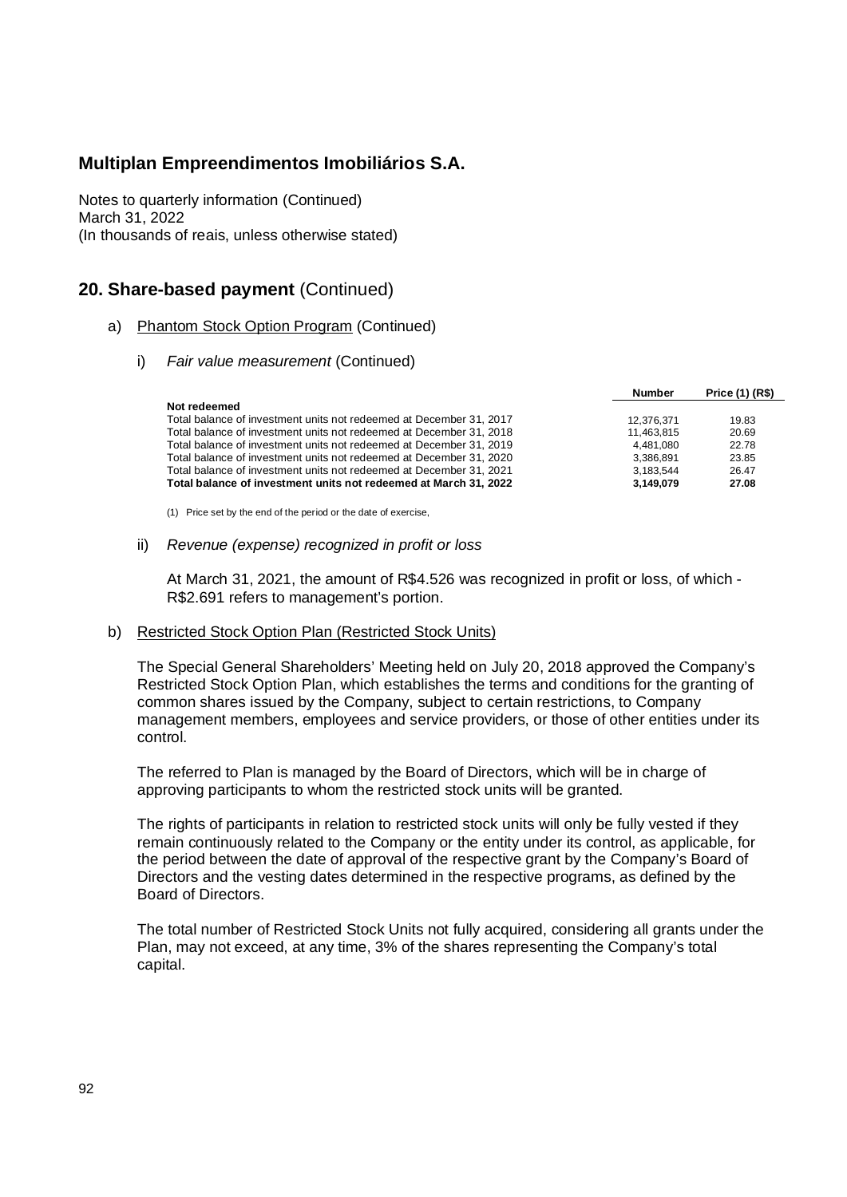# Multiplan Empreendimentos Imobiliários S.A.

Notes to quarterly information (Continued)
March 31, 2022
(In thousands of reais, unless otherwise stated)

## 20. Share-based payment (Continued)

a) Phantom Stock Option Program (Continued)

i) *Fair value measurement* (Continued)

| | Number | Price (1) (R$) |
|---|---|---|
| **Not redeemed** | | |
| Total balance of investment units not redeemed at December 31, 2017 | 12,376,371 | 19.83 |
| Total balance of investment units not redeemed at December 31, 2018 | 11,463,815 | 20.69 |
| Total balance of investment units not redeemed at December 31, 2019 | 4,481,080 | 22.78 |
| Total balance of investment units not redeemed at December 31, 2020 | 3,386,891 | 23.85 |
| Total balance of investment units not redeemed at December 31, 2021 | 3,183,544 | 26.47 |
| **Total balance of investment units not redeemed at March 31, 2022** | **3,149,079** | **27.08** |

(1) Price set by the end of the period or the date of exercise,

ii) *Revenue (expense) recognized in profit or loss*

At March 31, 2021, the amount of R$4.526 was recognized in profit or loss, of which - R$2.691 refers to management's portion.

b) Restricted Stock Option Plan (Restricted Stock Units)

The Special General Shareholders' Meeting held on July 20, 2018 approved the Company's Restricted Stock Option Plan, which establishes the terms and conditions for the granting of common shares issued by the Company, subject to certain restrictions, to Company management members, employees and service providers, or those of other entities under its control.

The referred to Plan is managed by the Board of Directors, which will be in charge of approving participants to whom the restricted stock units will be granted.

The rights of participants in relation to restricted stock units will only be fully vested if they remain continuously related to the Company or the entity under its control, as applicable, for the period between the date of approval of the respective grant by the Company's Board of Directors and the vesting dates determined in the respective programs, as defined by the Board of Directors.

The total number of Restricted Stock Units not fully acquired, considering all grants under the Plan, may not exceed, at any time, 3% of the shares representing the Company's total capital.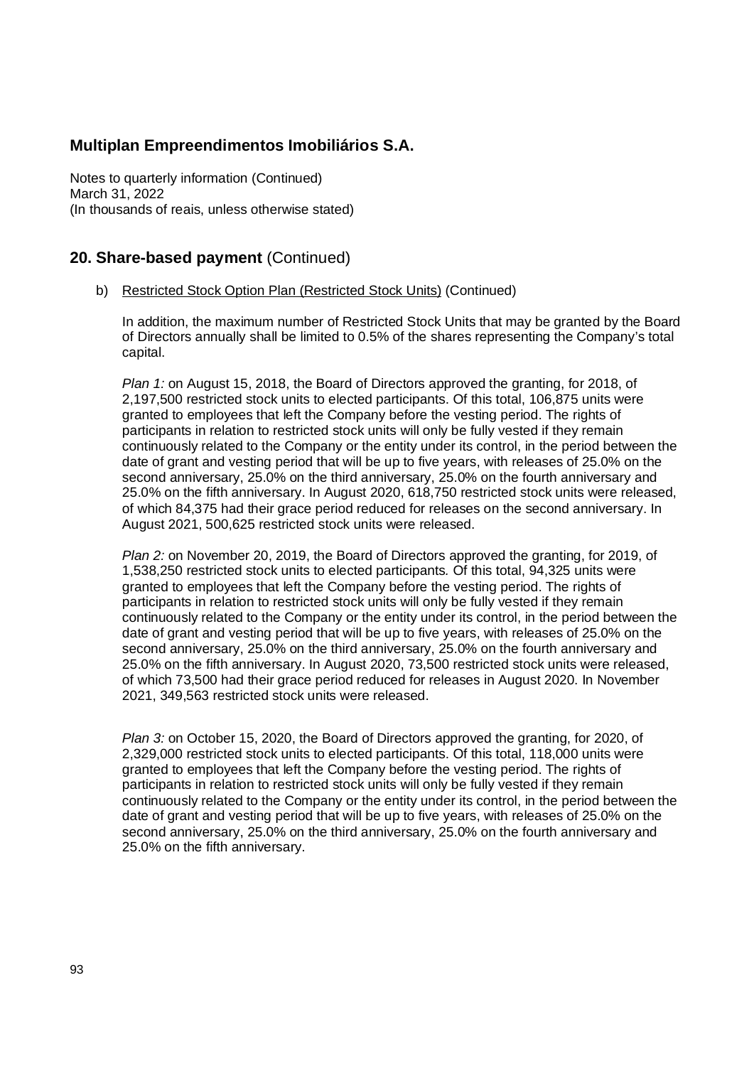# Multiplan Empreendimentos Imobiliários S.A.

Notes to quarterly information (Continued)
March 31, 2022
(In thousands of reais, unless otherwise stated)

## 20. Share-based payment (Continued)

b) Restricted Stock Option Plan (Restricted Stock Units) (Continued)

In addition, the maximum number of Restricted Stock Units that may be granted by the Board of Directors annually shall be limited to 0.5% of the shares representing the Company's total capital.

*Plan 1:* on August 15, 2018, the Board of Directors approved the granting, for 2018, of 2,197,500 restricted stock units to elected participants. Of this total, 106,875 units were granted to employees that left the Company before the vesting period. The rights of participants in relation to restricted stock units will only be fully vested if they remain continuously related to the Company or the entity under its control, in the period between the date of grant and vesting period that will be up to five years, with releases of 25.0% on the second anniversary, 25.0% on the third anniversary, 25.0% on the fourth anniversary and 25.0% on the fifth anniversary. In August 2020, 618,750 restricted stock units were released, of which 84,375 had their grace period reduced for releases on the second anniversary. In August 2021, 500,625 restricted stock units were released.

*Plan 2:* on November 20, 2019, the Board of Directors approved the granting, for 2019, of 1,538,250 restricted stock units to elected participants. Of this total, 94,325 units were granted to employees that left the Company before the vesting period. The rights of participants in relation to restricted stock units will only be fully vested if they remain continuously related to the Company or the entity under its control, in the period between the date of grant and vesting period that will be up to five years, with releases of 25.0% on the second anniversary, 25.0% on the third anniversary, 25.0% on the fourth anniversary and 25.0% on the fifth anniversary. In August 2020, 73,500 restricted stock units were released, of which 73,500 had their grace period reduced for releases in August 2020. In November 2021, 349,563 restricted stock units were released.

*Plan 3:* on October 15, 2020, the Board of Directors approved the granting, for 2020, of 2,329,000 restricted stock units to elected participants. Of this total, 118,000 units were granted to employees that left the Company before the vesting period. The rights of participants in relation to restricted stock units will only be fully vested if they remain continuously related to the Company or the entity under its control, in the period between the date of grant and vesting period that will be up to five years, with releases of 25.0% on the second anniversary, 25.0% on the third anniversary, 25.0% on the fourth anniversary and 25.0% on the fifth anniversary.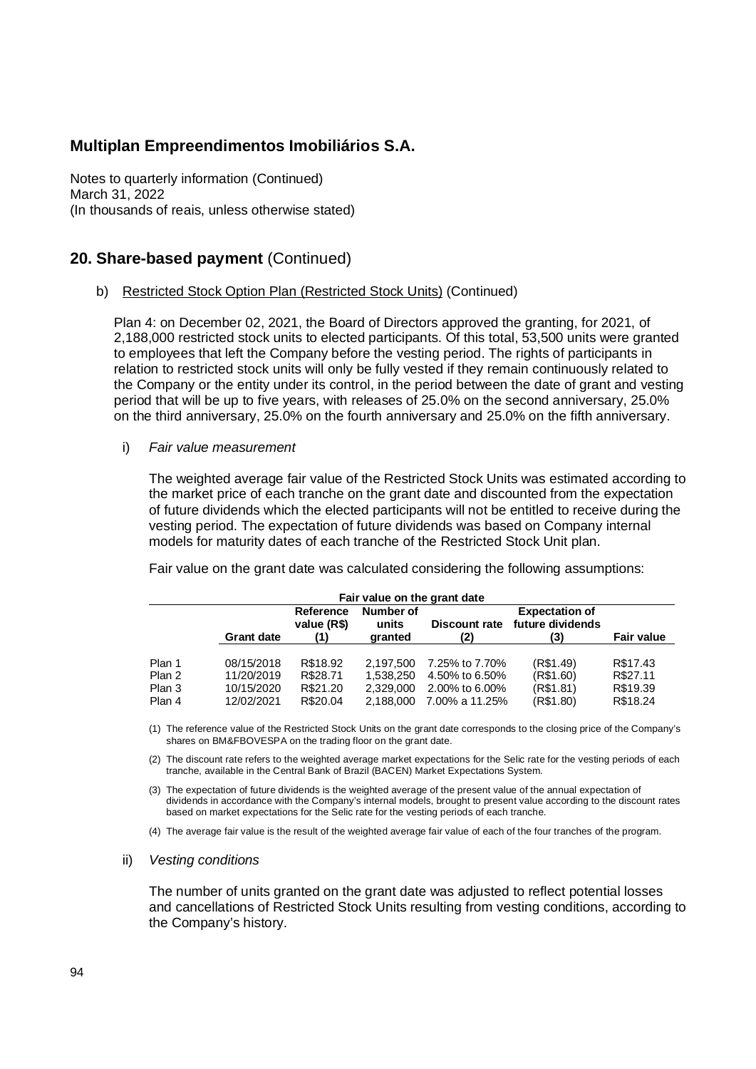# Multiplan Empreendimentos Imobiliários S.A.

Notes to quarterly information (Continued)
March 31, 2022
(In thousands of reais, unless otherwise stated)

## 20. Share-based payment (Continued)

b) Restricted Stock Option Plan (Restricted Stock Units) (Continued)

Plan 4: on December 02, 2021, the Board of Directors approved the granting, for 2021, of 2,188,000 restricted stock units to elected participants. Of this total, 53,500 units were granted to employees that left the Company before the vesting period. The rights of participants in relation to restricted stock units will only be fully vested if they remain continuously related to the Company or the entity under its control, in the period between the date of grant and vesting period that will be up to five years, with releases of 25.0% on the second anniversary, 25.0% on the third anniversary, 25.0% on the fourth anniversary and 25.0% on the fifth anniversary.

i) *Fair value measurement*

The weighted average fair value of the Restricted Stock Units was estimated according to the market price of each tranche on the grant date and discounted from the expectation of future dividends which the elected participants will not be entitled to receive during the vesting period. The expectation of future dividends was based on Company internal models for maturity dates of each tranche of the Restricted Stock Unit plan.

Fair value on the grant date was calculated considering the following assumptions:

| | Fair value on the grant date | | | | | |
|---|---|---|---|---|---|---|
| | **Grant date** | **Reference value (R$) (1)** | **Number of units granted** | **Discount rate (2)** | **Expectation of future dividends (3)** | **Fair value** |
| Plan 1 | 08/15/2018 | R$18.92 | 2,197,500 | 7.25% to 7.70% | (R$1.49) | R$17.43 |
| Plan 2 | 11/20/2019 | R$28.71 | 1,538,250 | 4.50% to 6.50% | (R$1.60) | R$27.11 |
| Plan 3 | 10/15/2020 | R$21.20 | 2,329,000 | 2.00% to 6.00% | (R$1.81) | R$19.39 |
| Plan 4 | 12/02/2021 | R$20.04 | 2,188,000 | 7.00% a 11.25% | (R$1.80) | R$18.24 |

(1) The reference value of the Restricted Stock Units on the grant date corresponds to the closing price of the Company's shares on BM&FBOVESPA on the trading floor on the grant date.

(2) The discount rate refers to the weighted average market expectations for the Selic rate for the vesting periods of each tranche, available in the Central Bank of Brazil (BACEN) Market Expectations System.

(3) The expectation of future dividends is the weighted average of the present value of the annual expectation of dividends in accordance with the Company's internal models, brought to present value according to the discount rates based on market expectations for the Selic rate for the vesting periods of each tranche.

(4) The average fair value is the result of the weighted average fair value of each of the four tranches of the program.

ii) *Vesting conditions*

The number of units granted on the grant date was adjusted to reflect potential losses and cancellations of Restricted Stock Units resulting from vesting conditions, according to the Company's history.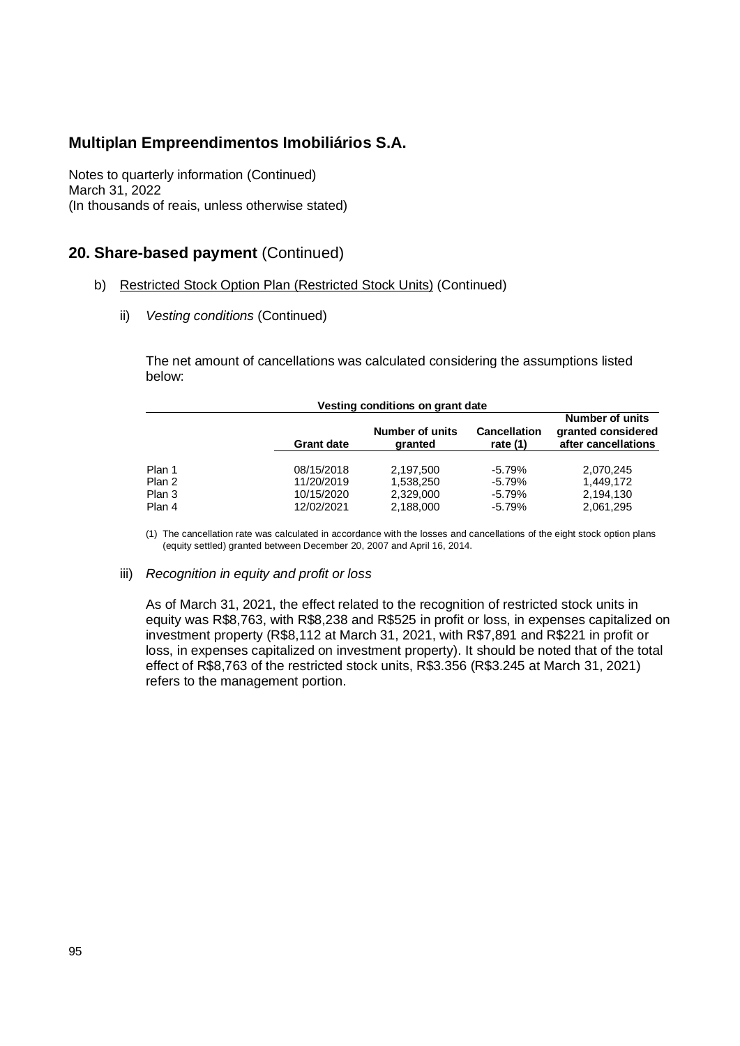## Multiplan Empreendimentos Imobiliários S.A.

Notes to quarterly information (Continued)
March 31, 2022
(In thousands of reais, unless otherwise stated)

## 20. Share-based payment (Continued)

b) Restricted Stock Option Plan (Restricted Stock Units) (Continued)

ii) *Vesting conditions* (Continued)

The net amount of cancellations was calculated considering the assumptions listed below:

| | Vesting conditions on grant date | | | |
|---|---|---|---|---|
| | **Grant date** | **Number of units granted** | **Cancellation rate (1)** | **Number of units granted considered after cancellations** |
| Plan 1 | 08/15/2018 | 2,197,500 | -5.79% | 2,070,245 |
| Plan 2 | 11/20/2019 | 1,538,250 | -5.79% | 1,449,172 |
| Plan 3 | 10/15/2020 | 2,329,000 | -5.79% | 2,194,130 |
| Plan 4 | 12/02/2021 | 2,188,000 | -5.79% | 2,061,295 |

(1) The cancellation rate was calculated in accordance with the losses and cancellations of the eight stock option plans (equity settled) granted between December 20, 2007 and April 16, 2014.

iii) *Recognition in equity and profit or loss*

As of March 31, 2021, the effect related to the recognition of restricted stock units in equity was R$8,763, with R$8,238 and R$525 in profit or loss, in expenses capitalized on investment property (R$8,112 at March 31, 2021, with R$7,891 and R$221 in profit or loss, in expenses capitalized on investment property). It should be noted that of the total effect of R$8,763 of the restricted stock units, R$3.356 (R$3.245 at March 31, 2021) refers to the management portion.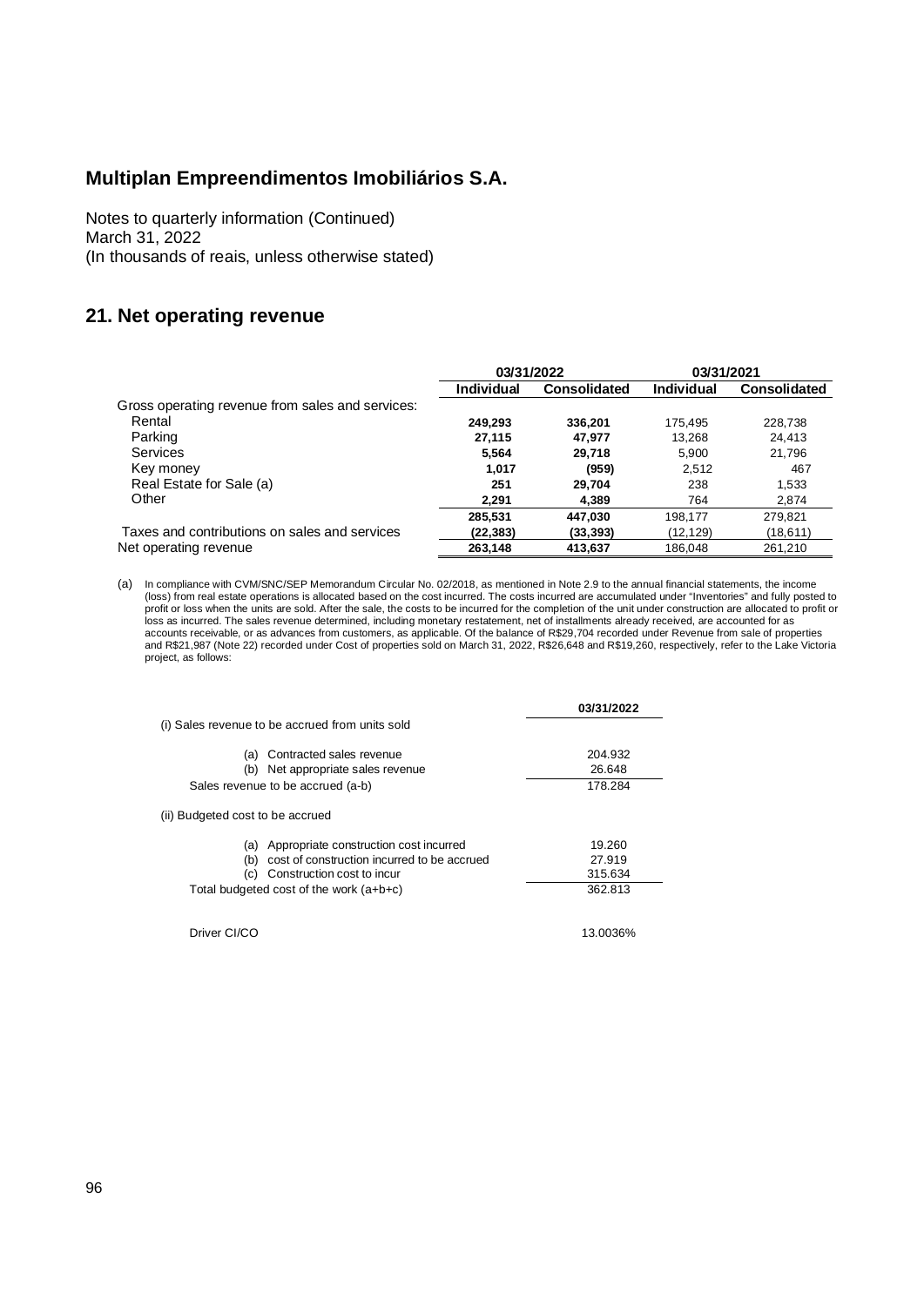## Multiplan Empreendimentos Imobiliários S.A.

Notes to quarterly information (Continued)
March 31, 2022
(In thousands of reais, unless otherwise stated)

## 21. Net operating revenue

| | 03/31/2022 | | 03/31/2021 | |
|---|---|---|---|---|
| | **Individual** | **Consolidated** | **Individual** | **Consolidated** |
| Gross operating revenue from sales and services: | | | | |
| Rental | **249,293** | **336,201** | 175,495 | 228,738 |
| Parking | **27,115** | **47,977** | 13,268 | 24,413 |
| Services | **5,564** | **29,718** | 5,900 | 21,796 |
| Key money | **1,017** | **(959)** | 2,512 | 467 |
| Real Estate for Sale (a) | **251** | **29,704** | 238 | 1,533 |
| Other | **2,291** | **4,389** | 764 | 2,874 |
| | **285,531** | **447,030** | 198,177 | 279,821 |
| Taxes and contributions on sales and services | **(22,383)** | **(33,393)** | (12,129) | (18,611) |
| Net operating revenue | **263,148** | **413,637** | 186,048 | 261,210 |

(a) In compliance with CVM/SNC/SEP Memorandum Circular No. 02/2018, as mentioned in Note 2.9 to the annual financial statements, the income (loss) from real estate operations is allocated based on the cost incurred. The costs incurred are accumulated under "Inventories" and fully posted to profit or loss when the units are sold. After the sale, the costs to be incurred for the completion of the unit under construction are allocated to profit or loss as incurred. The sales revenue determined, including monetary restatement, net of installments already received, are accounted for as accounts receivable, or as advances from customers, as applicable. Of the balance of R$29,704 recorded under Revenue from sale of properties and R$21,987 (Note 22) recorded under Cost of properties sold on March 31, 2022, R$26,648 and R$19,260, respectively, refer to the Lake Victoria project, as follows:

| | 03/31/2022 |
|---|---|
| (i) Sales revenue to be accrued from units sold | |
| (a) Contracted sales revenue | 204.932 |
| (b) Net appropriate sales revenue | 26.648 |
| Sales revenue to be accrued (a-b) | 178.284 |
| (ii) Budgeted cost to be accrued | |
| (a) Appropriate construction cost incurred | 19.260 |
| (b) cost of construction incurred to be accrued | 27.919 |
| (c) Construction cost to incur | 315.634 |
| Total budgeted cost of the work (a+b+c) | 362.813 |
| Driver CI/CO | 13.0036% |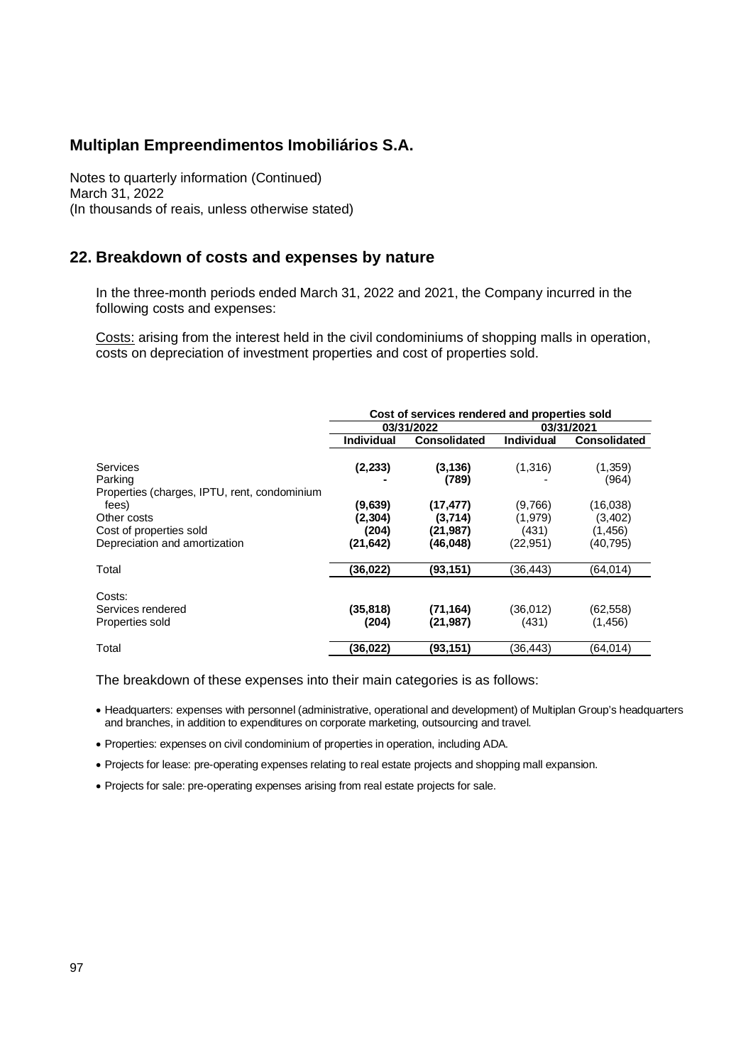## Multiplan Empreendimentos Imobiliários S.A.

Notes to quarterly information (Continued)
March 31, 2022
(In thousands of reais, unless otherwise stated)

## 22. Breakdown of costs and expenses by nature

In the three-month periods ended March 31, 2022 and 2021, the Company incurred in the following costs and expenses:

Costs: arising from the interest held in the civil condominiums of shopping malls in operation, costs on depreciation of investment properties and cost of properties sold.

| | Cost of services rendered and properties sold | | | |
|---|---|---|---|---|
| | 03/31/2022 | | 03/31/2021 | |
| | Individual | Consolidated | Individual | Consolidated |
| Services | **(2,233)** | **(3,136)** | (1,316) | (1,359) |
| Parking | **-** | **(789)** | - | (964) |
| Properties (charges, IPTU, rent, condominium fees) | **(9,639)** | **(17,477)** | (9,766) | (16,038) |
| Other costs | **(2,304)** | **(3,714)** | (1,979) | (3,402) |
| Cost of properties sold | **(204)** | **(21,987)** | (431) | (1,456) |
| Depreciation and amortization | **(21,642)** | **(46,048)** | (22,951) | (40,795) |
| Total | **(36,022)** | **(93,151)** | (36,443) | (64,014) |
| Costs: | | | | |
| Services rendered | **(35,818)** | **(71,164)** | (36,012) | (62,558) |
| Properties sold | **(204)** | **(21,987)** | (431) | (1,456) |
| Total | **(36,022)** | **(93,151)** | (36,443) | (64,014) |

The breakdown of these expenses into their main categories is as follows:

- Headquarters: expenses with personnel (administrative, operational and development) of Multiplan Group's headquarters and branches, in addition to expenditures on corporate marketing, outsourcing and travel.
- Properties: expenses on civil condominium of properties in operation, including ADA.
- Projects for lease: pre-operating expenses relating to real estate projects and shopping mall expansion.
- Projects for sale: pre-operating expenses arising from real estate projects for sale.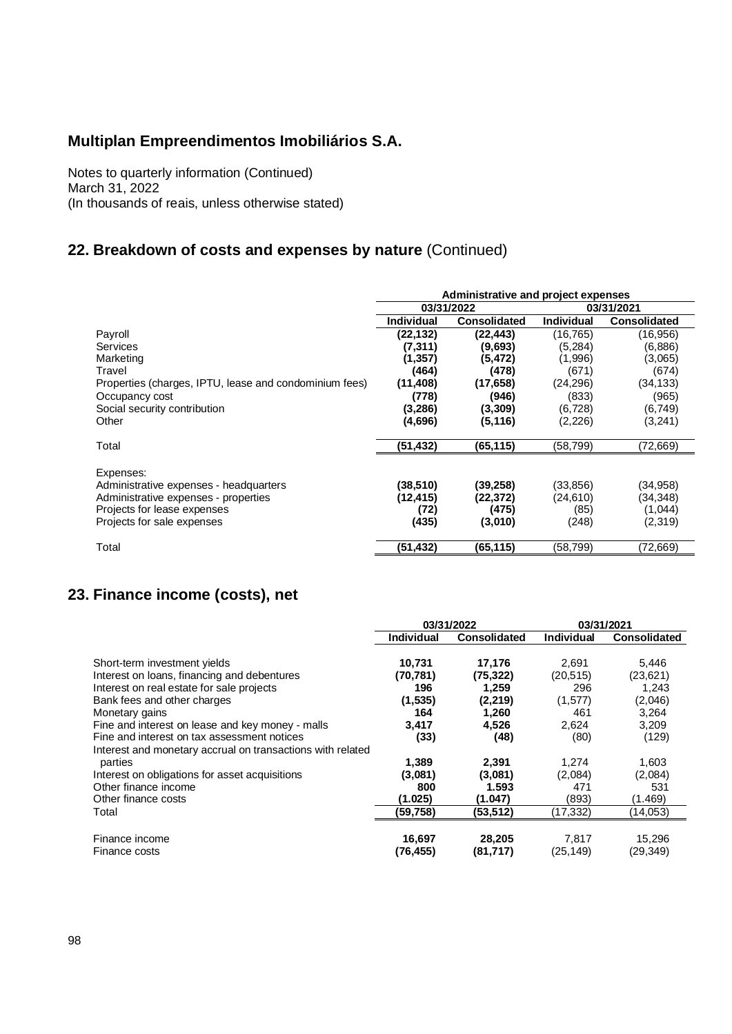# Multiplan Empreendimentos Imobiliários S.A.

Notes to quarterly information (Continued)
March 31, 2022
(In thousands of reais, unless otherwise stated)

## 22. Breakdown of costs and expenses by nature (Continued)

| | Administrative and project expenses | | | |
|---|---|---|---|---|
| | 03/31/2022 | | 03/31/2021 | |
| | **Individual** | **Consolidated** | **Individual** | **Consolidated** |
| Payroll | **(22,132)** | **(22,443)** | (16,765) | (16,956) |
| Services | **(7,311)** | **(9,693)** | (5,284) | (6,886) |
| Marketing | **(1,357)** | **(5,472)** | (1,996) | (3,065) |
| Travel | **(464)** | **(478)** | (671) | (674) |
| Properties (charges, IPTU, lease and condominium fees) | **(11,408)** | **(17,658)** | (24,296) | (34,133) |
| Occupancy cost | **(778)** | **(946)** | (833) | (965) |
| Social security contribution | **(3,286)** | **(3,309)** | (6,728) | (6,749) |
| Other | **(4,696)** | **(5,116)** | (2,226) | (3,241) |
| Total | **(51,432)** | **(65,115)** | (58,799) | (72,669) |
| Expenses: | | | | |
| Administrative expenses - headquarters | **(38,510)** | **(39,258)** | (33,856) | (34,958) |
| Administrative expenses - properties | **(12,415)** | **(22,372)** | (24,610) | (34,348) |
| Projects for lease expenses | **(72)** | **(475)** | (85) | (1,044) |
| Projects for sale expenses | **(435)** | **(3,010)** | (248) | (2,319) |
| Total | **(51,432)** | **(65,115)** | (58,799) | (72,669) |

## 23. Finance income (costs), net

| | 03/31/2022 | | 03/31/2021 | |
|---|---|---|---|---|
| | **Individual** | **Consolidated** | **Individual** | **Consolidated** |
| Short-term investment yields | **10,731** | **17,176** | 2,691 | 5,446 |
| Interest on loans, financing and debentures | **(70,781)** | **(75,322)** | (20,515) | (23,621) |
| Interest on real estate for sale projects | **196** | **1,259** | 296 | 1,243 |
| Bank fees and other charges | **(1,535)** | **(2,219)** | (1,577) | (2,046) |
| Monetary gains | **164** | **1,260** | 461 | 3,264 |
| Fine and interest on lease and key money - malls | **3,417** | **4,526** | 2,624 | 3,209 |
| Fine and interest on tax assessment notices | **(33)** | **(48)** | (80) | (129) |
| Interest and monetary accrual on transactions with related parties | **1,389** | **2,391** | 1,274 | 1,603 |
| Interest on obligations for asset acquisitions | **(3,081)** | **(3,081)** | (2,084) | (2,084) |
| Other finance income | **800** | **1.593** | 471 | 531 |
| Other finance costs | **(1.025)** | **(1.047)** | (893) | (1.469) |
| Total | **(59,758)** | **(53,512)** | (17,332) | (14,053) |
| Finance income | **16,697** | **28,205** | 7,817 | 15,296 |
| Finance costs | **(76,455)** | **(81,717)** | (25,149) | (29,349) |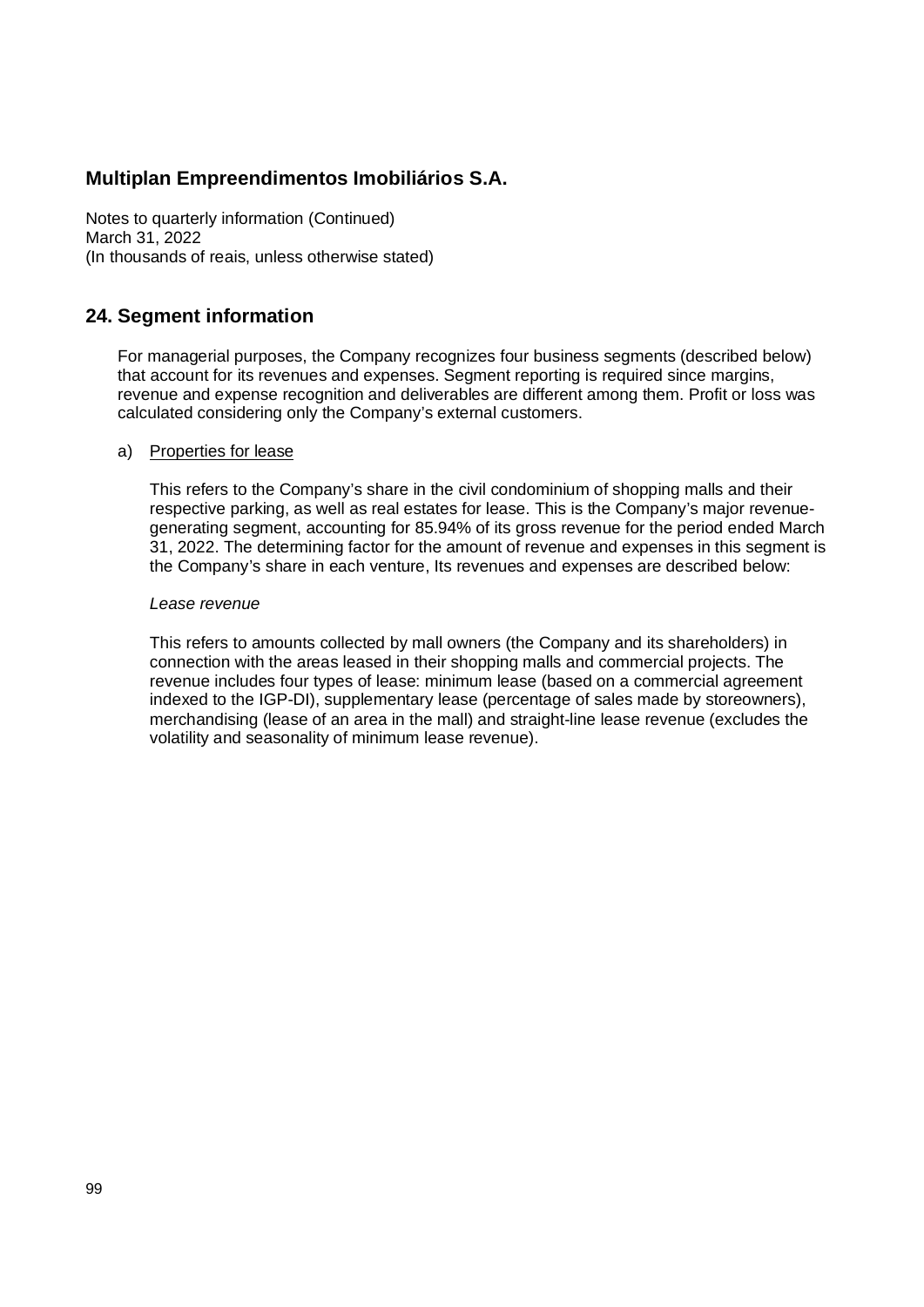# Multiplan Empreendimentos Imobiliários S.A.

Notes to quarterly information (Continued)
March 31, 2022
(In thousands of reais, unless otherwise stated)

## 24. Segment information

For managerial purposes, the Company recognizes four business segments (described below) that account for its revenues and expenses. Segment reporting is required since margins, revenue and expense recognition and deliverables are different among them. Profit or loss was calculated considering only the Company's external customers.

a) Properties for lease

This refers to the Company's share in the civil condominium of shopping malls and their respective parking, as well as real estates for lease. This is the Company's major revenue-generating segment, accounting for 85.94% of its gross revenue for the period ended March 31, 2022. The determining factor for the amount of revenue and expenses in this segment is the Company's share in each venture, Its revenues and expenses are described below:

*Lease revenue*

This refers to amounts collected by mall owners (the Company and its shareholders) in connection with the areas leased in their shopping malls and commercial projects. The revenue includes four types of lease: minimum lease (based on a commercial agreement indexed to the IGP-DI), supplementary lease (percentage of sales made by storeowners), merchandising (lease of an area in the mall) and straight-line lease revenue (excludes the volatility and seasonality of minimum lease revenue).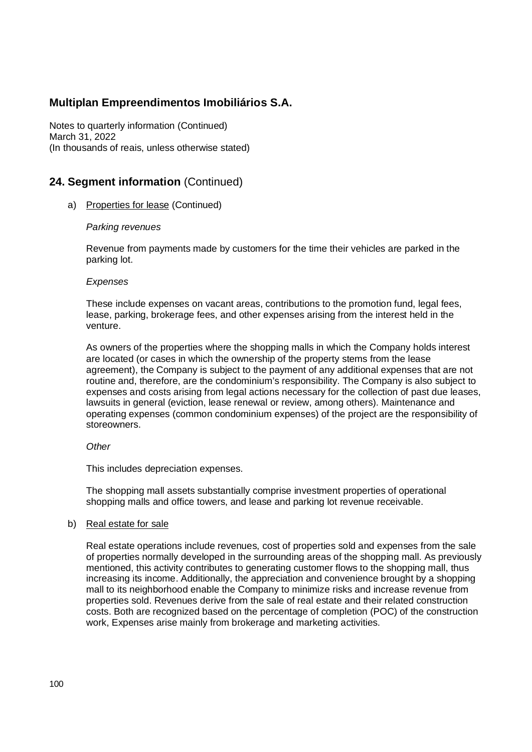## 24. Segment information (Continued)

a) Properties for lease (Continued)

*Parking revenues*

Revenue from payments made by customers for the time their vehicles are parked in the parking lot.

*Expenses*

These include expenses on vacant areas, contributions to the promotion fund, legal fees, lease, parking, brokerage fees, and other expenses arising from the interest held in the venture.

As owners of the properties where the shopping malls in which the Company holds interest are located (or cases in which the ownership of the property stems from the lease agreement), the Company is subject to the payment of any additional expenses that are not routine and, therefore, are the condominium's responsibility. The Company is also subject to expenses and costs arising from legal actions necessary for the collection of past due leases, lawsuits in general (eviction, lease renewal or review, among others). Maintenance and operating expenses (common condominium expenses) of the project are the responsibility of storeowners.

*Other*

This includes depreciation expenses.

The shopping mall assets substantially comprise investment properties of operational shopping malls and office towers, and lease and parking lot revenue receivable.

b) Real estate for sale

Real estate operations include revenues, cost of properties sold and expenses from the sale of properties normally developed in the surrounding areas of the shopping mall. As previously mentioned, this activity contributes to generating customer flows to the shopping mall, thus increasing its income. Additionally, the appreciation and convenience brought by a shopping mall to its neighborhood enable the Company to minimize risks and increase revenue from properties sold. Revenues derive from the sale of real estate and their related construction costs. Both are recognized based on the percentage of completion (POC) of the construction work, Expenses arise mainly from brokerage and marketing activities.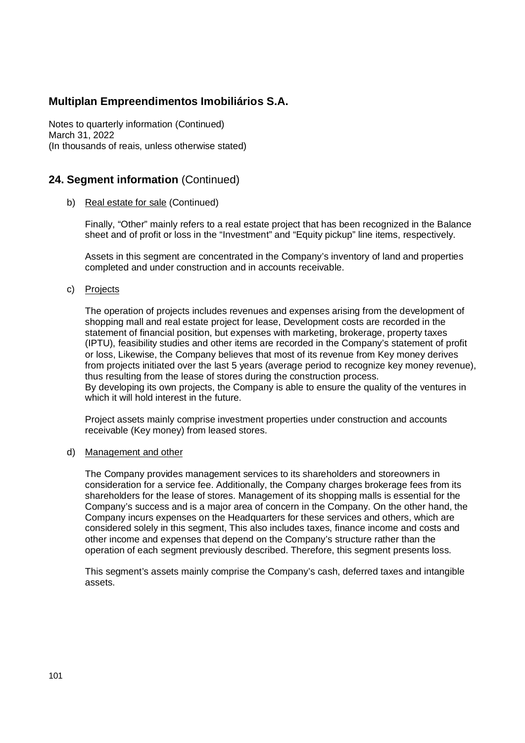# Multiplan Empreendimentos Imobiliários S.A.

Notes to quarterly information (Continued)
March 31, 2022
(In thousands of reais, unless otherwise stated)

## 24. Segment information (Continued)

b) Real estate for sale (Continued)

Finally, "Other" mainly refers to a real estate project that has been recognized in the Balance sheet and of profit or loss in the "Investment" and "Equity pickup" line items, respectively.

Assets in this segment are concentrated in the Company's inventory of land and properties completed and under construction and in accounts receivable.

c) Projects

The operation of projects includes revenues and expenses arising from the development of shopping mall and real estate project for lease, Development costs are recorded in the statement of financial position, but expenses with marketing, brokerage, property taxes (IPTU), feasibility studies and other items are recorded in the Company's statement of profit or loss, Likewise, the Company believes that most of its revenue from Key money derives from projects initiated over the last 5 years (average period to recognize key money revenue), thus resulting from the lease of stores during the construction process.
By developing its own projects, the Company is able to ensure the quality of the ventures in which it will hold interest in the future.

Project assets mainly comprise investment properties under construction and accounts receivable (Key money) from leased stores.

d) Management and other

The Company provides management services to its shareholders and storeowners in consideration for a service fee. Additionally, the Company charges brokerage fees from its shareholders for the lease of stores. Management of its shopping malls is essential for the Company's success and is a major area of concern in the Company. On the other hand, the Company incurs expenses on the Headquarters for these services and others, which are considered solely in this segment, This also includes taxes, finance income and costs and other income and expenses that depend on the Company's structure rather than the operation of each segment previously described. Therefore, this segment presents loss.

This segment's assets mainly comprise the Company's cash, deferred taxes and intangible assets.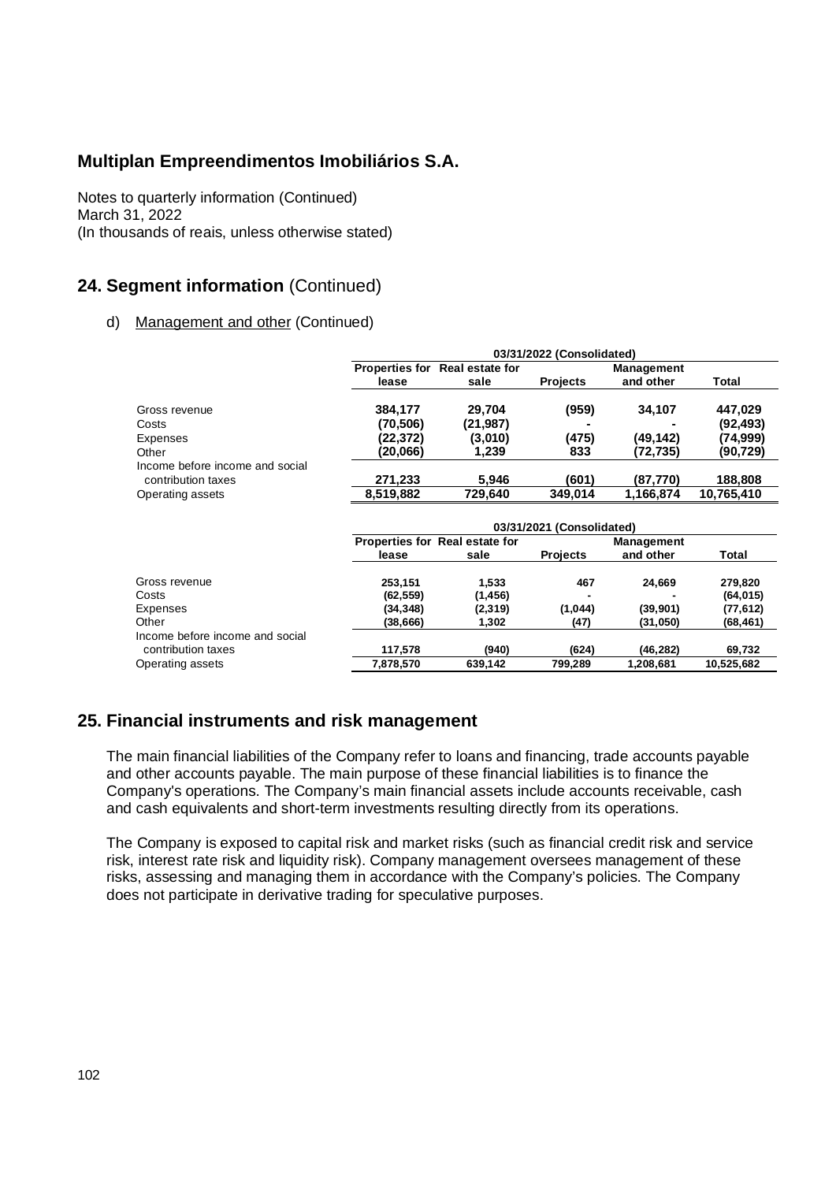**Multiplan Empreendimentos Imobiliários S.A.**

Notes to quarterly information (Continued)
March 31, 2022
(In thousands of reais, unless otherwise stated)

## 24. Segment information (Continued)

d) Management and other (Continued)

| | 03/31/2022 (Consolidated) | | | | |
|---|---|---|---|---|---|
| | Properties for lease | Real estate for sale | Projects | Management and other | Total |
| Gross revenue | 384,177 | 29,704 | (959) | 34,107 | 447,029 |
| Costs | (70,506) | (21,987) | - | - | (92,493) |
| Expenses | (22,372) | (3,010) | (475) | (49,142) | (74,999) |
| Other | (20,066) | 1,239 | 833 | (72,735) | (90,729) |
| Income before income and social contribution taxes | 271,233 | 5,946 | (601) | (87,770) | 188,808 |
| Operating assets | 8,519,882 | 729,640 | 349,014 | 1,166,874 | 10,765,410 |

| | 03/31/2021 (Consolidated) | | | | |
|---|---|---|---|---|---|
| | Properties for lease | Real estate for sale | Projects | Management and other | Total |
| Gross revenue | 253,151 | 1,533 | 467 | 24,669 | 279,820 |
| Costs | (62,559) | (1,456) | - | - | (64,015) |
| Expenses | (34,348) | (2,319) | (1,044) | (39,901) | (77,612) |
| Other | (38,666) | 1,302 | (47) | (31,050) | (68,461) |
| Income before income and social contribution taxes | 117,578 | (940) | (624) | (46,282) | 69,732 |
| Operating assets | 7,878,570 | 639,142 | 799,289 | 1,208,681 | 10,525,682 |

## 25. Financial instruments and risk management

The main financial liabilities of the Company refer to loans and financing, trade accounts payable and other accounts payable. The main purpose of these financial liabilities is to finance the Company's operations. The Company's main financial assets include accounts receivable, cash and cash equivalents and short-term investments resulting directly from its operations.

The Company is exposed to capital risk and market risks (such as financial credit risk and service risk, interest rate risk and liquidity risk). Company management oversees management of these risks, assessing and managing them in accordance with the Company's policies. The Company does not participate in derivative trading for speculative purposes.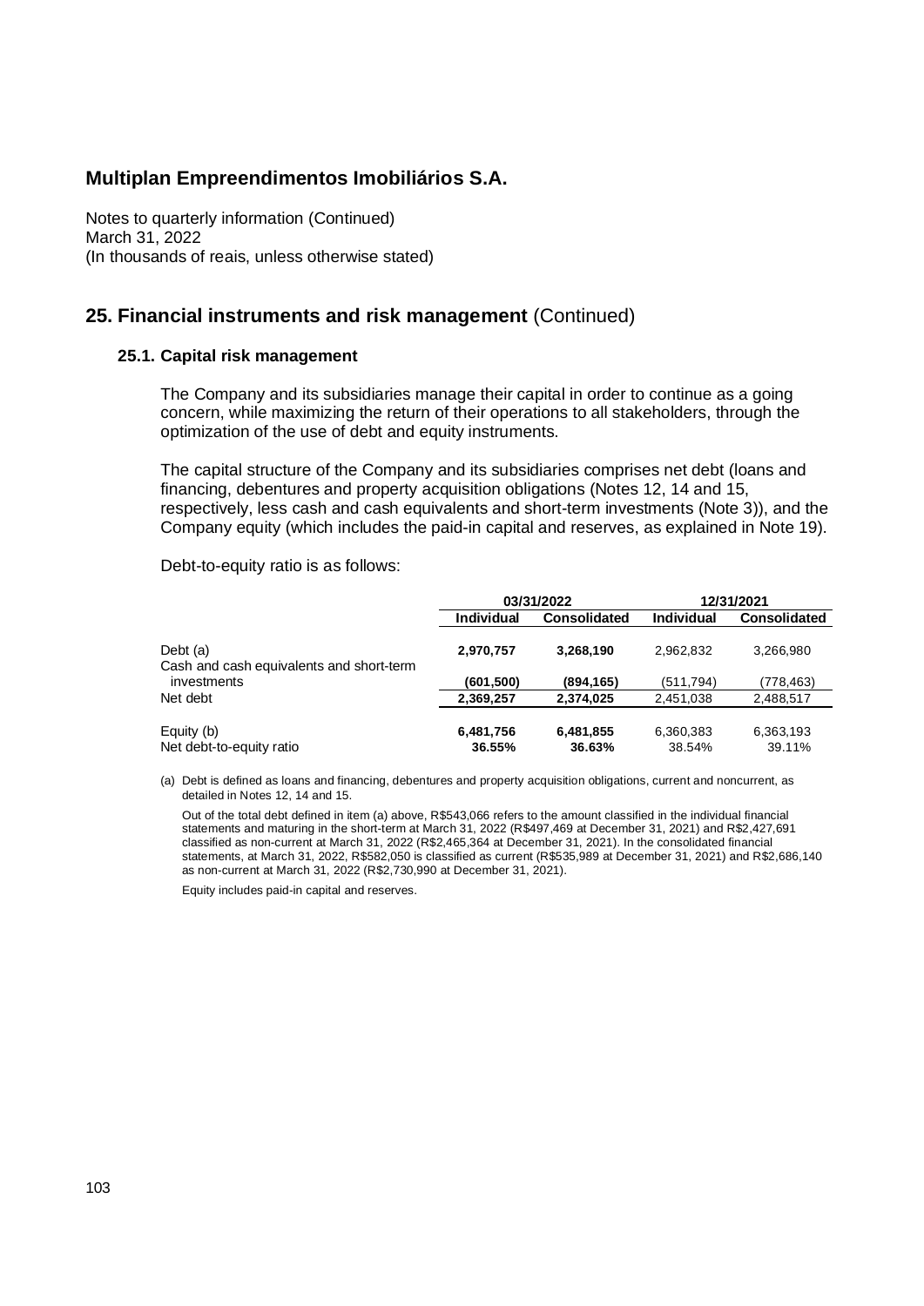# Multiplan Empreendimentos Imobiliários S.A.

Notes to quarterly information (Continued)
March 31, 2022
(In thousands of reais, unless otherwise stated)

## 25. Financial instruments and risk management (Continued)

### 25.1. Capital risk management

The Company and its subsidiaries manage their capital in order to continue as a going concern, while maximizing the return of their operations to all stakeholders, through the optimization of the use of debt and equity instruments.

The capital structure of the Company and its subsidiaries comprises net debt (loans and financing, debentures and property acquisition obligations (Notes 12, 14 and 15, respectively, less cash and cash equivalents and short-term investments (Note 3)), and the Company equity (which includes the paid-in capital and reserves, as explained in Note 19).

Debt-to-equity ratio is as follows:

| | 03/31/2022 | | 12/31/2021 | |
|---|---|---|---|---|
| | **Individual** | **Consolidated** | **Individual** | **Consolidated** |
| Debt (a) | **2,970,757** | **3,268,190** | 2,962,832 | 3,266,980 |
| Cash and cash equivalents and short-term investments | **(601,500)** | **(894,165)** | (511,794) | (778,463) |
| Net debt | **2,369,257** | **2,374,025** | 2,451,038 | 2,488,517 |
| Equity (b) | **6,481,756** | **6,481,855** | 6,360,383 | 6,363,193 |
| Net debt-to-equity ratio | **36.55%** | **36.63%** | 38.54% | 39.11% |

(a) Debt is defined as loans and financing, debentures and property acquisition obligations, current and noncurrent, as detailed in Notes 12, 14 and 15.

Out of the total debt defined in item (a) above, R$543,066 refers to the amount classified in the individual financial statements and maturing in the short-term at March 31, 2022 (R$497,469 at December 31, 2021) and R$2,427,691 classified as non-current at March 31, 2022 (R$2,465,364 at December 31, 2021). In the consolidated financial statements, at March 31, 2022, R$582,050 is classified as current (R$535,989 at December 31, 2021) and R$2,686,140 as non-current at March 31, 2022 (R$2,730,990 at December 31, 2021).

Equity includes paid-in capital and reserves.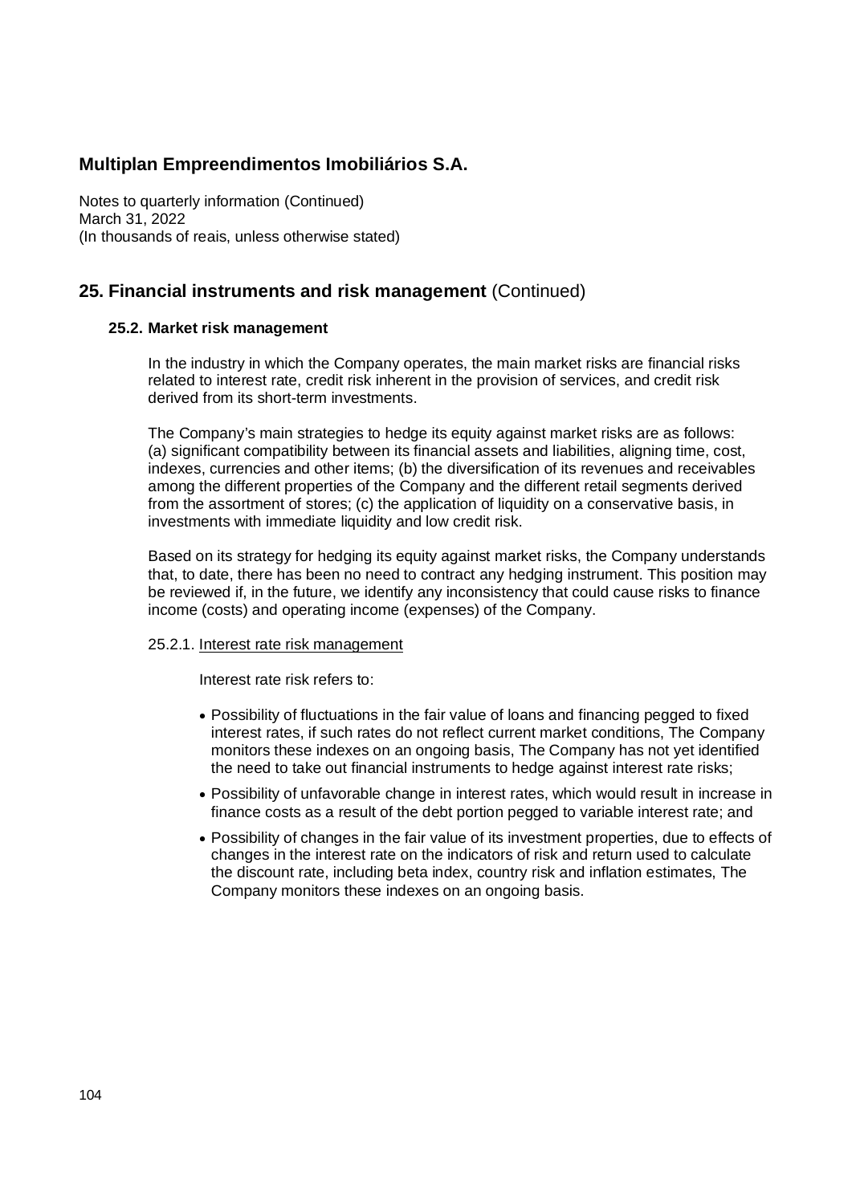## 25. Financial instruments and risk management (Continued)

### 25.2. Market risk management

In the industry in which the Company operates, the main market risks are financial risks related to interest rate, credit risk inherent in the provision of services, and credit risk derived from its short-term investments.

The Company's main strategies to hedge its equity against market risks are as follows: (a) significant compatibility between its financial assets and liabilities, aligning time, cost, indexes, currencies and other items; (b) the diversification of its revenues and receivables among the different properties of the Company and the different retail segments derived from the assortment of stores; (c) the application of liquidity on a conservative basis, in investments with immediate liquidity and low credit risk.

Based on its strategy for hedging its equity against market risks, the Company understands that, to date, there has been no need to contract any hedging instrument. This position may be reviewed if, in the future, we identify any inconsistency that could cause risks to finance income (costs) and operating income (expenses) of the Company.

25.2.1. Interest rate risk management

Interest rate risk refers to:

- Possibility of fluctuations in the fair value of loans and financing pegged to fixed interest rates, if such rates do not reflect current market conditions, The Company monitors these indexes on an ongoing basis, The Company has not yet identified the need to take out financial instruments to hedge against interest rate risks;
- Possibility of unfavorable change in interest rates, which would result in increase in finance costs as a result of the debt portion pegged to variable interest rate; and
- Possibility of changes in the fair value of its investment properties, due to effects of changes in the interest rate on the indicators of risk and return used to calculate the discount rate, including beta index, country risk and inflation estimates, The Company monitors these indexes on an ongoing basis.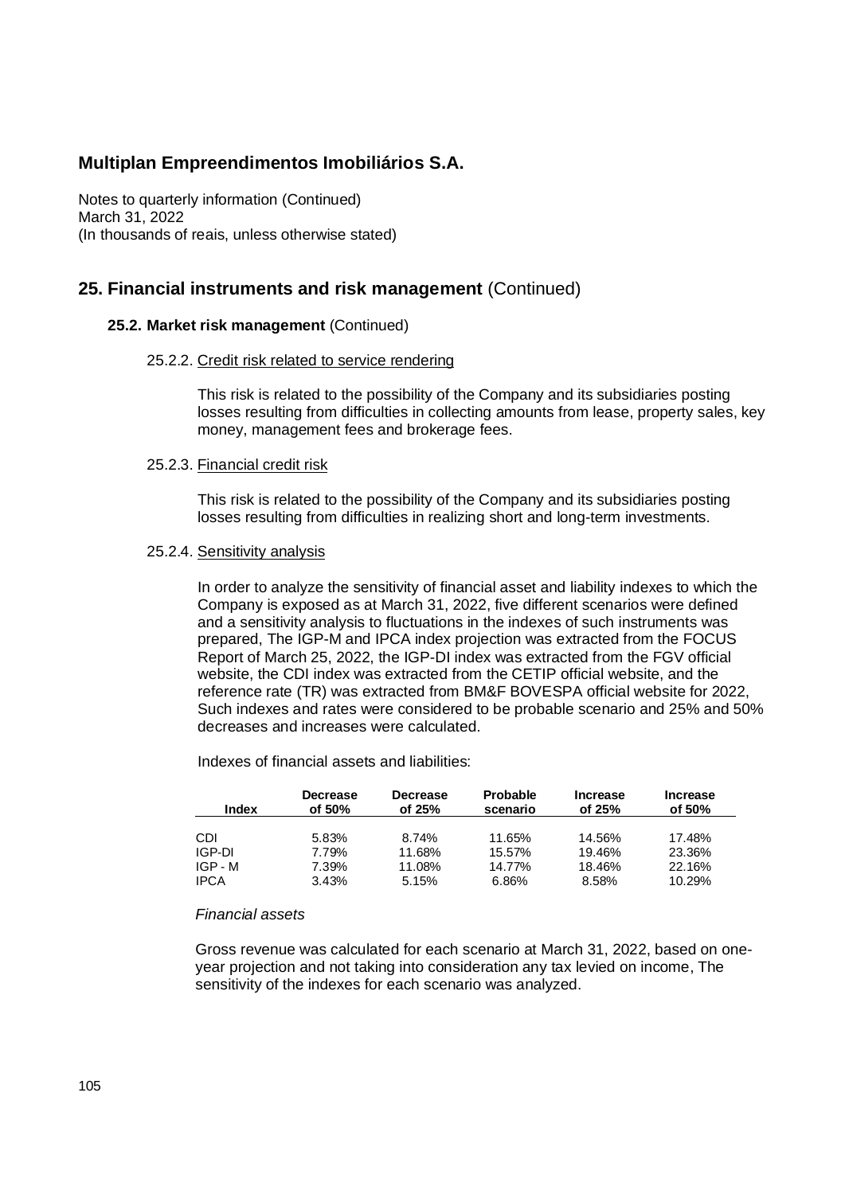## Multiplan Empreendimentos Imobiliários S.A.

Notes to quarterly information (Continued)
March 31, 2022
(In thousands of reais, unless otherwise stated)

## 25. Financial instruments and risk management (Continued)

### 25.2. Market risk management (Continued)

#### 25.2.2. Credit risk related to service rendering

This risk is related to the possibility of the Company and its subsidiaries posting losses resulting from difficulties in collecting amounts from lease, property sales, key money, management fees and brokerage fees.

#### 25.2.3. Financial credit risk

This risk is related to the possibility of the Company and its subsidiaries posting losses resulting from difficulties in realizing short and long-term investments.

#### 25.2.4. Sensitivity analysis

In order to analyze the sensitivity of financial asset and liability indexes to which the Company is exposed as at March 31, 2022, five different scenarios were defined and a sensitivity analysis to fluctuations in the indexes of such instruments was prepared, The IGP-M and IPCA index projection was extracted from the FOCUS Report of March 25, 2022, the IGP-DI index was extracted from the FGV official website, the CDI index was extracted from the CETIP official website, and the reference rate (TR) was extracted from BM&F BOVESPA official website for 2022, Such indexes and rates were considered to be probable scenario and 25% and 50% decreases and increases were calculated.

Indexes of financial assets and liabilities:

| Index | Decrease of 50% | Decrease of 25% | Probable scenario | Increase of 25% | Increase of 50% |
|---|---|---|---|---|---|
| CDI | 5.83% | 8.74% | 11.65% | 14.56% | 17.48% |
| IGP-DI | 7.79% | 11.68% | 15.57% | 19.46% | 23.36% |
| IGP - M | 7.39% | 11.08% | 14.77% | 18.46% | 22.16% |
| IPCA | 3.43% | 5.15% | 6.86% | 8.58% | 10.29% |

*Financial assets*

Gross revenue was calculated for each scenario at March 31, 2022, based on one-year projection and not taking into consideration any tax levied on income, The sensitivity of the indexes for each scenario was analyzed.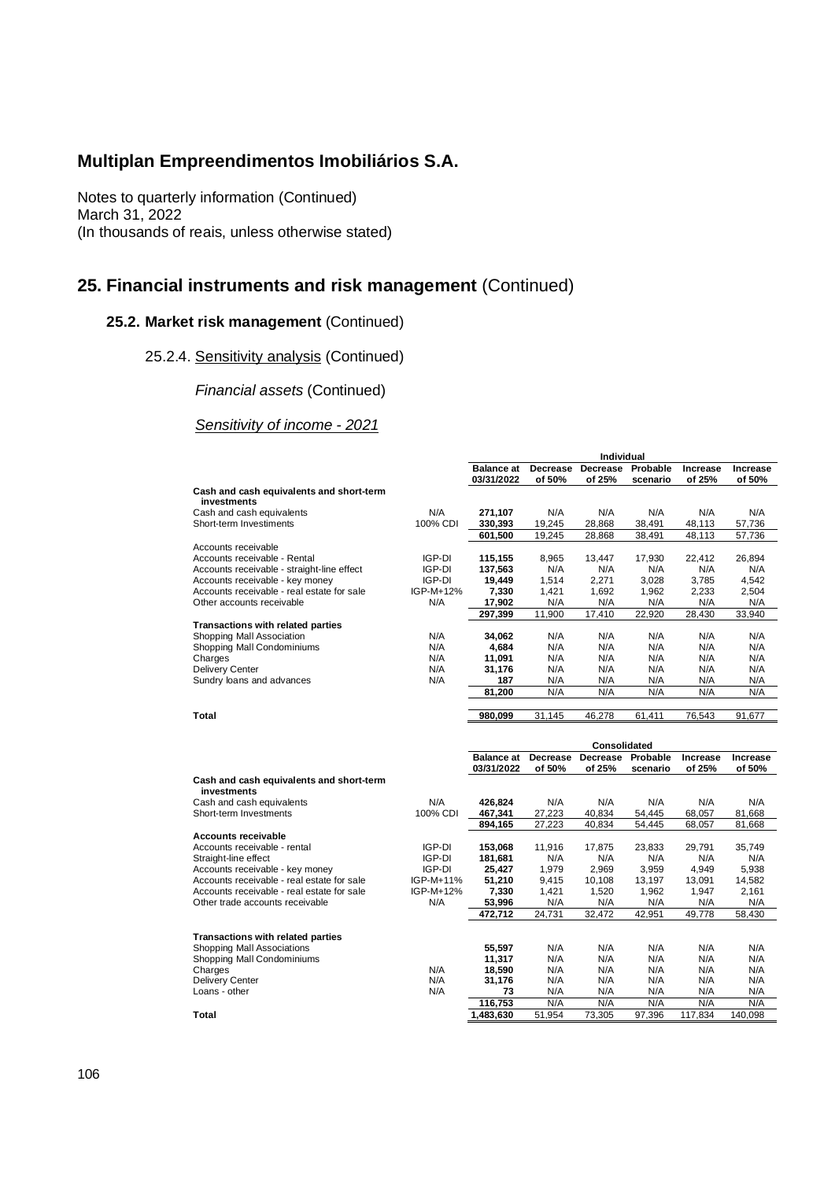# Multiplan Empreendimentos Imobiliários S.A.

Notes to quarterly information (Continued)
March 31, 2022
(In thousands of reais, unless otherwise stated)

## 25. Financial instruments and risk management (Continued)

### 25.2. Market risk management (Continued)

25.2.4. Sensitivity analysis (Continued)

*Financial assets* (Continued)

*Sensitivity of income - 2021*

| | | Individual | | | | | |
|---|---|---|---|---|---|---|---|
| | | **Balance at 03/31/2022** | **Decrease of 50%** | **Decrease of 25%** | **Probable scenario** | **Increase of 25%** | **Increase of 50%** |
| **Cash and cash equivalents and short-term investments** | | | | | | | |
| Cash and cash equivalents | N/A | **271,107** | N/A | N/A | N/A | N/A | N/A |
| Short-term Investiments | 100% CDI | **330,393** | 19,245 | 28,868 | 38,491 | 48,113 | 57,736 |
| | | **601,500** | 19,245 | 28,868 | 38,491 | 48,113 | 57,736 |
| Accounts receivable | | | | | | | |
| Accounts receivable - Rental | IGP-DI | **115,155** | 8,965 | 13,447 | 17,930 | 22,412 | 26,894 |
| Accounts receivable - straight-line effect | IGP-DI | **137,563** | N/A | N/A | N/A | N/A | N/A |
| Accounts receivable - key money | IGP-DI | **19,449** | 1,514 | 2,271 | 3,028 | 3,785 | 4,542 |
| Accounts receivable - real estate for sale | IGP-M+12% | **7,330** | 1,421 | 1,692 | 1,962 | 2,233 | 2,504 |
| Other accounts receivable | N/A | **17,902** | N/A | N/A | N/A | N/A | N/A |
| | | **297,399** | 11,900 | 17,410 | 22,920 | 28,430 | 33,940 |
| **Transactions with related parties** | | | | | | | |
| Shopping Mall Association | N/A | **34,062** | N/A | N/A | N/A | N/A | N/A |
| Shopping Mall Condominiums | N/A | **4,684** | N/A | N/A | N/A | N/A | N/A |
| Charges | N/A | **11,091** | N/A | N/A | N/A | N/A | N/A |
| Delivery Center | N/A | **31,176** | N/A | N/A | N/A | N/A | N/A |
| Sundry loans and advances | N/A | **187** | N/A | N/A | N/A | N/A | N/A |
| | | **81,200** | N/A | N/A | N/A | N/A | N/A |
| **Total** | | **980,099** | 31,145 | 46,278 | 61,411 | 76,543 | 91,677 |

| | | Consolidated | | | | | |
|---|---|---|---|---|---|---|---|
| | | **Balance at 03/31/2022** | **Decrease of 50%** | **Decrease of 25%** | **Probable scenario** | **Increase of 25%** | **Increase of 50%** |
| **Cash and cash equivalents and short-term investments** | | | | | | | |
| Cash and cash equivalents | N/A | **426,824** | N/A | N/A | N/A | N/A | N/A |
| Short-term Investments | 100% CDI | **467,341** | 27,223 | 40,834 | 54,445 | 68,057 | 81,668 |
| | | **894,165** | 27,223 | 40,834 | 54,445 | 68,057 | 81,668 |
| **Accounts receivable** | | | | | | | |
| Accounts receivable - rental | IGP-DI | **153,068** | 11,916 | 17,875 | 23,833 | 29,791 | 35,749 |
| Straight-line effect | IGP-DI | **181,681** | N/A | N/A | N/A | N/A | N/A |
| Accounts receivable - key money | IGP-DI | **25,427** | 1,979 | 2,969 | 3,959 | 4,949 | 5,938 |
| Accounts receivable - real estate for sale | IGP-M+11% | **51,210** | 9,415 | 10,108 | 13,197 | 13,091 | 14,582 |
| Accounts receivable - real estate for sale | IGP-M+12% | **7,330** | 1,421 | 1,520 | 1,962 | 1,947 | 2,161 |
| Other trade accounts receivable | N/A | **53,996** | N/A | N/A | N/A | N/A | N/A |
| | | **472,712** | 24,731 | 32,472 | 42,951 | 49,778 | 58,430 |
| **Transactions with related parties** | | | | | | | |
| Shopping Mall Associations | | **55,597** | N/A | N/A | N/A | N/A | N/A |
| Shopping Mall Condominiums | | **11,317** | N/A | N/A | N/A | N/A | N/A |
| Charges | N/A | **18,590** | N/A | N/A | N/A | N/A | N/A |
| Delivery Center | N/A | **31,176** | N/A | N/A | N/A | N/A | N/A |
| Loans - other | N/A | **73** | N/A | N/A | N/A | N/A | N/A |
| | | **116,753** | N/A | N/A | N/A | N/A | N/A |
| **Total** | | **1,483,630** | 51,954 | 73,305 | 97,396 | 117,834 | 140,098 |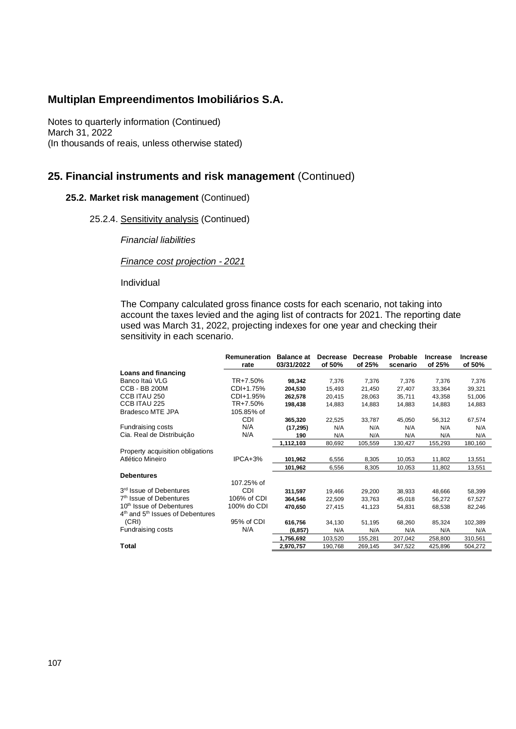**Multiplan Empreendimentos Imobiliários S.A.**

Notes to quarterly information (Continued)
March 31, 2022
(In thousands of reais, unless otherwise stated)

## 25. Financial instruments and risk management (Continued)

### 25.2. Market risk management (Continued)

25.2.4. Sensitivity analysis (Continued)

*Financial liabilities*

*Finance cost projection - 2021*

Individual

The Company calculated gross finance costs for each scenario, not taking into account the taxes levied and the aging list of contracts for 2021. The reporting date used was March 31, 2022, projecting indexes for one year and checking their sensitivity in each scenario.

| | Remuneration rate | Balance at 03/31/2022 | Decrease of 50% | Decrease of 25% | Probable scenario | Increase of 25% | Increase of 50% |
|---|---|---|---|---|---|---|---|
| **Loans and financing** | | | | | | | |
| Banco Itaú VLG | TR+7.50% | **98,342** | 7,376 | 7,376 | 7,376 | 7,376 | 7,376 |
| CCB - BB 200M | CDI+1.75% | **204,530** | 15,493 | 21,450 | 27,407 | 33,364 | 39,321 |
| CCB ITAU 250 | CDI+1.95% | **262,578** | 20,415 | 28,063 | 35,711 | 43,358 | 51,006 |
| CCB ITAU 225 | TR+7.50% | **198,438** | 14,883 | 14,883 | 14,883 | 14,883 | 14,883 |
| Bradesco MTE JPA | 105.85% of CDI | **365,320** | 22,525 | 33,787 | 45,050 | 56,312 | 67,574 |
| Fundraising costs | N/A | **(17,295)** | N/A | N/A | N/A | N/A | N/A |
| Cia. Real de Distribuição | N/A | **190** | N/A | N/A | N/A | N/A | N/A |
| | | **1,112,103** | 80,692 | 105,559 | 130,427 | 155,293 | 180,160 |
| Property acquisition obligations | | | | | | | |
| Atlético Mineiro | IPCA+3% | **101,962** | 6,556 | 8,305 | 10,053 | 11,802 | 13,551 |
| | | **101,962** | 6,556 | 8,305 | 10,053 | 11,802 | 13,551 |
| **Debentures** | | | | | | | |
| 3rd Issue of Debentures | 107.25% of CDI | **311,597** | 19,466 | 29,200 | 38,933 | 48,666 | 58,399 |
| 7th Issue of Debentures | 106% of CDI | **364,546** | 22,509 | 33,763 | 45,018 | 56,272 | 67,527 |
| 10th Issue of Debentures | 100% do CDI | **470,650** | 27,415 | 41,123 | 54,831 | 68,538 | 82,246 |
| 4th and 5th Issues of Debentures (CRI) | 95% of CDI | **616,756** | 34,130 | 51,195 | 68,260 | 85,324 | 102,389 |
| Fundraising costs | N/A | **(6,857)** | N/A | N/A | N/A | N/A | N/A |
| | | **1,756,692** | 103,520 | 155,281 | 207,042 | 258,800 | 310,561 |
| **Total** | | **2,970,757** | 190,768 | 269,145 | 347,522 | 425,896 | 504,272 |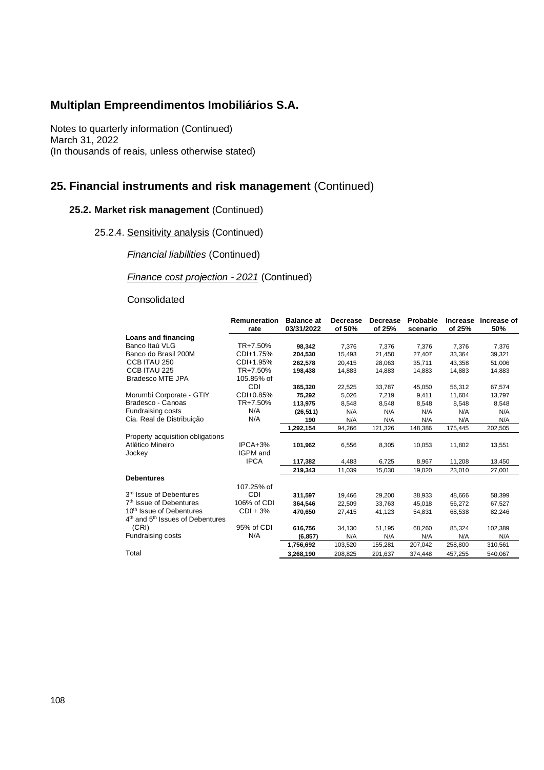# Multiplan Empreendimentos Imobiliários S.A.

Notes to quarterly information (Continued)
March 31, 2022
(In thousands of reais, unless otherwise stated)

## 25. Financial instruments and risk management (Continued)

### 25.2. Market risk management (Continued)

25.2.4. Sensitivity analysis (Continued)

*Financial liabilities* (Continued)

*Finance cost projection - 2021* (Continued)

Consolidated

| | Remuneration rate | Balance at 03/31/2022 | Decrease of 50% | Decrease of 25% | Probable scenario | Increase of 25% | Increase of 50% |
|---|---|---|---|---|---|---|---|
| **Loans and financing** | | | | | | | |
| Banco Itaú VLG | TR+7.50% | **98,342** | 7,376 | 7,376 | 7,376 | 7,376 | 7,376 |
| Banco do Brasil 200M | CDI+1.75% | **204,530** | 15,493 | 21,450 | 27,407 | 33,364 | 39,321 |
| CCB ITAU 250 | CDI+1.95% | **262,578** | 20,415 | 28,063 | 35,711 | 43,358 | 51,006 |
| CCB ITAU 225 | TR+7.50% | **198,438** | 14,883 | 14,883 | 14,883 | 14,883 | 14,883 |
| Bradesco MTE JPA | 105.85% of CDI | **365,320** | 22,525 | 33,787 | 45,050 | 56,312 | 67,574 |
| Morumbi Corporate - GTIY | CDI+0.85% | **75,292** | 5,026 | 7,219 | 9,411 | 11,604 | 13,797 |
| Bradesco - Canoas | TR+7.50% | **113,975** | 8,548 | 8,548 | 8,548 | 8,548 | 8,548 |
| Fundraising costs | N/A | **(26,511)** | N/A | N/A | N/A | N/A | N/A |
| Cia. Real de Distribuição | N/A | **190** | N/A | N/A | N/A | N/A | N/A |
| | | **1,292,154** | 94,266 | 121,326 | 148,386 | 175,445 | 202,505 |
| Property acquisition obligations | | | | | | | |
| Atlético Mineiro | IPCA+3% | **101,962** | 6,556 | 8,305 | 10,053 | 11,802 | 13,551 |
| Jockey | IGPM and IPCA | **117,382** | 4,483 | 6,725 | 8,967 | 11,208 | 13,450 |
| | | **219,343** | 11,039 | 15,030 | 19,020 | 23,010 | 27,001 |
| **Debentures** | | | | | | | |
| 3rd Issue of Debentures | 107.25% of CDI | **311,597** | 19,466 | 29,200 | 38,933 | 48,666 | 58,399 |
| 7th Issue of Debentures | 106% of CDI | **364,546** | 22,509 | 33,763 | 45,018 | 56,272 | 67,527 |
| 10th Issue of Debentures | CDI + 3% | **470,650** | 27,415 | 41,123 | 54,831 | 68,538 | 82,246 |
| 4th and 5th Issues of Debentures (CRI) | 95% of CDI | **616,756** | 34,130 | 51,195 | 68,260 | 85,324 | 102,389 |
| Fundraising costs | N/A | **(6,857)** | N/A | N/A | N/A | N/A | N/A |
| | | **1,756,692** | 103,520 | 155,281 | 207,042 | 258,800 | 310,561 |
| Total | | **3,268,190** | 208,825 | 291,637 | 374,448 | 457,255 | 540,067 |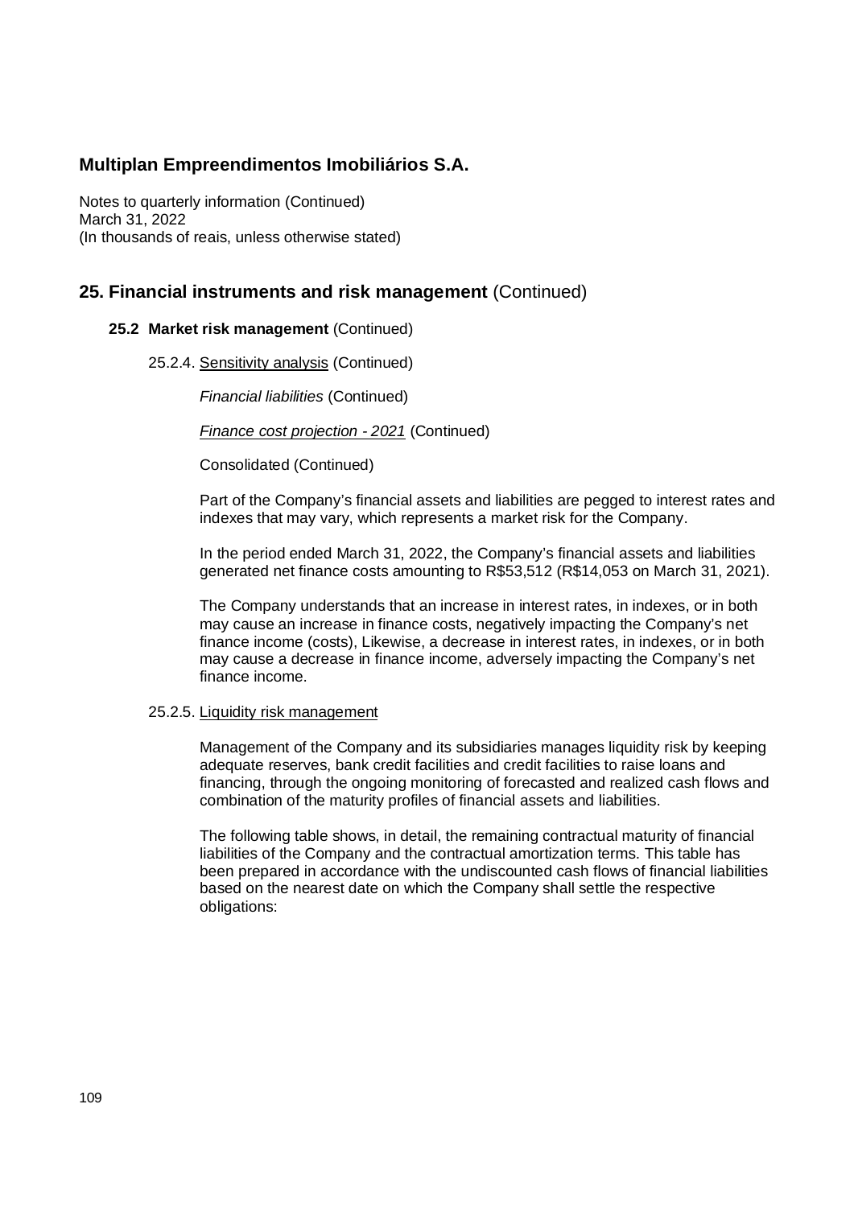**Multiplan Empreendimentos Imobiliários S.A.**

Notes to quarterly information (Continued)
March 31, 2022
(In thousands of reais, unless otherwise stated)

## 25. Financial instruments and risk management (Continued)

### 25.2 Market risk management (Continued)

25.2.4. Sensitivity analysis (Continued)

*Financial liabilities* (Continued)

*Finance cost projection - 2021* (Continued)

Consolidated (Continued)

Part of the Company's financial assets and liabilities are pegged to interest rates and indexes that may vary, which represents a market risk for the Company.

In the period ended March 31, 2022, the Company's financial assets and liabilities generated net finance costs amounting to R$53,512 (R$14,053 on March 31, 2021).

The Company understands that an increase in interest rates, in indexes, or in both may cause an increase in finance costs, negatively impacting the Company's net finance income (costs), Likewise, a decrease in interest rates, in indexes, or in both may cause a decrease in finance income, adversely impacting the Company's net finance income.

25.2.5. Liquidity risk management

Management of the Company and its subsidiaries manages liquidity risk by keeping adequate reserves, bank credit facilities and credit facilities to raise loans and financing, through the ongoing monitoring of forecasted and realized cash flows and combination of the maturity profiles of financial assets and liabilities.

The following table shows, in detail, the remaining contractual maturity of financial liabilities of the Company and the contractual amortization terms. This table has been prepared in accordance with the undiscounted cash flows of financial liabilities based on the nearest date on which the Company shall settle the respective obligations: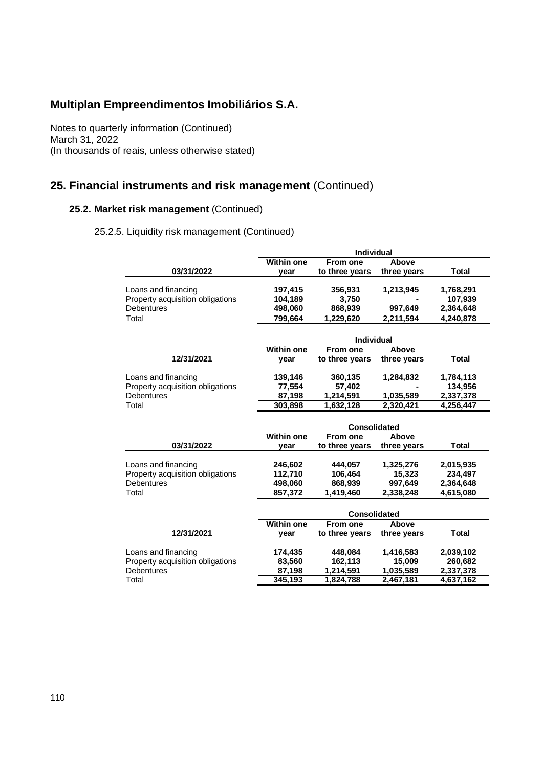## Multiplan Empreendimentos Imobiliários S.A.

Notes to quarterly information (Continued)
March 31, 2022
(In thousands of reais, unless otherwise stated)

# 25. Financial instruments and risk management (Continued)

## 25.2. Market risk management (Continued)

### 25.2.5. Liquidity risk management (Continued)

| | Individual | | | |
|---|---|---|---|---|
| **03/31/2022** | **Within one year** | **From one to three years** | **Above three years** | **Total** |
| Loans and financing | **197,415** | **356,931** | **1,213,945** | **1,768,291** |
| Property acquisition obligations | **104,189** | **3,750** | **-** | **107,939** |
| Debentures | **498,060** | **868,939** | **997,649** | **2,364,648** |
| Total | **799,664** | **1,229,620** | **2,211,594** | **4,240,878** |

| | Individual | | | |
|---|---|---|---|---|
| **12/31/2021** | **Within one year** | **From one to three years** | **Above three years** | **Total** |
| Loans and financing | **139,146** | **360,135** | **1,284,832** | **1,784,113** |
| Property acquisition obligations | **77,554** | **57,402** | **-** | **134,956** |
| Debentures | **87,198** | **1,214,591** | **1,035,589** | **2,337,378** |
| Total | **303,898** | **1,632,128** | **2,320,421** | **4,256,447** |

| | Consolidated | | | |
|---|---|---|---|---|
| **03/31/2022** | **Within one year** | **From one to three years** | **Above three years** | **Total** |
| Loans and financing | **246,602** | **444,057** | **1,325,276** | **2,015,935** |
| Property acquisition obligations | **112,710** | **106,464** | **15,323** | **234,497** |
| Debentures | **498,060** | **868,939** | **997,649** | **2,364,648** |
| Total | **857,372** | **1,419,460** | **2,338,248** | **4,615,080** |

| | Consolidated | | | |
|---|---|---|---|---|
| **12/31/2021** | **Within one year** | **From one to three years** | **Above three years** | **Total** |
| Loans and financing | **174,435** | **448,084** | **1,416,583** | **2,039,102** |
| Property acquisition obligations | **83,560** | **162,113** | **15,009** | **260,682** |
| Debentures | **87,198** | **1,214,591** | **1,035,589** | **2,337,378** |
| Total | **345,193** | **1,824,788** | **2,467,181** | **4,637,162** |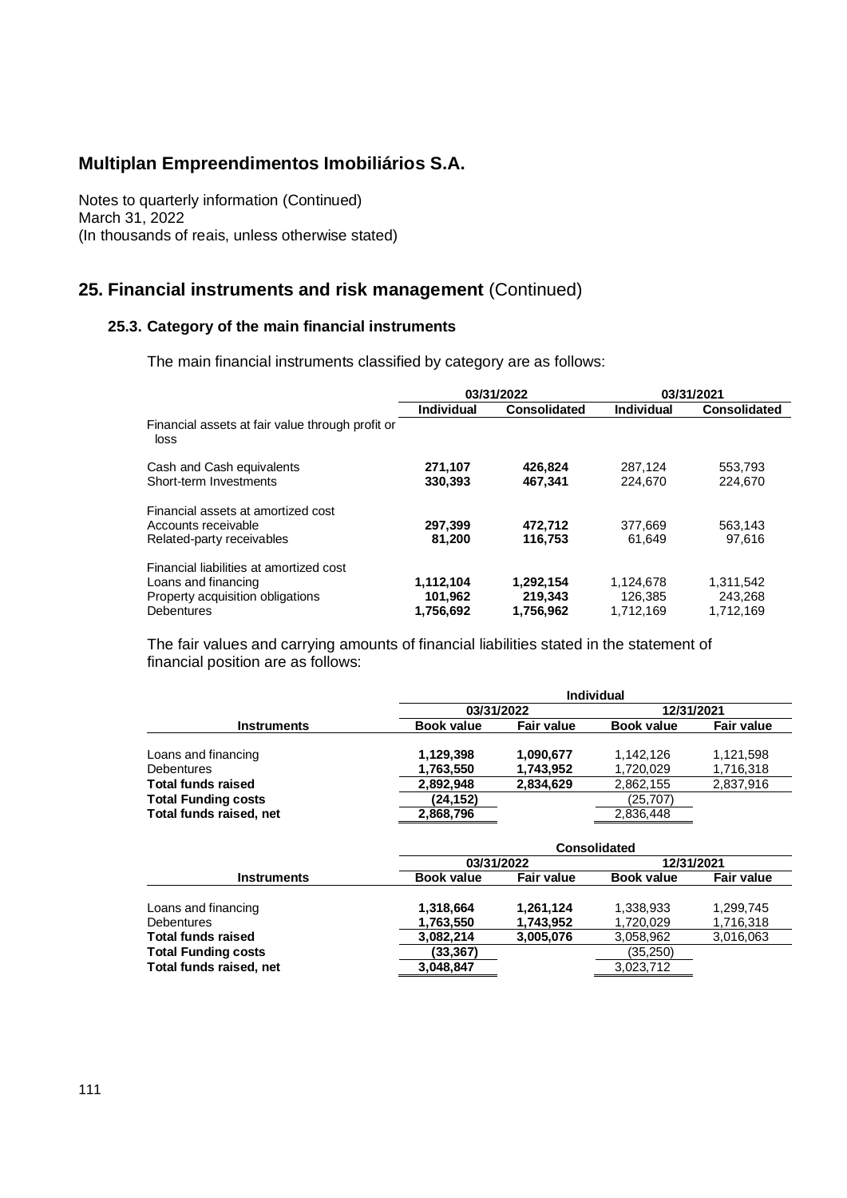# Multiplan Empreendimentos Imobiliários S.A.

Notes to quarterly information (Continued)
March 31, 2022
(In thousands of reais, unless otherwise stated)

## 25. Financial instruments and risk management (Continued)

### 25.3. Category of the main financial instruments

The main financial instruments classified by category are as follows:

| | 03/31/2022 | | 03/31/2021 | |
|---|---|---|---|---|
| | **Individual** | **Consolidated** | **Individual** | **Consolidated** |
| Financial assets at fair value through profit or loss | | | | |
| Cash and Cash equivalents | **271,107** | **426,824** | 287,124 | 553,793 |
| Short-term Investments | **330,393** | **467,341** | 224,670 | 224,670 |
| Financial assets at amortized cost | | | | |
| Accounts receivable | **297,399** | **472,712** | 377,669 | 563,143 |
| Related-party receivables | **81,200** | **116,753** | 61,649 | 97,616 |
| Financial liabilities at amortized cost | | | | |
| Loans and financing | **1,112,104** | **1,292,154** | 1,124,678 | 1,311,542 |
| Property acquisition obligations | **101,962** | **219,343** | 126,385 | 243,268 |
| Debentures | **1,756,692** | **1,756,962** | 1,712,169 | 1,712,169 |

The fair values and carrying amounts of financial liabilities stated in the statement of financial position are as follows:

| | Individual | | | |
|---|---|---|---|---|
| | 03/31/2022 | | 12/31/2021 | |
| **Instruments** | **Book value** | **Fair value** | **Book value** | **Fair value** |
| Loans and financing | **1,129,398** | **1,090,677** | 1,142,126 | 1,121,598 |
| Debentures | **1,763,550** | **1,743,952** | 1,720,029 | 1,716,318 |
| **Total funds raised** | **2,892,948** | **2,834,629** | 2,862,155 | 2,837,916 |
| **Total Funding costs** | **(24,152)** | | (25,707) | |
| **Total funds raised, net** | **2,868,796** | | 2,836,448 | |

| | Consolidated | | | |
|---|---|---|---|---|
| | 03/31/2022 | | 12/31/2021 | |
| **Instruments** | **Book value** | **Fair value** | **Book value** | **Fair value** |
| Loans and financing | **1,318,664** | **1,261,124** | 1,338,933 | 1,299,745 |
| Debentures | **1,763,550** | **1,743,952** | 1,720,029 | 1,716,318 |
| **Total funds raised** | **3,082,214** | **3,005,076** | 3,058,962 | 3,016,063 |
| **Total Funding costs** | **(33,367)** | | (35,250) | |
| **Total funds raised, net** | **3,048,847** | | 3,023,712 | |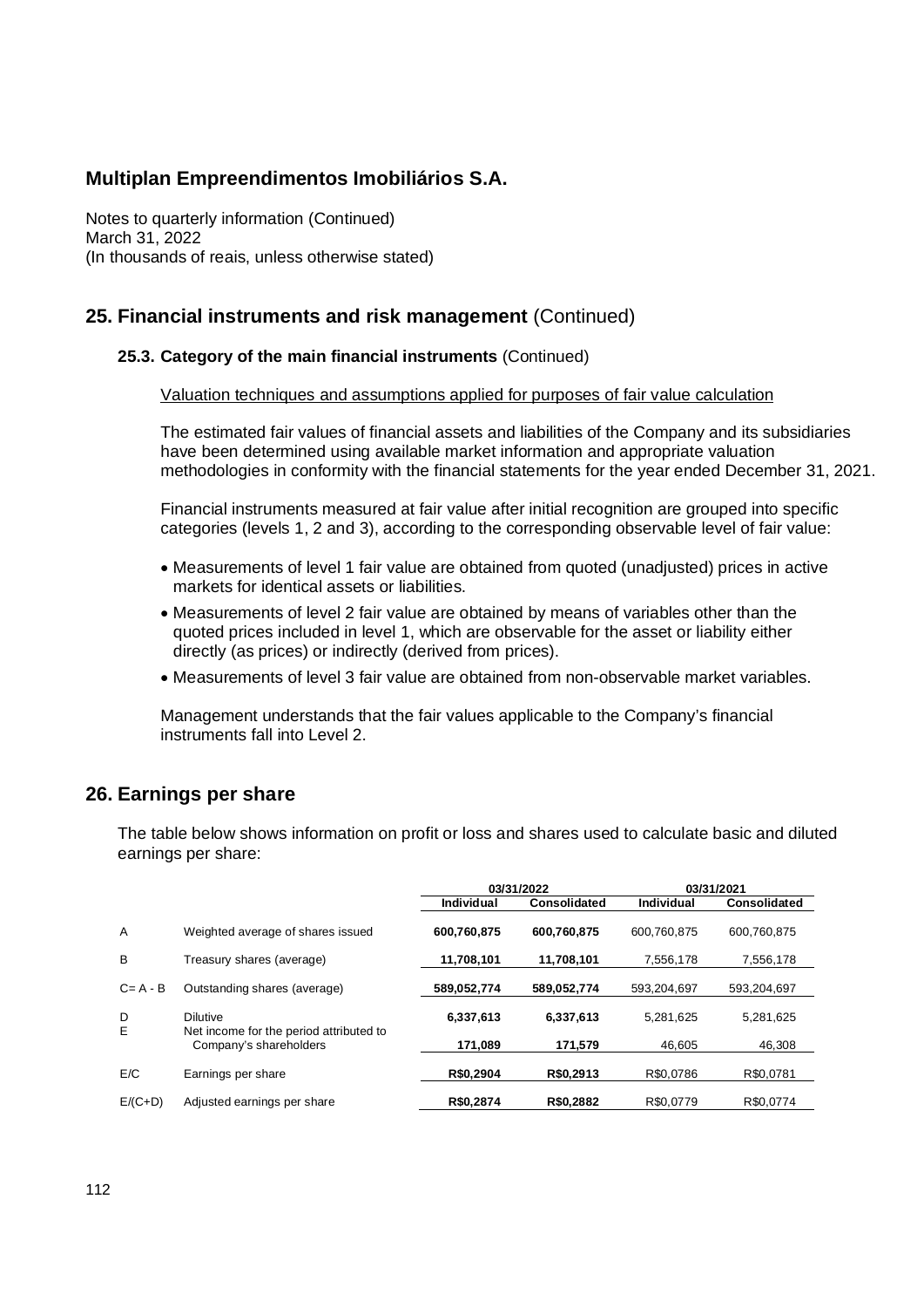# Multiplan Empreendimentos Imobiliários S.A.

Notes to quarterly information (Continued)
March 31, 2022
(In thousands of reais, unless otherwise stated)

## 25. Financial instruments and risk management (Continued)

### 25.3. Category of the main financial instruments (Continued)

Valuation techniques and assumptions applied for purposes of fair value calculation

The estimated fair values of financial assets and liabilities of the Company and its subsidiaries have been determined using available market information and appropriate valuation methodologies in conformity with the financial statements for the year ended December 31, 2021.

Financial instruments measured at fair value after initial recognition are grouped into specific categories (levels 1, 2 and 3), according to the corresponding observable level of fair value:

- Measurements of level 1 fair value are obtained from quoted (unadjusted) prices in active markets for identical assets or liabilities.
- Measurements of level 2 fair value are obtained by means of variables other than the quoted prices included in level 1, which are observable for the asset or liability either directly (as prices) or indirectly (derived from prices).
- Measurements of level 3 fair value are obtained from non-observable market variables.

Management understands that the fair values applicable to the Company's financial instruments fall into Level 2.

## 26. Earnings per share

The table below shows information on profit or loss and shares used to calculate basic and diluted earnings per share:

| | | 03/31/2022 | | 03/31/2021 | |
|---|---|---|---|---|---|
| | | **Individual** | **Consolidated** | **Individual** | **Consolidated** |
| A | Weighted average of shares issued | **600,760,875** | **600,760,875** | 600,760,875 | 600,760,875 |
| B | Treasury shares (average) | **11,708,101** | **11,708,101** | 7,556,178 | 7,556,178 |
| C= A - B | Outstanding shares (average) | **589,052,774** | **589,052,774** | 593,204,697 | 593,204,697 |
| D | Dilutive | **6,337,613** | **6,337,613** | 5,281,625 | 5,281,625 |
| E | Net income for the period attributed to Company's shareholders | **171,089** | **171,579** | 46,605 | 46,308 |
| E/C | Earnings per share | **R$0,2904** | **R$0,2913** | R$0,0786 | R$0,0781 |
| E/(C+D) | Adjusted earnings per share | **R$0,2874** | **R$0,2882** | R$0,0779 | R$0,0774 |